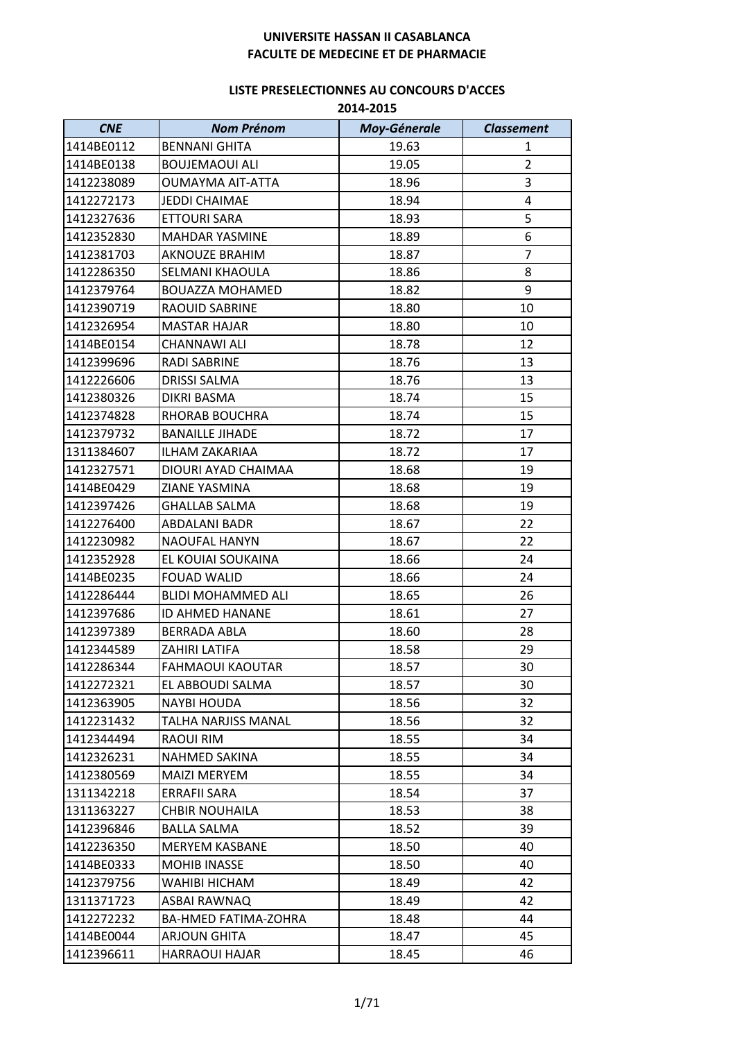# UNIVERSITE HASSAN II CASABLANCA
# FACULTE DE MEDECINE ET DE PHARMACIE

## LISTE PRESELECTIONNES AU CONCOURS D'ACCES
## 2014-2015

| *CNE* | *Nom Prénom* | *Moy-Génerale* | *Classement* |
|---|---|---|---|
| 1414BE0112 | BENNANI GHITA | 19.63 | 1 |
| 1414BE0138 | BOUJEMAOUI ALI | 19.05 | 2 |
| 1412238089 | OUMAYMA AIT-ATTA | 18.96 | 3 |
| 1412272173 | JEDDI CHAIMAE | 18.94 | 4 |
| 1412327636 | ETTOURI SARA | 18.93 | 5 |
| 1412352830 | MAHDAR YASMINE | 18.89 | 6 |
| 1412381703 | AKNOUZE BRAHIM | 18.87 | 7 |
| 1412286350 | SELMANI KHAOULA | 18.86 | 8 |
| 1412379764 | BOUAZZA MOHAMED | 18.82 | 9 |
| 1412390719 | RAOUID SABRINE | 18.80 | 10 |
| 1412326954 | MASTAR HAJAR | 18.80 | 10 |
| 1414BE0154 | CHANNAWI ALI | 18.78 | 12 |
| 1412399696 | RADI SABRINE | 18.76 | 13 |
| 1412226606 | DRISSI SALMA | 18.76 | 13 |
| 1412380326 | DIKRI BASMA | 18.74 | 15 |
| 1412374828 | RHORAB BOUCHRA | 18.74 | 15 |
| 1412379732 | BANAILLE JIHADE | 18.72 | 17 |
| 1311384607 | ILHAM ZAKARIAA | 18.72 | 17 |
| 1412327571 | DIOURI AYAD CHAIMAA | 18.68 | 19 |
| 1414BE0429 | ZIANE YASMINA | 18.68 | 19 |
| 1412397426 | GHALLAB SALMA | 18.68 | 19 |
| 1412276400 | ABDALANI BADR | 18.67 | 22 |
| 1412230982 | NAOUFAL HANYN | 18.67 | 22 |
| 1412352928 | EL KOUIAI SOUKAINA | 18.66 | 24 |
| 1414BE0235 | FOUAD WALID | 18.66 | 24 |
| 1412286444 | BLIDI MOHAMMED ALI | 18.65 | 26 |
| 1412397686 | ID AHMED HANANE | 18.61 | 27 |
| 1412397389 | BERRADA ABLA | 18.60 | 28 |
| 1412344589 | ZAHIRI LATIFA | 18.58 | 29 |
| 1412286344 | FAHMAOUI KAOUTAR | 18.57 | 30 |
| 1412272321 | EL ABBOUDI SALMA | 18.57 | 30 |
| 1412363905 | NAYBI HOUDA | 18.56 | 32 |
| 1412231432 | TALHA NARJISS MANAL | 18.56 | 32 |
| 1412344494 | RAOUI RIM | 18.55 | 34 |
| 1412326231 | NAHMED SAKINA | 18.55 | 34 |
| 1412380569 | MAIZI MERYEM | 18.55 | 34 |
| 1311342218 | ERRAFII SARA | 18.54 | 37 |
| 1311363227 | CHBIR NOUHAILA | 18.53 | 38 |
| 1412396846 | BALLA SALMA | 18.52 | 39 |
| 1412236350 | MERYEM KASBANE | 18.50 | 40 |
| 1414BE0333 | MOHIB INASSE | 18.50 | 40 |
| 1412379756 | WAHIBI HICHAM | 18.49 | 42 |
| 1311371723 | ASBAI RAWNAQ | 18.49 | 42 |
| 1412272232 | BA-HMED FATIMA-ZOHRA | 18.48 | 44 |
| 1414BE0044 | ARJOUN GHITA | 18.47 | 45 |
| 1412396611 | HARRAOUI HAJAR | 18.45 | 46 |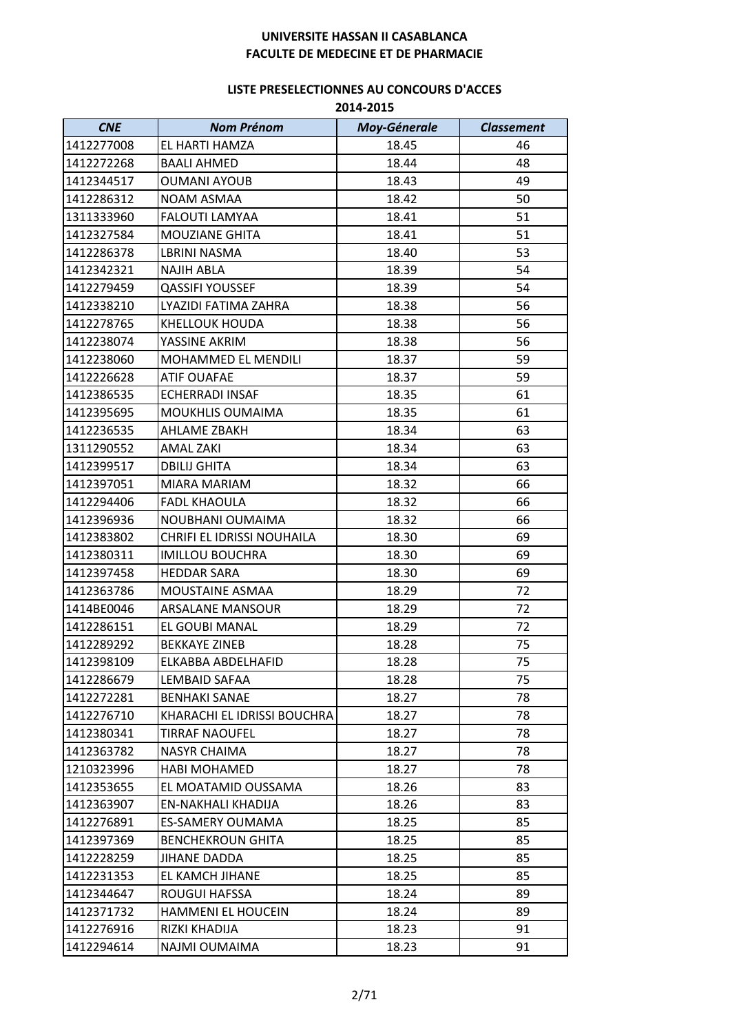**UNIVERSITE HASSAN II CASABLANCA**
**FACULTE DE MEDECINE ET DE PHARMACIE**

**LISTE PRESELECTIONNES AU CONCOURS D'ACCES**
**2014-2015**

| *CNE* | *Nom Prénom* | *Moy-Génerale* | *Classement* |
|---|---|---|---|
| 1412277008 | EL HARTI HAMZA | 18.45 | 46 |
| 1412272268 | BAALI AHMED | 18.44 | 48 |
| 1412344517 | OUMANI AYOUB | 18.43 | 49 |
| 1412286312 | NOAM ASMAA | 18.42 | 50 |
| 1311333960 | FALOUTI LAMYAA | 18.41 | 51 |
| 1412327584 | MOUZIANE GHITA | 18.41 | 51 |
| 1412286378 | LBRINI NASMA | 18.40 | 53 |
| 1412342321 | NAJIH ABLA | 18.39 | 54 |
| 1412279459 | QASSIFI YOUSSEF | 18.39 | 54 |
| 1412338210 | LYAZIDI FATIMA ZAHRA | 18.38 | 56 |
| 1412278765 | KHELLOUK HOUDA | 18.38 | 56 |
| 1412238074 | YASSINE AKRIM | 18.38 | 56 |
| 1412238060 | MOHAMMED EL MENDILI | 18.37 | 59 |
| 1412226628 | ATIF OUAFAE | 18.37 | 59 |
| 1412386535 | ECHERRADI INSAF | 18.35 | 61 |
| 1412395695 | MOUKHLIS OUMAIMA | 18.35 | 61 |
| 1412236535 | AHLAME ZBAKH | 18.34 | 63 |
| 1311290552 | AMAL ZAKI | 18.34 | 63 |
| 1412399517 | DBILIJ GHITA | 18.34 | 63 |
| 1412397051 | MIARA MARIAM | 18.32 | 66 |
| 1412294406 | FADL KHAOULA | 18.32 | 66 |
| 1412396936 | NOUBHANI OUMAIMA | 18.32 | 66 |
| 1412383802 | CHRIFI EL IDRISSI NOUHAILA | 18.30 | 69 |
| 1412380311 | IMILLOU BOUCHRA | 18.30 | 69 |
| 1412397458 | HEDDAR SARA | 18.30 | 69 |
| 1412363786 | MOUSTAINE ASMAA | 18.29 | 72 |
| 1414BE0046 | ARSALANE MANSOUR | 18.29 | 72 |
| 1412286151 | EL GOUBI MANAL | 18.29 | 72 |
| 1412289292 | BEKKAYE ZINEB | 18.28 | 75 |
| 1412398109 | ELKABBA ABDELHAFID | 18.28 | 75 |
| 1412286679 | LEMBAID SAFAA | 18.28 | 75 |
| 1412272281 | BENHAKI SANAE | 18.27 | 78 |
| 1412276710 | KHARACHI EL IDRISSI BOUCHRA | 18.27 | 78 |
| 1412380341 | TIRRAF NAOUFEL | 18.27 | 78 |
| 1412363782 | NASYR CHAIMA | 18.27 | 78 |
| 1210323996 | HABI MOHAMED | 18.27 | 78 |
| 1412353655 | EL MOATAMID OUSSAMA | 18.26 | 83 |
| 1412363907 | EN-NAKHALI KHADIJA | 18.26 | 83 |
| 1412276891 | ES-SAMERY OUMAMA | 18.25 | 85 |
| 1412397369 | BENCHEKROUN GHITA | 18.25 | 85 |
| 1412228259 | JIHANE DADDA | 18.25 | 85 |
| 1412231353 | EL KAMCH JIHANE | 18.25 | 85 |
| 1412344647 | ROUGUI HAFSSA | 18.24 | 89 |
| 1412371732 | HAMMENI EL HOUCEIN | 18.24 | 89 |
| 1412276916 | RIZKI KHADIJA | 18.23 | 91 |
| 1412294614 | NAJMI OUMAIMA | 18.23 | 91 |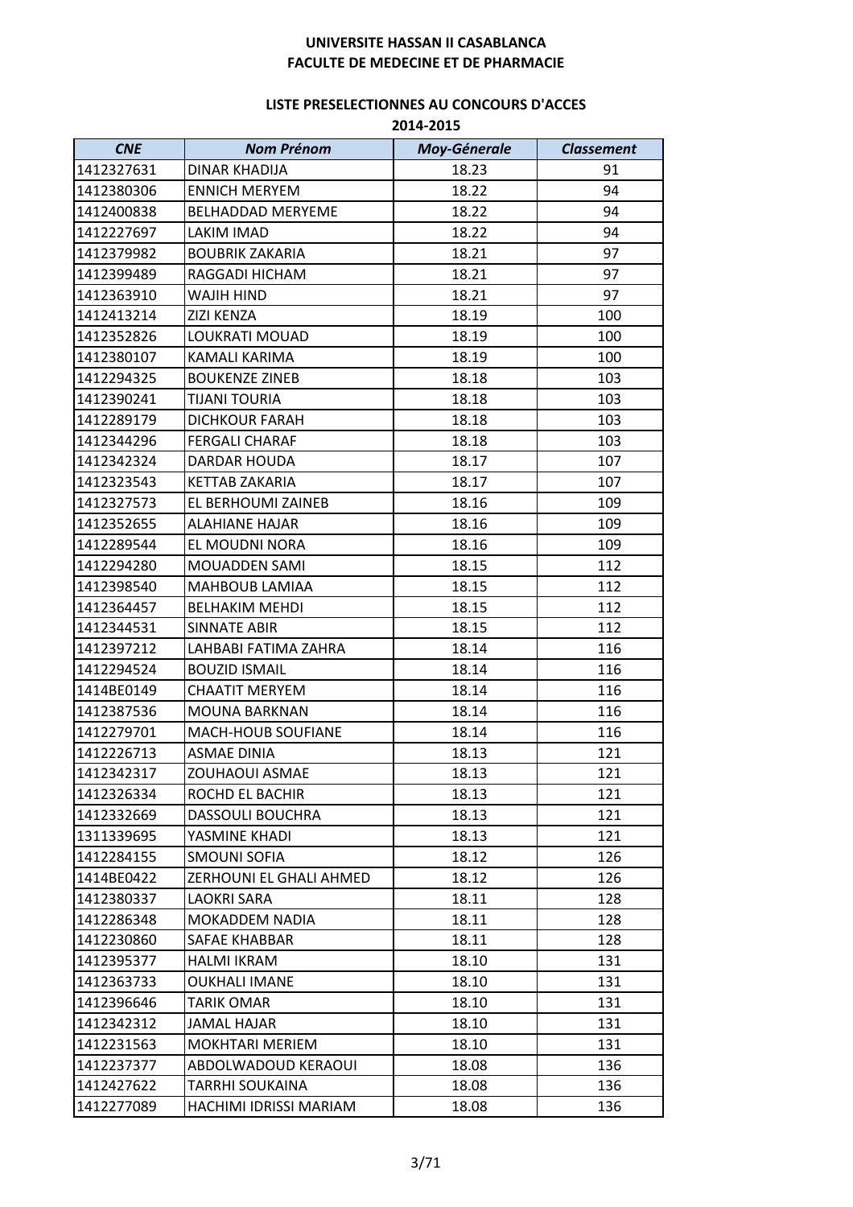**UNIVERSITE HASSAN II CASABLANCA**
**FACULTE DE MEDECINE ET DE PHARMACIE**

**LISTE PRESELECTIONNES AU CONCOURS D'ACCES**
**2014-2015**

| *CNE* | *Nom Prénom* | *Moy-Génerale* | *Classement* |
|---|---|---|---|
| 1412327631 | DINAR KHADIJA | 18.23 | 91 |
| 1412380306 | ENNICH MERYEM | 18.22 | 94 |
| 1412400838 | BELHADDAD MERYEME | 18.22 | 94 |
| 1412227697 | LAKIM IMAD | 18.22 | 94 |
| 1412379982 | BOUBRIK ZAKARIA | 18.21 | 97 |
| 1412399489 | RAGGADI HICHAM | 18.21 | 97 |
| 1412363910 | WAJIH HIND | 18.21 | 97 |
| 1412413214 | ZIZI KENZA | 18.19 | 100 |
| 1412352826 | LOUKRATI MOUAD | 18.19 | 100 |
| 1412380107 | KAMALI KARIMA | 18.19 | 100 |
| 1412294325 | BOUKENZE ZINEB | 18.18 | 103 |
| 1412390241 | TIJANI TOURIA | 18.18 | 103 |
| 1412289179 | DICHKOUR FARAH | 18.18 | 103 |
| 1412344296 | FERGALI CHARAF | 18.18 | 103 |
| 1412342324 | DARDAR HOUDA | 18.17 | 107 |
| 1412323543 | KETTAB ZAKARIA | 18.17 | 107 |
| 1412327573 | EL BERHOUMI ZAINEB | 18.16 | 109 |
| 1412352655 | ALAHIANE HAJAR | 18.16 | 109 |
| 1412289544 | EL MOUDNI NORA | 18.16 | 109 |
| 1412294280 | MOUADDEN SAMI | 18.15 | 112 |
| 1412398540 | MAHBOUB LAMIAA | 18.15 | 112 |
| 1412364457 | BELHAKIM MEHDI | 18.15 | 112 |
| 1412344531 | SINNATE ABIR | 18.15 | 112 |
| 1412397212 | LAHBABI FATIMA ZAHRA | 18.14 | 116 |
| 1412294524 | BOUZID ISMAIL | 18.14 | 116 |
| 1414BE0149 | CHAATIT MERYEM | 18.14 | 116 |
| 1412387536 | MOUNA BARKNAN | 18.14 | 116 |
| 1412279701 | MACH-HOUB SOUFIANE | 18.14 | 116 |
| 1412226713 | ASMAE DINIA | 18.13 | 121 |
| 1412342317 | ZOUHAOUI ASMAE | 18.13 | 121 |
| 1412326334 | ROCHD EL BACHIR | 18.13 | 121 |
| 1412332669 | DASSOULI BOUCHRA | 18.13 | 121 |
| 1311339695 | YASMINE KHADI | 18.13 | 121 |
| 1412284155 | SMOUNI SOFIA | 18.12 | 126 |
| 1414BE0422 | ZERHOUNI EL GHALI AHMED | 18.12 | 126 |
| 1412380337 | LAOKRI SARA | 18.11 | 128 |
| 1412286348 | MOKADDEM NADIA | 18.11 | 128 |
| 1412230860 | SAFAE KHABBAR | 18.11 | 128 |
| 1412395377 | HALMI IKRAM | 18.10 | 131 |
| 1412363733 | OUKHALI IMANE | 18.10 | 131 |
| 1412396646 | TARIK OMAR | 18.10 | 131 |
| 1412342312 | JAMAL HAJAR | 18.10 | 131 |
| 1412231563 | MOKHTARI MERIEM | 18.10 | 131 |
| 1412237377 | ABDOLWADOUD KERAOUI | 18.08 | 136 |
| 1412427622 | TARRHI SOUKAINA | 18.08 | 136 |
| 1412277089 | HACHIMI IDRISSI MARIAM | 18.08 | 136 |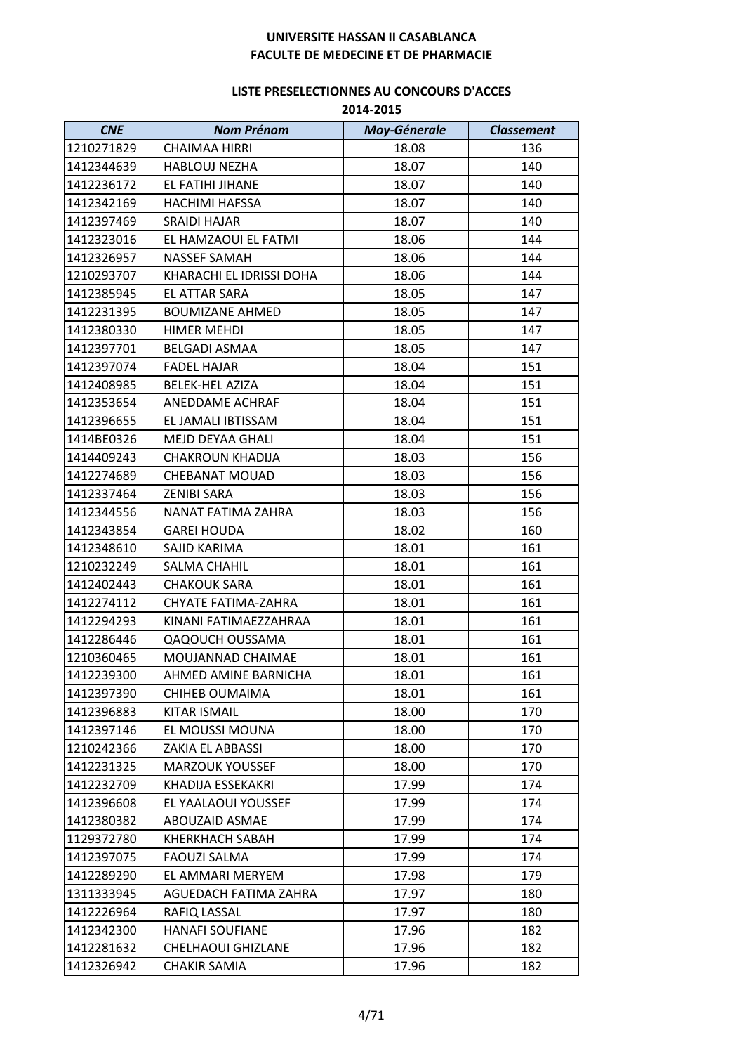# UNIVERSITE HASSAN II CASABLANCA
## FACULTE DE MEDECINE ET DE PHARMACIE

### LISTE PRESELECTIONNES AU CONCOURS D'ACCES
### 2014-2015

| *CNE* | *Nom Prénom* | *Moy-Génerale* | *Classement* |
|---|---|---|---|
| 1210271829 | CHAIMAA HIRRI | 18.08 | 136 |
| 1412344639 | HABLOUJ NEZHA | 18.07 | 140 |
| 1412236172 | EL FATIHI JIHANE | 18.07 | 140 |
| 1412342169 | HACHIMI HAFSSA | 18.07 | 140 |
| 1412397469 | SRAIDI HAJAR | 18.07 | 140 |
| 1412323016 | EL HAMZAOUI EL FATMI | 18.06 | 144 |
| 1412326957 | NASSEF SAMAH | 18.06 | 144 |
| 1210293707 | KHARACHI EL IDRISSI DOHA | 18.06 | 144 |
| 1412385945 | EL ATTAR SARA | 18.05 | 147 |
| 1412231395 | BOUMIZANE AHMED | 18.05 | 147 |
| 1412380330 | HIMER MEHDI | 18.05 | 147 |
| 1412397701 | BELGADI ASMAA | 18.05 | 147 |
| 1412397074 | FADEL HAJAR | 18.04 | 151 |
| 1412408985 | BELEK-HEL AZIZA | 18.04 | 151 |
| 1412353654 | ANEDDAME ACHRAF | 18.04 | 151 |
| 1412396655 | EL JAMALI IBTISSAM | 18.04 | 151 |
| 1414BE0326 | MEJD DEYAA GHALI | 18.04 | 151 |
| 1414409243 | CHAKROUN KHADIJA | 18.03 | 156 |
| 1412274689 | CHEBANAT MOUAD | 18.03 | 156 |
| 1412337464 | ZENIBI SARA | 18.03 | 156 |
| 1412344556 | NANAT FATIMA ZAHRA | 18.03 | 156 |
| 1412343854 | GAREI HOUDA | 18.02 | 160 |
| 1412348610 | SAJID KARIMA | 18.01 | 161 |
| 1210232249 | SALMA CHAHIL | 18.01 | 161 |
| 1412402443 | CHAKOUK SARA | 18.01 | 161 |
| 1412274112 | CHYATE FATIMA-ZAHRA | 18.01 | 161 |
| 1412294293 | KINANI FATIMAEZZAHRAA | 18.01 | 161 |
| 1412286446 | QAQOUCH OUSSAMA | 18.01 | 161 |
| 1210360465 | MOUJANNAD CHAIMAE | 18.01 | 161 |
| 1412239300 | AHMED AMINE BARNICHA | 18.01 | 161 |
| 1412397390 | CHIHEB OUMAIMA | 18.01 | 161 |
| 1412396883 | KITAR ISMAIL | 18.00 | 170 |
| 1412397146 | EL MOUSSI MOUNA | 18.00 | 170 |
| 1210242366 | ZAKIA EL ABBASSI | 18.00 | 170 |
| 1412231325 | MARZOUK YOUSSEF | 18.00 | 170 |
| 1412232709 | KHADIJA ESSEKAKRI | 17.99 | 174 |
| 1412396608 | EL YAALAOUI YOUSSEF | 17.99 | 174 |
| 1412380382 | ABOUZAID ASMAE | 17.99 | 174 |
| 1129372780 | KHERKHACH SABAH | 17.99 | 174 |
| 1412397075 | FAOUZI SALMA | 17.99 | 174 |
| 1412289290 | EL AMMARI MERYEM | 17.98 | 179 |
| 1311333945 | AGUEDACH FATIMA ZAHRA | 17.97 | 180 |
| 1412226964 | RAFIQ LASSAL | 17.97 | 180 |
| 1412342300 | HANAFI SOUFIANE | 17.96 | 182 |
| 1412281632 | CHELHAOUI GHIZLANE | 17.96 | 182 |
| 1412326942 | CHAKIR SAMIA | 17.96 | 182 |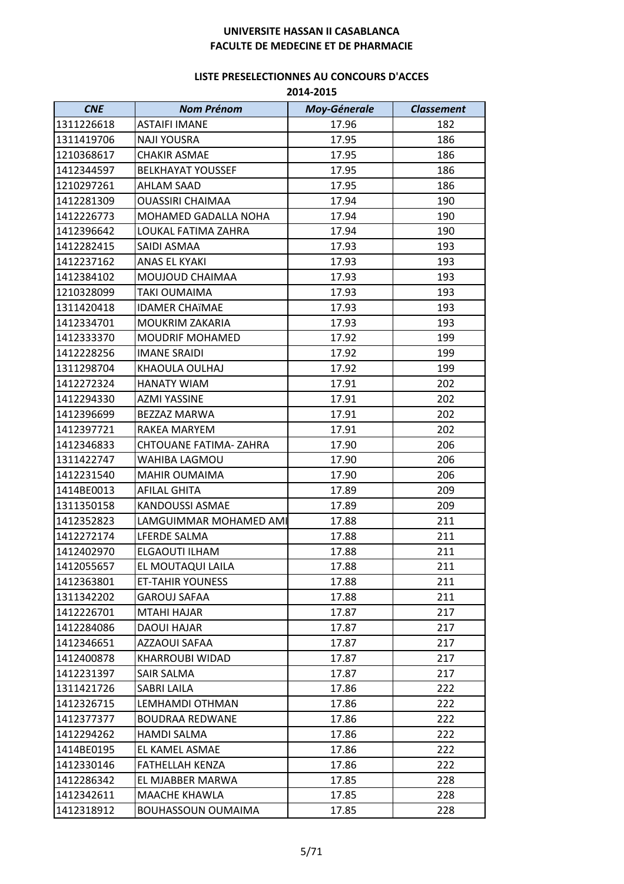**UNIVERSITE HASSAN II CASABLANCA**
**FACULTE DE MEDECINE ET DE PHARMACIE**

**LISTE PRESELECTIONNES AU CONCOURS D'ACCES**
**2014-2015**

| *CNE* | *Nom Prénom* | *Moy-Génerale* | *Classement* |
|---|---|---|---|
| 1311226618 | ASTAIFI IMANE | 17.96 | 182 |
| 1311419706 | NAJI YOUSRA | 17.95 | 186 |
| 1210368617 | CHAKIR ASMAE | 17.95 | 186 |
| 1412344597 | BELKHAYAT YOUSSEF | 17.95 | 186 |
| 1210297261 | AHLAM SAAD | 17.95 | 186 |
| 1412281309 | OUASSIRI CHAIMAA | 17.94 | 190 |
| 1412226773 | MOHAMED GADALLA NOHA | 17.94 | 190 |
| 1412396642 | LOUKAL FATIMA ZAHRA | 17.94 | 190 |
| 1412282415 | SAIDI ASMAA | 17.93 | 193 |
| 1412237162 | ANAS EL KYAKI | 17.93 | 193 |
| 1412384102 | MOUJOUD CHAIMAA | 17.93 | 193 |
| 1210328099 | TAKI OUMAIMA | 17.93 | 193 |
| 1311420418 | IDAMER CHAïMAE | 17.93 | 193 |
| 1412334701 | MOUKRIM ZAKARIA | 17.93 | 193 |
| 1412333370 | MOUDRIF MOHAMED | 17.92 | 199 |
| 1412228256 | IMANE SRAIDI | 17.92 | 199 |
| 1311298704 | KHAOULA OULHAJ | 17.92 | 199 |
| 1412272324 | HANATY WIAM | 17.91 | 202 |
| 1412294330 | AZMI YASSINE | 17.91 | 202 |
| 1412396699 | BEZZAZ MARWA | 17.91 | 202 |
| 1412397721 | RAKEA MARYEM | 17.91 | 202 |
| 1412346833 | CHTOUANE FATIMA- ZAHRA | 17.90 | 206 |
| 1311422747 | WAHIBA LAGMOU | 17.90 | 206 |
| 1412231540 | MAHIR OUMAIMA | 17.90 | 206 |
| 1414BE0013 | AFILAL GHITA | 17.89 | 209 |
| 1311350158 | KANDOUSSI ASMAE | 17.89 | 209 |
| 1412352823 | LAMGUIMMAR MOHAMED AMI | 17.88 | 211 |
| 1412272174 | LFERDE SALMA | 17.88 | 211 |
| 1412402970 | ELGAOUTI ILHAM | 17.88 | 211 |
| 1412055657 | EL MOUTAQUI LAILA | 17.88 | 211 |
| 1412363801 | ET-TAHIR YOUNESS | 17.88 | 211 |
| 1311342202 | GAROUJ SAFAA | 17.88 | 211 |
| 1412226701 | MTAHI HAJAR | 17.87 | 217 |
| 1412284086 | DAOUI HAJAR | 17.87 | 217 |
| 1412346651 | AZZAOUI SAFAA | 17.87 | 217 |
| 1412400878 | KHARROUBI WIDAD | 17.87 | 217 |
| 1412231397 | SAIR SALMA | 17.87 | 217 |
| 1311421726 | SABRI LAILA | 17.86 | 222 |
| 1412326715 | LEMHAMDI OTHMAN | 17.86 | 222 |
| 1412377377 | BOUDRAA REDWANE | 17.86 | 222 |
| 1412294262 | HAMDI SALMA | 17.86 | 222 |
| 1414BE0195 | EL KAMEL ASMAE | 17.86 | 222 |
| 1412330146 | FATHELLAH KENZA | 17.86 | 222 |
| 1412286342 | EL MJABBER MARWA | 17.85 | 228 |
| 1412342611 | MAACHE KHAWLA | 17.85 | 228 |
| 1412318912 | BOUHASSOUN OUMAIMA | 17.85 | 228 |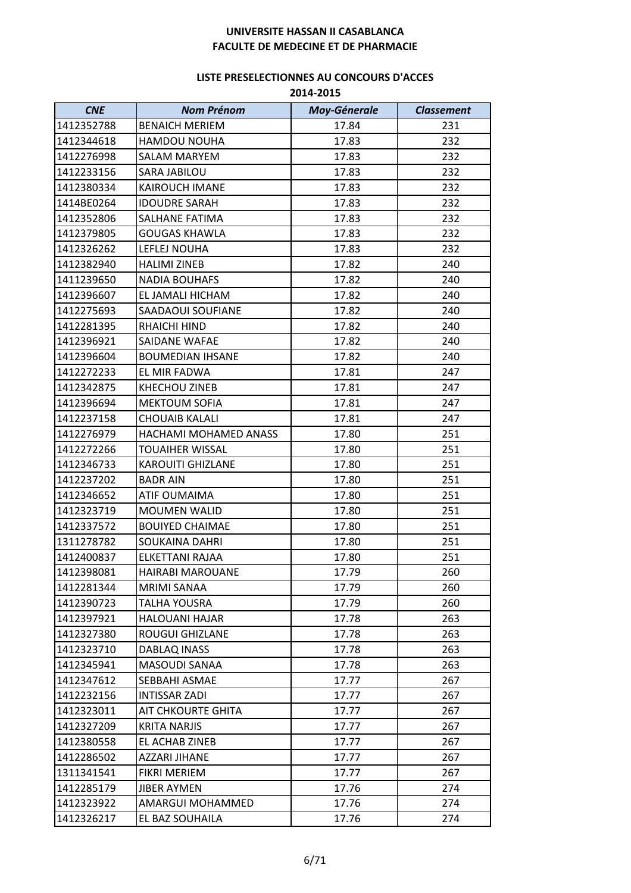**UNIVERSITE HASSAN II CASABLANCA**
**FACULTE DE MEDECINE ET DE PHARMACIE**

**LISTE PRESELECTIONNES AU CONCOURS D'ACCES**
**2014-2015**

| *CNE* | *Nom Prénom* | *Moy-Génerale* | *Classement* |
|---|---|---|---|
| 1412352788 | BENAICH MERIEM | 17.84 | 231 |
| 1412344618 | HAMDOU NOUHA | 17.83 | 232 |
| 1412276998 | SALAM MARYEM | 17.83 | 232 |
| 1412233156 | SARA JABILOU | 17.83 | 232 |
| 1412380334 | KAIROUCH IMANE | 17.83 | 232 |
| 1414BE0264 | IDOUDRE SARAH | 17.83 | 232 |
| 1412352806 | SALHANE FATIMA | 17.83 | 232 |
| 1412379805 | GOUGAS KHAWLA | 17.83 | 232 |
| 1412326262 | LEFLEJ NOUHA | 17.83 | 232 |
| 1412382940 | HALIMI ZINEB | 17.82 | 240 |
| 1411239650 | NADIA BOUHAFS | 17.82 | 240 |
| 1412396607 | EL JAMALI HICHAM | 17.82 | 240 |
| 1412275693 | SAADAOUI SOUFIANE | 17.82 | 240 |
| 1412281395 | RHAICHI HIND | 17.82 | 240 |
| 1412396921 | SAIDANE WAFAE | 17.82 | 240 |
| 1412396604 | BOUMEDIAN IHSANE | 17.82 | 240 |
| 1412272233 | EL MIR FADWA | 17.81 | 247 |
| 1412342875 | KHECHOU ZINEB | 17.81 | 247 |
| 1412396694 | MEKTOUM SOFIA | 17.81 | 247 |
| 1412237158 | CHOUAIB KALALI | 17.81 | 247 |
| 1412276979 | HACHAMI MOHAMED ANASS | 17.80 | 251 |
| 1412272266 | TOUAIHER WISSAL | 17.80 | 251 |
| 1412346733 | KAROUITI GHIZLANE | 17.80 | 251 |
| 1412237202 | BADR AIN | 17.80 | 251 |
| 1412346652 | ATIF OUMAIMA | 17.80 | 251 |
| 1412323719 | MOUMEN WALID | 17.80 | 251 |
| 1412337572 | BOUIYED CHAIMAE | 17.80 | 251 |
| 1311278782 | SOUKAINA DAHRI | 17.80 | 251 |
| 1412400837 | ELKETTANI RAJAA | 17.80 | 251 |
| 1412398081 | HAIRABI MAROUANE | 17.79 | 260 |
| 1412281344 | MRIMI SANAA | 17.79 | 260 |
| 1412390723 | TALHA YOUSRA | 17.79 | 260 |
| 1412397921 | HALOUANI HAJAR | 17.78 | 263 |
| 1412327380 | ROUGUI GHIZLANE | 17.78 | 263 |
| 1412323710 | DABLAQ INASS | 17.78 | 263 |
| 1412345941 | MASOUDI SANAA | 17.78 | 263 |
| 1412347612 | SEBBAHI ASMAE | 17.77 | 267 |
| 1412232156 | INTISSAR ZADI | 17.77 | 267 |
| 1412323011 | AIT CHKOURTE GHITA | 17.77 | 267 |
| 1412327209 | KRITA NARJIS | 17.77 | 267 |
| 1412380558 | EL ACHAB ZINEB | 17.77 | 267 |
| 1412286502 | AZZARI JIHANE | 17.77 | 267 |
| 1311341541 | FIKRI MERIEM | 17.77 | 267 |
| 1412285179 | JIBER AYMEN | 17.76 | 274 |
| 1412323922 | AMARGUI MOHAMMED | 17.76 | 274 |
| 1412326217 | EL BAZ SOUHAILA | 17.76 | 274 |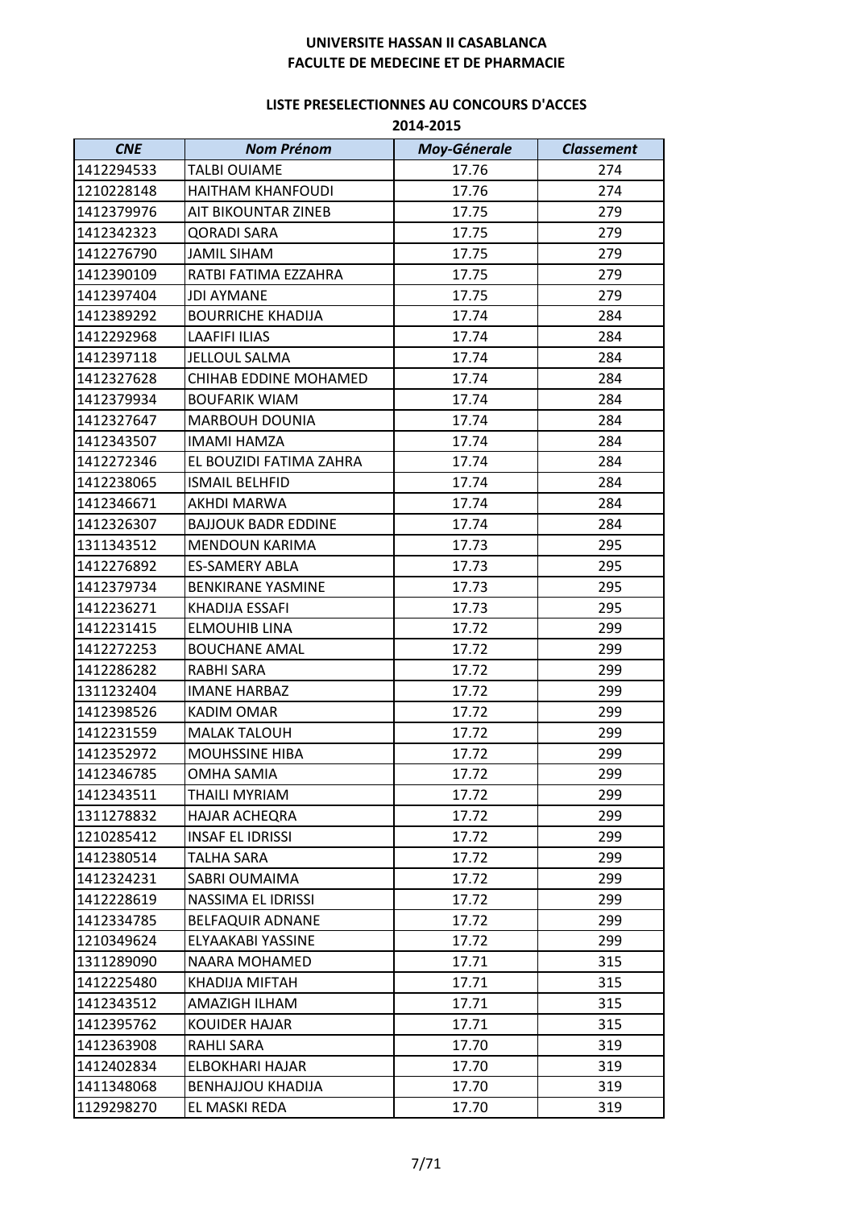**UNIVERSITE HASSAN II CASABLANCA**
**FACULTE DE MEDECINE ET DE PHARMACIE**

**LISTE PRESELECTIONNES AU CONCOURS D'ACCES**
**2014-2015**

| *CNE* | *Nom Prénom* | *Moy-Génerale* | *Classement* |
|---|---|---|---|
| 1412294533 | TALBI OUIAME | 17.76 | 274 |
| 1210228148 | HAITHAM KHANFOUDI | 17.76 | 274 |
| 1412379976 | AIT BIKOUNTAR ZINEB | 17.75 | 279 |
| 1412342323 | QORADI SARA | 17.75 | 279 |
| 1412276790 | JAMIL SIHAM | 17.75 | 279 |
| 1412390109 | RATBI FATIMA EZZAHRA | 17.75 | 279 |
| 1412397404 | JDI AYMANE | 17.75 | 279 |
| 1412389292 | BOURRICHE KHADIJA | 17.74 | 284 |
| 1412292968 | LAAFIFI ILIAS | 17.74 | 284 |
| 1412397118 | JELLOUL SALMA | 17.74 | 284 |
| 1412327628 | CHIHAB EDDINE MOHAMED | 17.74 | 284 |
| 1412379934 | BOUFARIK WIAM | 17.74 | 284 |
| 1412327647 | MARBOUH DOUNIA | 17.74 | 284 |
| 1412343507 | IMAMI HAMZA | 17.74 | 284 |
| 1412272346 | EL BOUZIDI FATIMA ZAHRA | 17.74 | 284 |
| 1412238065 | ISMAIL BELHFID | 17.74 | 284 |
| 1412346671 | AKHDI MARWA | 17.74 | 284 |
| 1412326307 | BAJJOUK BADR EDDINE | 17.74 | 284 |
| 1311343512 | MENDOUN KARIMA | 17.73 | 295 |
| 1412276892 | ES-SAMERY ABLA | 17.73 | 295 |
| 1412379734 | BENKIRANE YASMINE | 17.73 | 295 |
| 1412236271 | KHADIJA ESSAFI | 17.73 | 295 |
| 1412231415 | ELMOUHIB LINA | 17.72 | 299 |
| 1412272253 | BOUCHANE AMAL | 17.72 | 299 |
| 1412286282 | RABHI SARA | 17.72 | 299 |
| 1311232404 | IMANE HARBAZ | 17.72 | 299 |
| 1412398526 | KADIM OMAR | 17.72 | 299 |
| 1412231559 | MALAK TALOUH | 17.72 | 299 |
| 1412352972 | MOUHSSINE HIBA | 17.72 | 299 |
| 1412346785 | OMHA SAMIA | 17.72 | 299 |
| 1412343511 | THAILI MYRIAM | 17.72 | 299 |
| 1311278832 | HAJAR ACHEQRA | 17.72 | 299 |
| 1210285412 | INSAF EL IDRISSI | 17.72 | 299 |
| 1412380514 | TALHA SARA | 17.72 | 299 |
| 1412324231 | SABRI OUMAIMA | 17.72 | 299 |
| 1412228619 | NASSIMA EL IDRISSI | 17.72 | 299 |
| 1412334785 | BELFAQUIR ADNANE | 17.72 | 299 |
| 1210349624 | ELYAAKABI YASSINE | 17.72 | 299 |
| 1311289090 | NAARA MOHAMED | 17.71 | 315 |
| 1412225480 | KHADIJA MIFTAH | 17.71 | 315 |
| 1412343512 | AMAZIGH ILHAM | 17.71 | 315 |
| 1412395762 | KOUIDER HAJAR | 17.71 | 315 |
| 1412363908 | RAHLI SARA | 17.70 | 319 |
| 1412402834 | ELBOKHARI HAJAR | 17.70 | 319 |
| 1411348068 | BENHAJJOU KHADIJA | 17.70 | 319 |
| 1129298270 | EL MASKI REDA | 17.70 | 319 |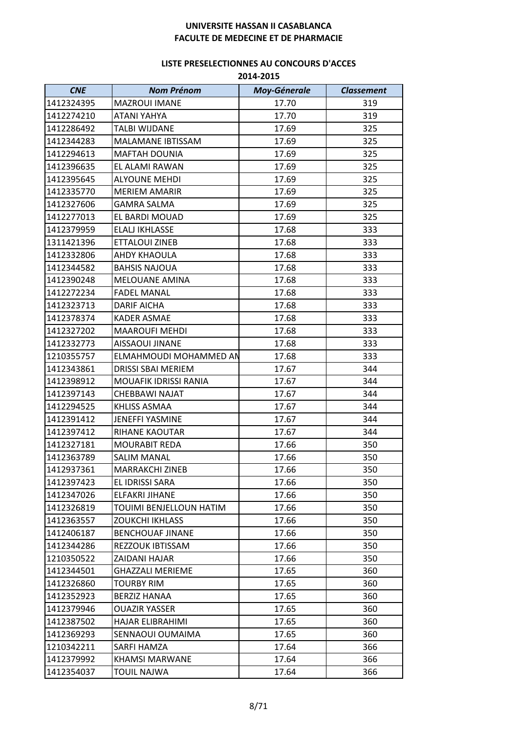**UNIVERSITE HASSAN II CASABLANCA**
**FACULTE DE MEDECINE ET DE PHARMACIE**

**LISTE PRESELECTIONNES AU CONCOURS D'ACCES**
**2014-2015**

| *CNE* | *Nom Prénom* | *Moy-Génerale* | *Classement* |
|---|---|---|---|
| 1412324395 | MAZROUI IMANE | 17.70 | 319 |
| 1412274210 | ATANI YAHYA | 17.70 | 319 |
| 1412286492 | TALBI WIJDANE | 17.69 | 325 |
| 1412344283 | MALAMANE IBTISSAM | 17.69 | 325 |
| 1412294613 | MAFTAH DOUNIA | 17.69 | 325 |
| 1412396635 | EL ALAMI RAWAN | 17.69 | 325 |
| 1412395645 | ALYOUNE MEHDI | 17.69 | 325 |
| 1412335770 | MERIEM AMARIR | 17.69 | 325 |
| 1412327606 | GAMRA SALMA | 17.69 | 325 |
| 1412277013 | EL BARDI MOUAD | 17.69 | 325 |
| 1412379959 | ELALJ IKHLASSE | 17.68 | 333 |
| 1311421396 | ETTALOUI ZINEB | 17.68 | 333 |
| 1412332806 | AHDY KHAOULA | 17.68 | 333 |
| 1412344582 | BAHSIS NAJOUA | 17.68 | 333 |
| 1412390248 | MELOUANE AMINA | 17.68 | 333 |
| 1412272234 | FADEL MANAL | 17.68 | 333 |
| 1412323713 | DARIF AICHA | 17.68 | 333 |
| 1412378374 | KADER ASMAE | 17.68 | 333 |
| 1412327202 | MAAROUFI MEHDI | 17.68 | 333 |
| 1412332773 | AISSAOUI JINANE | 17.68 | 333 |
| 1210355757 | ELMAHMOUDI MOHAMMED AN | 17.68 | 333 |
| 1412343861 | DRISSI SBAI MERIEM | 17.67 | 344 |
| 1412398912 | MOUAFIK IDRISSI RANIA | 17.67 | 344 |
| 1412397143 | CHEBBAWI NAJAT | 17.67 | 344 |
| 1412294525 | KHLISS ASMAA | 17.67 | 344 |
| 1412391412 | JENEFFI YASMINE | 17.67 | 344 |
| 1412397412 | RIHANE KAOUTAR | 17.67 | 344 |
| 1412327181 | MOURABIT REDA | 17.66 | 350 |
| 1412363789 | SALIM MANAL | 17.66 | 350 |
| 1412937361 | MARRAKCHI ZINEB | 17.66 | 350 |
| 1412397423 | EL IDRISSI SARA | 17.66 | 350 |
| 1412347026 | ELFAKRI JIHANE | 17.66 | 350 |
| 1412326819 | TOUIMI BENJELLOUN HATIM | 17.66 | 350 |
| 1412363557 | ZOUKCHI IKHLASS | 17.66 | 350 |
| 1412406187 | BENCHOUAF JINANE | 17.66 | 350 |
| 1412344286 | REZZOUK IBTISSAM | 17.66 | 350 |
| 1210350522 | ZAIDANI HAJAR | 17.66 | 350 |
| 1412344501 | GHAZZALI MERIEME | 17.65 | 360 |
| 1412326860 | TOURBY RIM | 17.65 | 360 |
| 1412352923 | BERZIZ HANAA | 17.65 | 360 |
| 1412379946 | OUAZIR YASSER | 17.65 | 360 |
| 1412387502 | HAJAR ELIBRAHIMI | 17.65 | 360 |
| 1412369293 | SENNAOUI OUMAIMA | 17.65 | 360 |
| 1210342211 | SARFI HAMZA | 17.64 | 366 |
| 1412379992 | KHAMSI MARWANE | 17.64 | 366 |
| 1412354037 | TOUIL NAJWA | 17.64 | 366 |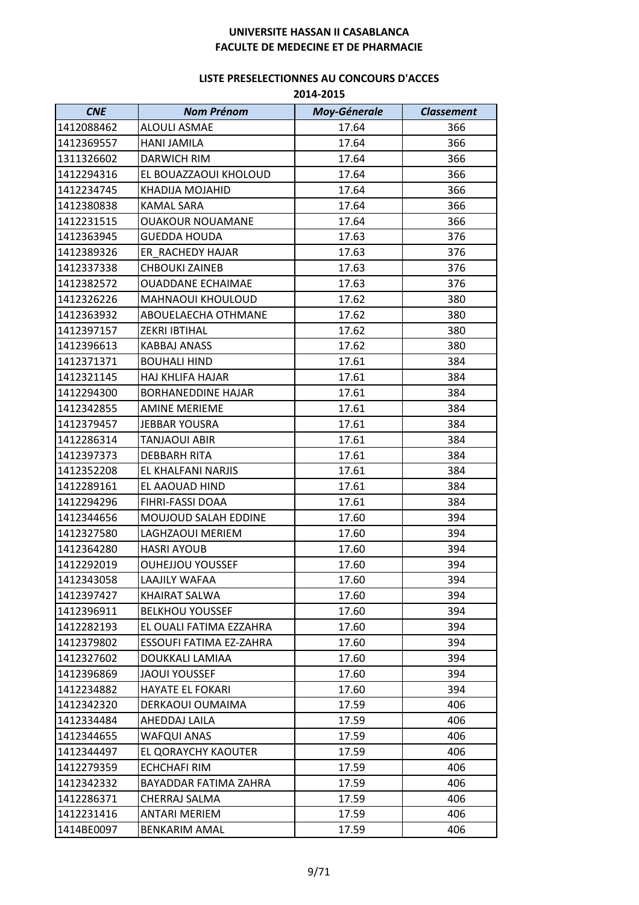**UNIVERSITE HASSAN II CASABLANCA**
**FACULTE DE MEDECINE ET DE PHARMACIE**

**LISTE PRESELECTIONNES AU CONCOURS D'ACCES**
**2014-2015**

| *CNE* | *Nom Prénom* | *Moy-Génerale* | *Classement* |
|---|---|---|---|
| 1412088462 | ALOULI ASMAE | 17.64 | 366 |
| 1412369557 | HANI JAMILA | 17.64 | 366 |
| 1311326602 | DARWICH RIM | 17.64 | 366 |
| 1412294316 | EL BOUAZZAOUI KHOLOUD | 17.64 | 366 |
| 1412234745 | KHADIJA MOJAHID | 17.64 | 366 |
| 1412380838 | KAMAL SARA | 17.64 | 366 |
| 1412231515 | OUAKOUR NOUAMANE | 17.64 | 366 |
| 1412363945 | GUEDDA HOUDA | 17.63 | 376 |
| 1412389326 | ER_RACHEDY HAJAR | 17.63 | 376 |
| 1412337338 | CHBOUKI ZAINEB | 17.63 | 376 |
| 1412382572 | OUADDANE ECHAIMAE | 17.63 | 376 |
| 1412326226 | MAHNAOUI KHOULOUD | 17.62 | 380 |
| 1412363932 | ABOUELAECHA OTHMANE | 17.62 | 380 |
| 1412397157 | ZEKRI IBTIHAL | 17.62 | 380 |
| 1412396613 | KABBAJ ANASS | 17.62 | 380 |
| 1412371371 | BOUHALI HIND | 17.61 | 384 |
| 1412321145 | HAJ KHLIFA HAJAR | 17.61 | 384 |
| 1412294300 | BORHANEDDINE HAJAR | 17.61 | 384 |
| 1412342855 | AMINE MERIEME | 17.61 | 384 |
| 1412379457 | JEBBAR YOUSRA | 17.61 | 384 |
| 1412286314 | TANJAOUI ABIR | 17.61 | 384 |
| 1412397373 | DEBBARH RITA | 17.61 | 384 |
| 1412352208 | EL KHALFANI NARJIS | 17.61 | 384 |
| 1412289161 | EL AAOUAD HIND | 17.61 | 384 |
| 1412294296 | FIHRI-FASSI DOAA | 17.61 | 384 |
| 1412344656 | MOUJOUD SALAH EDDINE | 17.60 | 394 |
| 1412327580 | LAGHZAOUI MERIEM | 17.60 | 394 |
| 1412364280 | HASRI AYOUB | 17.60 | 394 |
| 1412292019 | OUHEJJOU YOUSSEF | 17.60 | 394 |
| 1412343058 | LAAJILY WAFAA | 17.60 | 394 |
| 1412397427 | KHAIRAT SALWA | 17.60 | 394 |
| 1412396911 | BELKHOU YOUSSEF | 17.60 | 394 |
| 1412282193 | EL OUALI FATIMA EZZAHRA | 17.60 | 394 |
| 1412379802 | ESSOUFI FATIMA EZ-ZAHRA | 17.60 | 394 |
| 1412327602 | DOUKKALI LAMIAA | 17.60 | 394 |
| 1412396869 | JAOUI YOUSSEF | 17.60 | 394 |
| 1412234882 | HAYATE EL FOKARI | 17.60 | 394 |
| 1412342320 | DERKAOUI OUMAIMA | 17.59 | 406 |
| 1412334484 | AHEDDAJ LAILA | 17.59 | 406 |
| 1412344655 | WAFQUI ANAS | 17.59 | 406 |
| 1412344497 | EL QORAYCHY KAOUTER | 17.59 | 406 |
| 1412279359 | ECHCHAFI RIM | 17.59 | 406 |
| 1412342332 | BAYADDAR FATIMA ZAHRA | 17.59 | 406 |
| 1412286371 | CHERRAJ SALMA | 17.59 | 406 |
| 1412231416 | ANTARI MERIEM | 17.59 | 406 |
| 1414BE0097 | BENKARIM AMAL | 17.59 | 406 |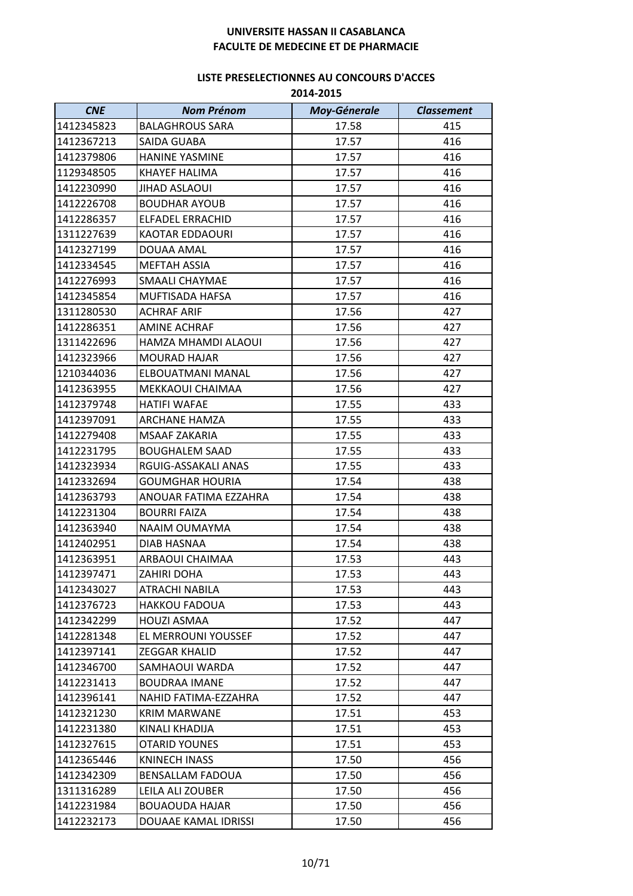**UNIVERSITE HASSAN II CASABLANCA**
**FACULTE DE MEDECINE ET DE PHARMACIE**

**LISTE PRESELECTIONNES AU CONCOURS D'ACCES**
**2014-2015**

| *CNE* | *Nom Prénom* | *Moy-Génerale* | *Classement* |
|---|---|---|---|
| 1412345823 | BALAGHROUS SARA | 17.58 | 415 |
| 1412367213 | SAIDA GUABA | 17.57 | 416 |
| 1412379806 | HANINE YASMINE | 17.57 | 416 |
| 1129348505 | KHAYEF HALIMA | 17.57 | 416 |
| 1412230990 | JIHAD ASLAOUI | 17.57 | 416 |
| 1412226708 | BOUDHAR AYOUB | 17.57 | 416 |
| 1412286357 | ELFADEL ERRACHID | 17.57 | 416 |
| 1311227639 | KAOTAR EDDAOURI | 17.57 | 416 |
| 1412327199 | DOUAA AMAL | 17.57 | 416 |
| 1412334545 | MEFTAH ASSIA | 17.57 | 416 |
| 1412276993 | SMAALI CHAYMAE | 17.57 | 416 |
| 1412345854 | MUFTISADA HAFSA | 17.57 | 416 |
| 1311280530 | ACHRAF ARIF | 17.56 | 427 |
| 1412286351 | AMINE ACHRAF | 17.56 | 427 |
| 1311422696 | HAMZA MHAMDI ALAOUI | 17.56 | 427 |
| 1412323966 | MOURAD HAJAR | 17.56 | 427 |
| 1210344036 | ELBOUATMANI MANAL | 17.56 | 427 |
| 1412363955 | MEKKAOUI CHAIMAA | 17.56 | 427 |
| 1412379748 | HATIFI WAFAE | 17.55 | 433 |
| 1412397091 | ARCHANE HAMZA | 17.55 | 433 |
| 1412279408 | MSAAF ZAKARIA | 17.55 | 433 |
| 1412231795 | BOUGHALEM SAAD | 17.55 | 433 |
| 1412323934 | RGUIG-ASSAKALI ANAS | 17.55 | 433 |
| 1412332694 | GOUMGHAR HOURIA | 17.54 | 438 |
| 1412363793 | ANOUAR FATIMA EZZAHRA | 17.54 | 438 |
| 1412231304 | BOURRI FAIZA | 17.54 | 438 |
| 1412363940 | NAAIM OUMAYMA | 17.54 | 438 |
| 1412402951 | DIAB HASNAA | 17.54 | 438 |
| 1412363951 | ARBAOUI CHAIMAA | 17.53 | 443 |
| 1412397471 | ZAHIRI DOHA | 17.53 | 443 |
| 1412343027 | ATRACHI NABILA | 17.53 | 443 |
| 1412376723 | HAKKOU FADOUA | 17.53 | 443 |
| 1412342299 | HOUZI ASMAA | 17.52 | 447 |
| 1412281348 | EL MERROUNI YOUSSEF | 17.52 | 447 |
| 1412397141 | ZEGGAR KHALID | 17.52 | 447 |
| 1412346700 | SAMHAOUI WARDA | 17.52 | 447 |
| 1412231413 | BOUDRAA IMANE | 17.52 | 447 |
| 1412396141 | NAHID FATIMA-EZZAHRA | 17.52 | 447 |
| 1412321230 | KRIM MARWANE | 17.51 | 453 |
| 1412231380 | KINALI KHADIJA | 17.51 | 453 |
| 1412327615 | OTARID YOUNES | 17.51 | 453 |
| 1412365446 | KNINECH INASS | 17.50 | 456 |
| 1412342309 | BENSALLAM FADOUA | 17.50 | 456 |
| 1311316289 | LEILA ALI ZOUBER | 17.50 | 456 |
| 1412231984 | BOUAOUDA HAJAR | 17.50 | 456 |
| 1412232173 | DOUAAE KAMAL IDRISSI | 17.50 | 456 |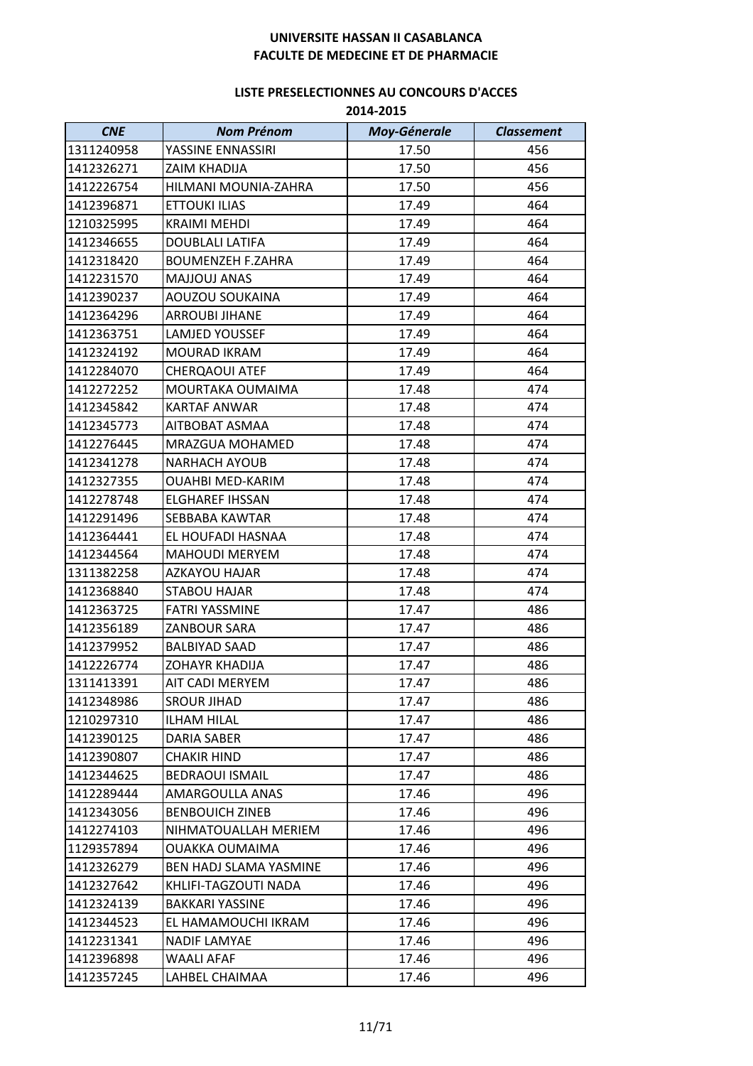**UNIVERSITE HASSAN II CASABLANCA**
**FACULTE DE MEDECINE ET DE PHARMACIE**

**LISTE PRESELECTIONNES AU CONCOURS D'ACCES**
**2014-2015**

| *CNE* | *Nom Prénom* | *Moy-Génerale* | *Classement* |
|---|---|---|---|
| 1311240958 | YASSINE ENNASSIRI | 17.50 | 456 |
| 1412326271 | ZAIM KHADIJA | 17.50 | 456 |
| 1412226754 | HILMANI MOUNIA-ZAHRA | 17.50 | 456 |
| 1412396871 | ETTOUKI ILIAS | 17.49 | 464 |
| 1210325995 | KRAIMI MEHDI | 17.49 | 464 |
| 1412346655 | DOUBLALI LATIFA | 17.49 | 464 |
| 1412318420 | BOUMENZEH F.ZAHRA | 17.49 | 464 |
| 1412231570 | MAJJOUJ ANAS | 17.49 | 464 |
| 1412390237 | AOUZOU SOUKAINA | 17.49 | 464 |
| 1412364296 | ARROUBI JIHANE | 17.49 | 464 |
| 1412363751 | LAMJED YOUSSEF | 17.49 | 464 |
| 1412324192 | MOURAD IKRAM | 17.49 | 464 |
| 1412284070 | CHERQAOUI ATEF | 17.49 | 464 |
| 1412272252 | MOURTAKA OUMAIMA | 17.48 | 474 |
| 1412345842 | KARTAF ANWAR | 17.48 | 474 |
| 1412345773 | AITBOBAT ASMAA | 17.48 | 474 |
| 1412276445 | MRAZGUA MOHAMED | 17.48 | 474 |
| 1412341278 | NARHACH AYOUB | 17.48 | 474 |
| 1412327355 | OUAHBI MED-KARIM | 17.48 | 474 |
| 1412278748 | ELGHAREF IHSSAN | 17.48 | 474 |
| 1412291496 | SEBBABA KAWTAR | 17.48 | 474 |
| 1412364441 | EL HOUFADI HASNAA | 17.48 | 474 |
| 1412344564 | MAHOUDI MERYEM | 17.48 | 474 |
| 1311382258 | AZKAYOU HAJAR | 17.48 | 474 |
| 1412368840 | STABOU HAJAR | 17.48 | 474 |
| 1412363725 | FATRI YASSMINE | 17.47 | 486 |
| 1412356189 | ZANBOUR SARA | 17.47 | 486 |
| 1412379952 | BALBIYAD SAAD | 17.47 | 486 |
| 1412226774 | ZOHAYR KHADIJA | 17.47 | 486 |
| 1311413391 | AIT CADI MERYEM | 17.47 | 486 |
| 1412348986 | SROUR JIHAD | 17.47 | 486 |
| 1210297310 | ILHAM HILAL | 17.47 | 486 |
| 1412390125 | DARIA SABER | 17.47 | 486 |
| 1412390807 | CHAKIR HIND | 17.47 | 486 |
| 1412344625 | BEDRAOUI ISMAIL | 17.47 | 486 |
| 1412289444 | AMARGOULLA ANAS | 17.46 | 496 |
| 1412343056 | BENBOUICH ZINEB | 17.46 | 496 |
| 1412274103 | NIHMATOUALLAH MERIEM | 17.46 | 496 |
| 1129357894 | OUAKKA OUMAIMA | 17.46 | 496 |
| 1412326279 | BEN HADJ SLAMA YASMINE | 17.46 | 496 |
| 1412327642 | KHLIFI-TAGZOUTI NADA | 17.46 | 496 |
| 1412324139 | BAKKARI YASSINE | 17.46 | 496 |
| 1412344523 | EL HAMAMOUCHI IKRAM | 17.46 | 496 |
| 1412231341 | NADIF LAMYAE | 17.46 | 496 |
| 1412396898 | WAALI AFAF | 17.46 | 496 |
| 1412357245 | LAHBEL CHAIMAA | 17.46 | 496 |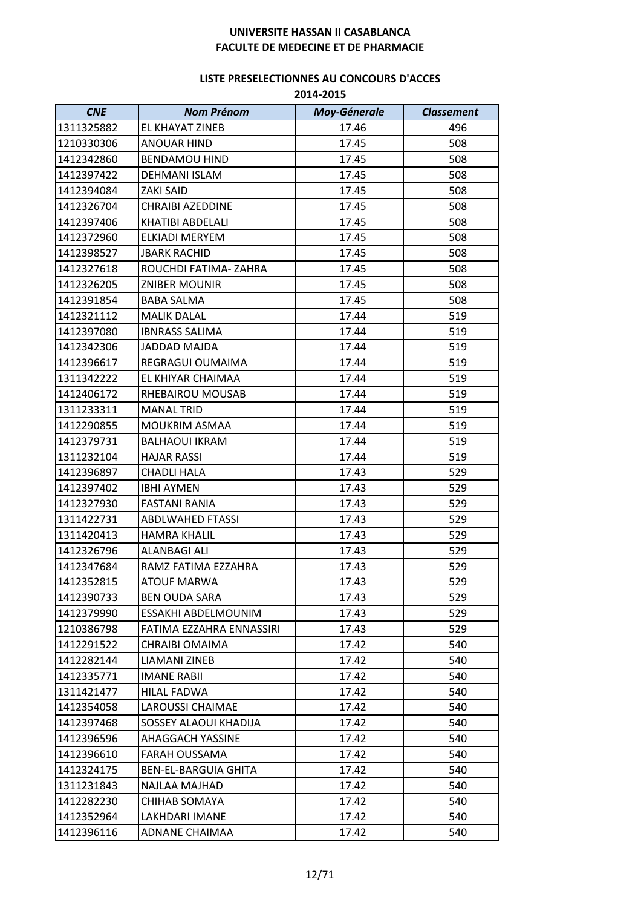**UNIVERSITE HASSAN II CASABLANCA**
**FACULTE DE MEDECINE ET DE PHARMACIE**

**LISTE PRESELECTIONNES AU CONCOURS D'ACCES**
**2014-2015**

| *CNE* | *Nom Prénom* | *Moy-Génerale* | *Classement* |
|---|---|---|---|
| 1311325882 | EL KHAYAT ZINEB | 17.46 | 496 |
| 1210330306 | ANOUAR HIND | 17.45 | 508 |
| 1412342860 | BENDAMOU HIND | 17.45 | 508 |
| 1412397422 | DEHMANI ISLAM | 17.45 | 508 |
| 1412394084 | ZAKI SAID | 17.45 | 508 |
| 1412326704 | CHRAIBI AZEDDINE | 17.45 | 508 |
| 1412397406 | KHATIBI ABDELALI | 17.45 | 508 |
| 1412372960 | ELKIADI MERYEM | 17.45 | 508 |
| 1412398527 | JBARK RACHID | 17.45 | 508 |
| 1412327618 | ROUCHDI FATIMA- ZAHRA | 17.45 | 508 |
| 1412326205 | ZNIBER MOUNIR | 17.45 | 508 |
| 1412391854 | BABA SALMA | 17.45 | 508 |
| 1412321112 | MALIK DALAL | 17.44 | 519 |
| 1412397080 | IBNRASS SALIMA | 17.44 | 519 |
| 1412342306 | JADDAD MAJDA | 17.44 | 519 |
| 1412396617 | REGRAGUI OUMAIMA | 17.44 | 519 |
| 1311342222 | EL KHIYAR CHAIMAA | 17.44 | 519 |
| 1412406172 | RHEBAIROU MOUSAB | 17.44 | 519 |
| 1311233311 | MANAL TRID | 17.44 | 519 |
| 1412290855 | MOUKRIM ASMAA | 17.44 | 519 |
| 1412379731 | BALHAOUI IKRAM | 17.44 | 519 |
| 1311232104 | HAJAR RASSI | 17.44 | 519 |
| 1412396897 | CHADLI HALA | 17.43 | 529 |
| 1412397402 | IBHI AYMEN | 17.43 | 529 |
| 1412327930 | FASTANI RANIA | 17.43 | 529 |
| 1311422731 | ABDLWAHED FTASSI | 17.43 | 529 |
| 1311420413 | HAMRA KHALIL | 17.43 | 529 |
| 1412326796 | ALANBAGI ALI | 17.43 | 529 |
| 1412347684 | RAMZ FATIMA EZZAHRA | 17.43 | 529 |
| 1412352815 | ATOUF MARWA | 17.43 | 529 |
| 1412390733 | BEN OUDA SARA | 17.43 | 529 |
| 1412379990 | ESSAKHI ABDELMOUNIM | 17.43 | 529 |
| 1210386798 | FATIMA EZZAHRA ENNASSIRI | 17.43 | 529 |
| 1412291522 | CHRAIBI OMAIMA | 17.42 | 540 |
| 1412282144 | LIAMANI ZINEB | 17.42 | 540 |
| 1412335771 | IMANE RABII | 17.42 | 540 |
| 1311421477 | HILAL FADWA | 17.42 | 540 |
| 1412354058 | LAROUSSI CHAIMAE | 17.42 | 540 |
| 1412397468 | SOSSEY ALAOUI KHADIJA | 17.42 | 540 |
| 1412396596 | AHAGGACH YASSINE | 17.42 | 540 |
| 1412396610 | FARAH OUSSAMA | 17.42 | 540 |
| 1412324175 | BEN-EL-BARGUIA GHITA | 17.42 | 540 |
| 1311231843 | NAJLAA MAJHAD | 17.42 | 540 |
| 1412282230 | CHIHAB SOMAYA | 17.42 | 540 |
| 1412352964 | LAKHDARI IMANE | 17.42 | 540 |
| 1412396116 | ADNANE CHAIMAA | 17.42 | 540 |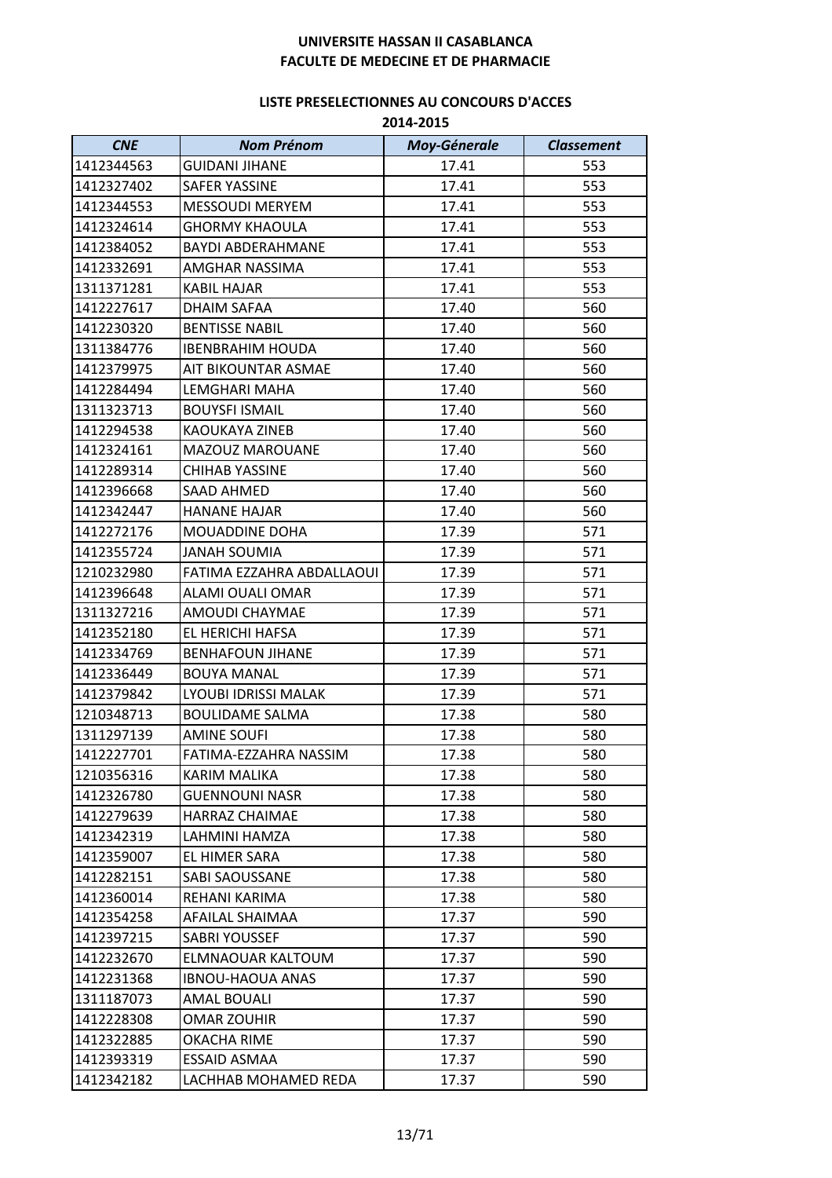# UNIVERSITE HASSAN II CASABLANCA
## FACULTE DE MEDECINE ET DE PHARMACIE

### LISTE PRESELECTIONNES AU CONCOURS D'ACCES
### 2014-2015

| *CNE* | *Nom Prénom* | *Moy-Génerale* | *Classement* |
|---|---|---|---|
| 1412344563 | GUIDANI JIHANE | 17.41 | 553 |
| 1412327402 | SAFER YASSINE | 17.41 | 553 |
| 1412344553 | MESSOUDI MERYEM | 17.41 | 553 |
| 1412324614 | GHORMY KHAOULA | 17.41 | 553 |
| 1412384052 | BAYDI ABDERAHMANE | 17.41 | 553 |
| 1412332691 | AMGHAR NASSIMA | 17.41 | 553 |
| 1311371281 | KABIL HAJAR | 17.41 | 553 |
| 1412227617 | DHAIM SAFAA | 17.40 | 560 |
| 1412230320 | BENTISSE NABIL | 17.40 | 560 |
| 1311384776 | IBENBRAHIM HOUDA | 17.40 | 560 |
| 1412379975 | AIT BIKOUNTAR ASMAE | 17.40 | 560 |
| 1412284494 | LEMGHARI MAHA | 17.40 | 560 |
| 1311323713 | BOUYSFI ISMAIL | 17.40 | 560 |
| 1412294538 | KAOUKAYA ZINEB | 17.40 | 560 |
| 1412324161 | MAZOUZ MAROUANE | 17.40 | 560 |
| 1412289314 | CHIHAB YASSINE | 17.40 | 560 |
| 1412396668 | SAAD AHMED | 17.40 | 560 |
| 1412342447 | HANANE HAJAR | 17.40 | 560 |
| 1412272176 | MOUADDINE DOHA | 17.39 | 571 |
| 1412355724 | JANAH SOUMIA | 17.39 | 571 |
| 1210232980 | FATIMA EZZAHRA ABDALLAOUI | 17.39 | 571 |
| 1412396648 | ALAMI OUALI OMAR | 17.39 | 571 |
| 1311327216 | AMOUDI CHAYMAE | 17.39 | 571 |
| 1412352180 | EL HERICHI HAFSA | 17.39 | 571 |
| 1412334769 | BENHAFOUN JIHANE | 17.39 | 571 |
| 1412336449 | BOUYA MANAL | 17.39 | 571 |
| 1412379842 | LYOUBI IDRISSI MALAK | 17.39 | 571 |
| 1210348713 | BOULIDAME SALMA | 17.38 | 580 |
| 1311297139 | AMINE SOUFI | 17.38 | 580 |
| 1412227701 | FATIMA-EZZAHRA NASSIM | 17.38 | 580 |
| 1210356316 | KARIM MALIKA | 17.38 | 580 |
| 1412326780 | GUENNOUNI NASR | 17.38 | 580 |
| 1412279639 | HARRAZ CHAIMAE | 17.38 | 580 |
| 1412342319 | LAHMINI HAMZA | 17.38 | 580 |
| 1412359007 | EL HIMER SARA | 17.38 | 580 |
| 1412282151 | SABI SAOUSSANE | 17.38 | 580 |
| 1412360014 | REHANI KARIMA | 17.38 | 580 |
| 1412354258 | AFAILAL SHAIMAA | 17.37 | 590 |
| 1412397215 | SABRI YOUSSEF | 17.37 | 590 |
| 1412232670 | ELMNAOUAR KALTOUM | 17.37 | 590 |
| 1412231368 | IBNOU-HAOUA ANAS | 17.37 | 590 |
| 1311187073 | AMAL BOUALI | 17.37 | 590 |
| 1412228308 | OMAR ZOUHIR | 17.37 | 590 |
| 1412322885 | OKACHA RIME | 17.37 | 590 |
| 1412393319 | ESSAID ASMAA | 17.37 | 590 |
| 1412342182 | LACHHAB MOHAMED REDA | 17.37 | 590 |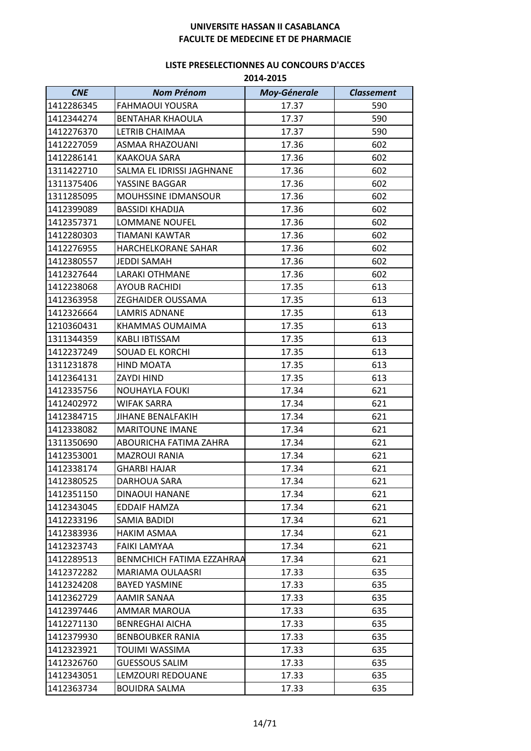**UNIVERSITE HASSAN II CASABLANCA**
**FACULTE DE MEDECINE ET DE PHARMACIE**

**LISTE PRESELECTIONNES AU CONCOURS D'ACCES**
**2014-2015**

| CNE | Nom Prénom | Moy-Génerale | Classement |
|---|---|---|---|
| 1412286345 | FAHMAOUI YOUSRA | 17.37 | 590 |
| 1412344274 | BENTAHAR KHAOULA | 17.37 | 590 |
| 1412276370 | LETRIB CHAIMAA | 17.37 | 590 |
| 1412227059 | ASMAA RHAZOUANI | 17.36 | 602 |
| 1412286141 | KAAKOUA SARA | 17.36 | 602 |
| 1311422710 | SALMA EL IDRISSI JAGHNANE | 17.36 | 602 |
| 1311375406 | YASSINE BAGGAR | 17.36 | 602 |
| 1311285095 | MOUHSSINE IDMANSOUR | 17.36 | 602 |
| 1412399089 | BASSIDI KHADIJA | 17.36 | 602 |
| 1412357371 | LOMMANE NOUFEL | 17.36 | 602 |
| 1412280303 | TIAMANI KAWTAR | 17.36 | 602 |
| 1412276955 | HARCHELKORANE SAHAR | 17.36 | 602 |
| 1412380557 | JEDDI SAMAH | 17.36 | 602 |
| 1412327644 | LARAKI OTHMANE | 17.36 | 602 |
| 1412238068 | AYOUB RACHIDI | 17.35 | 613 |
| 1412363958 | ZEGHAIDER OUSSAMA | 17.35 | 613 |
| 1412326664 | LAMRIS ADNANE | 17.35 | 613 |
| 1210360431 | KHAMMAS OUMAIMA | 17.35 | 613 |
| 1311344359 | KABLI IBTISSAM | 17.35 | 613 |
| 1412237249 | SOUAD EL KORCHI | 17.35 | 613 |
| 1311231878 | HIND MOATA | 17.35 | 613 |
| 1412364131 | ZAYDI HIND | 17.35 | 613 |
| 1412335756 | NOUHAYLA FOUKI | 17.34 | 621 |
| 1412402972 | WIFAK SARRA | 17.34 | 621 |
| 1412384715 | JIHANE BENALFAKIH | 17.34 | 621 |
| 1412338082 | MARITOUNE IMANE | 17.34 | 621 |
| 1311350690 | ABOURICHA FATIMA ZAHRA | 17.34 | 621 |
| 1412353001 | MAZROUI RANIA | 17.34 | 621 |
| 1412338174 | GHARBI HAJAR | 17.34 | 621 |
| 1412380525 | DARHOUA SARA | 17.34 | 621 |
| 1412351150 | DINAOUI HANANE | 17.34 | 621 |
| 1412343045 | EDDAIF HAMZA | 17.34 | 621 |
| 1412233196 | SAMIA BADIDI | 17.34 | 621 |
| 1412383936 | HAKIM ASMAA | 17.34 | 621 |
| 1412323743 | FAIKI LAMYAA | 17.34 | 621 |
| 1412289513 | BENMCHICH FATIMA EZZAHRAA | 17.34 | 621 |
| 1412372282 | MARIAMA OULAASRI | 17.33 | 635 |
| 1412324208 | BAYED YASMINE | 17.33 | 635 |
| 1412362729 | AAMIR SANAA | 17.33 | 635 |
| 1412397446 | AMMAR MAROUA | 17.33 | 635 |
| 1412271130 | BENREGHAI AICHA | 17.33 | 635 |
| 1412379930 | BENBOUBKER RANIA | 17.33 | 635 |
| 1412323921 | TOUIMI WASSIMA | 17.33 | 635 |
| 1412326760 | GUESSOUS SALIM | 17.33 | 635 |
| 1412343051 | LEMZOURI REDOUANE | 17.33 | 635 |
| 1412363734 | BOUIDRA SALMA | 17.33 | 635 |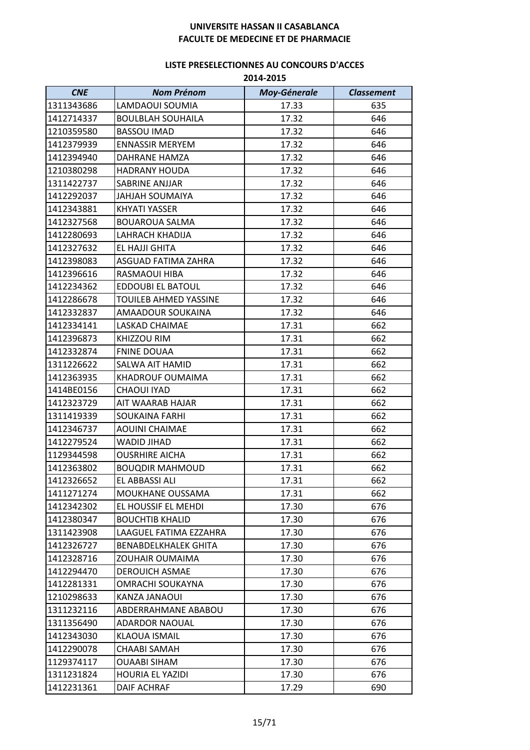UNIVERSITE HASSAN II CASABLANCA
FACULTE DE MEDECINE ET DE PHARMACIE

LISTE PRESELECTIONNES AU CONCOURS D'ACCES
2014-2015

| *CNE* | *Nom Prénom* | *Moy-Génerale* | *Classement* |
|---|---|---|---|
| 1311343686 | LAMDAOUI SOUMIA | 17.33 | 635 |
| 1412714337 | BOULBLAH SOUHAILA | 17.32 | 646 |
| 1210359580 | BASSOU IMAD | 17.32 | 646 |
| 1412379939 | ENNASSIR MERYEM | 17.32 | 646 |
| 1412394940 | DAHRANE HAMZA | 17.32 | 646 |
| 1210380298 | HADRANY HOUDA | 17.32 | 646 |
| 1311422737 | SABRINE ANJJAR | 17.32 | 646 |
| 1412292037 | JAHJAH SOUMAIYA | 17.32 | 646 |
| 1412343881 | KHYATI YASSER | 17.32 | 646 |
| 1412327568 | BOUAROUA SALMA | 17.32 | 646 |
| 1412280693 | LAHRACH KHADIJA | 17.32 | 646 |
| 1412327632 | EL HAJJI GHITA | 17.32 | 646 |
| 1412398083 | ASGUAD FATIMA ZAHRA | 17.32 | 646 |
| 1412396616 | RASMAOUI HIBA | 17.32 | 646 |
| 1412234362 | EDDOUBI EL BATOUL | 17.32 | 646 |
| 1412286678 | TOUILEB AHMED YASSINE | 17.32 | 646 |
| 1412332837 | AMAADOUR SOUKAINA | 17.32 | 646 |
| 1412334141 | LASKAD CHAIMAE | 17.31 | 662 |
| 1412396873 | KHIZZOU RIM | 17.31 | 662 |
| 1412332874 | FNINE DOUAA | 17.31 | 662 |
| 1311226622 | SALWA AIT HAMID | 17.31 | 662 |
| 1412363935 | KHADROUF OUMAIMA | 17.31 | 662 |
| 1414BE0156 | CHAOUI IYAD | 17.31 | 662 |
| 1412323729 | AIT WAARAB HAJAR | 17.31 | 662 |
| 1311419339 | SOUKAINA FARHI | 17.31 | 662 |
| 1412346737 | AOUINI CHAIMAE | 17.31 | 662 |
| 1412279524 | WADID JIHAD | 17.31 | 662 |
| 1129344598 | OUSRHIRE AICHA | 17.31 | 662 |
| 1412363802 | BOUQDIR MAHMOUD | 17.31 | 662 |
| 1412326652 | EL ABBASSI ALI | 17.31 | 662 |
| 1411271274 | MOUKHANE OUSSAMA | 17.31 | 662 |
| 1412342302 | EL HOUSSIF EL MEHDI | 17.30 | 676 |
| 1412380347 | BOUCHTIB KHALID | 17.30 | 676 |
| 1311423908 | LAAGUEL FATIMA EZZAHRA | 17.30 | 676 |
| 1412326727 | BENABDELKHALEK GHITA | 17.30 | 676 |
| 1412328716 | ZOUHAIR OUMAIMA | 17.30 | 676 |
| 1412294470 | DEROUICH ASMAE | 17.30 | 676 |
| 1412281331 | OMRACHI SOUKAYNA | 17.30 | 676 |
| 1210298633 | KANZA JANAOUI | 17.30 | 676 |
| 1311232116 | ABDERRAHMANE ABABOU | 17.30 | 676 |
| 1311356490 | ADARDOR NAOUAL | 17.30 | 676 |
| 1412343030 | KLAOUA ISMAIL | 17.30 | 676 |
| 1412290078 | CHAABI SAMAH | 17.30 | 676 |
| 1129374117 | OUAABI SIHAM | 17.30 | 676 |
| 1311231824 | HOURIA EL YAZIDI | 17.30 | 676 |
| 1412231361 | DAIF ACHRAF | 17.29 | 690 |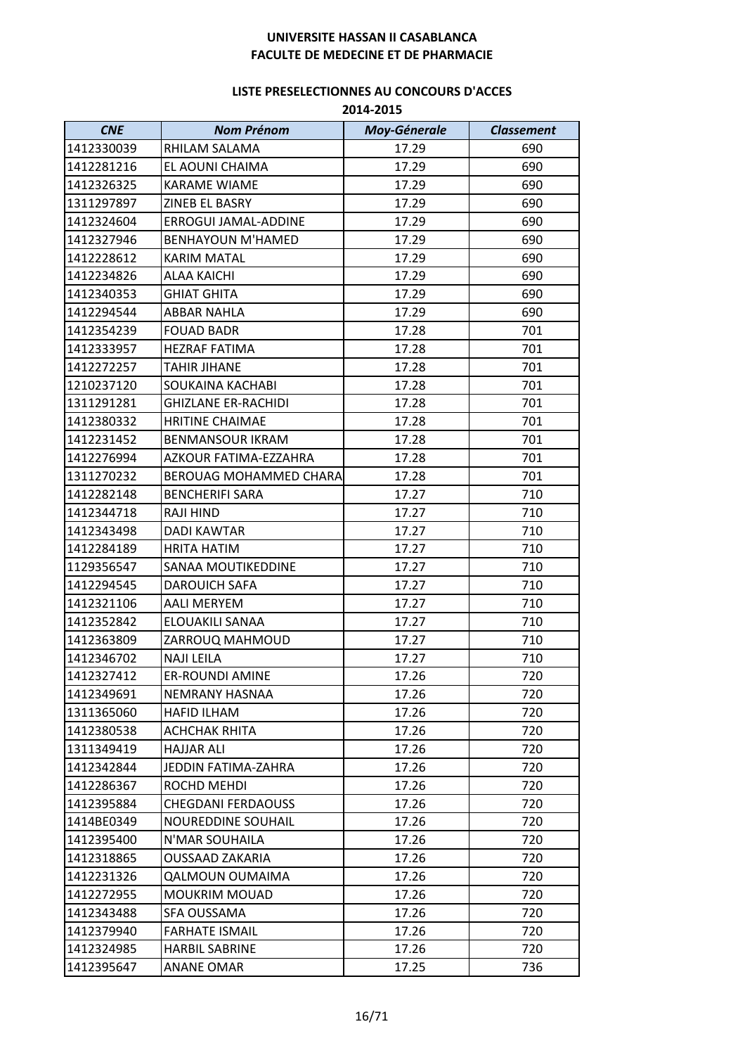**UNIVERSITE HASSAN II CASABLANCA**
**FACULTE DE MEDECINE ET DE PHARMACIE**

**LISTE PRESELECTIONNES AU CONCOURS D'ACCES**
**2014-2015**

| *CNE* | *Nom Prénom* | *Moy-Génerale* | *Classement* |
|---|---|---|---|
| 1412330039 | RHILAM SALAMA | 17.29 | 690 |
| 1412281216 | EL AOUNI CHAIMA | 17.29 | 690 |
| 1412326325 | KARAME WIAME | 17.29 | 690 |
| 1311297897 | ZINEB EL BASRY | 17.29 | 690 |
| 1412324604 | ERROGUI JAMAL-ADDINE | 17.29 | 690 |
| 1412327946 | BENHAYOUN M'HAMED | 17.29 | 690 |
| 1412228612 | KARIM MATAL | 17.29 | 690 |
| 1412234826 | ALAA KAICHI | 17.29 | 690 |
| 1412340353 | GHIAT GHITA | 17.29 | 690 |
| 1412294544 | ABBAR NAHLA | 17.29 | 690 |
| 1412354239 | FOUAD BADR | 17.28 | 701 |
| 1412333957 | HEZRAF FATIMA | 17.28 | 701 |
| 1412272257 | TAHIR JIHANE | 17.28 | 701 |
| 1210237120 | SOUKAINA KACHABI | 17.28 | 701 |
| 1311291281 | GHIZLANE ER-RACHIDI | 17.28 | 701 |
| 1412380332 | HRITINE CHAIMAE | 17.28 | 701 |
| 1412231452 | BENMANSOUR IKRAM | 17.28 | 701 |
| 1412276994 | AZKOUR FATIMA-EZZAHRA | 17.28 | 701 |
| 1311270232 | BEROUAG MOHAMMED CHARA | 17.28 | 701 |
| 1412282148 | BENCHERIFI SARA | 17.27 | 710 |
| 1412344718 | RAJI HIND | 17.27 | 710 |
| 1412343498 | DADI KAWTAR | 17.27 | 710 |
| 1412284189 | HRITA HATIM | 17.27 | 710 |
| 1129356547 | SANAA MOUTIKEDDINE | 17.27 | 710 |
| 1412294545 | DAROUICH SAFA | 17.27 | 710 |
| 1412321106 | AALI MERYEM | 17.27 | 710 |
| 1412352842 | ELOUAKILI SANAA | 17.27 | 710 |
| 1412363809 | ZARROUQ MAHMOUD | 17.27 | 710 |
| 1412346702 | NAJI LEILA | 17.27 | 710 |
| 1412327412 | ER-ROUNDI AMINE | 17.26 | 720 |
| 1412349691 | NEMRANY HASNAA | 17.26 | 720 |
| 1311365060 | HAFID ILHAM | 17.26 | 720 |
| 1412380538 | ACHCHAK RHITA | 17.26 | 720 |
| 1311349419 | HAJJAR ALI | 17.26 | 720 |
| 1412342844 | JEDDIN FATIMA-ZAHRA | 17.26 | 720 |
| 1412286367 | ROCHD MEHDI | 17.26 | 720 |
| 1412395884 | CHEGDANI FERDAOUSS | 17.26 | 720 |
| 1414BE0349 | NOUREDDINE SOUHAIL | 17.26 | 720 |
| 1412395400 | N'MAR SOUHAILA | 17.26 | 720 |
| 1412318865 | OUSSAAD ZAKARIA | 17.26 | 720 |
| 1412231326 | QALMOUN OUMAIMA | 17.26 | 720 |
| 1412272955 | MOUKRIM MOUAD | 17.26 | 720 |
| 1412343488 | SFA OUSSAMA | 17.26 | 720 |
| 1412379940 | FARHATE ISMAIL | 17.26 | 720 |
| 1412324985 | HARBIL SABRINE | 17.26 | 720 |
| 1412395647 | ANANE OMAR | 17.25 | 736 |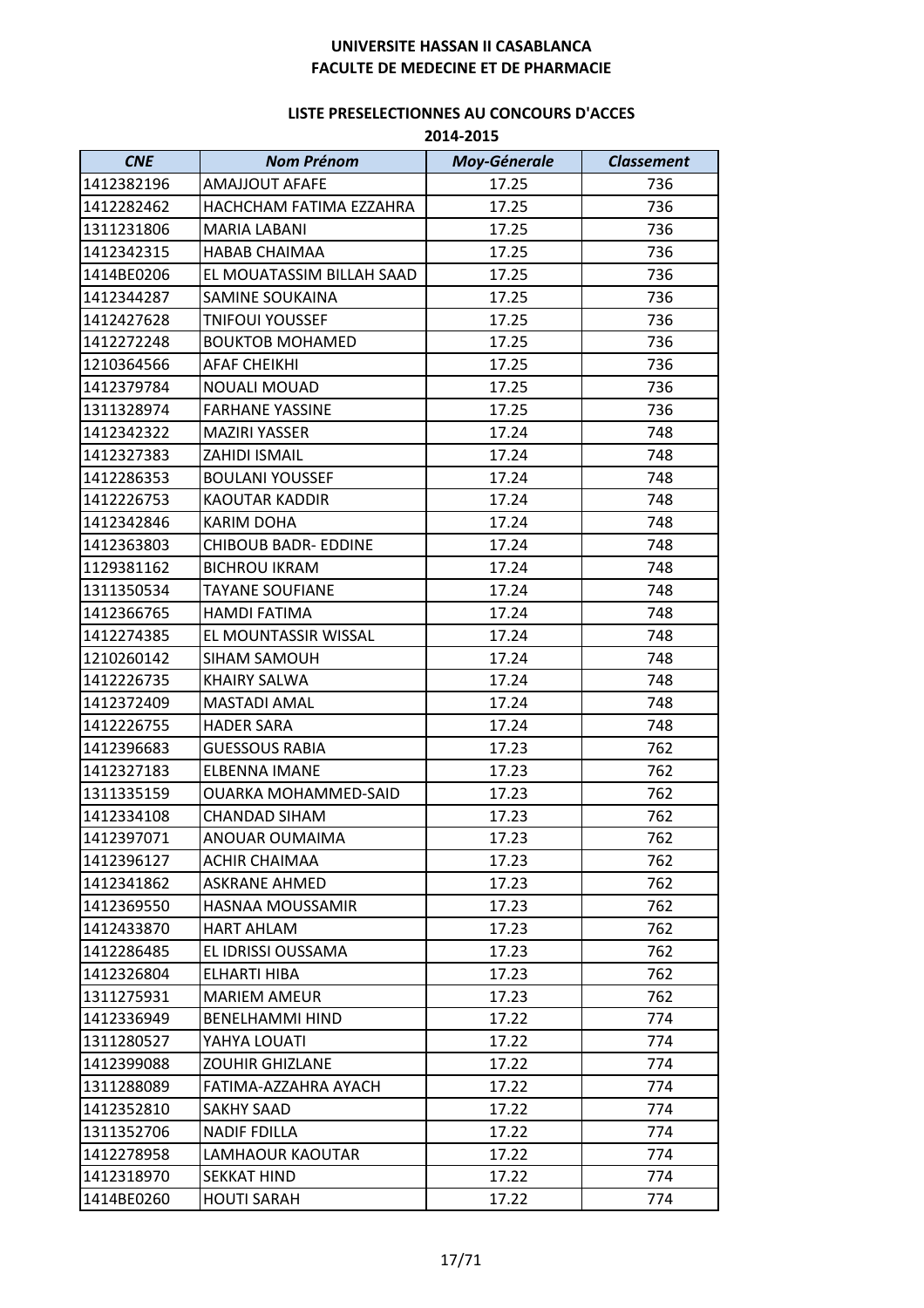**UNIVERSITE HASSAN II CASABLANCA**
**FACULTE DE MEDECINE ET DE PHARMACIE**

**LISTE PRESELECTIONNES AU CONCOURS D'ACCES**
**2014-2015**

| *CNE* | *Nom Prénom* | *Moy-Génerale* | *Classement* |
|---|---|---|---|
| 1412382196 | AMAJJOUT AFAFE | 17.25 | 736 |
| 1412282462 | HACHCHAM FATIMA EZZAHRA | 17.25 | 736 |
| 1311231806 | MARIA LABANI | 17.25 | 736 |
| 1412342315 | HABAB CHAIMAA | 17.25 | 736 |
| 1414BE0206 | EL MOUATASSIM BILLAH SAAD | 17.25 | 736 |
| 1412344287 | SAMINE SOUKAINA | 17.25 | 736 |
| 1412427628 | TNIFOUI YOUSSEF | 17.25 | 736 |
| 1412272248 | BOUKTOB MOHAMED | 17.25 | 736 |
| 1210364566 | AFAF CHEIKHI | 17.25 | 736 |
| 1412379784 | NOUALI MOUAD | 17.25 | 736 |
| 1311328974 | FARHANE YASSINE | 17.25 | 736 |
| 1412342322 | MAZIRI YASSER | 17.24 | 748 |
| 1412327383 | ZAHIDI ISMAIL | 17.24 | 748 |
| 1412286353 | BOULANI YOUSSEF | 17.24 | 748 |
| 1412226753 | KAOUTAR KADDIR | 17.24 | 748 |
| 1412342846 | KARIM DOHA | 17.24 | 748 |
| 1412363803 | CHIBOUB BADR- EDDINE | 17.24 | 748 |
| 1129381162 | BICHROU IKRAM | 17.24 | 748 |
| 1311350534 | TAYANE SOUFIANE | 17.24 | 748 |
| 1412366765 | HAMDI FATIMA | 17.24 | 748 |
| 1412274385 | EL MOUNTASSIR WISSAL | 17.24 | 748 |
| 1210260142 | SIHAM SAMOUH | 17.24 | 748 |
| 1412226735 | KHAIRY SALWA | 17.24 | 748 |
| 1412372409 | MASTADI AMAL | 17.24 | 748 |
| 1412226755 | HADER SARA | 17.24 | 748 |
| 1412396683 | GUESSOUS RABIA | 17.23 | 762 |
| 1412327183 | ELBENNA IMANE | 17.23 | 762 |
| 1311335159 | OUARKA MOHAMMED-SAID | 17.23 | 762 |
| 1412334108 | CHANDAD SIHAM | 17.23 | 762 |
| 1412397071 | ANOUAR OUMAIMA | 17.23 | 762 |
| 1412396127 | ACHIR CHAIMAA | 17.23 | 762 |
| 1412341862 | ASKRANE AHMED | 17.23 | 762 |
| 1412369550 | HASNAA MOUSSAMIR | 17.23 | 762 |
| 1412433870 | HART AHLAM | 17.23 | 762 |
| 1412286485 | EL IDRISSI OUSSAMA | 17.23 | 762 |
| 1412326804 | ELHARTI HIBA | 17.23 | 762 |
| 1311275931 | MARIEM AMEUR | 17.23 | 762 |
| 1412336949 | BENELHAMMI HIND | 17.22 | 774 |
| 1311280527 | YAHYA LOUATI | 17.22 | 774 |
| 1412399088 | ZOUHIR GHIZLANE | 17.22 | 774 |
| 1311288089 | FATIMA-AZZAHRA AYACH | 17.22 | 774 |
| 1412352810 | SAKHY SAAD | 17.22 | 774 |
| 1311352706 | NADIF FDILLA | 17.22 | 774 |
| 1412278958 | LAMHAOUR KAOUTAR | 17.22 | 774 |
| 1412318970 | SEKKAT HIND | 17.22 | 774 |
| 1414BE0260 | HOUTI SARAH | 17.22 | 774 |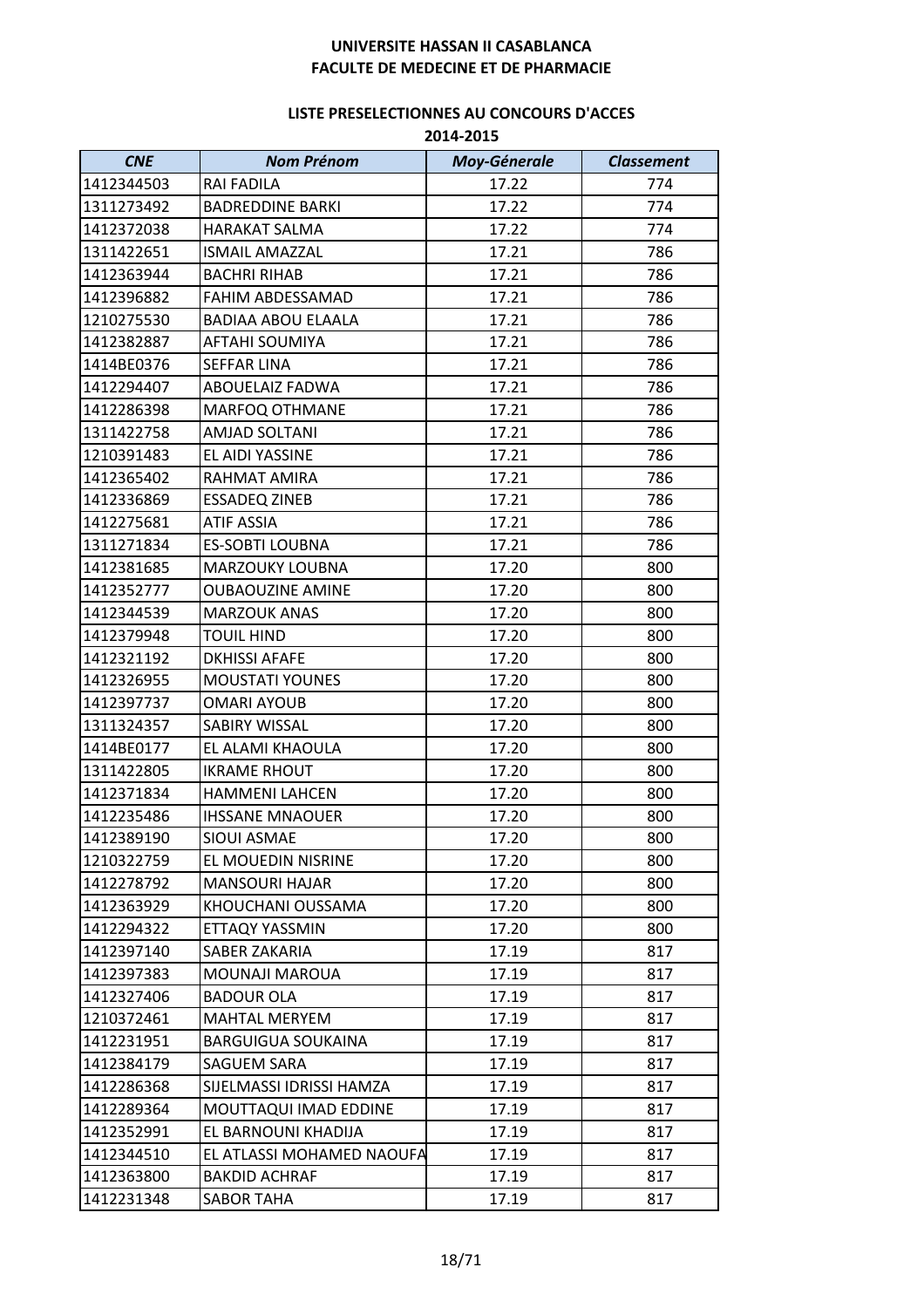UNIVERSITE HASSAN II CASABLANCA
FACULTE DE MEDECINE ET DE PHARMACIE

LISTE PRESELECTIONNES AU CONCOURS D'ACCES
2014-2015

| CNE | Nom Prénom | Moy-Génerale | Classement |
|---|---|---|---|
| 1412344503 | RAI FADILA | 17.22 | 774 |
| 1311273492 | BADREDDINE BARKI | 17.22 | 774 |
| 1412372038 | HARAKAT SALMA | 17.22 | 774 |
| 1311422651 | ISMAIL AMAZZAL | 17.21 | 786 |
| 1412363944 | BACHRI RIHAB | 17.21 | 786 |
| 1412396882 | FAHIM ABDESSAMAD | 17.21 | 786 |
| 1210275530 | BADIAA ABOU ELAALA | 17.21 | 786 |
| 1412382887 | AFTAHI SOUMIYA | 17.21 | 786 |
| 1414BE0376 | SEFFAR LINA | 17.21 | 786 |
| 1412294407 | ABOUELAIZ FADWA | 17.21 | 786 |
| 1412286398 | MARFOQ OTHMANE | 17.21 | 786 |
| 1311422758 | AMJAD SOLTANI | 17.21 | 786 |
| 1210391483 | EL AIDI YASSINE | 17.21 | 786 |
| 1412365402 | RAHMAT AMIRA | 17.21 | 786 |
| 1412336869 | ESSADEQ ZINEB | 17.21 | 786 |
| 1412275681 | ATIF ASSIA | 17.21 | 786 |
| 1311271834 | ES-SOBTI LOUBNA | 17.21 | 786 |
| 1412381685 | MARZOUKY LOUBNA | 17.20 | 800 |
| 1412352777 | OUBAOUZINE AMINE | 17.20 | 800 |
| 1412344539 | MARZOUK ANAS | 17.20 | 800 |
| 1412379948 | TOUIL HIND | 17.20 | 800 |
| 1412321192 | DKHISSI AFAFE | 17.20 | 800 |
| 1412326955 | MOUSTATI YOUNES | 17.20 | 800 |
| 1412397737 | OMARI AYOUB | 17.20 | 800 |
| 1311324357 | SABIRY WISSAL | 17.20 | 800 |
| 1414BE0177 | EL ALAMI KHAOULA | 17.20 | 800 |
| 1311422805 | IKRAME RHOUT | 17.20 | 800 |
| 1412371834 | HAMMENI LAHCEN | 17.20 | 800 |
| 1412235486 | IHSSANE MNAOUER | 17.20 | 800 |
| 1412389190 | SIOUI ASMAE | 17.20 | 800 |
| 1210322759 | EL MOUEDIN NISRINE | 17.20 | 800 |
| 1412278792 | MANSOURI HAJAR | 17.20 | 800 |
| 1412363929 | KHOUCHANI OUSSAMA | 17.20 | 800 |
| 1412294322 | ETTAQY YASSMIN | 17.20 | 800 |
| 1412397140 | SABER ZAKARIA | 17.19 | 817 |
| 1412397383 | MOUNAJI MAROUA | 17.19 | 817 |
| 1412327406 | BADOUR OLA | 17.19 | 817 |
| 1210372461 | MAHTAL MERYEM | 17.19 | 817 |
| 1412231951 | BARGUIGUA SOUKAINA | 17.19 | 817 |
| 1412384179 | SAGUEM SARA | 17.19 | 817 |
| 1412286368 | SIJELMASSI IDRISSI HAMZA | 17.19 | 817 |
| 1412289364 | MOUTTAQUI IMAD EDDINE | 17.19 | 817 |
| 1412352991 | EL BARNOUNI KHADIJA | 17.19 | 817 |
| 1412344510 | EL ATLASSI MOHAMED NAOUFA | 17.19 | 817 |
| 1412363800 | BAKDID ACHRAF | 17.19 | 817 |
| 1412231348 | SABOR TAHA | 17.19 | 817 |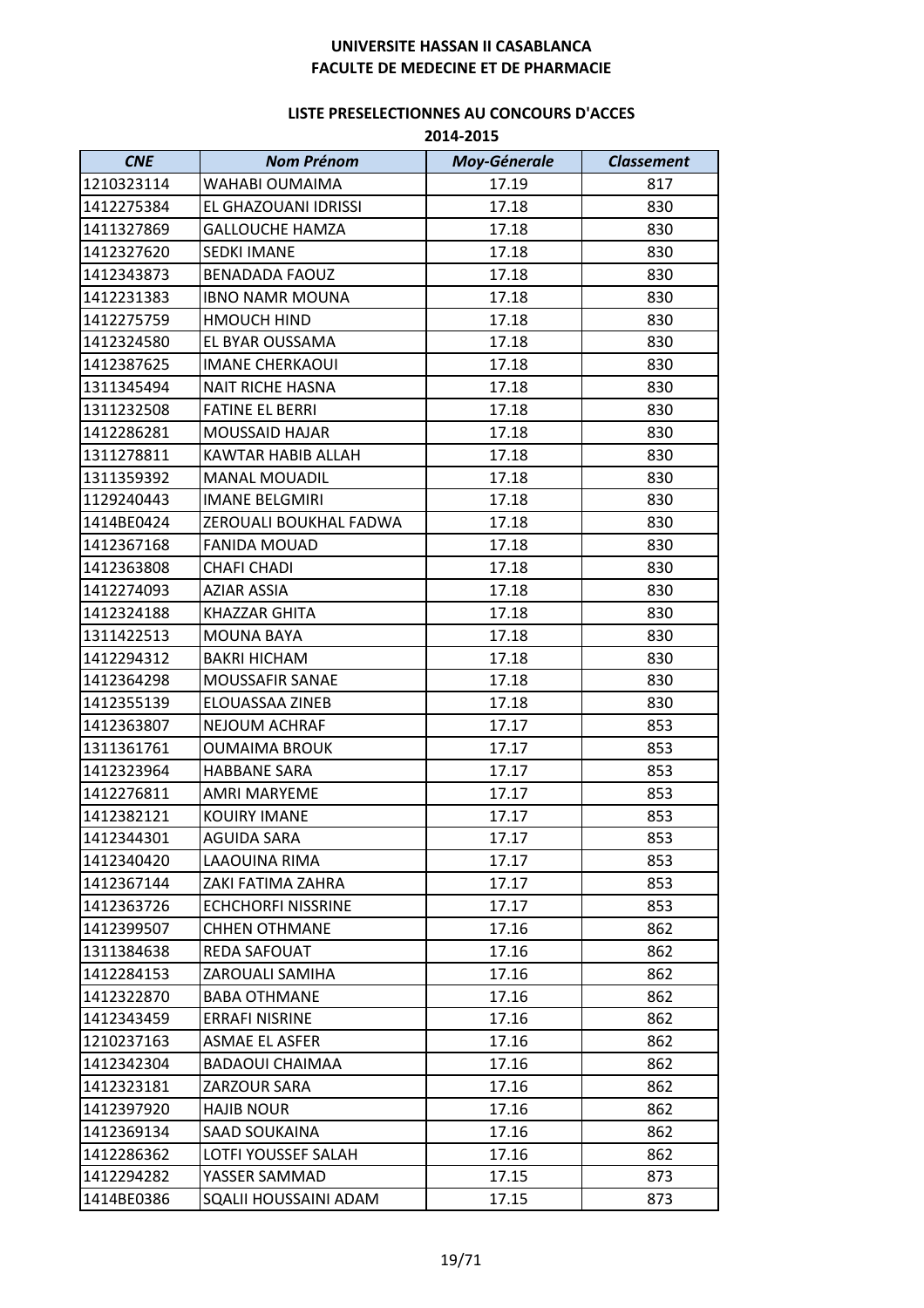**UNIVERSITE HASSAN II CASABLANCA**
**FACULTE DE MEDECINE ET DE PHARMACIE**

**LISTE PRESELECTIONNES AU CONCOURS D'ACCES**
**2014-2015**

| *CNE* | *Nom Prénom* | *Moy-Génerale* | *Classement* |
|---|---|---|---|
| 1210323114 | WAHABI OUMAIMA | 17.19 | 817 |
| 1412275384 | EL GHAZOUANI IDRISSI | 17.18 | 830 |
| 1411327869 | GALLOUCHE HAMZA | 17.18 | 830 |
| 1412327620 | SEDKI IMANE | 17.18 | 830 |
| 1412343873 | BENADADA FAOUZ | 17.18 | 830 |
| 1412231383 | IBNO NAMR MOUNA | 17.18 | 830 |
| 1412275759 | HMOUCH HIND | 17.18 | 830 |
| 1412324580 | EL BYAR OUSSAMA | 17.18 | 830 |
| 1412387625 | IMANE CHERKAOUI | 17.18 | 830 |
| 1311345494 | NAIT RICHE HASNA | 17.18 | 830 |
| 1311232508 | FATINE EL BERRI | 17.18 | 830 |
| 1412286281 | MOUSSAID HAJAR | 17.18 | 830 |
| 1311278811 | KAWTAR HABIB ALLAH | 17.18 | 830 |
| 1311359392 | MANAL MOUADIL | 17.18 | 830 |
| 1129240443 | IMANE BELGMIRI | 17.18 | 830 |
| 1414BE0424 | ZEROUALI BOUKHAL FADWA | 17.18 | 830 |
| 1412367168 | FANIDA MOUAD | 17.18 | 830 |
| 1412363808 | CHAFI CHADI | 17.18 | 830 |
| 1412274093 | AZIAR ASSIA | 17.18 | 830 |
| 1412324188 | KHAZZAR GHITA | 17.18 | 830 |
| 1311422513 | MOUNA BAYA | 17.18 | 830 |
| 1412294312 | BAKRI HICHAM | 17.18 | 830 |
| 1412364298 | MOUSSAFIR SANAE | 17.18 | 830 |
| 1412355139 | ELOUASSAA ZINEB | 17.18 | 830 |
| 1412363807 | NEJOUM ACHRAF | 17.17 | 853 |
| 1311361761 | OUMAIMA BROUK | 17.17 | 853 |
| 1412323964 | HABBANE SARA | 17.17 | 853 |
| 1412276811 | AMRI MARYEME | 17.17 | 853 |
| 1412382121 | KOUIRY IMANE | 17.17 | 853 |
| 1412344301 | AGUIDA SARA | 17.17 | 853 |
| 1412340420 | LAAOUINA RIMA | 17.17 | 853 |
| 1412367144 | ZAKI FATIMA ZAHRA | 17.17 | 853 |
| 1412363726 | ECHCHORFI NISSRINE | 17.17 | 853 |
| 1412399507 | CHHEN OTHMANE | 17.16 | 862 |
| 1311384638 | REDA SAFOUAT | 17.16 | 862 |
| 1412284153 | ZAROUALI SAMIHA | 17.16 | 862 |
| 1412322870 | BABA OTHMANE | 17.16 | 862 |
| 1412343459 | ERRAFI NISRINE | 17.16 | 862 |
| 1210237163 | ASMAE EL ASFER | 17.16 | 862 |
| 1412342304 | BADAOUI CHAIMAA | 17.16 | 862 |
| 1412323181 | ZARZOUR SARA | 17.16 | 862 |
| 1412397920 | HAJIB NOUR | 17.16 | 862 |
| 1412369134 | SAAD SOUKAINA | 17.16 | 862 |
| 1412286362 | LOTFI YOUSSEF SALAH | 17.16 | 862 |
| 1412294282 | YASSER SAMMAD | 17.15 | 873 |
| 1414BE0386 | SQALII HOUSSAINI ADAM | 17.15 | 873 |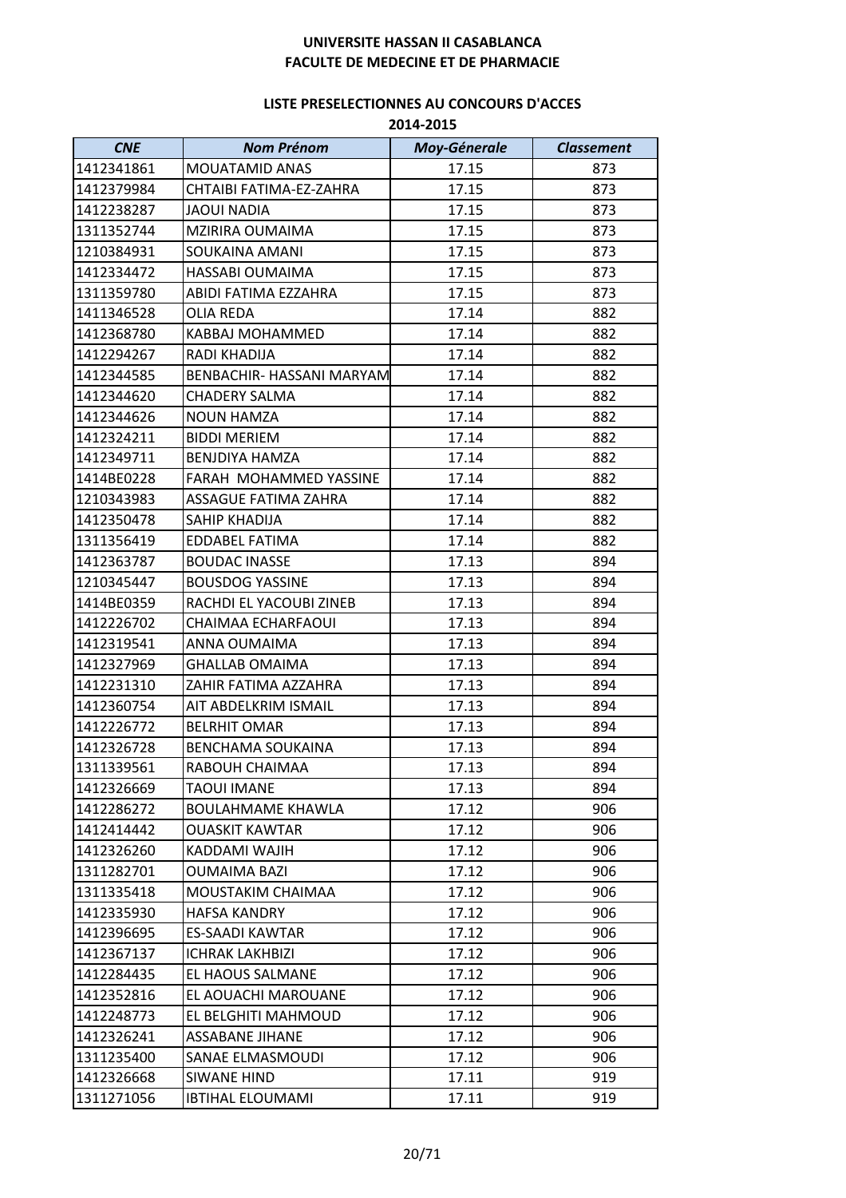**UNIVERSITE HASSAN II CASABLANCA**
**FACULTE DE MEDECINE ET DE PHARMACIE**

**LISTE PRESELECTIONNES AU CONCOURS D'ACCES**
**2014-2015**

| *CNE* | *Nom Prénom* | *Moy-Génerale* | *Classement* |
|---|---|---|---|
| 1412341861 | MOUATAMID ANAS | 17.15 | 873 |
| 1412379984 | CHTAIBI FATIMA-EZ-ZAHRA | 17.15 | 873 |
| 1412238287 | JAOUI NADIA | 17.15 | 873 |
| 1311352744 | MZIRIRA OUMAIMA | 17.15 | 873 |
| 1210384931 | SOUKAINA AMANI | 17.15 | 873 |
| 1412334472 | HASSABI OUMAIMA | 17.15 | 873 |
| 1311359780 | ABIDI FATIMA EZZAHRA | 17.15 | 873 |
| 1411346528 | OLIA REDA | 17.14 | 882 |
| 1412368780 | KABBAJ MOHAMMED | 17.14 | 882 |
| 1412294267 | RADI KHADIJA | 17.14 | 882 |
| 1412344585 | BENBACHIR- HASSANI MARYAM | 17.14 | 882 |
| 1412344620 | CHADERY SALMA | 17.14 | 882 |
| 1412344626 | NOUN HAMZA | 17.14 | 882 |
| 1412324211 | BIDDI MERIEM | 17.14 | 882 |
| 1412349711 | BENJDIYA HAMZA | 17.14 | 882 |
| 1414BE0228 | FARAH MOHAMMED YASSINE | 17.14 | 882 |
| 1210343983 | ASSAGUE FATIMA ZAHRA | 17.14 | 882 |
| 1412350478 | SAHIP KHADIJA | 17.14 | 882 |
| 1311356419 | EDDABEL FATIMA | 17.14 | 882 |
| 1412363787 | BOUDAC INASSE | 17.13 | 894 |
| 1210345447 | BOUSDOG YASSINE | 17.13 | 894 |
| 1414BE0359 | RACHDI EL YACOUBI ZINEB | 17.13 | 894 |
| 1412226702 | CHAIMAA ECHARFAOUI | 17.13 | 894 |
| 1412319541 | ANNA OUMAIMA | 17.13 | 894 |
| 1412327969 | GHALLAB OMAIMA | 17.13 | 894 |
| 1412231310 | ZAHIR FATIMA AZZAHRA | 17.13 | 894 |
| 1412360754 | AIT ABDELKRIM ISMAIL | 17.13 | 894 |
| 1412226772 | BELRHIT OMAR | 17.13 | 894 |
| 1412326728 | BENCHAMA SOUKAINA | 17.13 | 894 |
| 1311339561 | RABOUH CHAIMAA | 17.13 | 894 |
| 1412326669 | TAOUI IMANE | 17.13 | 894 |
| 1412286272 | BOULAHMAME KHAWLA | 17.12 | 906 |
| 1412414442 | OUASKIT KAWTAR | 17.12 | 906 |
| 1412326260 | KADDAMI WAJIH | 17.12 | 906 |
| 1311282701 | OUMAIMA BAZI | 17.12 | 906 |
| 1311335418 | MOUSTAKIM CHAIMAA | 17.12 | 906 |
| 1412335930 | HAFSA KANDRY | 17.12 | 906 |
| 1412396695 | ES-SAADI KAWTAR | 17.12 | 906 |
| 1412367137 | ICHRAK LAKHBIZI | 17.12 | 906 |
| 1412284435 | EL HAOUS SALMANE | 17.12 | 906 |
| 1412352816 | EL AOUACHI MAROUANE | 17.12 | 906 |
| 1412248773 | EL BELGHITI MAHMOUD | 17.12 | 906 |
| 1412326241 | ASSABANE JIHANE | 17.12 | 906 |
| 1311235400 | SANAE ELMASMOUDI | 17.12 | 906 |
| 1412326668 | SIWANE HIND | 17.11 | 919 |
| 1311271056 | IBTIHAL ELOUMAMI | 17.11 | 919 |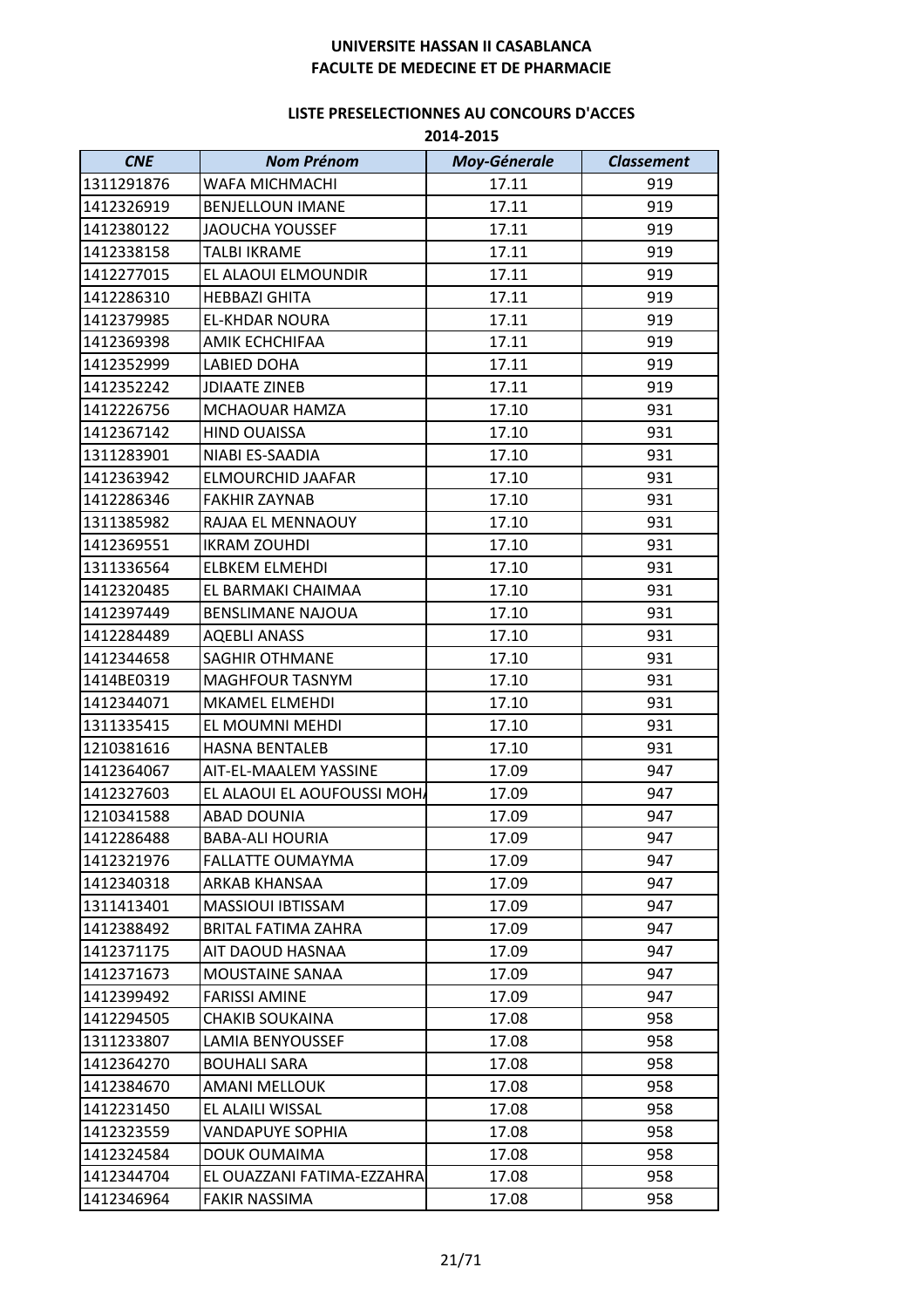**UNIVERSITE HASSAN II CASABLANCA**
**FACULTE DE MEDECINE ET DE PHARMACIE**

**LISTE PRESELECTIONNES AU CONCOURS D'ACCES**
**2014-2015**

| *CNE* | *Nom Prénom* | *Moy-Génerale* | *Classement* |
|---|---|---|---|
| 1311291876 | WAFA MICHMACHI | 17.11 | 919 |
| 1412326919 | BENJELLOUN IMANE | 17.11 | 919 |
| 1412380122 | JAOUCHA YOUSSEF | 17.11 | 919 |
| 1412338158 | TALBI IKRAME | 17.11 | 919 |
| 1412277015 | EL ALAOUI ELMOUNDIR | 17.11 | 919 |
| 1412286310 | HEBBAZI GHITA | 17.11 | 919 |
| 1412379985 | EL-KHDAR NOURA | 17.11 | 919 |
| 1412369398 | AMIK ECHCHIFAA | 17.11 | 919 |
| 1412352999 | LABIED DOHA | 17.11 | 919 |
| 1412352242 | JDIAATE ZINEB | 17.11 | 919 |
| 1412226756 | MCHAOUAR HAMZA | 17.10 | 931 |
| 1412367142 | HIND OUAISSA | 17.10 | 931 |
| 1311283901 | NIABI ES-SAADIA | 17.10 | 931 |
| 1412363942 | ELMOURCHID JAAFAR | 17.10 | 931 |
| 1412286346 | FAKHIR ZAYNAB | 17.10 | 931 |
| 1311385982 | RAJAA EL MENNAOUY | 17.10 | 931 |
| 1412369551 | IKRAM ZOUHDI | 17.10 | 931 |
| 1311336564 | ELBKEM ELMEHDI | 17.10 | 931 |
| 1412320485 | EL BARMAKI CHAIMAA | 17.10 | 931 |
| 1412397449 | BENSLIMANE NAJOUA | 17.10 | 931 |
| 1412284489 | AQEBLI ANASS | 17.10 | 931 |
| 1412344658 | SAGHIR OTHMANE | 17.10 | 931 |
| 1414BE0319 | MAGHFOUR TASNYM | 17.10 | 931 |
| 1412344071 | MKAMEL ELMEHDI | 17.10 | 931 |
| 1311335415 | EL MOUMNI MEHDI | 17.10 | 931 |
| 1210381616 | HASNA BENTALEB | 17.10 | 931 |
| 1412364067 | AIT-EL-MAALEM YASSINE | 17.09 | 947 |
| 1412327603 | EL ALAOUI EL AOUFOUSSI MOH/ | 17.09 | 947 |
| 1210341588 | ABAD DOUNIA | 17.09 | 947 |
| 1412286488 | BABA-ALI HOURIA | 17.09 | 947 |
| 1412321976 | FALLATTE OUMAYMA | 17.09 | 947 |
| 1412340318 | ARKAB KHANSAA | 17.09 | 947 |
| 1311413401 | MASSIOUI IBTISSAM | 17.09 | 947 |
| 1412388492 | BRITAL FATIMA ZAHRA | 17.09 | 947 |
| 1412371175 | AIT DAOUD HASNAA | 17.09 | 947 |
| 1412371673 | MOUSTAINE SANAA | 17.09 | 947 |
| 1412399492 | FARISSI AMINE | 17.09 | 947 |
| 1412294505 | CHAKIB SOUKAINA | 17.08 | 958 |
| 1311233807 | LAMIA BENYOUSSEF | 17.08 | 958 |
| 1412364270 | BOUHALI SARA | 17.08 | 958 |
| 1412384670 | AMANI MELLOUK | 17.08 | 958 |
| 1412231450 | EL ALAILI WISSAL | 17.08 | 958 |
| 1412323559 | VANDAPUYE SOPHIA | 17.08 | 958 |
| 1412324584 | DOUK OUMAIMA | 17.08 | 958 |
| 1412344704 | EL OUAZZANI FATIMA-EZZAHRA | 17.08 | 958 |
| 1412346964 | FAKIR NASSIMA | 17.08 | 958 |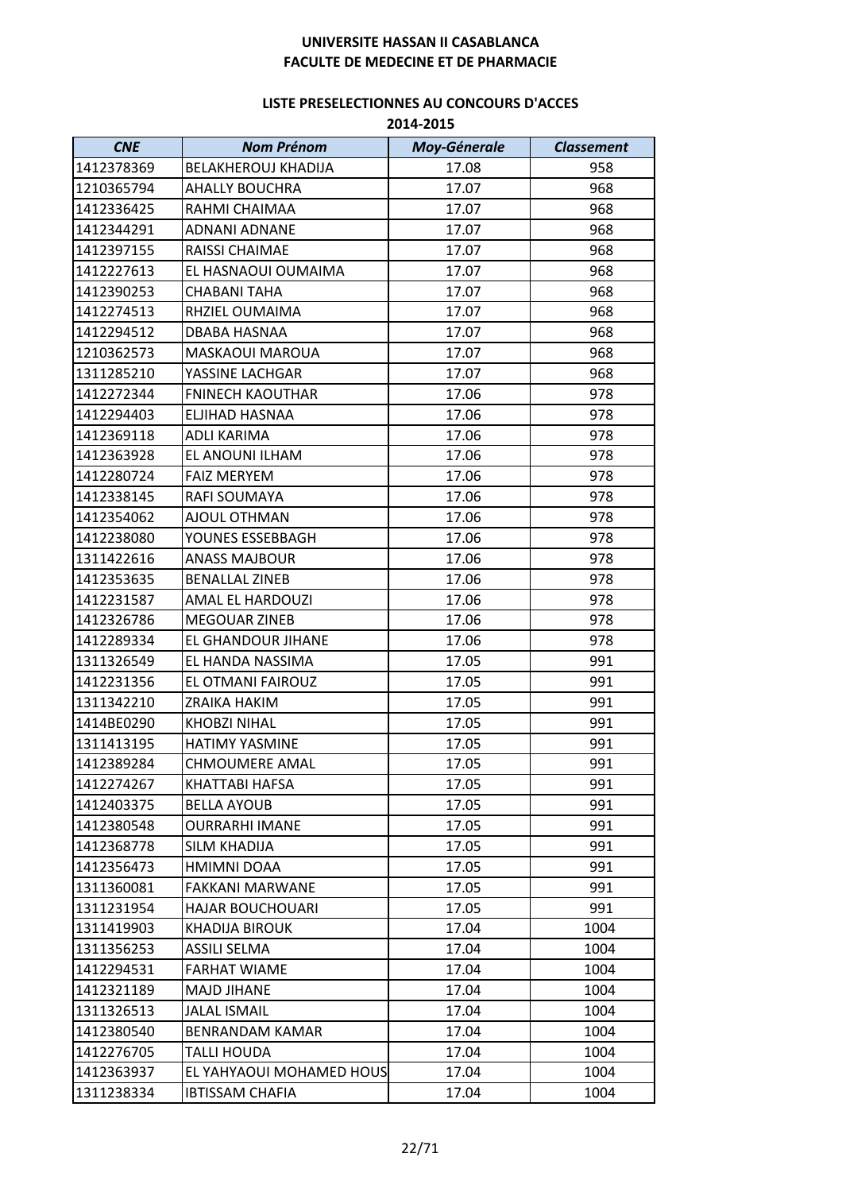# UNIVERSITE HASSAN II CASABLANCA
## FACULTE DE MEDECINE ET DE PHARMACIE

### LISTE PRESELECTIONNES AU CONCOURS D'ACCES
### 2014-2015

| *CNE* | *Nom Prénom* | *Moy-Génerale* | *Classement* |
|---|---|---|---|
| 1412378369 | BELAKHEROUJ KHADIJA | 17.08 | 958 |
| 1210365794 | AHALLY BOUCHRA | 17.07 | 968 |
| 1412336425 | RAHMI CHAIMAA | 17.07 | 968 |
| 1412344291 | ADNANI ADNANE | 17.07 | 968 |
| 1412397155 | RAISSI CHAIMAE | 17.07 | 968 |
| 1412227613 | EL HASNAOUI OUMAIMA | 17.07 | 968 |
| 1412390253 | CHABANI TAHA | 17.07 | 968 |
| 1412274513 | RHZIEL OUMAIMA | 17.07 | 968 |
| 1412294512 | DBABA HASNAA | 17.07 | 968 |
| 1210362573 | MASKAOUI MAROUA | 17.07 | 968 |
| 1311285210 | YASSINE LACHGAR | 17.07 | 968 |
| 1412272344 | FNINECH KAOUTHAR | 17.06 | 978 |
| 1412294403 | ELJIHAD HASNAA | 17.06 | 978 |
| 1412369118 | ADLI KARIMA | 17.06 | 978 |
| 1412363928 | EL ANOUNI ILHAM | 17.06 | 978 |
| 1412280724 | FAIZ MERYEM | 17.06 | 978 |
| 1412338145 | RAFI SOUMAYA | 17.06 | 978 |
| 1412354062 | AJOUL OTHMAN | 17.06 | 978 |
| 1412238080 | YOUNES ESSEBBAGH | 17.06 | 978 |
| 1311422616 | ANASS MAJBOUR | 17.06 | 978 |
| 1412353635 | BENALLAL ZINEB | 17.06 | 978 |
| 1412231587 | AMAL EL HARDOUZI | 17.06 | 978 |
| 1412326786 | MEGOUAR ZINEB | 17.06 | 978 |
| 1412289334 | EL GHANDOUR JIHANE | 17.06 | 978 |
| 1311326549 | EL HANDA NASSIMA | 17.05 | 991 |
| 1412231356 | EL OTMANI FAIROUZ | 17.05 | 991 |
| 1311342210 | ZRAIKA HAKIM | 17.05 | 991 |
| 1414BE0290 | KHOBZI NIHAL | 17.05 | 991 |
| 1311413195 | HATIMY YASMINE | 17.05 | 991 |
| 1412389284 | CHMOUMERE AMAL | 17.05 | 991 |
| 1412274267 | KHATTABI HAFSA | 17.05 | 991 |
| 1412403375 | BELLA AYOUB | 17.05 | 991 |
| 1412380548 | OURRARHI IMANE | 17.05 | 991 |
| 1412368778 | SILM KHADIJA | 17.05 | 991 |
| 1412356473 | HMIMNI DOAA | 17.05 | 991 |
| 1311360081 | FAKKANI MARWANE | 17.05 | 991 |
| 1311231954 | HAJAR BOUCHOUARI | 17.05 | 991 |
| 1311419903 | KHADIJA BIROUK | 17.04 | 1004 |
| 1311356253 | ASSILI SELMA | 17.04 | 1004 |
| 1412294531 | FARHAT WIAME | 17.04 | 1004 |
| 1412321189 | MAJD JIHANE | 17.04 | 1004 |
| 1311326513 | JALAL ISMAIL | 17.04 | 1004 |
| 1412380540 | BENRANDAM KAMAR | 17.04 | 1004 |
| 1412276705 | TALLI HOUDA | 17.04 | 1004 |
| 1412363937 | EL YAHYAOUI MOHAMED HOUS | 17.04 | 1004 |
| 1311238334 | IBTISSAM CHAFIA | 17.04 | 1004 |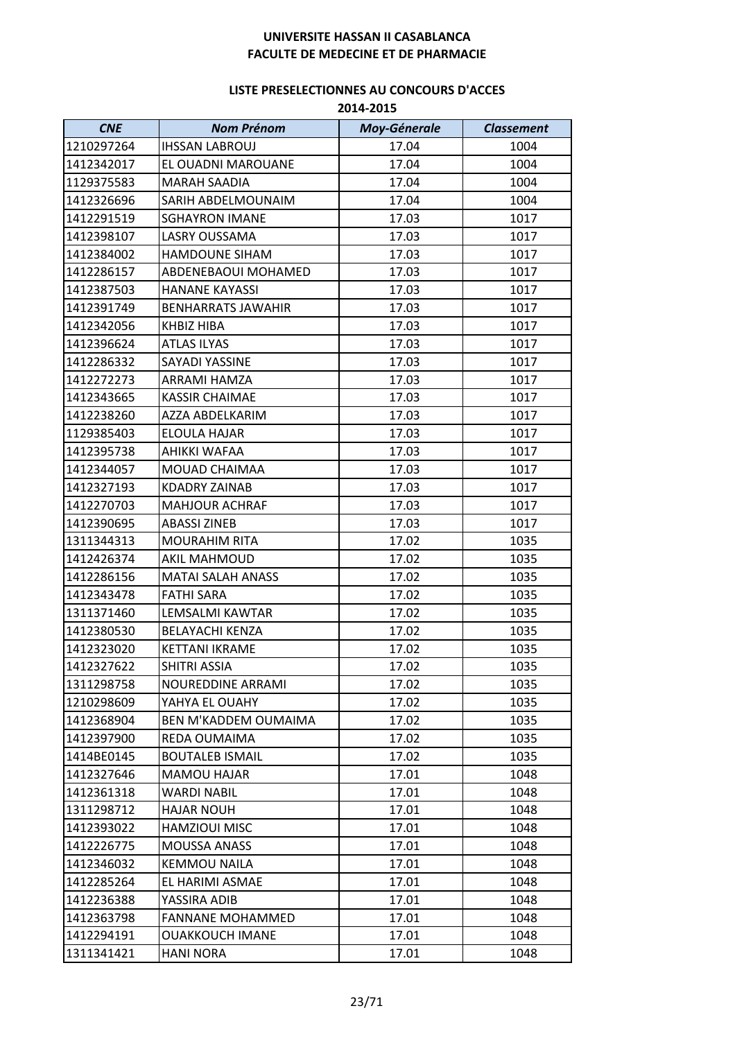**UNIVERSITE HASSAN II CASABLANCA**
**FACULTE DE MEDECINE ET DE PHARMACIE**

**LISTE PRESELECTIONNES AU CONCOURS D'ACCES**
**2014-2015**

| *CNE* | *Nom Prénom* | *Moy-Génerale* | *Classement* |
|---|---|---|---|
| 1210297264 | IHSSAN LABROUJ | 17.04 | 1004 |
| 1412342017 | EL OUADNI MAROUANE | 17.04 | 1004 |
| 1129375583 | MARAH SAADIA | 17.04 | 1004 |
| 1412326696 | SARIH ABDELMOUNAIM | 17.04 | 1004 |
| 1412291519 | SGHAYRON IMANE | 17.03 | 1017 |
| 1412398107 | LASRY OUSSAMA | 17.03 | 1017 |
| 1412384002 | HAMDOUNE SIHAM | 17.03 | 1017 |
| 1412286157 | ABDENEBAOUI MOHAMED | 17.03 | 1017 |
| 1412387503 | HANANE KAYASSI | 17.03 | 1017 |
| 1412391749 | BENHARRATS JAWAHIR | 17.03 | 1017 |
| 1412342056 | KHBIZ HIBA | 17.03 | 1017 |
| 1412396624 | ATLAS ILYAS | 17.03 | 1017 |
| 1412286332 | SAYADI YASSINE | 17.03 | 1017 |
| 1412272273 | ARRAMI HAMZA | 17.03 | 1017 |
| 1412343665 | KASSIR CHAIMAE | 17.03 | 1017 |
| 1412238260 | AZZA ABDELKARIM | 17.03 | 1017 |
| 1129385403 | ELOULA HAJAR | 17.03 | 1017 |
| 1412395738 | AHIKKI WAFAA | 17.03 | 1017 |
| 1412344057 | MOUAD CHAIMAA | 17.03 | 1017 |
| 1412327193 | KDADRY ZAINAB | 17.03 | 1017 |
| 1412270703 | MAHJOUR ACHRAF | 17.03 | 1017 |
| 1412390695 | ABASSI ZINEB | 17.03 | 1017 |
| 1311344313 | MOURAHIM RITA | 17.02 | 1035 |
| 1412426374 | AKIL MAHMOUD | 17.02 | 1035 |
| 1412286156 | MATAI SALAH ANASS | 17.02 | 1035 |
| 1412343478 | FATHI SARA | 17.02 | 1035 |
| 1311371460 | LEMSALMI KAWTAR | 17.02 | 1035 |
| 1412380530 | BELAYACHI KENZA | 17.02 | 1035 |
| 1412323020 | KETTANI IKRAME | 17.02 | 1035 |
| 1412327622 | SHITRI ASSIA | 17.02 | 1035 |
| 1311298758 | NOUREDDINE ARRAMI | 17.02 | 1035 |
| 1210298609 | YAHYA EL OUAHY | 17.02 | 1035 |
| 1412368904 | BEN M'KADDEM OUMAIMA | 17.02 | 1035 |
| 1412397900 | REDA OUMAIMA | 17.02 | 1035 |
| 1414BE0145 | BOUTALEB ISMAIL | 17.02 | 1035 |
| 1412327646 | MAMOU HAJAR | 17.01 | 1048 |
| 1412361318 | WARDI NABIL | 17.01 | 1048 |
| 1311298712 | HAJAR NOUH | 17.01 | 1048 |
| 1412393022 | HAMZIOUI MISC | 17.01 | 1048 |
| 1412226775 | MOUSSA ANASS | 17.01 | 1048 |
| 1412346032 | KEMMOU NAILA | 17.01 | 1048 |
| 1412285264 | EL HARIMI ASMAE | 17.01 | 1048 |
| 1412236388 | YASSIRA ADIB | 17.01 | 1048 |
| 1412363798 | FANNANE MOHAMMED | 17.01 | 1048 |
| 1412294191 | OUAKKOUCH IMANE | 17.01 | 1048 |
| 1311341421 | HANI NORA | 17.01 | 1048 |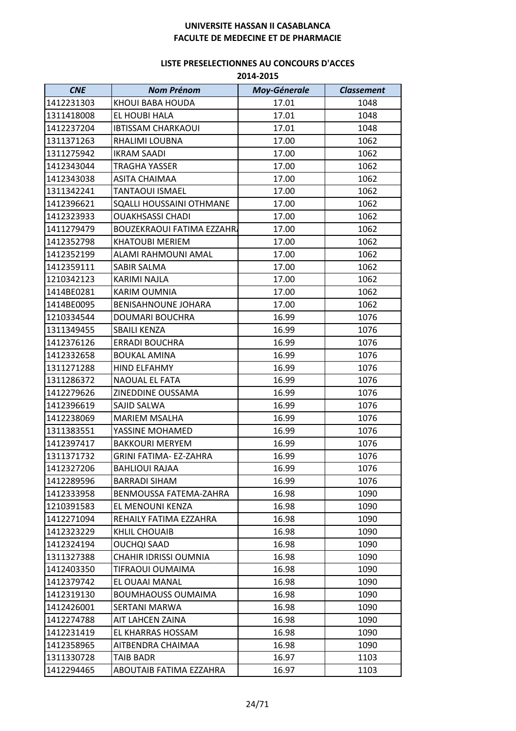**UNIVERSITE HASSAN II CASABLANCA**
**FACULTE DE MEDECINE ET DE PHARMACIE**

**LISTE PRESELECTIONNES AU CONCOURS D'ACCES**
**2014-2015**

| *CNE* | *Nom Prénom* | *Moy-Génerale* | *Classement* |
|---|---|---|---|
| 1412231303 | KHOUI BABA HOUDA | 17.01 | 1048 |
| 1311418008 | EL HOUBI HALA | 17.01 | 1048 |
| 1412237204 | IBTISSAM CHARKAOUI | 17.01 | 1048 |
| 1311371263 | RHALIMI LOUBNA | 17.00 | 1062 |
| 1311275942 | IKRAM SAADI | 17.00 | 1062 |
| 1412343044 | TRAGHA YASSER | 17.00 | 1062 |
| 1412343038 | ASITA CHAIMAA | 17.00 | 1062 |
| 1311342241 | TANTAOUI ISMAEL | 17.00 | 1062 |
| 1412396621 | SQALLI HOUSSAINI OTHMANE | 17.00 | 1062 |
| 1412323933 | OUAKHSASSI CHADI | 17.00 | 1062 |
| 1411279479 | BOUZEKRAOUI FATIMA EZZAHRA | 17.00 | 1062 |
| 1412352798 | KHATOUBI MERIEM | 17.00 | 1062 |
| 1412352199 | ALAMI RAHMOUNI AMAL | 17.00 | 1062 |
| 1412359111 | SABIR SALMA | 17.00 | 1062 |
| 1210342123 | KARIMI NAJLA | 17.00 | 1062 |
| 1414BE0281 | KARIM OUMNIA | 17.00 | 1062 |
| 1414BE0095 | BENISAHNOUNE JOHARA | 17.00 | 1062 |
| 1210334544 | DOUMARI BOUCHRA | 16.99 | 1076 |
| 1311349455 | SBAILI KENZA | 16.99 | 1076 |
| 1412376126 | ERRADI BOUCHRA | 16.99 | 1076 |
| 1412332658 | BOUKAL AMINA | 16.99 | 1076 |
| 1311271288 | HIND ELFAHMY | 16.99 | 1076 |
| 1311286372 | NAOUAL EL FATA | 16.99 | 1076 |
| 1412279626 | ZINEDDINE OUSSAMA | 16.99 | 1076 |
| 1412396619 | SAJID SALWA | 16.99 | 1076 |
| 1412238069 | MARIEM MSALHA | 16.99 | 1076 |
| 1311383551 | YASSINE MOHAMED | 16.99 | 1076 |
| 1412397417 | BAKKOURI MERYEM | 16.99 | 1076 |
| 1311371732 | GRINI FATIMA- EZ-ZAHRA | 16.99 | 1076 |
| 1412327206 | BAHLIOUI RAJAA | 16.99 | 1076 |
| 1412289596 | BARRADI SIHAM | 16.99 | 1076 |
| 1412333958 | BENMOUSSA FATEMA-ZAHRA | 16.98 | 1090 |
| 1210391583 | EL MENOUNI KENZA | 16.98 | 1090 |
| 1412271094 | REHAILY FATIMA EZZAHRA | 16.98 | 1090 |
| 1412323229 | KHLIL CHOUAIB | 16.98 | 1090 |
| 1412324194 | OUCHQI SAAD | 16.98 | 1090 |
| 1311327388 | CHAHIR IDRISSI OUMNIA | 16.98 | 1090 |
| 1412403350 | TIFRAOUI OUMAIMA | 16.98 | 1090 |
| 1412379742 | EL OUAAI MANAL | 16.98 | 1090 |
| 1412319130 | BOUMHAOUSS OUMAIMA | 16.98 | 1090 |
| 1412426001 | SERTANI MARWA | 16.98 | 1090 |
| 1412274788 | AIT LAHCEN ZAINA | 16.98 | 1090 |
| 1412231419 | EL KHARRAS HOSSAM | 16.98 | 1090 |
| 1412358965 | AITBENDRA CHAIMAA | 16.98 | 1090 |
| 1311330728 | TAIB BADR | 16.97 | 1103 |
| 1412294465 | ABOUTAIB FATIMA EZZAHRA | 16.97 | 1103 |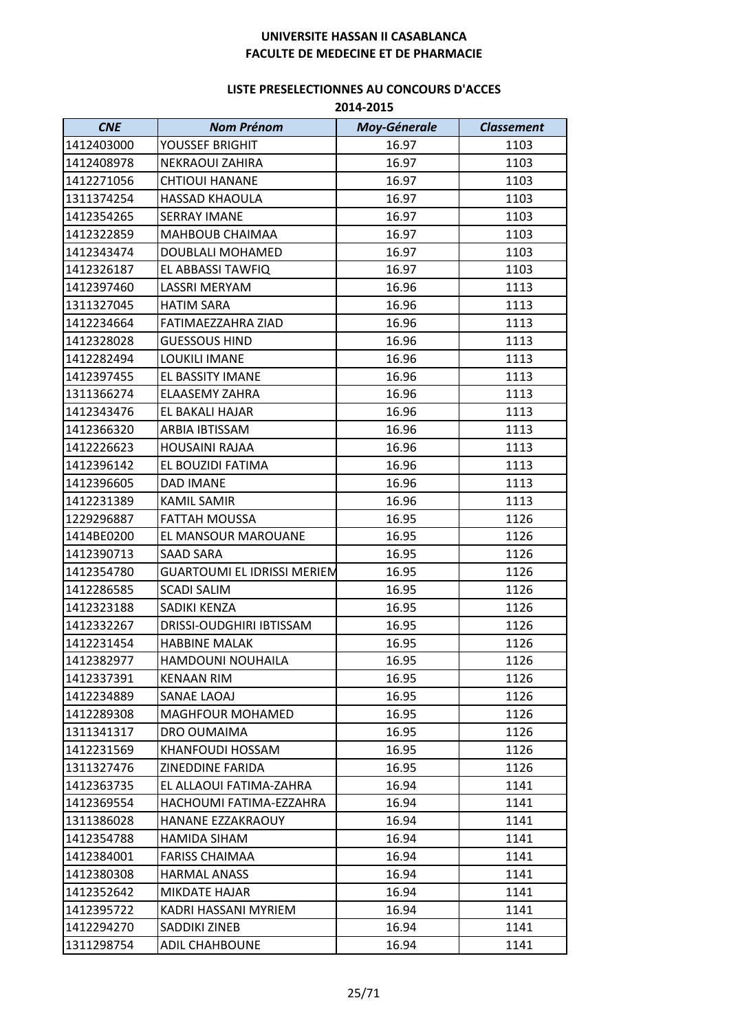**UNIVERSITE HASSAN II CASABLANCA**
**FACULTE DE MEDECINE ET DE PHARMACIE**

**LISTE PRESELECTIONNES AU CONCOURS D'ACCES**
**2014-2015**

| *CNE* | *Nom Prénom* | *Moy-Génerale* | *Classement* |
|---|---|---|---|
| 1412403000 | YOUSSEF BRIGHIT | 16.97 | 1103 |
| 1412408978 | NEKRAOUI ZAHIRA | 16.97 | 1103 |
| 1412271056 | CHTIOUI HANANE | 16.97 | 1103 |
| 1311374254 | HASSAD KHAOULA | 16.97 | 1103 |
| 1412354265 | SERRAY IMANE | 16.97 | 1103 |
| 1412322859 | MAHBOUB CHAIMAA | 16.97 | 1103 |
| 1412343474 | DOUBLALI MOHAMED | 16.97 | 1103 |
| 1412326187 | EL ABBASSI TAWFIQ | 16.97 | 1103 |
| 1412397460 | LASSRI MERYAM | 16.96 | 1113 |
| 1311327045 | HATIM SARA | 16.96 | 1113 |
| 1412234664 | FATIMAEZZAHRA ZIAD | 16.96 | 1113 |
| 1412328028 | GUESSOUS HIND | 16.96 | 1113 |
| 1412282494 | LOUKILI IMANE | 16.96 | 1113 |
| 1412397455 | EL BASSITY IMANE | 16.96 | 1113 |
| 1311366274 | ELAASEMY ZAHRA | 16.96 | 1113 |
| 1412343476 | EL BAKALI HAJAR | 16.96 | 1113 |
| 1412366320 | ARBIA IBTISSAM | 16.96 | 1113 |
| 1412226623 | HOUSAINI RAJAA | 16.96 | 1113 |
| 1412396142 | EL BOUZIDI FATIMA | 16.96 | 1113 |
| 1412396605 | DAD IMANE | 16.96 | 1113 |
| 1412231389 | KAMIL SAMIR | 16.96 | 1113 |
| 1229296887 | FATTAH MOUSSA | 16.95 | 1126 |
| 1414BE0200 | EL MANSOUR MAROUANE | 16.95 | 1126 |
| 1412390713 | SAAD SARA | 16.95 | 1126 |
| 1412354780 | GUARTOUMI EL IDRISSI MERIEM | 16.95 | 1126 |
| 1412286585 | SCADI SALIM | 16.95 | 1126 |
| 1412323188 | SADIKI KENZA | 16.95 | 1126 |
| 1412332267 | DRISSI-OUDGHIRI IBTISSAM | 16.95 | 1126 |
| 1412231454 | HABBINE MALAK | 16.95 | 1126 |
| 1412382977 | HAMDOUNI NOUHAILA | 16.95 | 1126 |
| 1412337391 | KENAAN RIM | 16.95 | 1126 |
| 1412234889 | SANAE LAOAJ | 16.95 | 1126 |
| 1412289308 | MAGHFOUR MOHAMED | 16.95 | 1126 |
| 1311341317 | DRO OUMAIMA | 16.95 | 1126 |
| 1412231569 | KHANFOUDI HOSSAM | 16.95 | 1126 |
| 1311327476 | ZINEDDINE FARIDA | 16.95 | 1126 |
| 1412363735 | EL ALLAOUI FATIMA-ZAHRA | 16.94 | 1141 |
| 1412369554 | HACHOUMI FATIMA-EZZAHRA | 16.94 | 1141 |
| 1311386028 | HANANE EZZAKRAOUY | 16.94 | 1141 |
| 1412354788 | HAMIDA SIHAM | 16.94 | 1141 |
| 1412384001 | FARISS CHAIMAA | 16.94 | 1141 |
| 1412380308 | HARMAL ANASS | 16.94 | 1141 |
| 1412352642 | MIKDATE HAJAR | 16.94 | 1141 |
| 1412395722 | KADRI HASSANI MYRIEM | 16.94 | 1141 |
| 1412294270 | SADDIKI ZINEB | 16.94 | 1141 |
| 1311298754 | ADIL CHAHBOUNE | 16.94 | 1141 |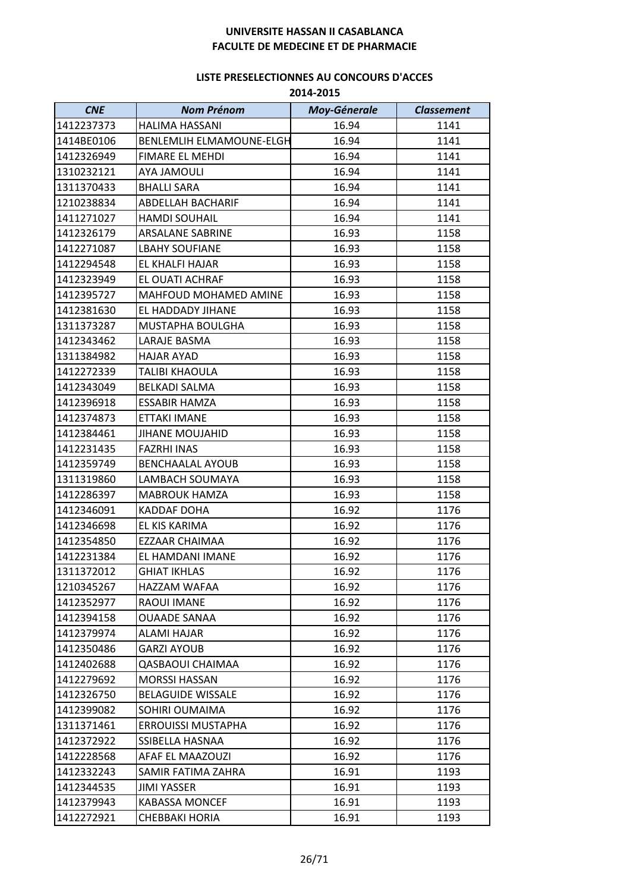**UNIVERSITE HASSAN II CASABLANCA**
**FACULTE DE MEDECINE ET DE PHARMACIE**

**LISTE PRESELECTIONNES AU CONCOURS D'ACCES**
**2014-2015**

| *CNE* | *Nom Prénom* | *Moy-Génerale* | *Classement* |
|---|---|---|---|
| 1412237373 | HALIMA HASSANI | 16.94 | 1141 |
| 1414BE0106 | BENLEMLIH ELMAMOUNE-ELGH | 16.94 | 1141 |
| 1412326949 | FIMARE EL MEHDI | 16.94 | 1141 |
| 1310232121 | AYA JAMOULI | 16.94 | 1141 |
| 1311370433 | BHALLI SARA | 16.94 | 1141 |
| 1210238834 | ABDELLAH BACHARIF | 16.94 | 1141 |
| 1411271027 | HAMDI SOUHAIL | 16.94 | 1141 |
| 1412326179 | ARSALANE SABRINE | 16.93 | 1158 |
| 1412271087 | LBAHY SOUFIANE | 16.93 | 1158 |
| 1412294548 | EL KHALFI HAJAR | 16.93 | 1158 |
| 1412323949 | EL OUATI ACHRAF | 16.93 | 1158 |
| 1412395727 | MAHFOUD MOHAMED AMINE | 16.93 | 1158 |
| 1412381630 | EL HADDADY JIHANE | 16.93 | 1158 |
| 1311373287 | MUSTAPHA BOULGHA | 16.93 | 1158 |
| 1412343462 | LARAJE BASMA | 16.93 | 1158 |
| 1311384982 | HAJAR AYAD | 16.93 | 1158 |
| 1412272339 | TALIBI KHAOULA | 16.93 | 1158 |
| 1412343049 | BELKADI SALMA | 16.93 | 1158 |
| 1412396918 | ESSABIR HAMZA | 16.93 | 1158 |
| 1412374873 | ETTAKI IMANE | 16.93 | 1158 |
| 1412384461 | JIHANE MOUJAHID | 16.93 | 1158 |
| 1412231435 | FAZRHI INAS | 16.93 | 1158 |
| 1412359749 | BENCHAALAL AYOUB | 16.93 | 1158 |
| 1311319860 | LAMBACH SOUMAYA | 16.93 | 1158 |
| 1412286397 | MABROUK HAMZA | 16.93 | 1158 |
| 1412346091 | KADDAF DOHA | 16.92 | 1176 |
| 1412346698 | EL KIS KARIMA | 16.92 | 1176 |
| 1412354850 | EZZAAR CHAIMAA | 16.92 | 1176 |
| 1412231384 | EL HAMDANI IMANE | 16.92 | 1176 |
| 1311372012 | GHIAT IKHLAS | 16.92 | 1176 |
| 1210345267 | HAZZAM WAFAA | 16.92 | 1176 |
| 1412352977 | RAOUI IMANE | 16.92 | 1176 |
| 1412394158 | OUAADE SANAA | 16.92 | 1176 |
| 1412379974 | ALAMI HAJAR | 16.92 | 1176 |
| 1412350486 | GARZI AYOUB | 16.92 | 1176 |
| 1412402688 | QASBAOUI CHAIMAA | 16.92 | 1176 |
| 1412279692 | MORSSI HASSAN | 16.92 | 1176 |
| 1412326750 | BELAGUIDE WISSALE | 16.92 | 1176 |
| 1412399082 | SOHIRI OUMAIMA | 16.92 | 1176 |
| 1311371461 | ERROUISSI MUSTAPHA | 16.92 | 1176 |
| 1412372922 | SSIBELLA HASNAA | 16.92 | 1176 |
| 1412228568 | AFAF EL MAAZOUZI | 16.92 | 1176 |
| 1412332243 | SAMIR FATIMA ZAHRA | 16.91 | 1193 |
| 1412344535 | JIMI YASSER | 16.91 | 1193 |
| 1412379943 | KABASSA MONCEF | 16.91 | 1193 |
| 1412272921 | CHEBBAKI HORIA | 16.91 | 1193 |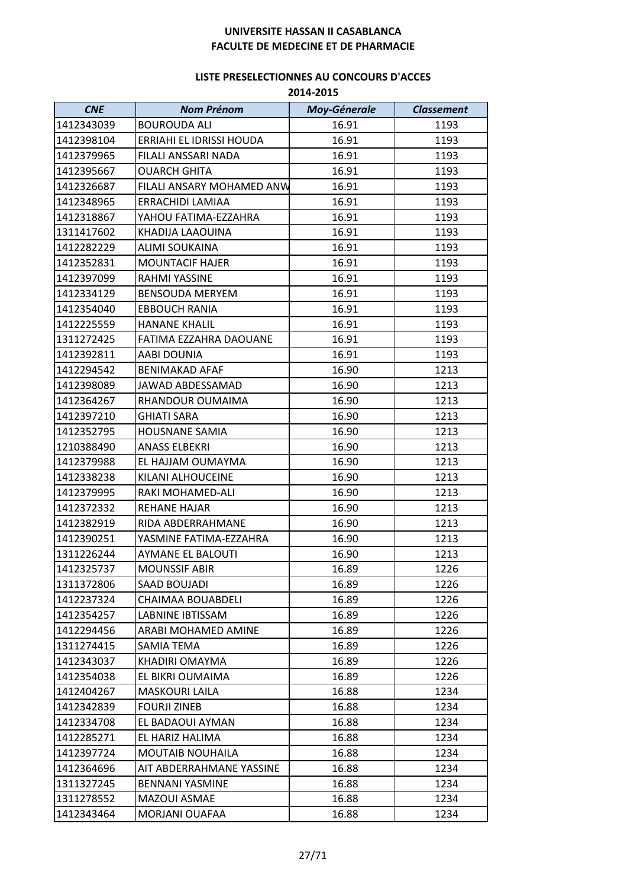**UNIVERSITE HASSAN II CASABLANCA**
**FACULTE DE MEDECINE ET DE PHARMACIE**

**LISTE PRESELECTIONNES AU CONCOURS D'ACCES**
**2014-2015**

| *CNE* | *Nom Prénom* | *Moy-Génerale* | *Classement* |
|---|---|---|---|
| 1412343039 | BOUROUDA ALI | 16.91 | 1193 |
| 1412398104 | ERRIAHI EL IDRISSI HOUDA | 16.91 | 1193 |
| 1412379965 | FILALI ANSSARI NADA | 16.91 | 1193 |
| 1412395667 | OUARCH GHITA | 16.91 | 1193 |
| 1412326687 | FILALI ANSARY MOHAMED ANW | 16.91 | 1193 |
| 1412348965 | ERRACHIDI LAMIAA | 16.91 | 1193 |
| 1412318867 | YAHOU FATIMA-EZZAHRA | 16.91 | 1193 |
| 1311417602 | KHADIJA LAAOUINA | 16.91 | 1193 |
| 1412282229 | ALIMI SOUKAINA | 16.91 | 1193 |
| 1412352831 | MOUNTACIF HAJER | 16.91 | 1193 |
| 1412397099 | RAHMI YASSINE | 16.91 | 1193 |
| 1412334129 | BENSOUDA MERYEM | 16.91 | 1193 |
| 1412354040 | EBBOUCH RANIA | 16.91 | 1193 |
| 1412225559 | HANANE KHALIL | 16.91 | 1193 |
| 1311272425 | FATIMA EZZAHRA DAOUANE | 16.91 | 1193 |
| 1412392811 | AABI DOUNIA | 16.91 | 1193 |
| 1412294542 | BENIMAKAD AFAF | 16.90 | 1213 |
| 1412398089 | JAWAD ABDESSAMAD | 16.90 | 1213 |
| 1412364267 | RHANDOUR OUMAIMA | 16.90 | 1213 |
| 1412397210 | GHIATI SARA | 16.90 | 1213 |
| 1412352795 | HOUSNANE SAMIA | 16.90 | 1213 |
| 1210388490 | ANASS ELBEKRI | 16.90 | 1213 |
| 1412379988 | EL HAJJAM OUMAYMA | 16.90 | 1213 |
| 1412338238 | KILANI ALHOUCEINE | 16.90 | 1213 |
| 1412379995 | RAKI MOHAMED-ALI | 16.90 | 1213 |
| 1412372332 | REHANE HAJAR | 16.90 | 1213 |
| 1412382919 | RIDA ABDERRAHMANE | 16.90 | 1213 |
| 1412390251 | YASMINE FATIMA-EZZAHRA | 16.90 | 1213 |
| 1311226244 | AYMANE EL BALOUTI | 16.90 | 1213 |
| 1412325737 | MOUNSSIF ABIR | 16.89 | 1226 |
| 1311372806 | SAAD BOUJADI | 16.89 | 1226 |
| 1412237324 | CHAIMAA BOUABDELI | 16.89 | 1226 |
| 1412354257 | LABNINE IBTISSAM | 16.89 | 1226 |
| 1412294456 | ARABI MOHAMED AMINE | 16.89 | 1226 |
| 1311274415 | SAMIA TEMA | 16.89 | 1226 |
| 1412343037 | KHADIRI OMAYMA | 16.89 | 1226 |
| 1412354038 | EL BIKRI OUMAIMA | 16.89 | 1226 |
| 1412404267 | MASKOURI LAILA | 16.88 | 1234 |
| 1412342839 | FOURJI ZINEB | 16.88 | 1234 |
| 1412334708 | EL BADAOUI AYMAN | 16.88 | 1234 |
| 1412285271 | EL HARIZ HALIMA | 16.88 | 1234 |
| 1412397724 | MOUTAIB NOUHAILA | 16.88 | 1234 |
| 1412364696 | AIT ABDERRAHMANE YASSINE | 16.88 | 1234 |
| 1311327245 | BENNANI YASMINE | 16.88 | 1234 |
| 1311278552 | MAZOUI ASMAE | 16.88 | 1234 |
| 1412343464 | MORJANI OUAFAA | 16.88 | 1234 |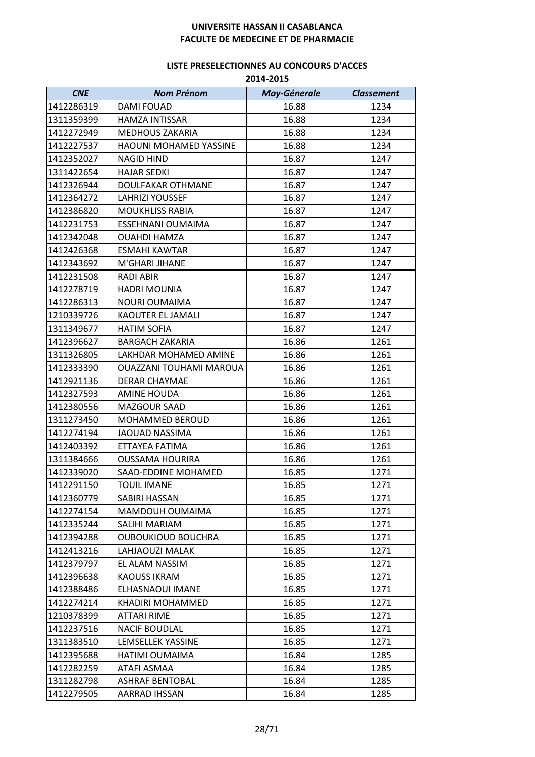# UNIVERSITE HASSAN II CASABLANCA
## FACULTE DE MEDECINE ET DE PHARMACIE

### LISTE PRESELECTIONNES AU CONCOURS D'ACCES
### 2014-2015

| CNE | Nom Prénom | Moy-Génerale | Classement |
|---|---|---|---|
| 1412286319 | DAMI FOUAD | 16.88 | 1234 |
| 1311359399 | HAMZA INTISSAR | 16.88 | 1234 |
| 1412272949 | MEDHOUS ZAKARIA | 16.88 | 1234 |
| 1412227537 | HAOUNI MOHAMED YASSINE | 16.88 | 1234 |
| 1412352027 | NAGID HIND | 16.87 | 1247 |
| 1311422654 | HAJAR SEDKI | 16.87 | 1247 |
| 1412326944 | DOULFAKAR OTHMANE | 16.87 | 1247 |
| 1412364272 | LAHRIZI YOUSSEF | 16.87 | 1247 |
| 1412386820 | MOUKHLISS RABIA | 16.87 | 1247 |
| 1412231753 | ESSEHNANI OUMAIMA | 16.87 | 1247 |
| 1412342048 | OUAHDI HAMZA | 16.87 | 1247 |
| 1412426368 | ESMAHI KAWTAR | 16.87 | 1247 |
| 1412343692 | M'GHARI JIHANE | 16.87 | 1247 |
| 1412231508 | RADI ABIR | 16.87 | 1247 |
| 1412278719 | HADRI MOUNIA | 16.87 | 1247 |
| 1412286313 | NOURI OUMAIMA | 16.87 | 1247 |
| 1210339726 | KAOUTER EL JAMALI | 16.87 | 1247 |
| 1311349677 | HATIM SOFIA | 16.87 | 1247 |
| 1412396627 | BARGACH ZAKARIA | 16.86 | 1261 |
| 1311326805 | LAKHDAR MOHAMED AMINE | 16.86 | 1261 |
| 1412333390 | OUAZZANI TOUHAMI MAROUA | 16.86 | 1261 |
| 1412921136 | DERAR CHAYMAE | 16.86 | 1261 |
| 1412327593 | AMINE HOUDA | 16.86 | 1261 |
| 1412380556 | MAZGOUR SAAD | 16.86 | 1261 |
| 1311273450 | MOHAMMED BEROUD | 16.86 | 1261 |
| 1412274194 | JAOUAD NASSIMA | 16.86 | 1261 |
| 1412403392 | ETTAYEA FATIMA | 16.86 | 1261 |
| 1311384666 | OUSSAMA HOURIRA | 16.86 | 1261 |
| 1412339020 | SAAD-EDDINE MOHAMED | 16.85 | 1271 |
| 1412291150 | TOUIL IMANE | 16.85 | 1271 |
| 1412360779 | SABIRI HASSAN | 16.85 | 1271 |
| 1412274154 | MAMDOUH OUMAIMA | 16.85 | 1271 |
| 1412335244 | SALIHI MARIAM | 16.85 | 1271 |
| 1412394288 | OUBOUKIOUD BOUCHRA | 16.85 | 1271 |
| 1412413216 | LAHJAOUZI MALAK | 16.85 | 1271 |
| 1412379797 | EL ALAM NASSIM | 16.85 | 1271 |
| 1412396638 | KAOUSS IKRAM | 16.85 | 1271 |
| 1412388486 | ELHASNAOUI IMANE | 16.85 | 1271 |
| 1412274214 | KHADIRI MOHAMMED | 16.85 | 1271 |
| 1210378399 | ATTARI RIME | 16.85 | 1271 |
| 1412237516 | NACIF BOUDLAL | 16.85 | 1271 |
| 1311383510 | LEMSELLEK YASSINE | 16.85 | 1271 |
| 1412395688 | HATIMI OUMAIMA | 16.84 | 1285 |
| 1412282259 | ATAFI ASMAA | 16.84 | 1285 |
| 1311282798 | ASHRAF BENTOBAL | 16.84 | 1285 |
| 1412279505 | AARRAD IHSSAN | 16.84 | 1285 |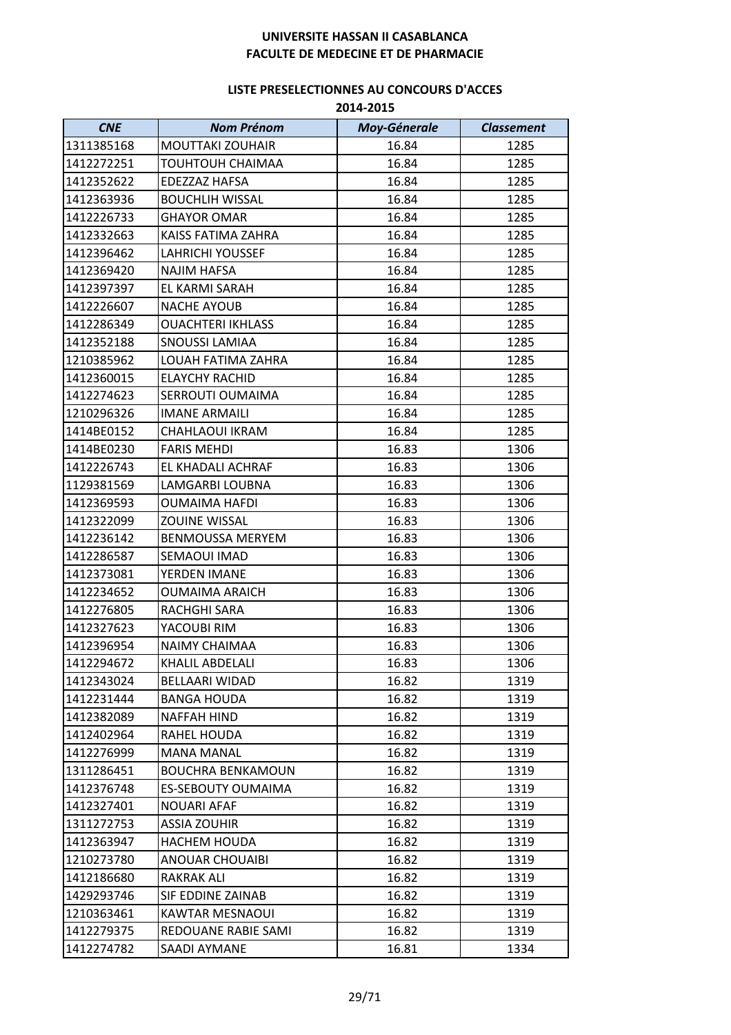**UNIVERSITE HASSAN II CASABLANCA**
**FACULTE DE MEDECINE ET DE PHARMACIE**

**LISTE PRESELECTIONNES AU CONCOURS D'ACCES**
**2014-2015**

| *CNE* | *Nom Prénom* | *Moy-Génerale* | *Classement* |
|---|---|---|---|
| 1311385168 | MOUTTAKI ZOUHAIR | 16.84 | 1285 |
| 1412272251 | TOUHTOUH CHAIMAA | 16.84 | 1285 |
| 1412352622 | EDEZZAZ HAFSA | 16.84 | 1285 |
| 1412363936 | BOUCHLIH WISSAL | 16.84 | 1285 |
| 1412226733 | GHAYOR OMAR | 16.84 | 1285 |
| 1412332663 | KAISS FATIMA ZAHRA | 16.84 | 1285 |
| 1412396462 | LAHRICHI YOUSSEF | 16.84 | 1285 |
| 1412369420 | NAJIM HAFSA | 16.84 | 1285 |
| 1412397397 | EL KARMI SARAH | 16.84 | 1285 |
| 1412226607 | NACHE AYOUB | 16.84 | 1285 |
| 1412286349 | OUACHTERI IKHLASS | 16.84 | 1285 |
| 1412352188 | SNOUSSI LAMIAA | 16.84 | 1285 |
| 1210385962 | LOUAH FATIMA ZAHRA | 16.84 | 1285 |
| 1412360015 | ELAYCHY RACHID | 16.84 | 1285 |
| 1412274623 | SERROUTI OUMAIMA | 16.84 | 1285 |
| 1210296326 | IMANE ARMAILI | 16.84 | 1285 |
| 1414BE0152 | CHAHLAOUI IKRAM | 16.84 | 1285 |
| 1414BE0230 | FARIS MEHDI | 16.83 | 1306 |
| 1412226743 | EL KHADALI ACHRAF | 16.83 | 1306 |
| 1129381569 | LAMGARBI LOUBNA | 16.83 | 1306 |
| 1412369593 | OUMAIMA HAFDI | 16.83 | 1306 |
| 1412322099 | ZOUINE WISSAL | 16.83 | 1306 |
| 1412236142 | BENMOUSSA MERYEM | 16.83 | 1306 |
| 1412286587 | SEMAOUI IMAD | 16.83 | 1306 |
| 1412373081 | YERDEN IMANE | 16.83 | 1306 |
| 1412234652 | OUMAIMA ARAICH | 16.83 | 1306 |
| 1412276805 | RACHGHI SARA | 16.83 | 1306 |
| 1412327623 | YACOUBI RIM | 16.83 | 1306 |
| 1412396954 | NAIMY CHAIMAA | 16.83 | 1306 |
| 1412294672 | KHALIL ABDELALI | 16.83 | 1306 |
| 1412343024 | BELLAARI WIDAD | 16.82 | 1319 |
| 1412231444 | BANGA HOUDA | 16.82 | 1319 |
| 1412382089 | NAFFAH HIND | 16.82 | 1319 |
| 1412402964 | RAHEL HOUDA | 16.82 | 1319 |
| 1412276999 | MANA MANAL | 16.82 | 1319 |
| 1311286451 | BOUCHRA BENKAMOUN | 16.82 | 1319 |
| 1412376748 | ES-SEBOUTY OUMAIMA | 16.82 | 1319 |
| 1412327401 | NOUARI AFAF | 16.82 | 1319 |
| 1311272753 | ASSIA ZOUHIR | 16.82 | 1319 |
| 1412363947 | HACHEM HOUDA | 16.82 | 1319 |
| 1210273780 | ANOUAR CHOUAIBI | 16.82 | 1319 |
| 1412186680 | RAKRAK ALI | 16.82 | 1319 |
| 1429293746 | SIF EDDINE ZAINAB | 16.82 | 1319 |
| 1210363461 | KAWTAR MESNAOUI | 16.82 | 1319 |
| 1412279375 | REDOUANE RABIE SAMI | 16.82 | 1319 |
| 1412274782 | SAADI AYMANE | 16.81 | 1334 |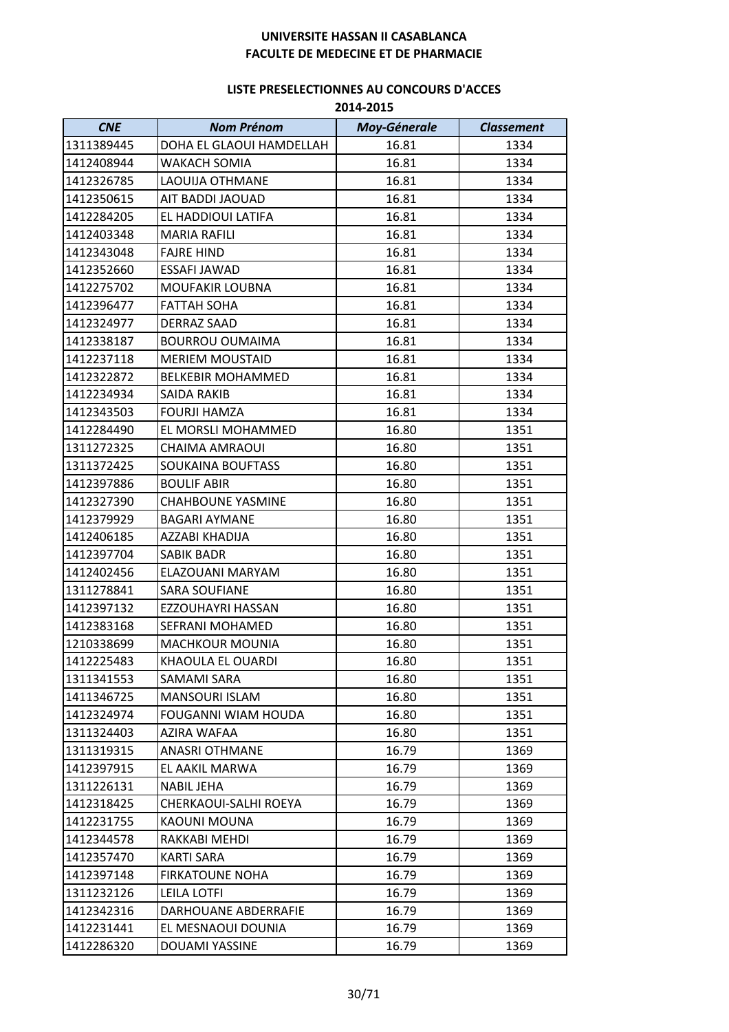**UNIVERSITE HASSAN II CASABLANCA**
**FACULTE DE MEDECINE ET DE PHARMACIE**

**LISTE PRESELECTIONNES AU CONCOURS D'ACCES**
**2014-2015**

| *CNE* | *Nom Prénom* | *Moy-Génerale* | *Classement* |
|---|---|---|---|
| 1311389445 | DOHA EL GLAOUI HAMDELLAH | 16.81 | 1334 |
| 1412408944 | WAKACH SOMIA | 16.81 | 1334 |
| 1412326785 | LAOUIJA OTHMANE | 16.81 | 1334 |
| 1412350615 | AIT BADDI JAOUAD | 16.81 | 1334 |
| 1412284205 | EL HADDIOUI LATIFA | 16.81 | 1334 |
| 1412403348 | MARIA RAFILI | 16.81 | 1334 |
| 1412343048 | FAJRE HIND | 16.81 | 1334 |
| 1412352660 | ESSAFI JAWAD | 16.81 | 1334 |
| 1412275702 | MOUFAKIR LOUBNA | 16.81 | 1334 |
| 1412396477 | FATTAH SOHA | 16.81 | 1334 |
| 1412324977 | DERRAZ SAAD | 16.81 | 1334 |
| 1412338187 | BOURROU OUMAIMA | 16.81 | 1334 |
| 1412237118 | MERIEM MOUSTAID | 16.81 | 1334 |
| 1412322872 | BELKEBIR MOHAMMED | 16.81 | 1334 |
| 1412234934 | SAIDA RAKIB | 16.81 | 1334 |
| 1412343503 | FOURJI HAMZA | 16.81 | 1334 |
| 1412284490 | EL MORSLI MOHAMMED | 16.80 | 1351 |
| 1311272325 | CHAIMA AMRAOUI | 16.80 | 1351 |
| 1311372425 | SOUKAINA BOUFTASS | 16.80 | 1351 |
| 1412397886 | BOULIF ABIR | 16.80 | 1351 |
| 1412327390 | CHAHBOUNE YASMINE | 16.80 | 1351 |
| 1412379929 | BAGARI AYMANE | 16.80 | 1351 |
| 1412406185 | AZZABI KHADIJA | 16.80 | 1351 |
| 1412397704 | SABIK BADR | 16.80 | 1351 |
| 1412402456 | ELAZOUANI MARYAM | 16.80 | 1351 |
| 1311278841 | SARA SOUFIANE | 16.80 | 1351 |
| 1412397132 | EZZOUHAYRI HASSAN | 16.80 | 1351 |
| 1412383168 | SEFRANI MOHAMED | 16.80 | 1351 |
| 1210338699 | MACHKOUR MOUNIA | 16.80 | 1351 |
| 1412225483 | KHAOULA EL OUARDI | 16.80 | 1351 |
| 1311341553 | SAMAMI SARA | 16.80 | 1351 |
| 1411346725 | MANSOURI ISLAM | 16.80 | 1351 |
| 1412324974 | FOUGANNI WIAM HOUDA | 16.80 | 1351 |
| 1311324403 | AZIRA WAFAA | 16.80 | 1351 |
| 1311319315 | ANASRI OTHMANE | 16.79 | 1369 |
| 1412397915 | EL AAKIL MARWA | 16.79 | 1369 |
| 1311226131 | NABIL JEHA | 16.79 | 1369 |
| 1412318425 | CHERKAOUI-SALHI ROEYA | 16.79 | 1369 |
| 1412231755 | KAOUNI MOUNA | 16.79 | 1369 |
| 1412344578 | RAKKABI MEHDI | 16.79 | 1369 |
| 1412357470 | KARTI SARA | 16.79 | 1369 |
| 1412397148 | FIRKATOUNE NOHA | 16.79 | 1369 |
| 1311232126 | LEILA LOTFI | 16.79 | 1369 |
| 1412342316 | DARHOUANE ABDERRAFIE | 16.79 | 1369 |
| 1412231441 | EL MESNAOUI DOUNIA | 16.79 | 1369 |
| 1412286320 | DOUAMI YASSINE | 16.79 | 1369 |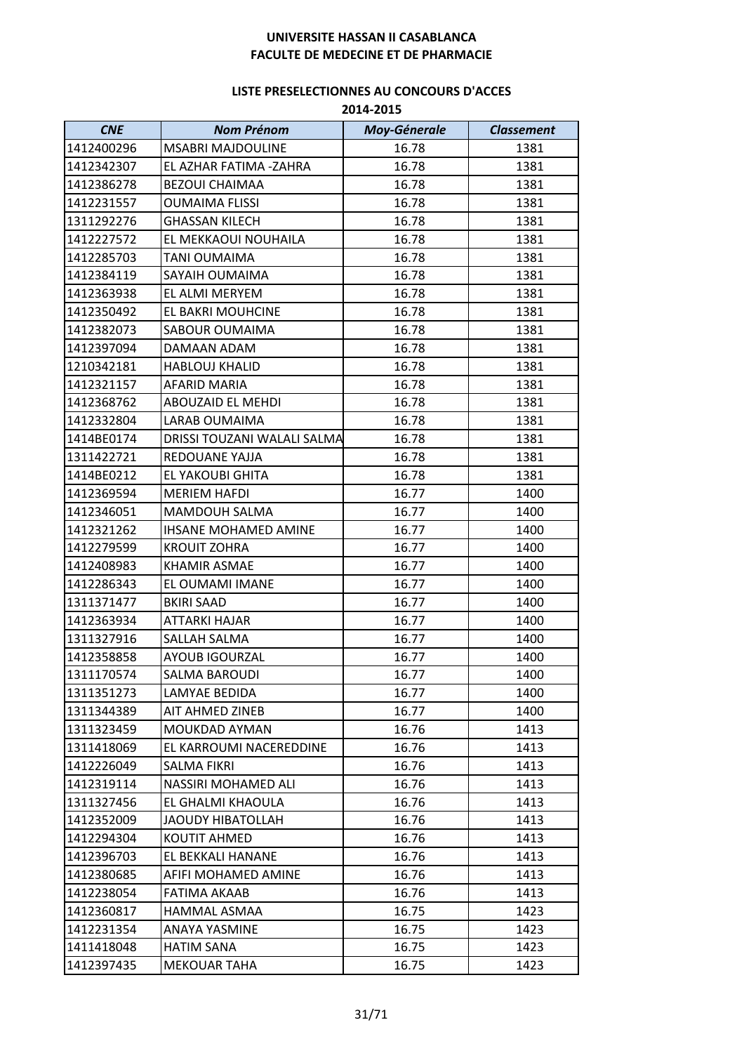**UNIVERSITE HASSAN II CASABLANCA**
**FACULTE DE MEDECINE ET DE PHARMACIE**

**LISTE PRESELECTIONNES AU CONCOURS D'ACCES**
**2014-2015**

| *CNE* | *Nom Prénom* | *Moy-Génerale* | *Classement* |
|---|---|---|---|
| 1412400296 | MSABRI MAJDOULINE | 16.78 | 1381 |
| 1412342307 | EL AZHAR FATIMA -ZAHRA | 16.78 | 1381 |
| 1412386278 | BEZOUI CHAIMAA | 16.78 | 1381 |
| 1412231557 | OUMAIMA FLISSI | 16.78 | 1381 |
| 1311292276 | GHASSAN KILECH | 16.78 | 1381 |
| 1412227572 | EL MEKKAOUI NOUHAILA | 16.78 | 1381 |
| 1412285703 | TANI OUMAIMA | 16.78 | 1381 |
| 1412384119 | SAYAIH OUMAIMA | 16.78 | 1381 |
| 1412363938 | EL ALMI MERYEM | 16.78 | 1381 |
| 1412350492 | EL BAKRI MOUHCINE | 16.78 | 1381 |
| 1412382073 | SABOUR OUMAIMA | 16.78 | 1381 |
| 1412397094 | DAMAAN ADAM | 16.78 | 1381 |
| 1210342181 | HABLOUJ KHALID | 16.78 | 1381 |
| 1412321157 | AFARID MARIA | 16.78 | 1381 |
| 1412368762 | ABOUZAID EL MEHDI | 16.78 | 1381 |
| 1412332804 | LARAB OUMAIMA | 16.78 | 1381 |
| 1414BE0174 | DRISSI TOUZANI WALALI SALMA | 16.78 | 1381 |
| 1311422721 | REDOUANE YAJJA | 16.78 | 1381 |
| 1414BE0212 | EL YAKOUBI GHITA | 16.78 | 1381 |
| 1412369594 | MERIEM HAFDI | 16.77 | 1400 |
| 1412346051 | MAMDOUH SALMA | 16.77 | 1400 |
| 1412321262 | IHSANE MOHAMED AMINE | 16.77 | 1400 |
| 1412279599 | KROUIT ZOHRA | 16.77 | 1400 |
| 1412408983 | KHAMIR ASMAE | 16.77 | 1400 |
| 1412286343 | EL OUMAMI IMANE | 16.77 | 1400 |
| 1311371477 | BKIRI SAAD | 16.77 | 1400 |
| 1412363934 | ATTARKI HAJAR | 16.77 | 1400 |
| 1311327916 | SALLAH SALMA | 16.77 | 1400 |
| 1412358858 | AYOUB IGOURZAL | 16.77 | 1400 |
| 1311170574 | SALMA BAROUDI | 16.77 | 1400 |
| 1311351273 | LAMYAE BEDIDA | 16.77 | 1400 |
| 1311344389 | AIT AHMED ZINEB | 16.77 | 1400 |
| 1311323459 | MOUKDAD AYMAN | 16.76 | 1413 |
| 1311418069 | EL KARROUMI NACEREDDINE | 16.76 | 1413 |
| 1412226049 | SALMA FIKRI | 16.76 | 1413 |
| 1412319114 | NASSIRI MOHAMED ALI | 16.76 | 1413 |
| 1311327456 | EL GHALMI KHAOULA | 16.76 | 1413 |
| 1412352009 | JAOUDY HIBATOLLAH | 16.76 | 1413 |
| 1412294304 | KOUTIT AHMED | 16.76 | 1413 |
| 1412396703 | EL BEKKALI HANANE | 16.76 | 1413 |
| 1412380685 | AFIFI MOHAMED AMINE | 16.76 | 1413 |
| 1412238054 | FATIMA AKAAB | 16.76 | 1413 |
| 1412360817 | HAMMAL ASMAA | 16.75 | 1423 |
| 1412231354 | ANAYA YASMINE | 16.75 | 1423 |
| 1411418048 | HATIM SANA | 16.75 | 1423 |
| 1412397435 | MEKOUAR TAHA | 16.75 | 1423 |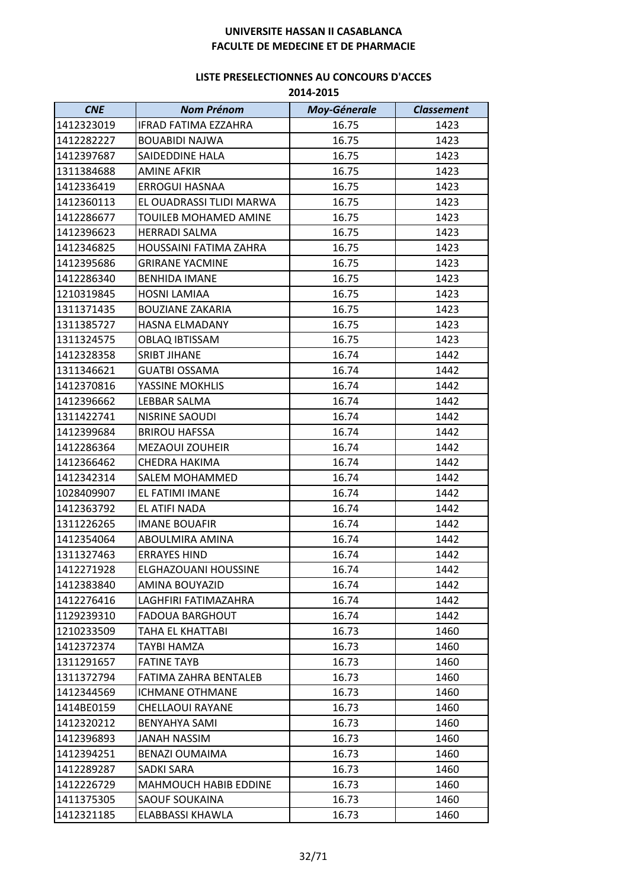**UNIVERSITE HASSAN II CASABLANCA**
**FACULTE DE MEDECINE ET DE PHARMACIE**

**LISTE PRESELECTIONNES AU CONCOURS D'ACCES**
**2014-2015**

| *CNE* | *Nom Prénom* | *Moy-Génerale* | *Classement* |
|---|---|---|---|
| 1412323019 | IFRAD FATIMA EZZAHRA | 16.75 | 1423 |
| 1412282227 | BOUABIDI NAJWA | 16.75 | 1423 |
| 1412397687 | SAIDEDDINE HALA | 16.75 | 1423 |
| 1311384688 | AMINE AFKIR | 16.75 | 1423 |
| 1412336419 | ERROGUI HASNAA | 16.75 | 1423 |
| 1412360113 | EL OUADRASSI TLIDI MARWA | 16.75 | 1423 |
| 1412286677 | TOUILEB MOHAMED AMINE | 16.75 | 1423 |
| 1412396623 | HERRADI SALMA | 16.75 | 1423 |
| 1412346825 | HOUSSAINI FATIMA ZAHRA | 16.75 | 1423 |
| 1412395686 | GRIRANE YACMINE | 16.75 | 1423 |
| 1412286340 | BENHIDA IMANE | 16.75 | 1423 |
| 1210319845 | HOSNI LAMIAA | 16.75 | 1423 |
| 1311371435 | BOUZIANE ZAKARIA | 16.75 | 1423 |
| 1311385727 | HASNA ELMADANY | 16.75 | 1423 |
| 1311324575 | OBLAQ IBTISSAM | 16.75 | 1423 |
| 1412328358 | SRIBT JIHANE | 16.74 | 1442 |
| 1311346621 | GUATBI OSSAMA | 16.74 | 1442 |
| 1412370816 | YASSINE MOKHLIS | 16.74 | 1442 |
| 1412396662 | LEBBAR SALMA | 16.74 | 1442 |
| 1311422741 | NISRINE SAOUDI | 16.74 | 1442 |
| 1412399684 | BRIROU HAFSSA | 16.74 | 1442 |
| 1412286364 | MEZAOUI ZOUHEIR | 16.74 | 1442 |
| 1412366462 | CHEDRA HAKIMA | 16.74 | 1442 |
| 1412342314 | SALEM MOHAMMED | 16.74 | 1442 |
| 1028409907 | EL FATIMI IMANE | 16.74 | 1442 |
| 1412363792 | EL ATIFI NADA | 16.74 | 1442 |
| 1311226265 | IMANE BOUAFIR | 16.74 | 1442 |
| 1412354064 | ABOULMIRA AMINA | 16.74 | 1442 |
| 1311327463 | ERRAYES HIND | 16.74 | 1442 |
| 1412271928 | ELGHAZOUANI HOUSSINE | 16.74 | 1442 |
| 1412383840 | AMINA BOUYAZID | 16.74 | 1442 |
| 1412276416 | LAGHFIRI FATIMAZAHRA | 16.74 | 1442 |
| 1129239310 | FADOUA BARGHOUT | 16.74 | 1442 |
| 1210233509 | TAHA EL KHATTABI | 16.73 | 1460 |
| 1412372374 | TAYBI HAMZA | 16.73 | 1460 |
| 1311291657 | FATINE TAYB | 16.73 | 1460 |
| 1311372794 | FATIMA ZAHRA BENTALEB | 16.73 | 1460 |
| 1412344569 | ICHMANE OTHMANE | 16.73 | 1460 |
| 1414BE0159 | CHELLAOUI RAYANE | 16.73 | 1460 |
| 1412320212 | BENYAHYA SAMI | 16.73 | 1460 |
| 1412396893 | JANAH NASSIM | 16.73 | 1460 |
| 1412394251 | BENAZI OUMAIMA | 16.73 | 1460 |
| 1412289287 | SADKI SARA | 16.73 | 1460 |
| 1412226729 | MAHMOUCH HABIB EDDINE | 16.73 | 1460 |
| 1411375305 | SAOUF SOUKAINA | 16.73 | 1460 |
| 1412321185 | ELABBASSI KHAWLA | 16.73 | 1460 |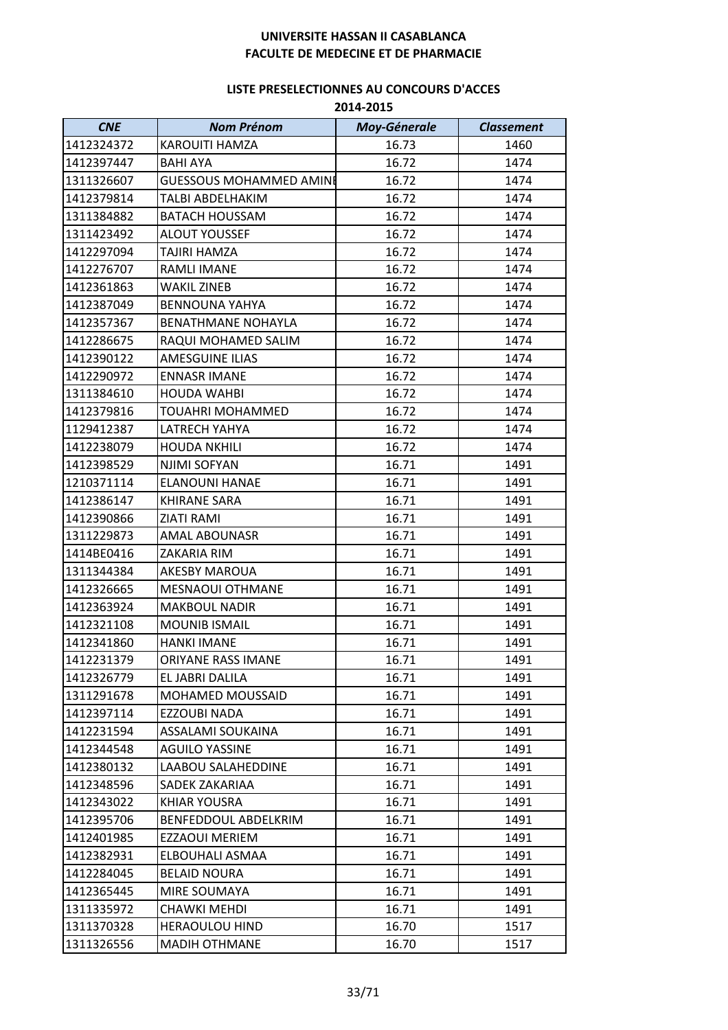**UNIVERSITE HASSAN II CASABLANCA**
**FACULTE DE MEDECINE ET DE PHARMACIE**

**LISTE PRESELECTIONNES AU CONCOURS D'ACCES**
**2014-2015**

| *CNE* | *Nom Prénom* | *Moy-Génerale* | *Classement* |
|---|---|---|---|
| 1412324372 | KAROUITI HAMZA | 16.73 | 1460 |
| 1412397447 | BAHI AYA | 16.72 | 1474 |
| 1311326607 | GUESSOUS MOHAMMED AMINE | 16.72 | 1474 |
| 1412379814 | TALBI ABDELHAKIM | 16.72 | 1474 |
| 1311384882 | BATACH HOUSSAM | 16.72 | 1474 |
| 1311423492 | ALOUT YOUSSEF | 16.72 | 1474 |
| 1412297094 | TAJIRI HAMZA | 16.72 | 1474 |
| 1412276707 | RAMLI IMANE | 16.72 | 1474 |
| 1412361863 | WAKIL ZINEB | 16.72 | 1474 |
| 1412387049 | BENNOUNA YAHYA | 16.72 | 1474 |
| 1412357367 | BENATHMANE NOHAYLA | 16.72 | 1474 |
| 1412286675 | RAQUI MOHAMED SALIM | 16.72 | 1474 |
| 1412390122 | AMESGUINE ILIAS | 16.72 | 1474 |
| 1412290972 | ENNASR IMANE | 16.72 | 1474 |
| 1311384610 | HOUDA WAHBI | 16.72 | 1474 |
| 1412379816 | TOUAHRI MOHAMMED | 16.72 | 1474 |
| 1129412387 | LATRECH YAHYA | 16.72 | 1474 |
| 1412238079 | HOUDA NKHILI | 16.72 | 1474 |
| 1412398529 | NJIMI SOFYAN | 16.71 | 1491 |
| 1210371114 | ELANOUNI HANAE | 16.71 | 1491 |
| 1412386147 | KHIRANE SARA | 16.71 | 1491 |
| 1412390866 | ZIATI RAMI | 16.71 | 1491 |
| 1311229873 | AMAL ABOUNASR | 16.71 | 1491 |
| 1414BE0416 | ZAKARIA RIM | 16.71 | 1491 |
| 1311344384 | AKESBY MAROUA | 16.71 | 1491 |
| 1412326665 | MESNAOUI OTHMANE | 16.71 | 1491 |
| 1412363924 | MAKBOUL NADIR | 16.71 | 1491 |
| 1412321108 | MOUNIB ISMAIL | 16.71 | 1491 |
| 1412341860 | HANKI IMANE | 16.71 | 1491 |
| 1412231379 | ORIYANE RASS IMANE | 16.71 | 1491 |
| 1412326779 | EL JABRI DALILA | 16.71 | 1491 |
| 1311291678 | MOHAMED MOUSSAID | 16.71 | 1491 |
| 1412397114 | EZZOUBI NADA | 16.71 | 1491 |
| 1412231594 | ASSALAMI SOUKAINA | 16.71 | 1491 |
| 1412344548 | AGUILO YASSINE | 16.71 | 1491 |
| 1412380132 | LAABOU SALAHEDDINE | 16.71 | 1491 |
| 1412348596 | SADEK ZAKARIAA | 16.71 | 1491 |
| 1412343022 | KHIAR YOUSRA | 16.71 | 1491 |
| 1412395706 | BENFEDDOUL ABDELKRIM | 16.71 | 1491 |
| 1412401985 | EZZAOUI MERIEM | 16.71 | 1491 |
| 1412382931 | ELBOUHALI ASMAA | 16.71 | 1491 |
| 1412284045 | BELAID NOURA | 16.71 | 1491 |
| 1412365445 | MIRE SOUMAYA | 16.71 | 1491 |
| 1311335972 | CHAWKI MEHDI | 16.71 | 1491 |
| 1311370328 | HERAOULOU HIND | 16.70 | 1517 |
| 1311326556 | MADIH OTHMANE | 16.70 | 1517 |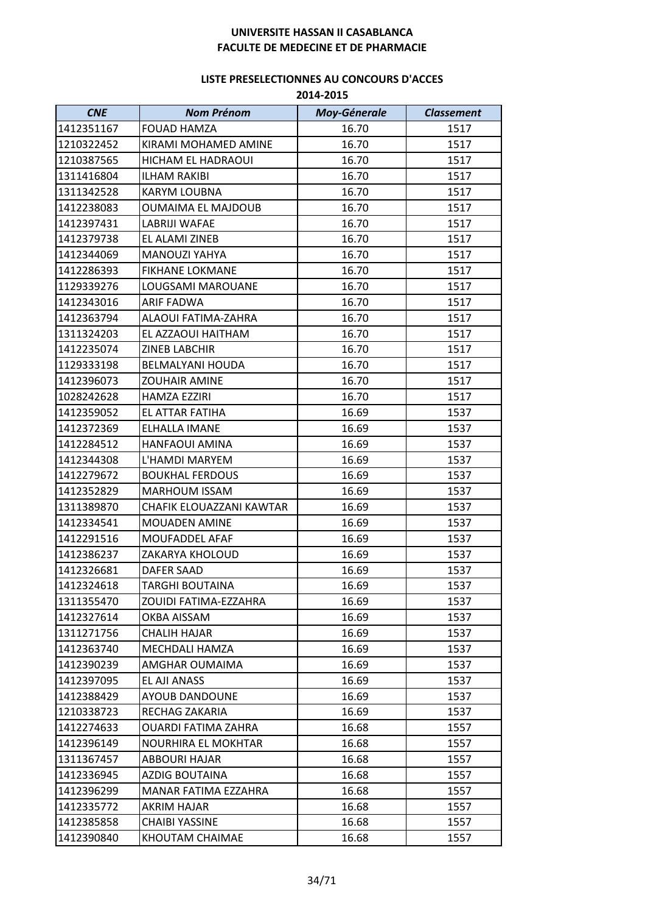**UNIVERSITE HASSAN II CASABLANCA**
**FACULTE DE MEDECINE ET DE PHARMACIE**

**LISTE PRESELECTIONNES AU CONCOURS D'ACCES**
**2014-2015**

| *CNE* | *Nom Prénom* | *Moy-Génerale* | *Classement* |
|---|---|---|---|
| 1412351167 | FOUAD HAMZA | 16.70 | 1517 |
| 1210322452 | KIRAMI MOHAMED AMINE | 16.70 | 1517 |
| 1210387565 | HICHAM EL HADRAOUI | 16.70 | 1517 |
| 1311416804 | ILHAM RAKIBI | 16.70 | 1517 |
| 1311342528 | KARYM LOUBNA | 16.70 | 1517 |
| 1412238083 | OUMAIMA EL MAJDOUB | 16.70 | 1517 |
| 1412397431 | LABRIJI WAFAE | 16.70 | 1517 |
| 1412379738 | EL ALAMI ZINEB | 16.70 | 1517 |
| 1412344069 | MANOUZI YAHYA | 16.70 | 1517 |
| 1412286393 | FIKHANE LOKMANE | 16.70 | 1517 |
| 1129339276 | LOUGSAMI MAROUANE | 16.70 | 1517 |
| 1412343016 | ARIF FADWA | 16.70 | 1517 |
| 1412363794 | ALAOUI FATIMA-ZAHRA | 16.70 | 1517 |
| 1311324203 | EL AZZAOUI HAITHAM | 16.70 | 1517 |
| 1412235074 | ZINEB LABCHIR | 16.70 | 1517 |
| 1129333198 | BELMALYANI HOUDA | 16.70 | 1517 |
| 1412396073 | ZOUHAIR AMINE | 16.70 | 1517 |
| 1028242628 | HAMZA EZZIRI | 16.70 | 1517 |
| 1412359052 | EL ATTAR FATIHA | 16.69 | 1537 |
| 1412372369 | ELHALLA IMANE | 16.69 | 1537 |
| 1412284512 | HANFAOUI AMINA | 16.69 | 1537 |
| 1412344308 | L'HAMDI MARYEM | 16.69 | 1537 |
| 1412279672 | BOUKHAL FERDOUS | 16.69 | 1537 |
| 1412352829 | MARHOUM ISSAM | 16.69 | 1537 |
| 1311389870 | CHAFIK ELOUAZZANI KAWTAR | 16.69 | 1537 |
| 1412334541 | MOUADEN AMINE | 16.69 | 1537 |
| 1412291516 | MOUFADDEL AFAF | 16.69 | 1537 |
| 1412386237 | ZAKARYA KHOLOUD | 16.69 | 1537 |
| 1412326681 | DAFER SAAD | 16.69 | 1537 |
| 1412324618 | TARGHI BOUTAINA | 16.69 | 1537 |
| 1311355470 | ZOUIDI FATIMA-EZZAHRA | 16.69 | 1537 |
| 1412327614 | OKBA AISSAM | 16.69 | 1537 |
| 1311271756 | CHALIH HAJAR | 16.69 | 1537 |
| 1412363740 | MECHDALI HAMZA | 16.69 | 1537 |
| 1412390239 | AMGHAR OUMAIMA | 16.69 | 1537 |
| 1412397095 | EL AJI ANASS | 16.69 | 1537 |
| 1412388429 | AYOUB DANDOUNE | 16.69 | 1537 |
| 1210338723 | RECHAG ZAKARIA | 16.69 | 1537 |
| 1412274633 | OUARDI FATIMA ZAHRA | 16.68 | 1557 |
| 1412396149 | NOURHIRA EL MOKHTAR | 16.68 | 1557 |
| 1311367457 | ABBOURI HAJAR | 16.68 | 1557 |
| 1412336945 | AZDIG BOUTAINA | 16.68 | 1557 |
| 1412396299 | MANAR FATIMA EZZAHRA | 16.68 | 1557 |
| 1412335772 | AKRIM HAJAR | 16.68 | 1557 |
| 1412385858 | CHAIBI YASSINE | 16.68 | 1557 |
| 1412390840 | KHOUTAM CHAIMAE | 16.68 | 1557 |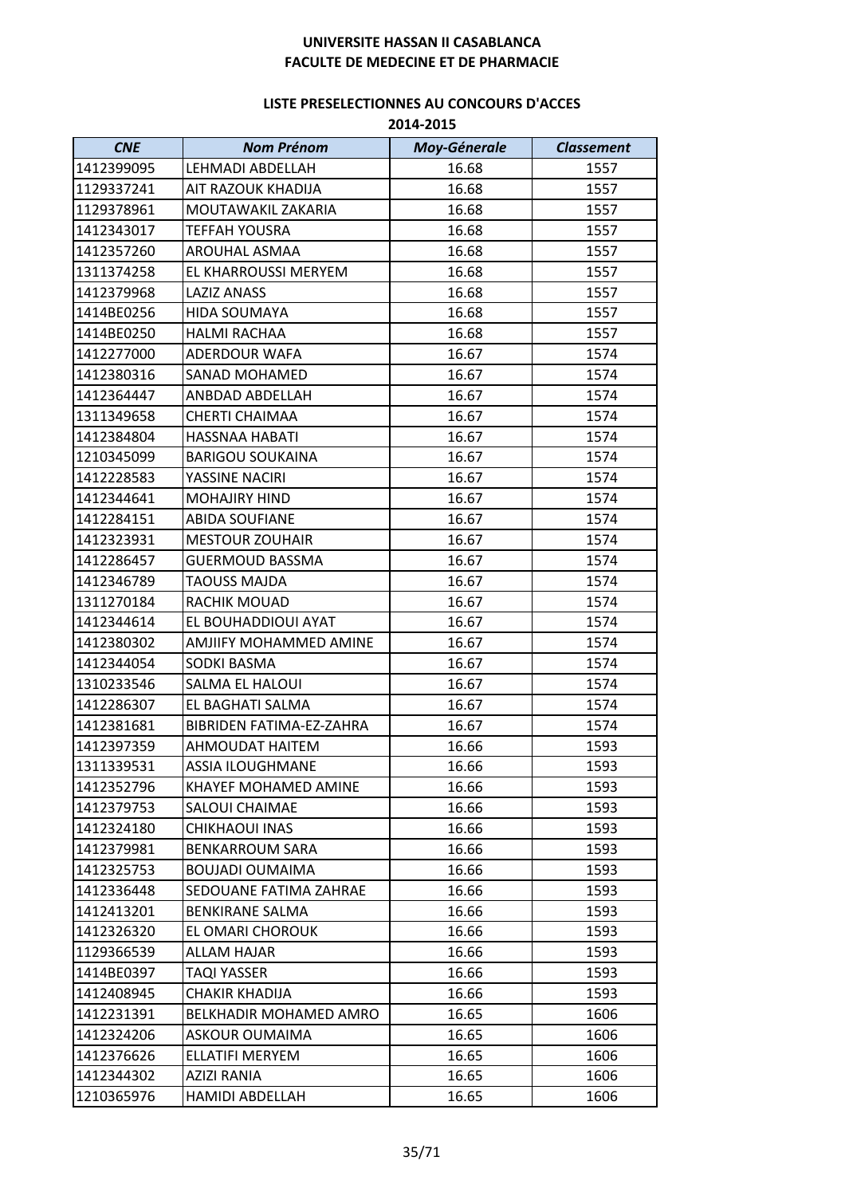**UNIVERSITE HASSAN II CASABLANCA**
**FACULTE DE MEDECINE ET DE PHARMACIE**

**LISTE PRESELECTIONNES AU CONCOURS D'ACCES**
**2014-2015**

| *CNE* | *Nom Prénom* | *Moy-Génerale* | *Classement* |
|---|---|---|---|
| 1412399095 | LEHMADI ABDELLAH | 16.68 | 1557 |
| 1129337241 | AIT RAZOUK KHADIJA | 16.68 | 1557 |
| 1129378961 | MOUTAWAKIL ZAKARIA | 16.68 | 1557 |
| 1412343017 | TEFFAH YOUSRA | 16.68 | 1557 |
| 1412357260 | AROUHAL ASMAA | 16.68 | 1557 |
| 1311374258 | EL KHARROUSSI MERYEM | 16.68 | 1557 |
| 1412379968 | LAZIZ ANASS | 16.68 | 1557 |
| 1414BE0256 | HIDA SOUMAYA | 16.68 | 1557 |
| 1414BE0250 | HALMI RACHAA | 16.68 | 1557 |
| 1412277000 | ADERDOUR WAFA | 16.67 | 1574 |
| 1412380316 | SANAD MOHAMED | 16.67 | 1574 |
| 1412364447 | ANBDAD ABDELLAH | 16.67 | 1574 |
| 1311349658 | CHERTI CHAIMAA | 16.67 | 1574 |
| 1412384804 | HASSNAA HABATI | 16.67 | 1574 |
| 1210345099 | BARIGOU SOUKAINA | 16.67 | 1574 |
| 1412228583 | YASSINE NACIRI | 16.67 | 1574 |
| 1412344641 | MOHAJIRY HIND | 16.67 | 1574 |
| 1412284151 | ABIDA SOUFIANE | 16.67 | 1574 |
| 1412323931 | MESTOUR ZOUHAIR | 16.67 | 1574 |
| 1412286457 | GUERMOUD BASSMA | 16.67 | 1574 |
| 1412346789 | TAOUSS MAJDA | 16.67 | 1574 |
| 1311270184 | RACHIK MOUAD | 16.67 | 1574 |
| 1412344614 | EL BOUHADDIOUI AYAT | 16.67 | 1574 |
| 1412380302 | AMJIIFY MOHAMMED AMINE | 16.67 | 1574 |
| 1412344054 | SODKI BASMA | 16.67 | 1574 |
| 1310233546 | SALMA EL HALOUI | 16.67 | 1574 |
| 1412286307 | EL BAGHATI SALMA | 16.67 | 1574 |
| 1412381681 | BIBRIDEN FATIMA-EZ-ZAHRA | 16.67 | 1574 |
| 1412397359 | AHMOUDAT HAITEM | 16.66 | 1593 |
| 1311339531 | ASSIA ILOUGHMANE | 16.66 | 1593 |
| 1412352796 | KHAYEF MOHAMED AMINE | 16.66 | 1593 |
| 1412379753 | SALOUI CHAIMAE | 16.66 | 1593 |
| 1412324180 | CHIKHAOUI INAS | 16.66 | 1593 |
| 1412379981 | BENKARROUM SARA | 16.66 | 1593 |
| 1412325753 | BOUJADI OUMAIMA | 16.66 | 1593 |
| 1412336448 | SEDOUANE FATIMA ZAHRAE | 16.66 | 1593 |
| 1412413201 | BENKIRANE SALMA | 16.66 | 1593 |
| 1412326320 | EL OMARI CHOROUK | 16.66 | 1593 |
| 1129366539 | ALLAM HAJAR | 16.66 | 1593 |
| 1414BE0397 | TAQI YASSER | 16.66 | 1593 |
| 1412408945 | CHAKIR KHADIJA | 16.66 | 1593 |
| 1412231391 | BELKHADIR MOHAMED AMRO | 16.65 | 1606 |
| 1412324206 | ASKOUR OUMAIMA | 16.65 | 1606 |
| 1412376626 | ELLATIFI MERYEM | 16.65 | 1606 |
| 1412344302 | AZIZI RANIA | 16.65 | 1606 |
| 1210365976 | HAMIDI ABDELLAH | 16.65 | 1606 |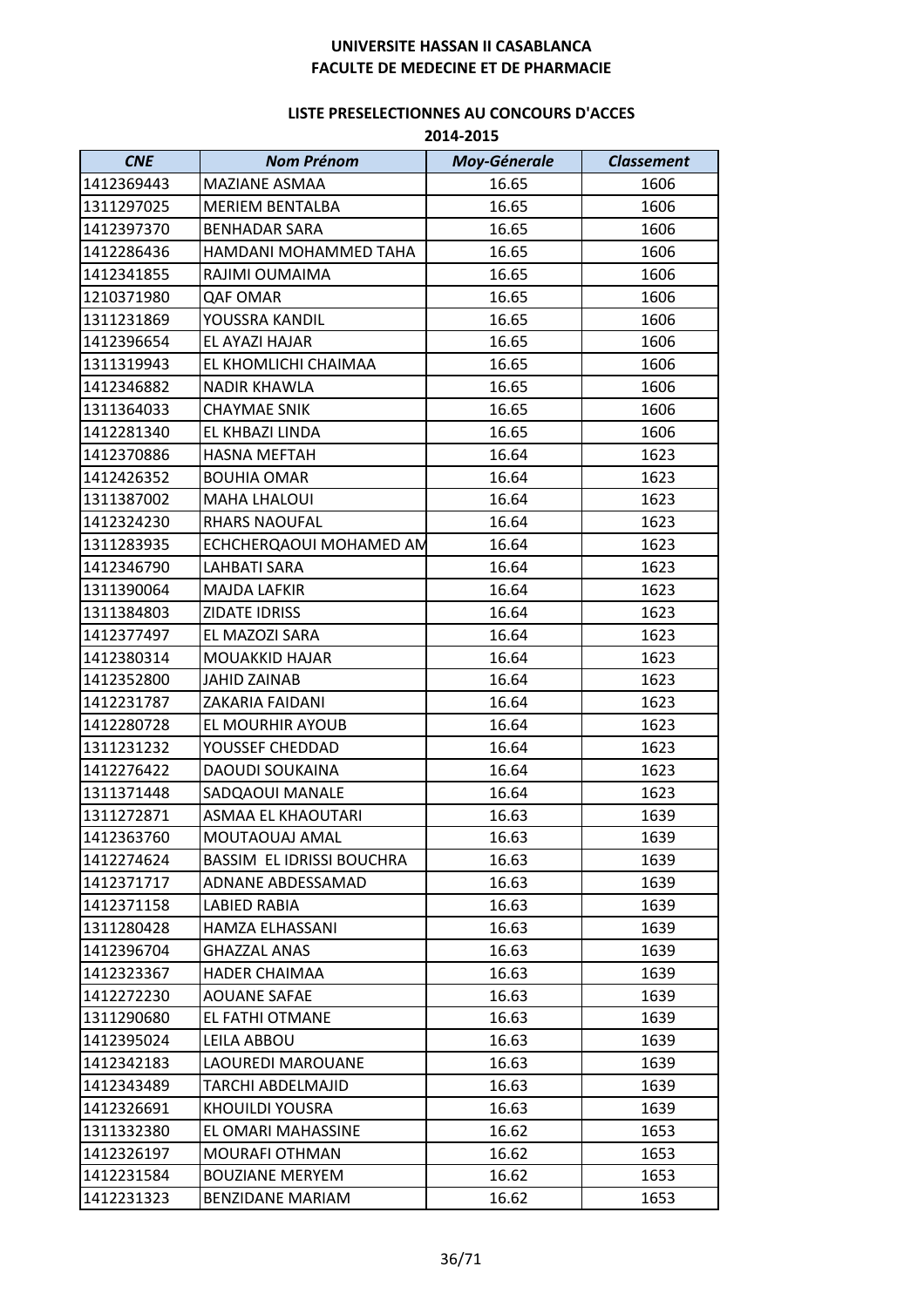**UNIVERSITE HASSAN II CASABLANCA**
**FACULTE DE MEDECINE ET DE PHARMACIE**

**LISTE PRESELECTIONNES AU CONCOURS D'ACCES**
**2014-2015**

| *CNE* | *Nom Prénom* | *Moy-Génerale* | *Classement* |
|---|---|---|---|
| 1412369443 | MAZIANE ASMAA | 16.65 | 1606 |
| 1311297025 | MERIEM BENTALBA | 16.65 | 1606 |
| 1412397370 | BENHADAR SARA | 16.65 | 1606 |
| 1412286436 | HAMDANI MOHAMMED TAHA | 16.65 | 1606 |
| 1412341855 | RAJIMI OUMAIMA | 16.65 | 1606 |
| 1210371980 | QAF OMAR | 16.65 | 1606 |
| 1311231869 | YOUSSRA KANDIL | 16.65 | 1606 |
| 1412396654 | EL AYAZI HAJAR | 16.65 | 1606 |
| 1311319943 | EL KHOMLICHI CHAIMAA | 16.65 | 1606 |
| 1412346882 | NADIR KHAWLA | 16.65 | 1606 |
| 1311364033 | CHAYMAE SNIK | 16.65 | 1606 |
| 1412281340 | EL KHBAZI LINDA | 16.65 | 1606 |
| 1412370886 | HASNA MEFTAH | 16.64 | 1623 |
| 1412426352 | BOUHIA OMAR | 16.64 | 1623 |
| 1311387002 | MAHA LHALOUI | 16.64 | 1623 |
| 1412324230 | RHARS NAOUFAL | 16.64 | 1623 |
| 1311283935 | ECHCHERQAOUI MOHAMED AM | 16.64 | 1623 |
| 1412346790 | LAHBATI SARA | 16.64 | 1623 |
| 1311390064 | MAJDA LAFKIR | 16.64 | 1623 |
| 1311384803 | ZIDATE IDRISS | 16.64 | 1623 |
| 1412377497 | EL MAZOZI SARA | 16.64 | 1623 |
| 1412380314 | MOUAKKID HAJAR | 16.64 | 1623 |
| 1412352800 | JAHID ZAINAB | 16.64 | 1623 |
| 1412231787 | ZAKARIA FAIDANI | 16.64 | 1623 |
| 1412280728 | EL MOURHIR AYOUB | 16.64 | 1623 |
| 1311231232 | YOUSSEF CHEDDAD | 16.64 | 1623 |
| 1412276422 | DAOUDI SOUKAINA | 16.64 | 1623 |
| 1311371448 | SADQAOUI MANALE | 16.64 | 1623 |
| 1311272871 | ASMAA EL KHAOUTARI | 16.63 | 1639 |
| 1412363760 | MOUTAOUAJ AMAL | 16.63 | 1639 |
| 1412274624 | BASSIM EL IDRISSI BOUCHRA | 16.63 | 1639 |
| 1412371717 | ADNANE ABDESSAMAD | 16.63 | 1639 |
| 1412371158 | LABIED RABIA | 16.63 | 1639 |
| 1311280428 | HAMZA ELHASSANI | 16.63 | 1639 |
| 1412396704 | GHAZZAL ANAS | 16.63 | 1639 |
| 1412323367 | HADER CHAIMAA | 16.63 | 1639 |
| 1412272230 | AOUANE SAFAE | 16.63 | 1639 |
| 1311290680 | EL FATHI OTMANE | 16.63 | 1639 |
| 1412395024 | LEILA ABBOU | 16.63 | 1639 |
| 1412342183 | LAOUREDI MAROUANE | 16.63 | 1639 |
| 1412343489 | TARCHI ABDELMAJID | 16.63 | 1639 |
| 1412326691 | KHOUILDI YOUSRA | 16.63 | 1639 |
| 1311332380 | EL OMARI MAHASSINE | 16.62 | 1653 |
| 1412326197 | MOURAFI OTHMAN | 16.62 | 1653 |
| 1412231584 | BOUZIANE MERYEM | 16.62 | 1653 |
| 1412231323 | BENZIDANE MARIAM | 16.62 | 1653 |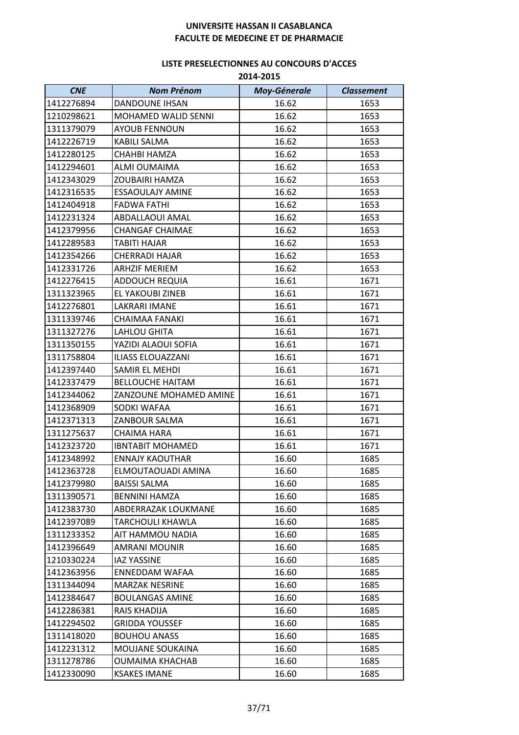**UNIVERSITE HASSAN II CASABLANCA**
**FACULTE DE MEDECINE ET DE PHARMACIE**

**LISTE PRESELECTIONNES AU CONCOURS D'ACCES**
**2014-2015**

| *CNE* | *Nom Prénom* | *Moy-Génerale* | *Classement* |
|---|---|---|---|
| 1412276894 | DANDOUNE IHSAN | 16.62 | 1653 |
| 1210298621 | MOHAMED WALID SENNI | 16.62 | 1653 |
| 1311379079 | AYOUB FENNOUN | 16.62 | 1653 |
| 1412226719 | KABILI SALMA | 16.62 | 1653 |
| 1412280125 | CHAHBI HAMZA | 16.62 | 1653 |
| 1412294601 | ALMI OUMAIMA | 16.62 | 1653 |
| 1412343029 | ZOUBAIRI HAMZA | 16.62 | 1653 |
| 1412316535 | ESSAOULAJY AMINE | 16.62 | 1653 |
| 1412404918 | FADWA FATHI | 16.62 | 1653 |
| 1412231324 | ABDALLAOUI AMAL | 16.62 | 1653 |
| 1412379956 | CHANGAF CHAIMAE | 16.62 | 1653 |
| 1412289583 | TABITI HAJAR | 16.62 | 1653 |
| 1412354266 | CHERRADI HAJAR | 16.62 | 1653 |
| 1412331726 | ARHZIF MERIEM | 16.62 | 1653 |
| 1412276415 | ADDOUCH REQUIA | 16.61 | 1671 |
| 1311323965 | EL YAKOUBI ZINEB | 16.61 | 1671 |
| 1412276801 | LAKRARI IMANE | 16.61 | 1671 |
| 1311339746 | CHAIMAA FANAKI | 16.61 | 1671 |
| 1311327276 | LAHLOU GHITA | 16.61 | 1671 |
| 1311350155 | YAZIDI ALAOUI SOFIA | 16.61 | 1671 |
| 1311758804 | ILIASS ELOUAZZANI | 16.61 | 1671 |
| 1412397440 | SAMIR EL MEHDI | 16.61 | 1671 |
| 1412337479 | BELLOUCHE HAITAM | 16.61 | 1671 |
| 1412344062 | ZANZOUNE MOHAMED AMINE | 16.61 | 1671 |
| 1412368909 | SODKI WAFAA | 16.61 | 1671 |
| 1412371313 | ZANBOUR SALMA | 16.61 | 1671 |
| 1311275637 | CHAIMA HARA | 16.61 | 1671 |
| 1412323720 | IBNTABIT MOHAMED | 16.61 | 1671 |
| 1412348992 | ENNAJY KAOUTHAR | 16.60 | 1685 |
| 1412363728 | ELMOUTAOUADI AMINA | 16.60 | 1685 |
| 1412379980 | BAISSI SALMA | 16.60 | 1685 |
| 1311390571 | BENNINI HAMZA | 16.60 | 1685 |
| 1412383730 | ABDERRAZAK LOUKMANE | 16.60 | 1685 |
| 1412397089 | TARCHOULI KHAWLA | 16.60 | 1685 |
| 1311233352 | AIT HAMMOU NADIA | 16.60 | 1685 |
| 1412396649 | AMRANI MOUNIR | 16.60 | 1685 |
| 1210330224 | IAZ YASSINE | 16.60 | 1685 |
| 1412363956 | ENNEDDAM WAFAA | 16.60 | 1685 |
| 1311344094 | MARZAK NESRINE | 16.60 | 1685 |
| 1412384647 | BOULANGAS AMINE | 16.60 | 1685 |
| 1412286381 | RAIS KHADIJA | 16.60 | 1685 |
| 1412294502 | GRIDDA YOUSSEF | 16.60 | 1685 |
| 1311418020 | BOUHOU ANASS | 16.60 | 1685 |
| 1412231312 | MOUJANE SOUKAINA | 16.60 | 1685 |
| 1311278786 | OUMAIMA KHACHAB | 16.60 | 1685 |
| 1412330090 | KSAKES IMANE | 16.60 | 1685 |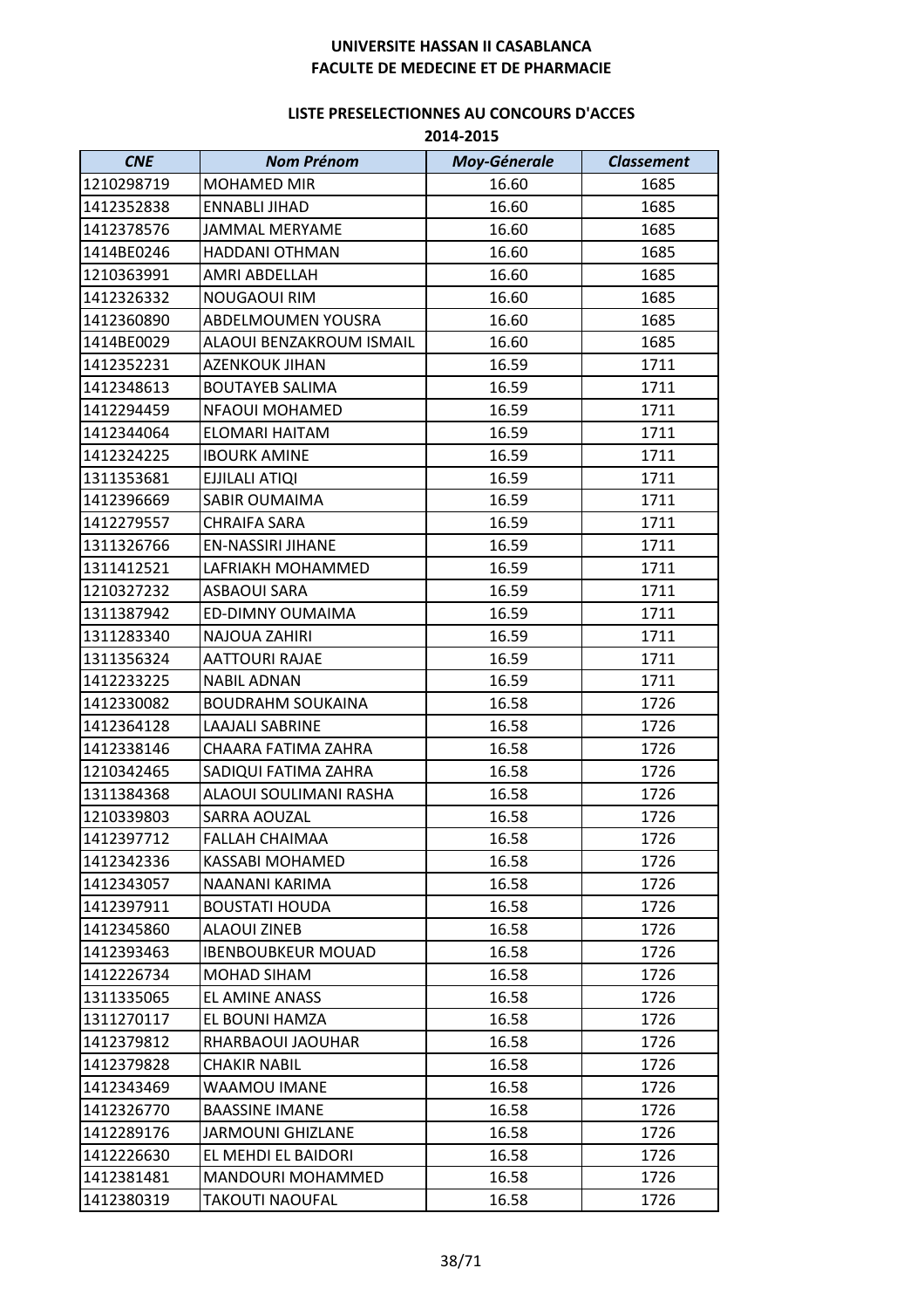**UNIVERSITE HASSAN II CASABLANCA**
**FACULTE DE MEDECINE ET DE PHARMACIE**

**LISTE PRESELECTIONNES AU CONCOURS D'ACCES**
**2014-2015**

| *CNE* | *Nom Prénom* | *Moy-Génerale* | *Classement* |
|---|---|---|---|
| 1210298719 | MOHAMED MIR | 16.60 | 1685 |
| 1412352838 | ENNABLI JIHAD | 16.60 | 1685 |
| 1412378576 | JAMMAL MERYAME | 16.60 | 1685 |
| 1414BE0246 | HADDANI OTHMAN | 16.60 | 1685 |
| 1210363991 | AMRI ABDELLAH | 16.60 | 1685 |
| 1412326332 | NOUGAOUI RIM | 16.60 | 1685 |
| 1412360890 | ABDELMOUMEN YOUSRA | 16.60 | 1685 |
| 1414BE0029 | ALAOUI BENZAKROUM ISMAIL | 16.60 | 1685 |
| 1412352231 | AZENKOUK JIHAN | 16.59 | 1711 |
| 1412348613 | BOUTAYEB SALIMA | 16.59 | 1711 |
| 1412294459 | NFAOUI MOHAMED | 16.59 | 1711 |
| 1412344064 | ELOMARI HAITAM | 16.59 | 1711 |
| 1412324225 | IBOURK AMINE | 16.59 | 1711 |
| 1311353681 | EJJILALI ATIQI | 16.59 | 1711 |
| 1412396669 | SABIR OUMAIMA | 16.59 | 1711 |
| 1412279557 | CHRAIFA SARA | 16.59 | 1711 |
| 1311326766 | EN-NASSIRI JIHANE | 16.59 | 1711 |
| 1311412521 | LAFRIAKH MOHAMMED | 16.59 | 1711 |
| 1210327232 | ASBAOUI SARA | 16.59 | 1711 |
| 1311387942 | ED-DIMNY OUMAIMA | 16.59 | 1711 |
| 1311283340 | NAJOUA ZAHIRI | 16.59 | 1711 |
| 1311356324 | AATTOURI RAJAE | 16.59 | 1711 |
| 1412233225 | NABIL ADNAN | 16.59 | 1711 |
| 1412330082 | BOUDRAHM SOUKAINA | 16.58 | 1726 |
| 1412364128 | LAAJALI SABRINE | 16.58 | 1726 |
| 1412338146 | CHAARA FATIMA ZAHRA | 16.58 | 1726 |
| 1210342465 | SADIQUI FATIMA ZAHRA | 16.58 | 1726 |
| 1311384368 | ALAOUI SOULIMANI RASHA | 16.58 | 1726 |
| 1210339803 | SARRA AOUZAL | 16.58 | 1726 |
| 1412397712 | FALLAH CHAIMAA | 16.58 | 1726 |
| 1412342336 | KASSABI MOHAMED | 16.58 | 1726 |
| 1412343057 | NAANANI KARIMA | 16.58 | 1726 |
| 1412397911 | BOUSTATI HOUDA | 16.58 | 1726 |
| 1412345860 | ALAOUI ZINEB | 16.58 | 1726 |
| 1412393463 | IBENBOUBKEUR MOUAD | 16.58 | 1726 |
| 1412226734 | MOHAD SIHAM | 16.58 | 1726 |
| 1311335065 | EL AMINE ANASS | 16.58 | 1726 |
| 1311270117 | EL BOUNI HAMZA | 16.58 | 1726 |
| 1412379812 | RHARBAOUI JAOUHAR | 16.58 | 1726 |
| 1412379828 | CHAKIR NABIL | 16.58 | 1726 |
| 1412343469 | WAAMOU IMANE | 16.58 | 1726 |
| 1412326770 | BAASSINE IMANE | 16.58 | 1726 |
| 1412289176 | JARMOUNI GHIZLANE | 16.58 | 1726 |
| 1412226630 | EL MEHDI EL BAIDORI | 16.58 | 1726 |
| 1412381481 | MANDOURI MOHAMMED | 16.58 | 1726 |
| 1412380319 | TAKOUTI NAOUFAL | 16.58 | 1726 |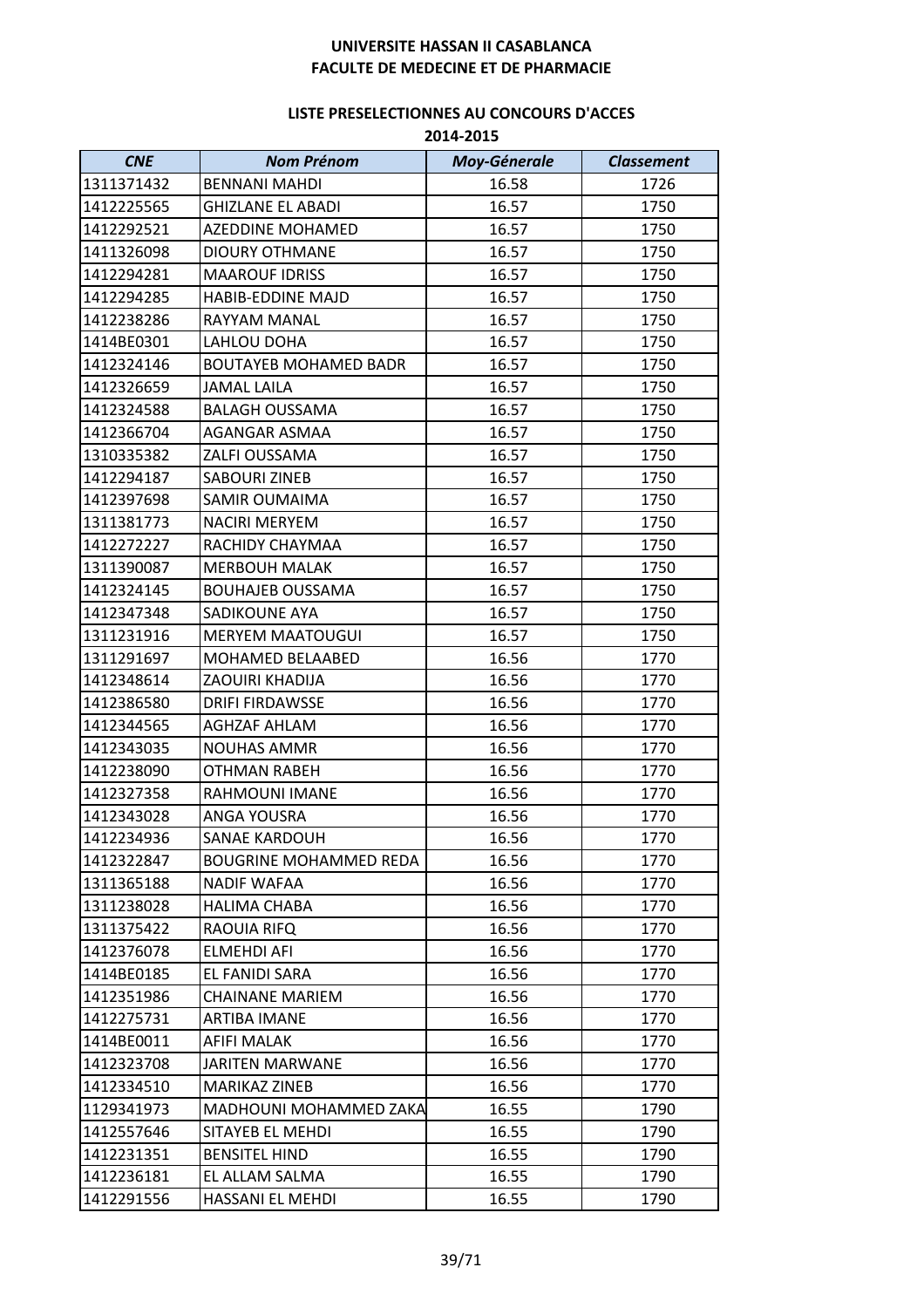**UNIVERSITE HASSAN II CASABLANCA**
**FACULTE DE MEDECINE ET DE PHARMACIE**

**LISTE PRESELECTIONNES AU CONCOURS D'ACCES**
**2014-2015**

| *CNE* | *Nom Prénom* | *Moy-Génerale* | *Classement* |
|---|---|---|---|
| 1311371432 | BENNANI MAHDI | 16.58 | 1726 |
| 1412225565 | GHIZLANE EL ABADI | 16.57 | 1750 |
| 1412292521 | AZEDDINE MOHAMED | 16.57 | 1750 |
| 1411326098 | DIOURY OTHMANE | 16.57 | 1750 |
| 1412294281 | MAAROUF IDRISS | 16.57 | 1750 |
| 1412294285 | HABIB-EDDINE MAJD | 16.57 | 1750 |
| 1412238286 | RAYYAM MANAL | 16.57 | 1750 |
| 1414BE0301 | LAHLOU DOHA | 16.57 | 1750 |
| 1412324146 | BOUTAYEB MOHAMED BADR | 16.57 | 1750 |
| 1412326659 | JAMAL LAILA | 16.57 | 1750 |
| 1412324588 | BALAGH OUSSAMA | 16.57 | 1750 |
| 1412366704 | AGANGAR ASMAA | 16.57 | 1750 |
| 1310335382 | ZALFI OUSSAMA | 16.57 | 1750 |
| 1412294187 | SABOURI ZINEB | 16.57 | 1750 |
| 1412397698 | SAMIR OUMAIMA | 16.57 | 1750 |
| 1311381773 | NACIRI MERYEM | 16.57 | 1750 |
| 1412272227 | RACHIDY CHAYMAA | 16.57 | 1750 |
| 1311390087 | MERBOUH MALAK | 16.57 | 1750 |
| 1412324145 | BOUHAJEB OUSSAMA | 16.57 | 1750 |
| 1412347348 | SADIKOUNE AYA | 16.57 | 1750 |
| 1311231916 | MERYEM MAATOUGUI | 16.57 | 1750 |
| 1311291697 | MOHAMED BELAABED | 16.56 | 1770 |
| 1412348614 | ZAOUIRI KHADIJA | 16.56 | 1770 |
| 1412386580 | DRIFI FIRDAWSSE | 16.56 | 1770 |
| 1412344565 | AGHZAF AHLAM | 16.56 | 1770 |
| 1412343035 | NOUHAS AMMR | 16.56 | 1770 |
| 1412238090 | OTHMAN RABEH | 16.56 | 1770 |
| 1412327358 | RAHMOUNI IMANE | 16.56 | 1770 |
| 1412343028 | ANGA YOUSRA | 16.56 | 1770 |
| 1412234936 | SANAE KARDOUH | 16.56 | 1770 |
| 1412322847 | BOUGRINE MOHAMMED REDA | 16.56 | 1770 |
| 1311365188 | NADIF WAFAA | 16.56 | 1770 |
| 1311238028 | HALIMA CHABA | 16.56 | 1770 |
| 1311375422 | RAOUIA RIFQ | 16.56 | 1770 |
| 1412376078 | ELMEHDI AFI | 16.56 | 1770 |
| 1414BE0185 | EL FANIDI SARA | 16.56 | 1770 |
| 1412351986 | CHAINANE MARIEM | 16.56 | 1770 |
| 1412275731 | ARTIBA IMANE | 16.56 | 1770 |
| 1414BE0011 | AFIFI MALAK | 16.56 | 1770 |
| 1412323708 | JARITEN MARWANE | 16.56 | 1770 |
| 1412334510 | MARIKAZ ZINEB | 16.56 | 1770 |
| 1129341973 | MADHOUNI MOHAMMED ZAKA | 16.55 | 1790 |
| 1412557646 | SITAYEB EL MEHDI | 16.55 | 1790 |
| 1412231351 | BENSITEL HIND | 16.55 | 1790 |
| 1412236181 | EL ALLAM SALMA | 16.55 | 1790 |
| 1412291556 | HASSANI EL MEHDI | 16.55 | 1790 |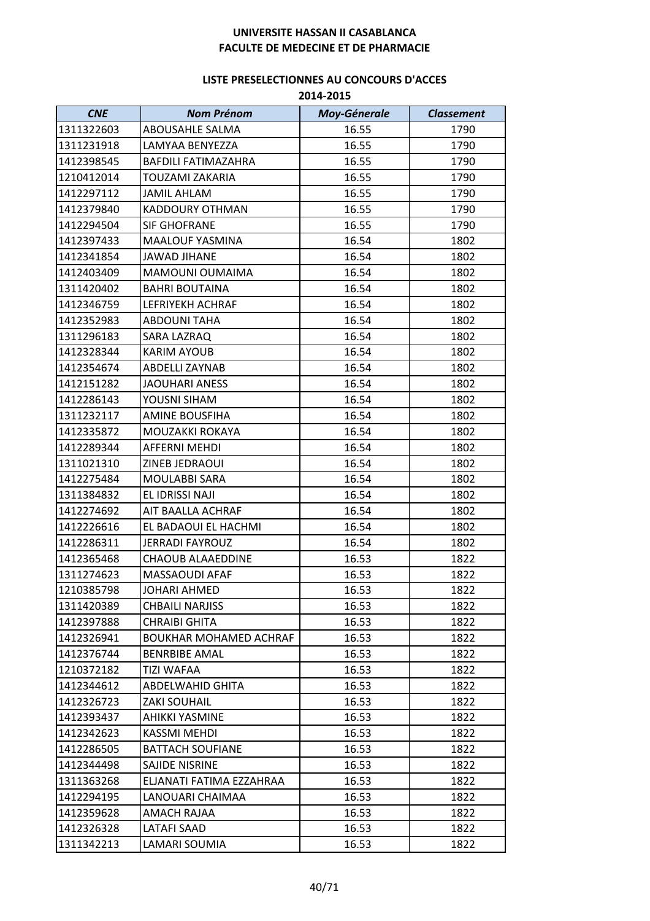**UNIVERSITE HASSAN II CASABLANCA**
**FACULTE DE MEDECINE ET DE PHARMACIE**

**LISTE PRESELECTIONNES AU CONCOURS D'ACCES**
**2014-2015**

| *CNE* | *Nom Prénom* | *Moy-Génerale* | *Classement* |
|---|---|---|---|
| 1311322603 | ABOUSAHLE SALMA | 16.55 | 1790 |
| 1311231918 | LAMYAA BENYEZZA | 16.55 | 1790 |
| 1412398545 | BAFDILI FATIMAZAHRA | 16.55 | 1790 |
| 1210412014 | TOUZAMI ZAKARIA | 16.55 | 1790 |
| 1412297112 | JAMIL AHLAM | 16.55 | 1790 |
| 1412379840 | KADDOURY OTHMAN | 16.55 | 1790 |
| 1412294504 | SIF GHOFRANE | 16.55 | 1790 |
| 1412397433 | MAALOUF YASMINA | 16.54 | 1802 |
| 1412341854 | JAWAD JIHANE | 16.54 | 1802 |
| 1412403409 | MAMOUNI OUMAIMA | 16.54 | 1802 |
| 1311420402 | BAHRI BOUTAINA | 16.54 | 1802 |
| 1412346759 | LEFRIYEKH ACHRAF | 16.54 | 1802 |
| 1412352983 | ABDOUNI TAHA | 16.54 | 1802 |
| 1311296183 | SARA LAZRAQ | 16.54 | 1802 |
| 1412328344 | KARIM AYOUB | 16.54 | 1802 |
| 1412354674 | ABDELLI ZAYNAB | 16.54 | 1802 |
| 1412151282 | JAOUHARI ANESS | 16.54 | 1802 |
| 1412286143 | YOUSNI SIHAM | 16.54 | 1802 |
| 1311232117 | AMINE BOUSFIHA | 16.54 | 1802 |
| 1412335872 | MOUZAKKI ROKAYA | 16.54 | 1802 |
| 1412289344 | AFFERNI MEHDI | 16.54 | 1802 |
| 1311021310 | ZINEB JEDRAOUI | 16.54 | 1802 |
| 1412275484 | MOULABBI SARA | 16.54 | 1802 |
| 1311384832 | EL IDRISSI NAJI | 16.54 | 1802 |
| 1412274692 | AIT BAALLA ACHRAF | 16.54 | 1802 |
| 1412226616 | EL BADAOUI EL HACHMI | 16.54 | 1802 |
| 1412286311 | JERRADI FAYROUZ | 16.54 | 1802 |
| 1412365468 | CHAOUB ALAAEDDINE | 16.53 | 1822 |
| 1311274623 | MASSAOUDI AFAF | 16.53 | 1822 |
| 1210385798 | JOHARI AHMED | 16.53 | 1822 |
| 1311420389 | CHBAILI NARJISS | 16.53 | 1822 |
| 1412397888 | CHRAIBI GHITA | 16.53 | 1822 |
| 1412326941 | BOUKHAR MOHAMED ACHRAF | 16.53 | 1822 |
| 1412376744 | BENRBIBE AMAL | 16.53 | 1822 |
| 1210372182 | TIZI WAFAA | 16.53 | 1822 |
| 1412344612 | ABDELWAHID GHITA | 16.53 | 1822 |
| 1412326723 | ZAKI SOUHAIL | 16.53 | 1822 |
| 1412393437 | AHIKKI YASMINE | 16.53 | 1822 |
| 1412342623 | KASSMI MEHDI | 16.53 | 1822 |
| 1412286505 | BATTACH SOUFIANE | 16.53 | 1822 |
| 1412344498 | SAJIDE NISRINE | 16.53 | 1822 |
| 1311363268 | ELJANATI FATIMA EZZAHRAA | 16.53 | 1822 |
| 1412294195 | LANOUARI CHAIMAA | 16.53 | 1822 |
| 1412359628 | AMACH RAJAA | 16.53 | 1822 |
| 1412326328 | LATAFI SAAD | 16.53 | 1822 |
| 1311342213 | LAMARI SOUMIA | 16.53 | 1822 |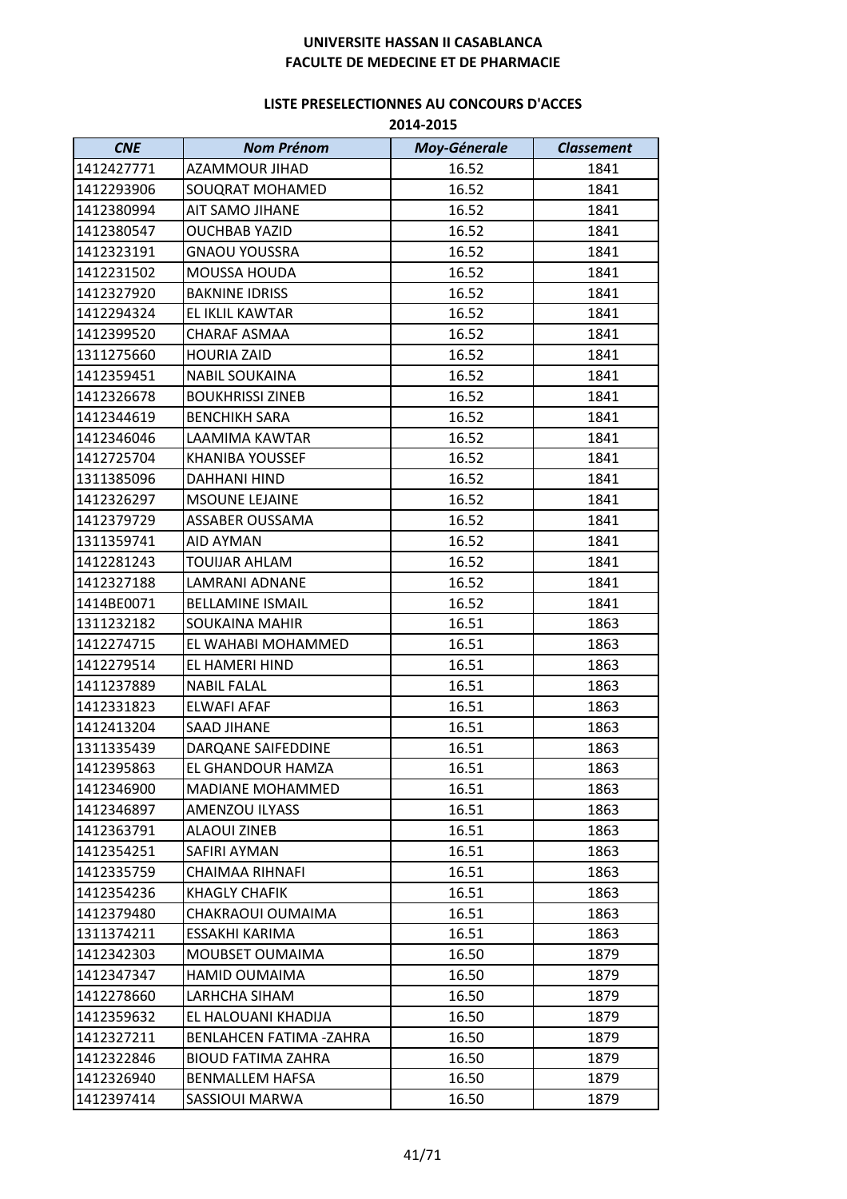**UNIVERSITE HASSAN II CASABLANCA**
**FACULTE DE MEDECINE ET DE PHARMACIE**

**LISTE PRESELECTIONNES AU CONCOURS D'ACCES**
**2014-2015**

| *CNE* | *Nom Prénom* | *Moy-Génerale* | *Classement* |
|---|---|---|---|
| 1412427771 | AZAMMOUR JIHAD | 16.52 | 1841 |
| 1412293906 | SOUQRAT MOHAMED | 16.52 | 1841 |
| 1412380994 | AIT SAMO JIHANE | 16.52 | 1841 |
| 1412380547 | OUCHBAB YAZID | 16.52 | 1841 |
| 1412323191 | GNAOU YOUSSRA | 16.52 | 1841 |
| 1412231502 | MOUSSA HOUDA | 16.52 | 1841 |
| 1412327920 | BAKNINE IDRISS | 16.52 | 1841 |
| 1412294324 | EL IKLIL KAWTAR | 16.52 | 1841 |
| 1412399520 | CHARAF ASMAA | 16.52 | 1841 |
| 1311275660 | HOURIA ZAID | 16.52 | 1841 |
| 1412359451 | NABIL SOUKAINA | 16.52 | 1841 |
| 1412326678 | BOUKHRISSI ZINEB | 16.52 | 1841 |
| 1412344619 | BENCHIKH SARA | 16.52 | 1841 |
| 1412346046 | LAAMIMA KAWTAR | 16.52 | 1841 |
| 1412725704 | KHANIBA YOUSSEF | 16.52 | 1841 |
| 1311385096 | DAHHANI HIND | 16.52 | 1841 |
| 1412326297 | MSOUNE LEJAINE | 16.52 | 1841 |
| 1412379729 | ASSABER OUSSAMA | 16.52 | 1841 |
| 1311359741 | AID AYMAN | 16.52 | 1841 |
| 1412281243 | TOUIJAR AHLAM | 16.52 | 1841 |
| 1412327188 | LAMRANI ADNANE | 16.52 | 1841 |
| 1414BE0071 | BELLAMINE ISMAIL | 16.52 | 1841 |
| 1311232182 | SOUKAINA MAHIR | 16.51 | 1863 |
| 1412274715 | EL WAHABI MOHAMMED | 16.51 | 1863 |
| 1412279514 | EL HAMERI HIND | 16.51 | 1863 |
| 1411237889 | NABIL FALAL | 16.51 | 1863 |
| 1412331823 | ELWAFI AFAF | 16.51 | 1863 |
| 1412413204 | SAAD JIHANE | 16.51 | 1863 |
| 1311335439 | DARQANE SAIFEDDINE | 16.51 | 1863 |
| 1412395863 | EL GHANDOUR HAMZA | 16.51 | 1863 |
| 1412346900 | MADIANE MOHAMMED | 16.51 | 1863 |
| 1412346897 | AMENZOU ILYASS | 16.51 | 1863 |
| 1412363791 | ALAOUI ZINEB | 16.51 | 1863 |
| 1412354251 | SAFIRI AYMAN | 16.51 | 1863 |
| 1412335759 | CHAIMAA RIHNAFI | 16.51 | 1863 |
| 1412354236 | KHAGLY CHAFIK | 16.51 | 1863 |
| 1412379480 | CHAKRAOUI OUMAIMA | 16.51 | 1863 |
| 1311374211 | ESSAKHI KARIMA | 16.51 | 1863 |
| 1412342303 | MOUBSET OUMAIMA | 16.50 | 1879 |
| 1412347347 | HAMID OUMAIMA | 16.50 | 1879 |
| 1412278660 | LARHCHA SIHAM | 16.50 | 1879 |
| 1412359632 | EL HALOUANI KHADIJA | 16.50 | 1879 |
| 1412327211 | BENLAHCEN FATIMA -ZAHRA | 16.50 | 1879 |
| 1412322846 | BIOUD FATIMA ZAHRA | 16.50 | 1879 |
| 1412326940 | BENMALLEM HAFSA | 16.50 | 1879 |
| 1412397414 | SASSIOUI MARWA | 16.50 | 1879 |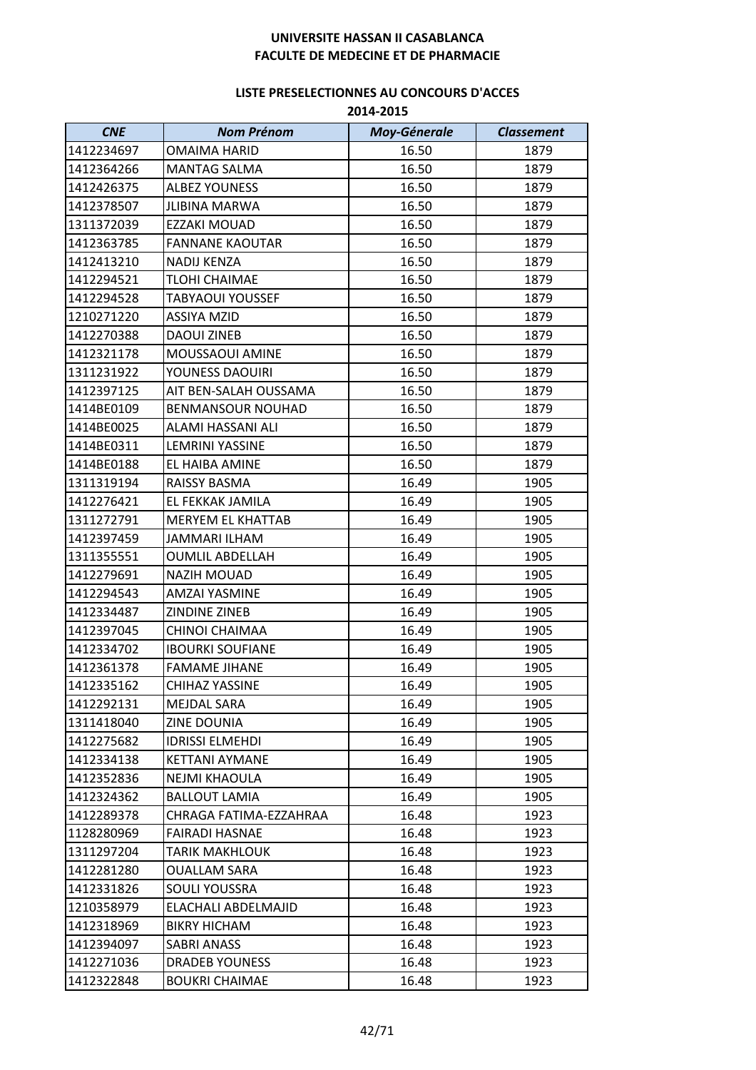**UNIVERSITE HASSAN II CASABLANCA**
**FACULTE DE MEDECINE ET DE PHARMACIE**

**LISTE PRESELECTIONNES AU CONCOURS D'ACCES**
**2014-2015**

| *CNE* | *Nom Prénom* | *Moy-Génerale* | *Classement* |
|---|---|---|---|
| 1412234697 | OMAIMA HARID | 16.50 | 1879 |
| 1412364266 | MANTAG SALMA | 16.50 | 1879 |
| 1412426375 | ALBEZ YOUNESS | 16.50 | 1879 |
| 1412378507 | JLIBINA MARWA | 16.50 | 1879 |
| 1311372039 | EZZAKI MOUAD | 16.50 | 1879 |
| 1412363785 | FANNANE KAOUTAR | 16.50 | 1879 |
| 1412413210 | NADIJ KENZA | 16.50 | 1879 |
| 1412294521 | TLOHI CHAIMAE | 16.50 | 1879 |
| 1412294528 | TABYAOUI YOUSSEF | 16.50 | 1879 |
| 1210271220 | ASSIYA MZID | 16.50 | 1879 |
| 1412270388 | DAOUI ZINEB | 16.50 | 1879 |
| 1412321178 | MOUSSAOUI AMINE | 16.50 | 1879 |
| 1311231922 | YOUNESS DAOUIRI | 16.50 | 1879 |
| 1412397125 | AIT BEN-SALAH OUSSAMA | 16.50 | 1879 |
| 1414BE0109 | BENMANSOUR NOUHAD | 16.50 | 1879 |
| 1414BE0025 | ALAMI HASSANI ALI | 16.50 | 1879 |
| 1414BE0311 | LEMRINI YASSINE | 16.50 | 1879 |
| 1414BE0188 | EL HAIBA AMINE | 16.50 | 1879 |
| 1311319194 | RAISSY BASMA | 16.49 | 1905 |
| 1412276421 | EL FEKKAK JAMILA | 16.49 | 1905 |
| 1311272791 | MERYEM EL KHATTAB | 16.49 | 1905 |
| 1412397459 | JAMMARI ILHAM | 16.49 | 1905 |
| 1311355551 | OUMLIL ABDELLAH | 16.49 | 1905 |
| 1412279691 | NAZIH MOUAD | 16.49 | 1905 |
| 1412294543 | AMZAI YASMINE | 16.49 | 1905 |
| 1412334487 | ZINDINE ZINEB | 16.49 | 1905 |
| 1412397045 | CHINOI CHAIMAA | 16.49 | 1905 |
| 1412334702 | IBOURKI SOUFIANE | 16.49 | 1905 |
| 1412361378 | FAMAME JIHANE | 16.49 | 1905 |
| 1412335162 | CHIHAZ YASSINE | 16.49 | 1905 |
| 1412292131 | MEJDAL SARA | 16.49 | 1905 |
| 1311418040 | ZINE DOUNIA | 16.49 | 1905 |
| 1412275682 | IDRISSI ELMEHDI | 16.49 | 1905 |
| 1412334138 | KETTANI AYMANE | 16.49 | 1905 |
| 1412352836 | NEJMI KHAOULA | 16.49 | 1905 |
| 1412324362 | BALLOUT LAMIA | 16.49 | 1905 |
| 1412289378 | CHRAGA FATIMA-EZZAHRAA | 16.48 | 1923 |
| 1128280969 | FAIRADI HASNAE | 16.48 | 1923 |
| 1311297204 | TARIK MAKHLOUK | 16.48 | 1923 |
| 1412281280 | OUALLAM SARA | 16.48 | 1923 |
| 1412331826 | SOULI YOUSSRA | 16.48 | 1923 |
| 1210358979 | ELACHALI ABDELMAJID | 16.48 | 1923 |
| 1412318969 | BIKRY HICHAM | 16.48 | 1923 |
| 1412394097 | SABRI ANASS | 16.48 | 1923 |
| 1412271036 | DRADEB YOUNESS | 16.48 | 1923 |
| 1412322848 | BOUKRI CHAIMAE | 16.48 | 1923 |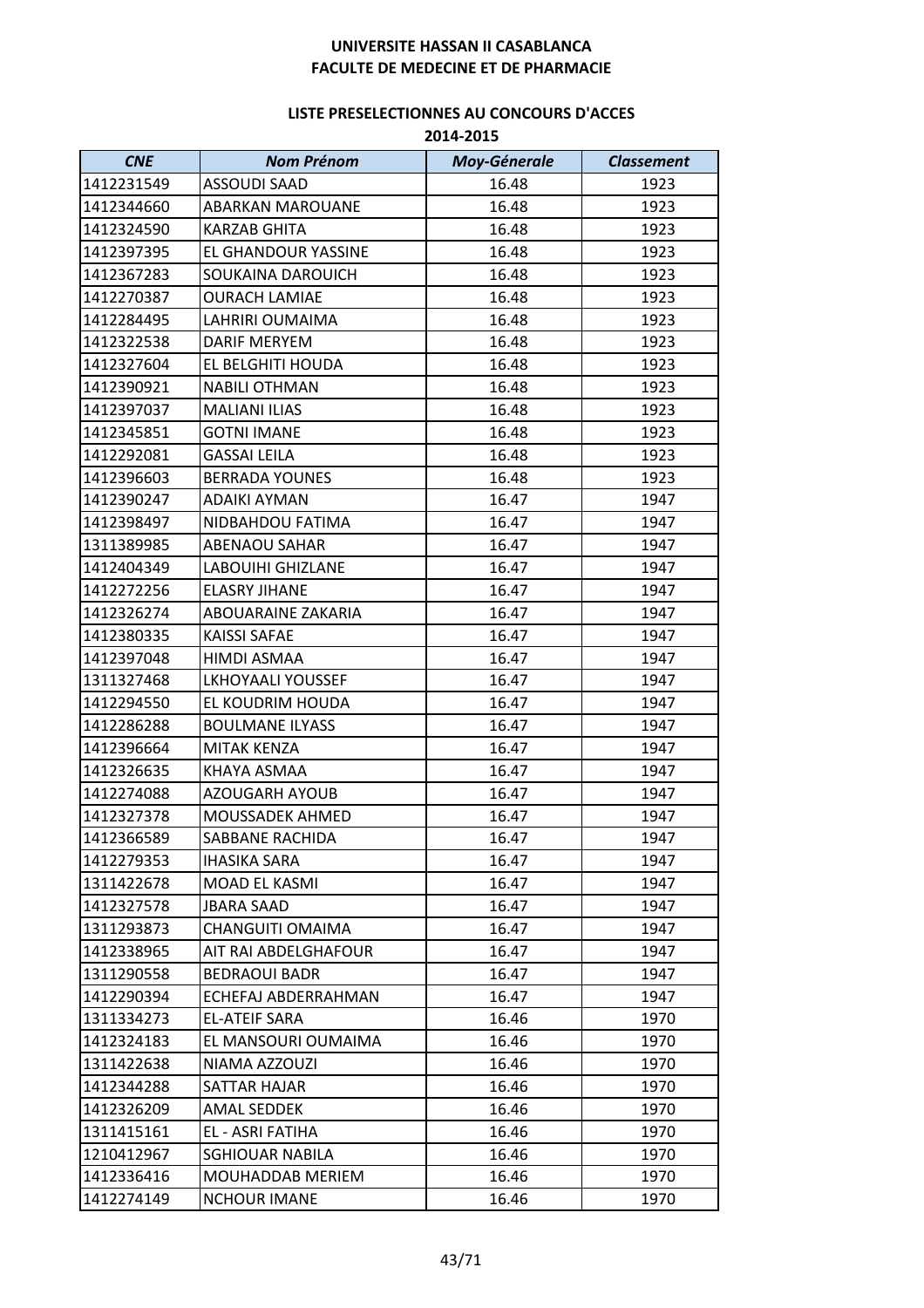**UNIVERSITE HASSAN II CASABLANCA**
**FACULTE DE MEDECINE ET DE PHARMACIE**

**LISTE PRESELECTIONNES AU CONCOURS D'ACCES**
**2014-2015**

| *CNE* | *Nom Prénom* | *Moy-Génerale* | *Classement* |
|---|---|---|---|
| 1412231549 | ASSOUDI SAAD | 16.48 | 1923 |
| 1412344660 | ABARKAN MAROUANE | 16.48 | 1923 |
| 1412324590 | KARZAB GHITA | 16.48 | 1923 |
| 1412397395 | EL GHANDOUR YASSINE | 16.48 | 1923 |
| 1412367283 | SOUKAINA DAROUICH | 16.48 | 1923 |
| 1412270387 | OURACH LAMIAE | 16.48 | 1923 |
| 1412284495 | LAHRIRI OUMAIMA | 16.48 | 1923 |
| 1412322538 | DARIF MERYEM | 16.48 | 1923 |
| 1412327604 | EL BELGHITI HOUDA | 16.48 | 1923 |
| 1412390921 | NABILI OTHMAN | 16.48 | 1923 |
| 1412397037 | MALIANI ILIAS | 16.48 | 1923 |
| 1412345851 | GOTNI IMANE | 16.48 | 1923 |
| 1412292081 | GASSAI LEILA | 16.48 | 1923 |
| 1412396603 | BERRADA YOUNES | 16.48 | 1923 |
| 1412390247 | ADAIKI AYMAN | 16.47 | 1947 |
| 1412398497 | NIDBAHDOU FATIMA | 16.47 | 1947 |
| 1311389985 | ABENAOU SAHAR | 16.47 | 1947 |
| 1412404349 | LABOUIHI GHIZLANE | 16.47 | 1947 |
| 1412272256 | ELASRY JIHANE | 16.47 | 1947 |
| 1412326274 | ABOUARAINE ZAKARIA | 16.47 | 1947 |
| 1412380335 | KAISSI SAFAE | 16.47 | 1947 |
| 1412397048 | HIMDI ASMAA | 16.47 | 1947 |
| 1311327468 | LKHOYAALI YOUSSEF | 16.47 | 1947 |
| 1412294550 | EL KOUDRIM HOUDA | 16.47 | 1947 |
| 1412286288 | BOULMANE ILYASS | 16.47 | 1947 |
| 1412396664 | MITAK KENZA | 16.47 | 1947 |
| 1412326635 | KHAYA ASMAA | 16.47 | 1947 |
| 1412274088 | AZOUGARH AYOUB | 16.47 | 1947 |
| 1412327378 | MOUSSADEK AHMED | 16.47 | 1947 |
| 1412366589 | SABBANE RACHIDA | 16.47 | 1947 |
| 1412279353 | IHASIKA SARA | 16.47 | 1947 |
| 1311422678 | MOAD EL KASMI | 16.47 | 1947 |
| 1412327578 | JBARA SAAD | 16.47 | 1947 |
| 1311293873 | CHANGUITI OMAIMA | 16.47 | 1947 |
| 1412338965 | AIT RAI ABDELGHAFOUR | 16.47 | 1947 |
| 1311290558 | BEDRAOUI BADR | 16.47 | 1947 |
| 1412290394 | ECHEFAJ ABDERRAHMAN | 16.47 | 1947 |
| 1311334273 | EL-ATEIF SARA | 16.46 | 1970 |
| 1412324183 | EL MANSOURI OUMAIMA | 16.46 | 1970 |
| 1311422638 | NIAMA AZZOUZI | 16.46 | 1970 |
| 1412344288 | SATTAR HAJAR | 16.46 | 1970 |
| 1412326209 | AMAL SEDDEK | 16.46 | 1970 |
| 1311415161 | EL - ASRI FATIHA | 16.46 | 1970 |
| 1210412967 | SGHIOUAR NABILA | 16.46 | 1970 |
| 1412336416 | MOUHADDAB MERIEM | 16.46 | 1970 |
| 1412274149 | NCHOUR IMANE | 16.46 | 1970 |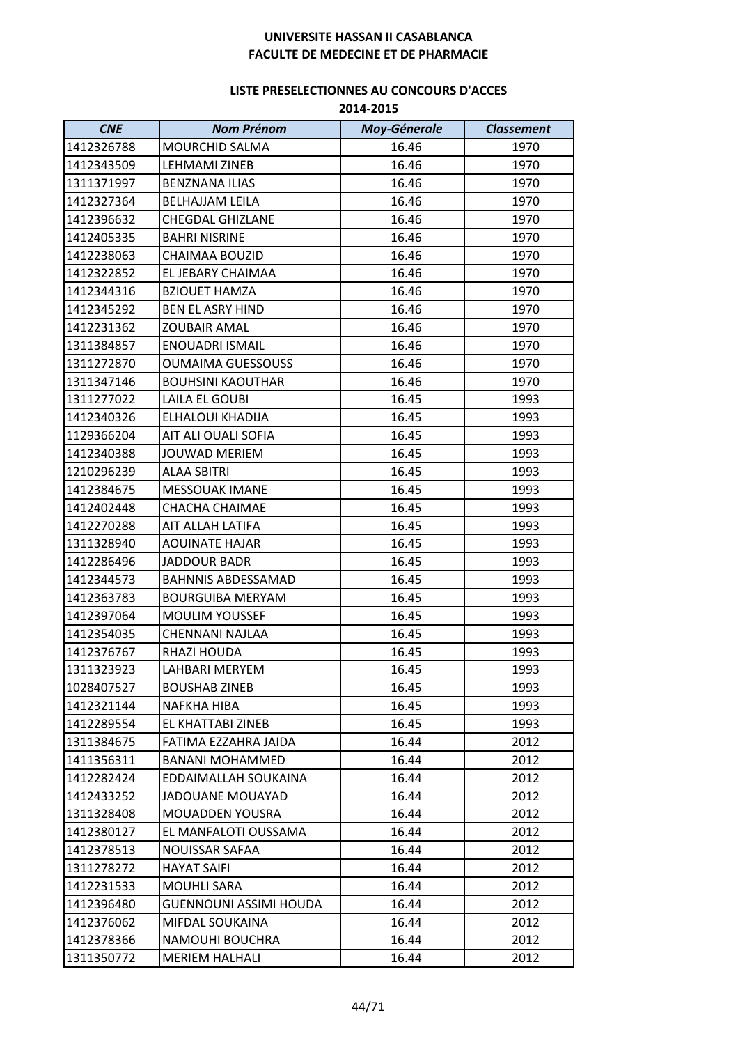**UNIVERSITE HASSAN II CASABLANCA**
**FACULTE DE MEDECINE ET DE PHARMACIE**

**LISTE PRESELECTIONNES AU CONCOURS D'ACCES**
**2014-2015**

| *CNE* | *Nom Prénom* | *Moy-Génerale* | *Classement* |
|---|---|---|---|
| 1412326788 | MOURCHID SALMA | 16.46 | 1970 |
| 1412343509 | LEHMAMI ZINEB | 16.46 | 1970 |
| 1311371997 | BENZNANA ILIAS | 16.46 | 1970 |
| 1412327364 | BELHAJJAM LEILA | 16.46 | 1970 |
| 1412396632 | CHEGDAL GHIZLANE | 16.46 | 1970 |
| 1412405335 | BAHRI NISRINE | 16.46 | 1970 |
| 1412238063 | CHAIMAA BOUZID | 16.46 | 1970 |
| 1412322852 | EL JEBARY CHAIMAA | 16.46 | 1970 |
| 1412344316 | BZIOUET HAMZA | 16.46 | 1970 |
| 1412345292 | BEN EL ASRY HIND | 16.46 | 1970 |
| 1412231362 | ZOUBAIR AMAL | 16.46 | 1970 |
| 1311384857 | ENOUADRI ISMAIL | 16.46 | 1970 |
| 1311272870 | OUMAIMA GUESSOUSS | 16.46 | 1970 |
| 1311347146 | BOUHSINI KAOUTHAR | 16.46 | 1970 |
| 1311277022 | LAILA EL GOUBI | 16.45 | 1993 |
| 1412340326 | ELHALOUI KHADIJA | 16.45 | 1993 |
| 1129366204 | AIT ALI OUALI SOFIA | 16.45 | 1993 |
| 1412340388 | JOUWAD MERIEM | 16.45 | 1993 |
| 1210296239 | ALAA SBITRI | 16.45 | 1993 |
| 1412384675 | MESSOUAK IMANE | 16.45 | 1993 |
| 1412402448 | CHACHA CHAIMAE | 16.45 | 1993 |
| 1412270288 | AIT ALLAH LATIFA | 16.45 | 1993 |
| 1311328940 | AOUINATE HAJAR | 16.45 | 1993 |
| 1412286496 | JADDOUR BADR | 16.45 | 1993 |
| 1412344573 | BAHNNIS ABDESSAMAD | 16.45 | 1993 |
| 1412363783 | BOURGUIBA MERYAM | 16.45 | 1993 |
| 1412397064 | MOULIM YOUSSEF | 16.45 | 1993 |
| 1412354035 | CHENNANI NAJLAA | 16.45 | 1993 |
| 1412376767 | RHAZI HOUDA | 16.45 | 1993 |
| 1311323923 | LAHBARI MERYEM | 16.45 | 1993 |
| 1028407527 | BOUSHAB ZINEB | 16.45 | 1993 |
| 1412321144 | NAFKHA HIBA | 16.45 | 1993 |
| 1412289554 | EL KHATTABI ZINEB | 16.45 | 1993 |
| 1311384675 | FATIMA EZZAHRA JAIDA | 16.44 | 2012 |
| 1411356311 | BANANI MOHAMMED | 16.44 | 2012 |
| 1412282424 | EDDAIMALLAH SOUKAINA | 16.44 | 2012 |
| 1412433252 | JADOUANE MOUAYAD | 16.44 | 2012 |
| 1311328408 | MOUADDEN YOUSRA | 16.44 | 2012 |
| 1412380127 | EL MANFALOTI OUSSAMA | 16.44 | 2012 |
| 1412378513 | NOUISSAR SAFAA | 16.44 | 2012 |
| 1311278272 | HAYAT SAIFI | 16.44 | 2012 |
| 1412231533 | MOUHLI SARA | 16.44 | 2012 |
| 1412396480 | GUENNOUNI ASSIMI HOUDA | 16.44 | 2012 |
| 1412376062 | MIFDAL SOUKAINA | 16.44 | 2012 |
| 1412378366 | NAMOUHI BOUCHRA | 16.44 | 2012 |
| 1311350772 | MERIEM HALHALI | 16.44 | 2012 |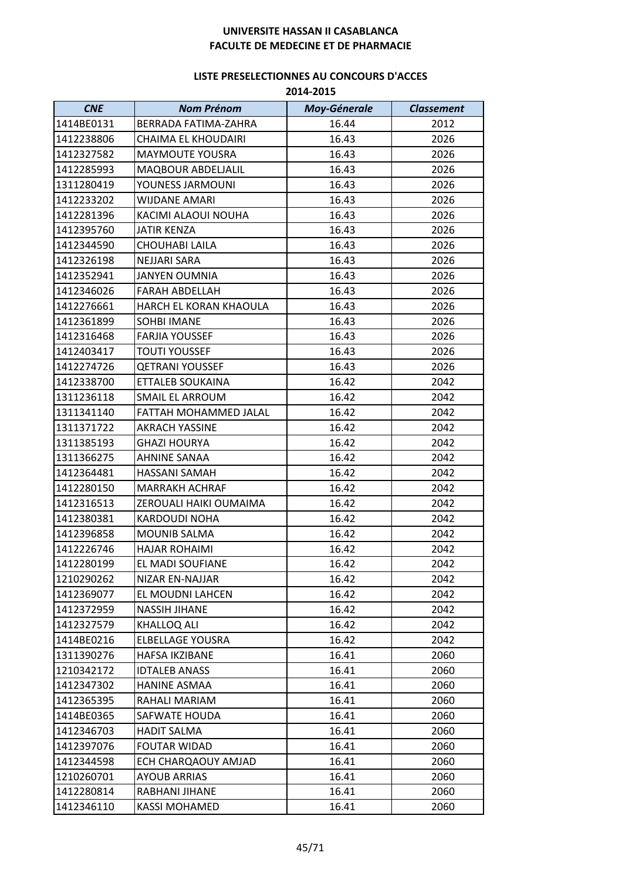**UNIVERSITE HASSAN II CASABLANCA**
**FACULTE DE MEDECINE ET DE PHARMACIE**

**LISTE PRESELECTIONNES AU CONCOURS D'ACCES**
**2014-2015**

| *CNE* | *Nom Prénom* | *Moy-Génerale* | *Classement* |
|---|---|---|---|
| 1414BE0131 | BERRADA FATIMA-ZAHRA | 16.44 | 2012 |
| 1412238806 | CHAIMA EL KHOUDAIRI | 16.43 | 2026 |
| 1412327582 | MAYMOUTE YOUSRA | 16.43 | 2026 |
| 1412285993 | MAQBOUR ABDELJALIL | 16.43 | 2026 |
| 1311280419 | YOUNESS JARMOUNI | 16.43 | 2026 |
| 1412233202 | WIJDANE AMARI | 16.43 | 2026 |
| 1412281396 | KACIMI ALAOUI NOUHA | 16.43 | 2026 |
| 1412395760 | JATIR KENZA | 16.43 | 2026 |
| 1412344590 | CHOUHABI LAILA | 16.43 | 2026 |
| 1412326198 | NEJJARI SARA | 16.43 | 2026 |
| 1412352941 | JANYEN OUMNIA | 16.43 | 2026 |
| 1412346026 | FARAH ABDELLAH | 16.43 | 2026 |
| 1412276661 | HARCH EL KORAN KHAOULA | 16.43 | 2026 |
| 1412361899 | SOHBI IMANE | 16.43 | 2026 |
| 1412316468 | FARJIA YOUSSEF | 16.43 | 2026 |
| 1412403417 | TOUTI YOUSSEF | 16.43 | 2026 |
| 1412274726 | QETRANI YOUSSEF | 16.43 | 2026 |
| 1412338700 | ETTALEB SOUKAINA | 16.42 | 2042 |
| 1311236118 | SMAIL EL ARROUM | 16.42 | 2042 |
| 1311341140 | FATTAH MOHAMMED JALAL | 16.42 | 2042 |
| 1311371722 | AKRACH YASSINE | 16.42 | 2042 |
| 1311385193 | GHAZI HOURYA | 16.42 | 2042 |
| 1311366275 | AHNINE SANAA | 16.42 | 2042 |
| 1412364481 | HASSANI SAMAH | 16.42 | 2042 |
| 1412280150 | MARRAKH ACHRAF | 16.42 | 2042 |
| 1412316513 | ZEROUALI HAIKI OUMAIMA | 16.42 | 2042 |
| 1412380381 | KARDOUDI NOHA | 16.42 | 2042 |
| 1412396858 | MOUNIB SALMA | 16.42 | 2042 |
| 1412226746 | HAJAR ROHAIMI | 16.42 | 2042 |
| 1412280199 | EL MADI SOUFIANE | 16.42 | 2042 |
| 1210290262 | NIZAR EN-NAJJAR | 16.42 | 2042 |
| 1412369077 | EL MOUDNI LAHCEN | 16.42 | 2042 |
| 1412372959 | NASSIH JIHANE | 16.42 | 2042 |
| 1412327579 | KHALLOQ ALI | 16.42 | 2042 |
| 1414BE0216 | ELBELLAGE YOUSRA | 16.42 | 2042 |
| 1311390276 | HAFSA IKZIBANE | 16.41 | 2060 |
| 1210342172 | IDTALEB ANASS | 16.41 | 2060 |
| 1412347302 | HANINE ASMAA | 16.41 | 2060 |
| 1412365395 | RAHALI MARIAM | 16.41 | 2060 |
| 1414BE0365 | SAFWATE HOUDA | 16.41 | 2060 |
| 1412346703 | HADIT SALMA | 16.41 | 2060 |
| 1412397076 | FOUTAR WIDAD | 16.41 | 2060 |
| 1412344598 | ECH CHARQAOUY AMJAD | 16.41 | 2060 |
| 1210260701 | AYOUB ARRIAS | 16.41 | 2060 |
| 1412280814 | RABHANI JIHANE | 16.41 | 2060 |
| 1412346110 | KASSI MOHAMED | 16.41 | 2060 |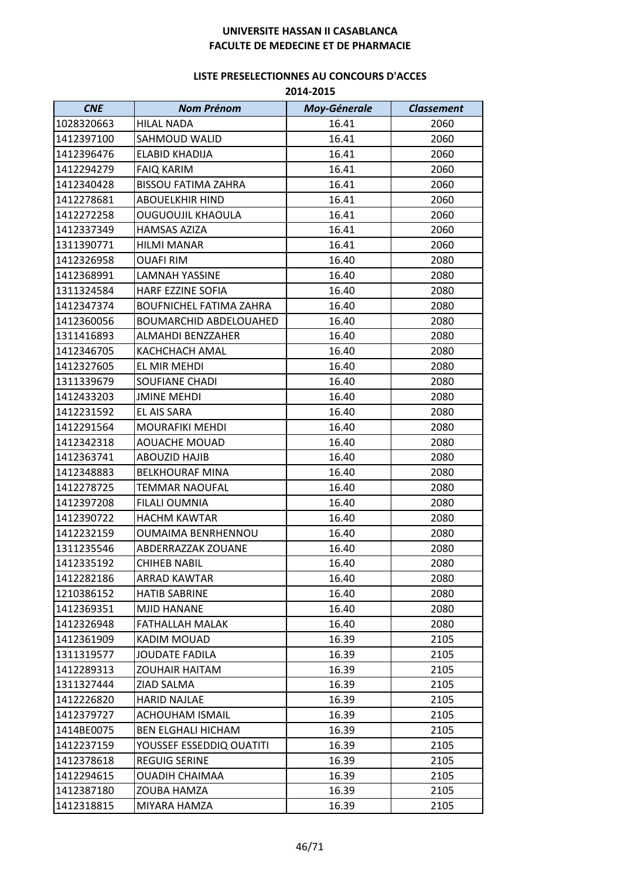**UNIVERSITE HASSAN II CASABLANCA**
**FACULTE DE MEDECINE ET DE PHARMACIE**

**LISTE PRESELECTIONNES AU CONCOURS D'ACCES**
**2014-2015**

| *CNE* | *Nom Prénom* | *Moy-Génerale* | *Classement* |
|---|---|---|---|
| 1028320663 | HILAL NADA | 16.41 | 2060 |
| 1412397100 | SAHMOUD WALID | 16.41 | 2060 |
| 1412396476 | ELABID KHADIJA | 16.41 | 2060 |
| 1412294279 | FAIQ KARIM | 16.41 | 2060 |
| 1412340428 | BISSOU FATIMA ZAHRA | 16.41 | 2060 |
| 1412278681 | ABOUELKHIR HIND | 16.41 | 2060 |
| 1412272258 | OUGUOUJIL KHAOULA | 16.41 | 2060 |
| 1412337349 | HAMSAS AZIZA | 16.41 | 2060 |
| 1311390771 | HILMI MANAR | 16.41 | 2060 |
| 1412326958 | OUAFI RIM | 16.40 | 2080 |
| 1412368991 | LAMNAH YASSINE | 16.40 | 2080 |
| 1311324584 | HARF EZZINE SOFIA | 16.40 | 2080 |
| 1412347374 | BOUFNICHEL FATIMA ZAHRA | 16.40 | 2080 |
| 1412360056 | BOUMARCHID ABDELOUAHED | 16.40 | 2080 |
| 1311416893 | ALMAHDI BENZZAHER | 16.40 | 2080 |
| 1412346705 | KACHCHACH AMAL | 16.40 | 2080 |
| 1412327605 | EL MIR MEHDI | 16.40 | 2080 |
| 1311339679 | SOUFIANE CHADI | 16.40 | 2080 |
| 1412433203 | JMINE MEHDI | 16.40 | 2080 |
| 1412231592 | EL AIS SARA | 16.40 | 2080 |
| 1412291564 | MOURAFIKI MEHDI | 16.40 | 2080 |
| 1412342318 | AOUACHE MOUAD | 16.40 | 2080 |
| 1412363741 | ABOUZID HAJIB | 16.40 | 2080 |
| 1412348883 | BELKHOURAF MINA | 16.40 | 2080 |
| 1412278725 | TEMMAR NAOUFAL | 16.40 | 2080 |
| 1412397208 | FILALI OUMNIA | 16.40 | 2080 |
| 1412390722 | HACHM KAWTAR | 16.40 | 2080 |
| 1412232159 | OUMAIMA BENRHENNOU | 16.40 | 2080 |
| 1311235546 | ABDERRAZZAK ZOUANE | 16.40 | 2080 |
| 1412335192 | CHIHEB NABIL | 16.40 | 2080 |
| 1412282186 | ARRAD KAWTAR | 16.40 | 2080 |
| 1210386152 | HATIB SABRINE | 16.40 | 2080 |
| 1412369351 | MJID HANANE | 16.40 | 2080 |
| 1412326948 | FATHALLAH MALAK | 16.40 | 2080 |
| 1412361909 | KADIM MOUAD | 16.39 | 2105 |
| 1311319577 | JOUDATE FADILA | 16.39 | 2105 |
| 1412289313 | ZOUHAIR HAITAM | 16.39 | 2105 |
| 1311327444 | ZIAD SALMA | 16.39 | 2105 |
| 1412226820 | HARID NAJLAE | 16.39 | 2105 |
| 1412379727 | ACHOUHAM ISMAIL | 16.39 | 2105 |
| 1414BE0075 | BEN ELGHALI HICHAM | 16.39 | 2105 |
| 1412237159 | YOUSSEF ESSEDDIQ OUATITI | 16.39 | 2105 |
| 1412378618 | REGUIG SERINE | 16.39 | 2105 |
| 1412294615 | OUADIH CHAIMAA | 16.39 | 2105 |
| 1412387180 | ZOUBA HAMZA | 16.39 | 2105 |
| 1412318815 | MIYARA HAMZA | 16.39 | 2105 |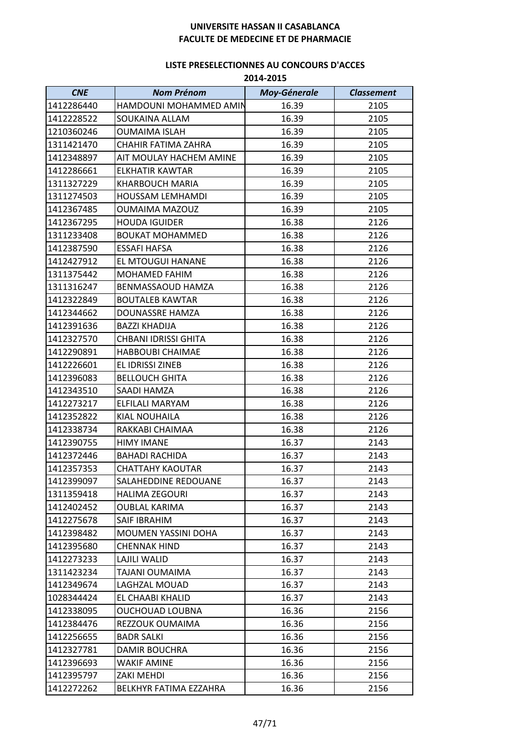**UNIVERSITE HASSAN II CASABLANCA**
**FACULTE DE MEDECINE ET DE PHARMACIE**

**LISTE PRESELECTIONNES AU CONCOURS D'ACCES**
**2014-2015**

| *CNE* | *Nom Prénom* | *Moy-Génerale* | *Classement* |
|---|---|---|---|
| 1412286440 | HAMDOUNI MOHAMMED AMIN | 16.39 | 2105 |
| 1412228522 | SOUKAINA ALLAM | 16.39 | 2105 |
| 1210360246 | OUMAIMA ISLAH | 16.39 | 2105 |
| 1311421470 | CHAHIR FATIMA ZAHRA | 16.39 | 2105 |
| 1412348897 | AIT MOULAY HACHEM AMINE | 16.39 | 2105 |
| 1412286661 | ELKHATIR KAWTAR | 16.39 | 2105 |
| 1311327229 | KHARBOUCH MARIA | 16.39 | 2105 |
| 1311274503 | HOUSSAM LEMHAMDI | 16.39 | 2105 |
| 1412367485 | OUMAIMA MAZOUZ | 16.39 | 2105 |
| 1412367295 | HOUDA IGUIDER | 16.38 | 2126 |
| 1311233408 | BOUKAT MOHAMMED | 16.38 | 2126 |
| 1412387590 | ESSAFI HAFSA | 16.38 | 2126 |
| 1412427912 | EL MTOUGUI HANANE | 16.38 | 2126 |
| 1311375442 | MOHAMED FAHIM | 16.38 | 2126 |
| 1311316247 | BENMASSAOUD HAMZA | 16.38 | 2126 |
| 1412322849 | BOUTALEB KAWTAR | 16.38 | 2126 |
| 1412344662 | DOUNASSRE HAMZA | 16.38 | 2126 |
| 1412391636 | BAZZI KHADIJA | 16.38 | 2126 |
| 1412327570 | CHBANI IDRISSI GHITA | 16.38 | 2126 |
| 1412290891 | HABBOUBI CHAIMAE | 16.38 | 2126 |
| 1412226601 | EL IDRISSI ZINEB | 16.38 | 2126 |
| 1412396083 | BELLOUCH GHITA | 16.38 | 2126 |
| 1412343510 | SAADI HAMZA | 16.38 | 2126 |
| 1412273217 | ELFILALI MARYAM | 16.38 | 2126 |
| 1412352822 | KIAL NOUHAILA | 16.38 | 2126 |
| 1412338734 | RAKKABI CHAIMAA | 16.38 | 2126 |
| 1412390755 | HIMY IMANE | 16.37 | 2143 |
| 1412372446 | BAHADI RACHIDA | 16.37 | 2143 |
| 1412357353 | CHATTAHY KAOUTAR | 16.37 | 2143 |
| 1412399097 | SALAHEDDINE REDOUANE | 16.37 | 2143 |
| 1311359418 | HALIMA ZEGOURI | 16.37 | 2143 |
| 1412402452 | OUBLAL KARIMA | 16.37 | 2143 |
| 1412275678 | SAIF IBRAHIM | 16.37 | 2143 |
| 1412398482 | MOUMEN YASSINI DOHA | 16.37 | 2143 |
| 1412395680 | CHENNAK HIND | 16.37 | 2143 |
| 1412273233 | LAJILI WALID | 16.37 | 2143 |
| 1311423234 | TAJANI OUMAIMA | 16.37 | 2143 |
| 1412349674 | LAGHZAL MOUAD | 16.37 | 2143 |
| 1028344424 | EL CHAABI KHALID | 16.37 | 2143 |
| 1412338095 | OUCHOUAD LOUBNA | 16.36 | 2156 |
| 1412384476 | REZZOUK OUMAIMA | 16.36 | 2156 |
| 1412256655 | BADR SALKI | 16.36 | 2156 |
| 1412327781 | DAMIR BOUCHRA | 16.36 | 2156 |
| 1412396693 | WAKIF AMINE | 16.36 | 2156 |
| 1412395797 | ZAKI MEHDI | 16.36 | 2156 |
| 1412272262 | BELKHYR FATIMA EZZAHRA | 16.36 | 2156 |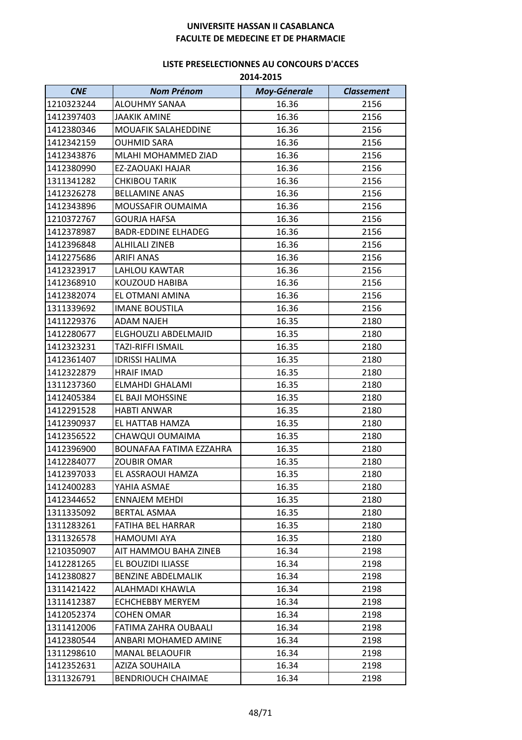**UNIVERSITE HASSAN II CASABLANCA**
**FACULTE DE MEDECINE ET DE PHARMACIE**

**LISTE PRESELECTIONNES AU CONCOURS D'ACCES**
**2014-2015**

| *CNE* | *Nom Prénom* | *Moy-Génerale* | *Classement* |
|---|---|---|---|
| 1210323244 | ALOUHMY SANAA | 16.36 | 2156 |
| 1412397403 | JAAKIK AMINE | 16.36 | 2156 |
| 1412380346 | MOUAFIK SALAHEDDINE | 16.36 | 2156 |
| 1412342159 | OUHMID SARA | 16.36 | 2156 |
| 1412343876 | MLAHI MOHAMMED ZIAD | 16.36 | 2156 |
| 1412380990 | EZ-ZAOUAKI HAJAR | 16.36 | 2156 |
| 1311341282 | CHKIBOU TARIK | 16.36 | 2156 |
| 1412326278 | BELLAMINE ANAS | 16.36 | 2156 |
| 1412343896 | MOUSSAFIR OUMAIMA | 16.36 | 2156 |
| 1210372767 | GOURJA HAFSA | 16.36 | 2156 |
| 1412378987 | BADR-EDDINE ELHADEG | 16.36 | 2156 |
| 1412396848 | ALHILALI ZINEB | 16.36 | 2156 |
| 1412275686 | ARIFI ANAS | 16.36 | 2156 |
| 1412323917 | LAHLOU KAWTAR | 16.36 | 2156 |
| 1412368910 | KOUZOUD HABIBA | 16.36 | 2156 |
| 1412382074 | EL OTMANI AMINA | 16.36 | 2156 |
| 1311339692 | IMANE BOUSTILA | 16.36 | 2156 |
| 1411229376 | ADAM NAJEH | 16.35 | 2180 |
| 1412280677 | ELGHOUZLI ABDELMAJID | 16.35 | 2180 |
| 1412323231 | TAZI-RIFFI ISMAIL | 16.35 | 2180 |
| 1412361407 | IDRISSI HALIMA | 16.35 | 2180 |
| 1412322879 | HRAIF IMAD | 16.35 | 2180 |
| 1311237360 | ELMAHDI GHALAMI | 16.35 | 2180 |
| 1412405384 | EL BAJI MOHSSINE | 16.35 | 2180 |
| 1412291528 | HABTI ANWAR | 16.35 | 2180 |
| 1412390937 | EL HATTAB HAMZA | 16.35 | 2180 |
| 1412356522 | CHAWQUI OUMAIMA | 16.35 | 2180 |
| 1412396900 | BOUNAFAA FATIMA EZZAHRA | 16.35 | 2180 |
| 1412284077 | ZOUBIR OMAR | 16.35 | 2180 |
| 1412397033 | EL ASSRAOUI HAMZA | 16.35 | 2180 |
| 1412400283 | YAHIA ASMAE | 16.35 | 2180 |
| 1412344652 | ENNAJEM MEHDI | 16.35 | 2180 |
| 1311335092 | BERTAL ASMAA | 16.35 | 2180 |
| 1311283261 | FATIHA BEL HARRAR | 16.35 | 2180 |
| 1311326578 | HAMOUMI AYA | 16.35 | 2180 |
| 1210350907 | AIT HAMMOU BAHA ZINEB | 16.34 | 2198 |
| 1412281265 | EL BOUZIDI ILIASSE | 16.34 | 2198 |
| 1412380827 | BENZINE ABDELMALIK | 16.34 | 2198 |
| 1311421422 | ALAHMADI KHAWLA | 16.34 | 2198 |
| 1311412387 | ECHCHEBBY MERYEM | 16.34 | 2198 |
| 1412052374 | COHEN OMAR | 16.34 | 2198 |
| 1311412006 | FATIMA ZAHRA OUBAALI | 16.34 | 2198 |
| 1412380544 | ANBARI MOHAMED AMINE | 16.34 | 2198 |
| 1311298610 | MANAL BELAOUFIR | 16.34 | 2198 |
| 1412352631 | AZIZA SOUHAILA | 16.34 | 2198 |
| 1311326791 | BENDRIOUCH CHAIMAE | 16.34 | 2198 |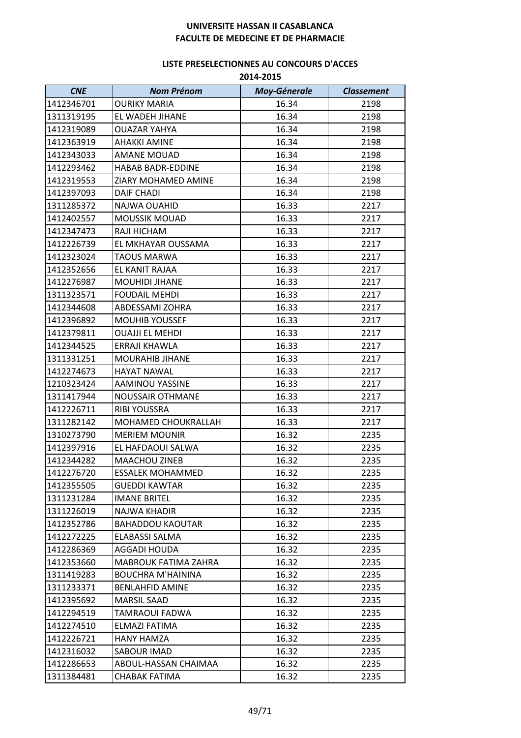**UNIVERSITE HASSAN II CASABLANCA**
**FACULTE DE MEDECINE ET DE PHARMACIE**

**LISTE PRESELECTIONNES AU CONCOURS D'ACCES**
**2014-2015**

| *CNE* | *Nom Prénom* | *Moy-Génerale* | *Classement* |
|---|---|---|---|
| 1412346701 | OURIKY MARIA | 16.34 | 2198 |
| 1311319195 | EL WADEH JIHANE | 16.34 | 2198 |
| 1412319089 | OUAZAR YAHYA | 16.34 | 2198 |
| 1412363919 | AHAKKI AMINE | 16.34 | 2198 |
| 1412343033 | AMANE MOUAD | 16.34 | 2198 |
| 1412293462 | HABAB BADR-EDDINE | 16.34 | 2198 |
| 1412319553 | ZIARY MOHAMED AMINE | 16.34 | 2198 |
| 1412397093 | DAIF CHADI | 16.34 | 2198 |
| 1311285372 | NAJWA OUAHID | 16.33 | 2217 |
| 1412402557 | MOUSSIK MOUAD | 16.33 | 2217 |
| 1412347473 | RAJI HICHAM | 16.33 | 2217 |
| 1412226739 | EL MKHAYAR OUSSAMA | 16.33 | 2217 |
| 1412323024 | TAOUS MARWA | 16.33 | 2217 |
| 1412352656 | EL KANIT RAJAA | 16.33 | 2217 |
| 1412276987 | MOUHIDI JIHANE | 16.33 | 2217 |
| 1311323571 | FOUDAIL MEHDI | 16.33 | 2217 |
| 1412344608 | ABDESSAMI ZOHRA | 16.33 | 2217 |
| 1412396892 | MOUHIB YOUSSEF | 16.33 | 2217 |
| 1412379811 | OUAJJI EL MEHDI | 16.33 | 2217 |
| 1412344525 | ERRAJI KHAWLA | 16.33 | 2217 |
| 1311331251 | MOURAHIB JIHANE | 16.33 | 2217 |
| 1412274673 | HAYAT NAWAL | 16.33 | 2217 |
| 1210323424 | AAMINOU YASSINE | 16.33 | 2217 |
| 1311417944 | NOUSSAIR OTHMANE | 16.33 | 2217 |
| 1412226711 | RIBI YOUSSRA | 16.33 | 2217 |
| 1311282142 | MOHAMED CHOUKRALLAH | 16.33 | 2217 |
| 1310273790 | MERIEM MOUNIR | 16.32 | 2235 |
| 1412397916 | EL HAFDAOUI SALWA | 16.32 | 2235 |
| 1412344282 | MAACHOU ZINEB | 16.32 | 2235 |
| 1412276720 | ESSALEK MOHAMMED | 16.32 | 2235 |
| 1412355505 | GUEDDI KAWTAR | 16.32 | 2235 |
| 1311231284 | IMANE BRITEL | 16.32 | 2235 |
| 1311226019 | NAJWA KHADIR | 16.32 | 2235 |
| 1412352786 | BAHADDOU KAOUTAR | 16.32 | 2235 |
| 1412272225 | ELABASSI SALMA | 16.32 | 2235 |
| 1412286369 | AGGADI HOUDA | 16.32 | 2235 |
| 1412353660 | MABROUK FATIMA ZAHRA | 16.32 | 2235 |
| 1311419283 | BOUCHRA M'HAININA | 16.32 | 2235 |
| 1311233371 | BENLAHFID AMINE | 16.32 | 2235 |
| 1412395692 | MARSIL SAAD | 16.32 | 2235 |
| 1412294519 | TAMRAOUI FADWA | 16.32 | 2235 |
| 1412274510 | ELMAZI FATIMA | 16.32 | 2235 |
| 1412226721 | HANY HAMZA | 16.32 | 2235 |
| 1412316032 | SABOUR IMAD | 16.32 | 2235 |
| 1412286653 | ABOUL-HASSAN CHAIMAA | 16.32 | 2235 |
| 1311384481 | CHABAK FATIMA | 16.32 | 2235 |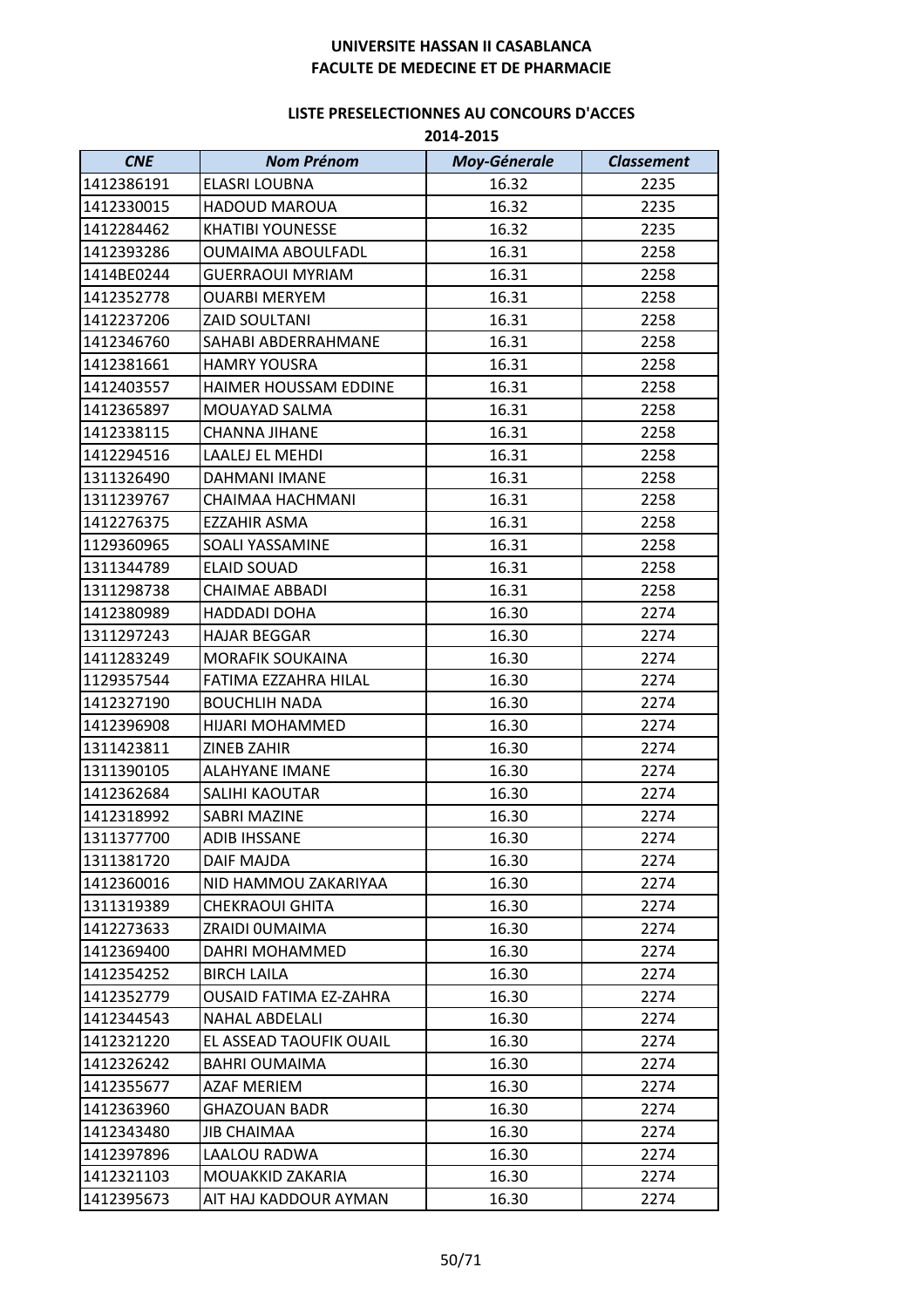**UNIVERSITE HASSAN II CASABLANCA**
**FACULTE DE MEDECINE ET DE PHARMACIE**

**LISTE PRESELECTIONNES AU CONCOURS D'ACCES**
**2014-2015**

| *CNE* | *Nom Prénom* | *Moy-Génerale* | *Classement* |
|---|---|---|---|
| 1412386191 | ELASRI LOUBNA | 16.32 | 2235 |
| 1412330015 | HADOUD MAROUA | 16.32 | 2235 |
| 1412284462 | KHATIBI YOUNESSE | 16.32 | 2235 |
| 1412393286 | OUMAIMA ABOULFADL | 16.31 | 2258 |
| 1414BE0244 | GUERRAOUI MYRIAM | 16.31 | 2258 |
| 1412352778 | OUARBI MERYEM | 16.31 | 2258 |
| 1412237206 | ZAID SOULTANI | 16.31 | 2258 |
| 1412346760 | SAHABI ABDERRAHMANE | 16.31 | 2258 |
| 1412381661 | HAMRY YOUSRA | 16.31 | 2258 |
| 1412403557 | HAIMER HOUSSAM EDDINE | 16.31 | 2258 |
| 1412365897 | MOUAYAD SALMA | 16.31 | 2258 |
| 1412338115 | CHANNA JIHANE | 16.31 | 2258 |
| 1412294516 | LAALEJ EL MEHDI | 16.31 | 2258 |
| 1311326490 | DAHMANI IMANE | 16.31 | 2258 |
| 1311239767 | CHAIMAA HACHMANI | 16.31 | 2258 |
| 1412276375 | EZZAHIR ASMA | 16.31 | 2258 |
| 1129360965 | SOALI YASSAMINE | 16.31 | 2258 |
| 1311344789 | ELAID SOUAD | 16.31 | 2258 |
| 1311298738 | CHAIMAE ABBADI | 16.31 | 2258 |
| 1412380989 | HADDADI DOHA | 16.30 | 2274 |
| 1311297243 | HAJAR BEGGAR | 16.30 | 2274 |
| 1411283249 | MORAFIK SOUKAINA | 16.30 | 2274 |
| 1129357544 | FATIMA EZZAHRA HILAL | 16.30 | 2274 |
| 1412327190 | BOUCHLIH NADA | 16.30 | 2274 |
| 1412396908 | HIJARI MOHAMMED | 16.30 | 2274 |
| 1311423811 | ZINEB ZAHIR | 16.30 | 2274 |
| 1311390105 | ALAHYANE IMANE | 16.30 | 2274 |
| 1412362684 | SALIHI KAOUTAR | 16.30 | 2274 |
| 1412318992 | SABRI MAZINE | 16.30 | 2274 |
| 1311377700 | ADIB IHSSANE | 16.30 | 2274 |
| 1311381720 | DAIF MAJDA | 16.30 | 2274 |
| 1412360016 | NID HAMMOU ZAKARIYAA | 16.30 | 2274 |
| 1311319389 | CHEKRAOUI GHITA | 16.30 | 2274 |
| 1412273633 | ZRAIDI 0UMAIMA | 16.30 | 2274 |
| 1412369400 | DAHRI MOHAMMED | 16.30 | 2274 |
| 1412354252 | BIRCH LAILA | 16.30 | 2274 |
| 1412352779 | OUSAID FATIMA EZ-ZAHRA | 16.30 | 2274 |
| 1412344543 | NAHAL ABDELALI | 16.30 | 2274 |
| 1412321220 | EL ASSEAD TAOUFIK OUAIL | 16.30 | 2274 |
| 1412326242 | BAHRI OUMAIMA | 16.30 | 2274 |
| 1412355677 | AZAF MERIEM | 16.30 | 2274 |
| 1412363960 | GHAZOUAN BADR | 16.30 | 2274 |
| 1412343480 | JIB CHAIMAA | 16.30 | 2274 |
| 1412397896 | LAALOU RADWA | 16.30 | 2274 |
| 1412321103 | MOUAKKID ZAKARIA | 16.30 | 2274 |
| 1412395673 | AIT HAJ KADDOUR AYMAN | 16.30 | 2274 |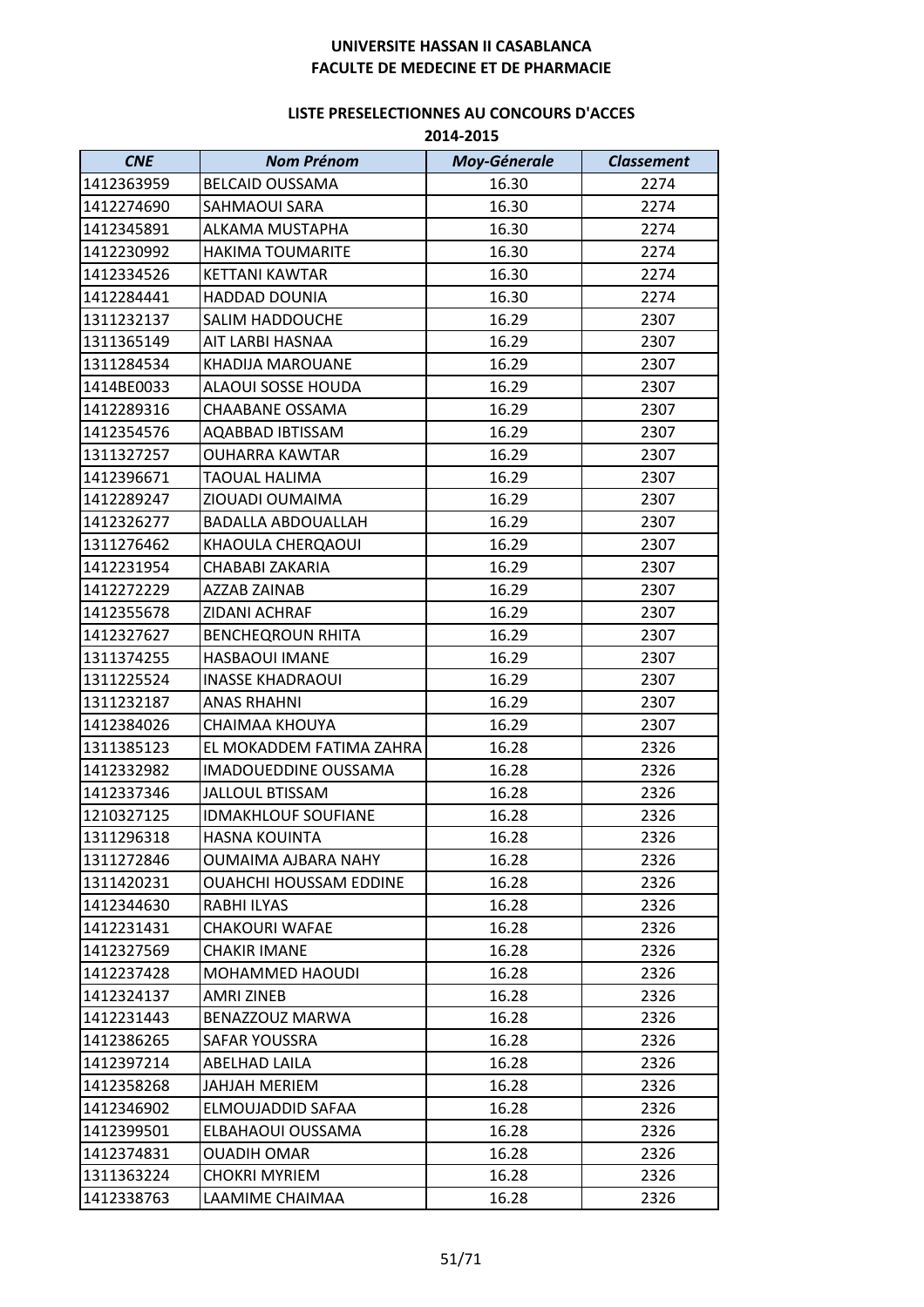**UNIVERSITE HASSAN II CASABLANCA**
**FACULTE DE MEDECINE ET DE PHARMACIE**

**LISTE PRESELECTIONNES AU CONCOURS D'ACCES**
**2014-2015**

| *CNE* | *Nom Prénom* | *Moy-Génerale* | *Classement* |
|---|---|---|---|
| 1412363959 | BELCAID OUSSAMA | 16.30 | 2274 |
| 1412274690 | SAHMAOUI SARA | 16.30 | 2274 |
| 1412345891 | ALKAMA MUSTAPHA | 16.30 | 2274 |
| 1412230992 | HAKIMA TOUMARITE | 16.30 | 2274 |
| 1412334526 | KETTANI KAWTAR | 16.30 | 2274 |
| 1412284441 | HADDAD DOUNIA | 16.30 | 2274 |
| 1311232137 | SALIM HADDOUCHE | 16.29 | 2307 |
| 1311365149 | AIT LARBI HASNAA | 16.29 | 2307 |
| 1311284534 | KHADIJA MAROUANE | 16.29 | 2307 |
| 1414BE0033 | ALAOUI SOSSE HOUDA | 16.29 | 2307 |
| 1412289316 | CHAABANE OSSAMA | 16.29 | 2307 |
| 1412354576 | AQABBAD IBTISSAM | 16.29 | 2307 |
| 1311327257 | OUHARRA KAWTAR | 16.29 | 2307 |
| 1412396671 | TAOUAL HALIMA | 16.29 | 2307 |
| 1412289247 | ZIOUADI OUMAIMA | 16.29 | 2307 |
| 1412326277 | BADALLA ABDOUALLAH | 16.29 | 2307 |
| 1311276462 | KHAOULA CHERQAOUI | 16.29 | 2307 |
| 1412231954 | CHABABI ZAKARIA | 16.29 | 2307 |
| 1412272229 | AZZAB ZAINAB | 16.29 | 2307 |
| 1412355678 | ZIDANI ACHRAF | 16.29 | 2307 |
| 1412327627 | BENCHEQROUN RHITA | 16.29 | 2307 |
| 1311374255 | HASBAOUI IMANE | 16.29 | 2307 |
| 1311225524 | INASSE KHADRAOUI | 16.29 | 2307 |
| 1311232187 | ANAS RHAHNI | 16.29 | 2307 |
| 1412384026 | CHAIMAA KHOUYA | 16.29 | 2307 |
| 1311385123 | EL MOKADDEM FATIMA ZAHRA | 16.28 | 2326 |
| 1412332982 | IMADOUEDDINE OUSSAMA | 16.28 | 2326 |
| 1412337346 | JALLOUL BTISSAM | 16.28 | 2326 |
| 1210327125 | IDMAKHLOUF SOUFIANE | 16.28 | 2326 |
| 1311296318 | HASNA KOUINTA | 16.28 | 2326 |
| 1311272846 | OUMAIMA AJBARA NAHY | 16.28 | 2326 |
| 1311420231 | OUAHCHI HOUSSAM EDDINE | 16.28 | 2326 |
| 1412344630 | RABHI ILYAS | 16.28 | 2326 |
| 1412231431 | CHAKOURI WAFAE | 16.28 | 2326 |
| 1412327569 | CHAKIR IMANE | 16.28 | 2326 |
| 1412237428 | MOHAMMED HAOUDI | 16.28 | 2326 |
| 1412324137 | AMRI ZINEB | 16.28 | 2326 |
| 1412231443 | BENAZZOUZ MARWA | 16.28 | 2326 |
| 1412386265 | SAFAR YOUSSRA | 16.28 | 2326 |
| 1412397214 | ABELHAD LAILA | 16.28 | 2326 |
| 1412358268 | JAHJAH MERIEM | 16.28 | 2326 |
| 1412346902 | ELMOUJADDID SAFAA | 16.28 | 2326 |
| 1412399501 | ELBAHAOUI OUSSAMA | 16.28 | 2326 |
| 1412374831 | OUADIH OMAR | 16.28 | 2326 |
| 1311363224 | CHOKRI MYRIEM | 16.28 | 2326 |
| 1412338763 | LAAMIME CHAIMAA | 16.28 | 2326 |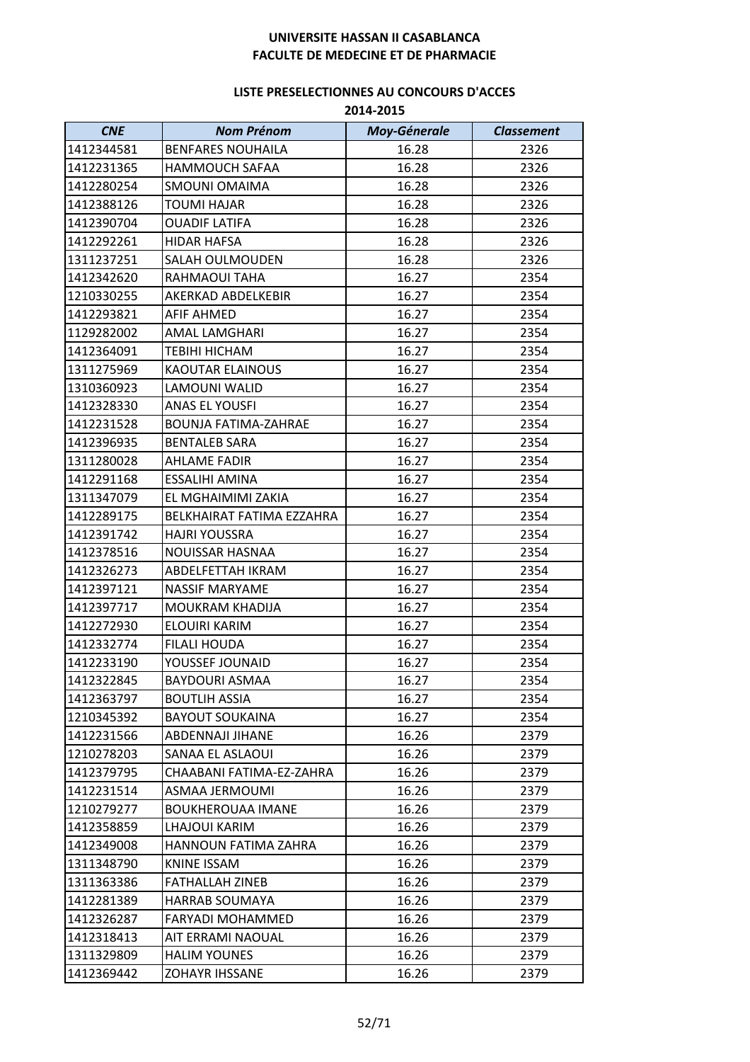**UNIVERSITE HASSAN II CASABLANCA**
**FACULTE DE MEDECINE ET DE PHARMACIE**

**LISTE PRESELECTIONNES AU CONCOURS D'ACCES**
**2014-2015**

| *CNE* | *Nom Prénom* | *Moy-Génerale* | *Classement* |
|---|---|---|---|
| 1412344581 | BENFARES NOUHAILA | 16.28 | 2326 |
| 1412231365 | HAMMOUCH SAFAA | 16.28 | 2326 |
| 1412280254 | SMOUNI OMAIMA | 16.28 | 2326 |
| 1412388126 | TOUMI HAJAR | 16.28 | 2326 |
| 1412390704 | OUADIF LATIFA | 16.28 | 2326 |
| 1412292261 | HIDAR HAFSA | 16.28 | 2326 |
| 1311237251 | SALAH OULMOUDEN | 16.28 | 2326 |
| 1412342620 | RAHMAOUI TAHA | 16.27 | 2354 |
| 1210330255 | AKERKAD ABDELKEBIR | 16.27 | 2354 |
| 1412293821 | AFIF AHMED | 16.27 | 2354 |
| 1129282002 | AMAL LAMGHARI | 16.27 | 2354 |
| 1412364091 | TEBIHI HICHAM | 16.27 | 2354 |
| 1311275969 | KAOUTAR ELAINOUS | 16.27 | 2354 |
| 1310360923 | LAMOUNI WALID | 16.27 | 2354 |
| 1412328330 | ANAS EL YOUSFI | 16.27 | 2354 |
| 1412231528 | BOUNJA FATIMA-ZAHRAE | 16.27 | 2354 |
| 1412396935 | BENTALEB SARA | 16.27 | 2354 |
| 1311280028 | AHLAME FADIR | 16.27 | 2354 |
| 1412291168 | ESSALIHI AMINA | 16.27 | 2354 |
| 1311347079 | EL MGHAIMIMI ZAKIA | 16.27 | 2354 |
| 1412289175 | BELKHAIRAT FATIMA EZZAHRA | 16.27 | 2354 |
| 1412391742 | HAJRI YOUSSRA | 16.27 | 2354 |
| 1412378516 | NOUISSAR HASNAA | 16.27 | 2354 |
| 1412326273 | ABDELFETTAH IKRAM | 16.27 | 2354 |
| 1412397121 | NASSIF MARYAME | 16.27 | 2354 |
| 1412397717 | MOUKRAM KHADIJA | 16.27 | 2354 |
| 1412272930 | ELOUIRI KARIM | 16.27 | 2354 |
| 1412332774 | FILALI HOUDA | 16.27 | 2354 |
| 1412233190 | YOUSSEF JOUNAID | 16.27 | 2354 |
| 1412322845 | BAYDOURI ASMAA | 16.27 | 2354 |
| 1412363797 | BOUTLIH ASSIA | 16.27 | 2354 |
| 1210345392 | BAYOUT SOUKAINA | 16.27 | 2354 |
| 1412231566 | ABDENNAJI JIHANE | 16.26 | 2379 |
| 1210278203 | SANAA EL ASLAOUI | 16.26 | 2379 |
| 1412379795 | CHAABANI FATIMA-EZ-ZAHRA | 16.26 | 2379 |
| 1412231514 | ASMAA JERMOUMI | 16.26 | 2379 |
| 1210279277 | BOUKHEROUAA IMANE | 16.26 | 2379 |
| 1412358859 | LHAJOUI KARIM | 16.26 | 2379 |
| 1412349008 | HANNOUN FATIMA ZAHRA | 16.26 | 2379 |
| 1311348790 | KNINE ISSAM | 16.26 | 2379 |
| 1311363386 | FATHALLAH ZINEB | 16.26 | 2379 |
| 1412281389 | HARRAB SOUMAYA | 16.26 | 2379 |
| 1412326287 | FARYADI MOHAMMED | 16.26 | 2379 |
| 1412318413 | AIT ERRAMI NAOUAL | 16.26 | 2379 |
| 1311329809 | HALIM YOUNES | 16.26 | 2379 |
| 1412369442 | ZOHAYR IHSSANE | 16.26 | 2379 |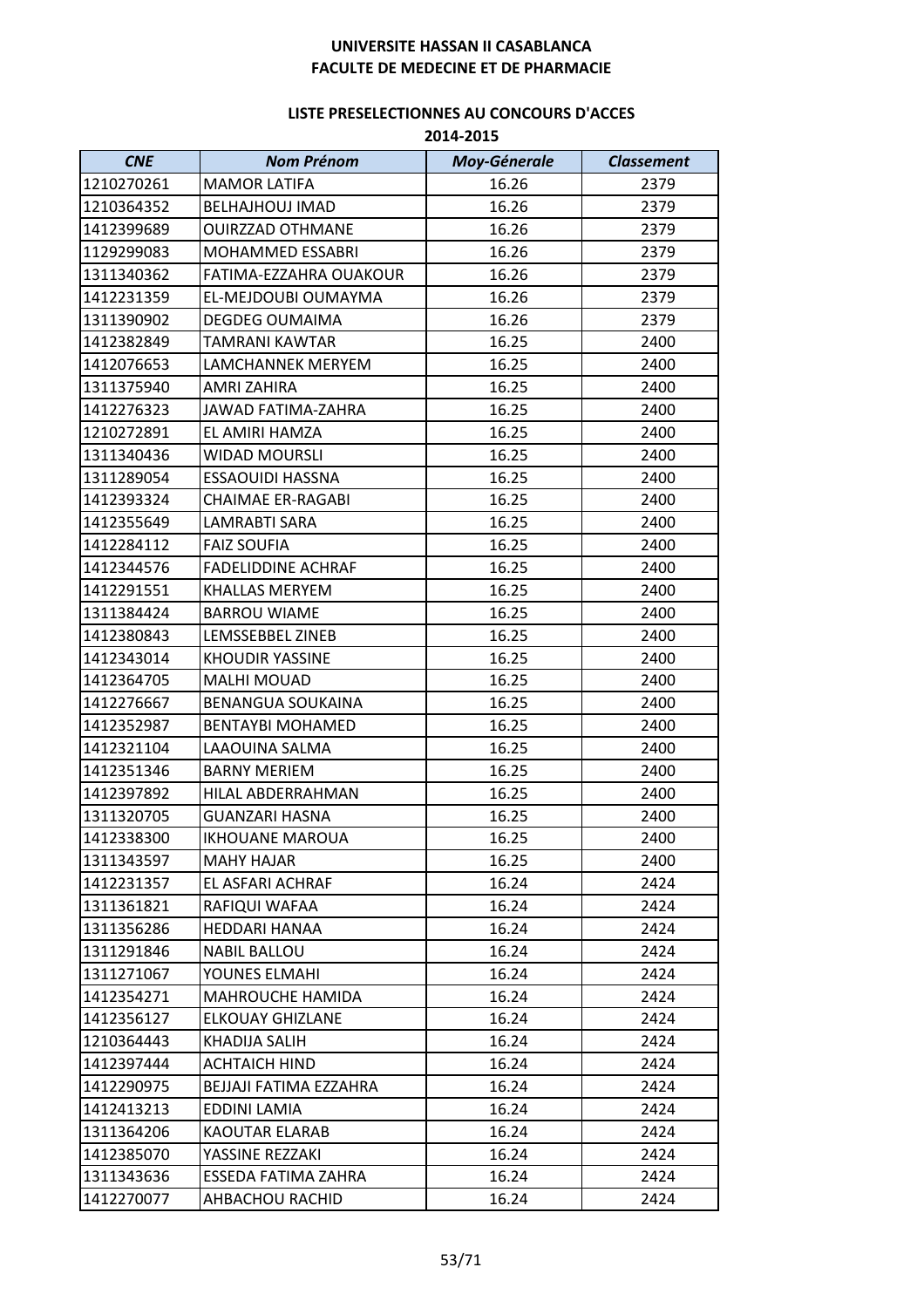**UNIVERSITE HASSAN II CASABLANCA**
**FACULTE DE MEDECINE ET DE PHARMACIE**

**LISTE PRESELECTIONNES AU CONCOURS D'ACCES**
**2014-2015**

| *CNE* | *Nom Prénom* | *Moy-Génerale* | *Classement* |
|---|---|---|---|
| 1210270261 | MAMOR LATIFA | 16.26 | 2379 |
| 1210364352 | BELHAJHOUJ IMAD | 16.26 | 2379 |
| 1412399689 | OUIRZZAD OTHMANE | 16.26 | 2379 |
| 1129299083 | MOHAMMED ESSABRI | 16.26 | 2379 |
| 1311340362 | FATIMA-EZZAHRA OUAKOUR | 16.26 | 2379 |
| 1412231359 | EL-MEJDOUBI OUMAYMA | 16.26 | 2379 |
| 1311390902 | DEGDEG OUMAIMA | 16.26 | 2379 |
| 1412382849 | TAMRANI KAWTAR | 16.25 | 2400 |
| 1412076653 | LAMCHANNEK MERYEM | 16.25 | 2400 |
| 1311375940 | AMRI ZAHIRA | 16.25 | 2400 |
| 1412276323 | JAWAD FATIMA-ZAHRA | 16.25 | 2400 |
| 1210272891 | EL AMIRI HAMZA | 16.25 | 2400 |
| 1311340436 | WIDAD MOURSLI | 16.25 | 2400 |
| 1311289054 | ESSAOUIDI HASSNA | 16.25 | 2400 |
| 1412393324 | CHAIMAE ER-RAGABI | 16.25 | 2400 |
| 1412355649 | LAMRABTI SARA | 16.25 | 2400 |
| 1412284112 | FAIZ SOUFIA | 16.25 | 2400 |
| 1412344576 | FADELIDDINE ACHRAF | 16.25 | 2400 |
| 1412291551 | KHALLAS MERYEM | 16.25 | 2400 |
| 1311384424 | BARROU WIAME | 16.25 | 2400 |
| 1412380843 | LEMSSEBBEL ZINEB | 16.25 | 2400 |
| 1412343014 | KHOUDIR YASSINE | 16.25 | 2400 |
| 1412364705 | MALHI MOUAD | 16.25 | 2400 |
| 1412276667 | BENANGUA SOUKAINA | 16.25 | 2400 |
| 1412352987 | BENTAYBI MOHAMED | 16.25 | 2400 |
| 1412321104 | LAAOUINA SALMA | 16.25 | 2400 |
| 1412351346 | BARNY MERIEM | 16.25 | 2400 |
| 1412397892 | HILAL ABDERRAHMAN | 16.25 | 2400 |
| 1311320705 | GUANZARI HASNA | 16.25 | 2400 |
| 1412338300 | IKHOUANE MAROUA | 16.25 | 2400 |
| 1311343597 | MAHY HAJAR | 16.25 | 2400 |
| 1412231357 | EL ASFARI ACHRAF | 16.24 | 2424 |
| 1311361821 | RAFIQUI WAFAA | 16.24 | 2424 |
| 1311356286 | HEDDARI HANAA | 16.24 | 2424 |
| 1311291846 | NABIL BALLOU | 16.24 | 2424 |
| 1311271067 | YOUNES ELMAHI | 16.24 | 2424 |
| 1412354271 | MAHROUCHE HAMIDA | 16.24 | 2424 |
| 1412356127 | ELKOUAY GHIZLANE | 16.24 | 2424 |
| 1210364443 | KHADIJA SALIH | 16.24 | 2424 |
| 1412397444 | ACHTAICH HIND | 16.24 | 2424 |
| 1412290975 | BEJJAJI FATIMA EZZAHRA | 16.24 | 2424 |
| 1412413213 | EDDINI LAMIA | 16.24 | 2424 |
| 1311364206 | KAOUTAR ELARAB | 16.24 | 2424 |
| 1412385070 | YASSINE REZZAKI | 16.24 | 2424 |
| 1311343636 | ESSEDA FATIMA ZAHRA | 16.24 | 2424 |
| 1412270077 | AHBACHOU RACHID | 16.24 | 2424 |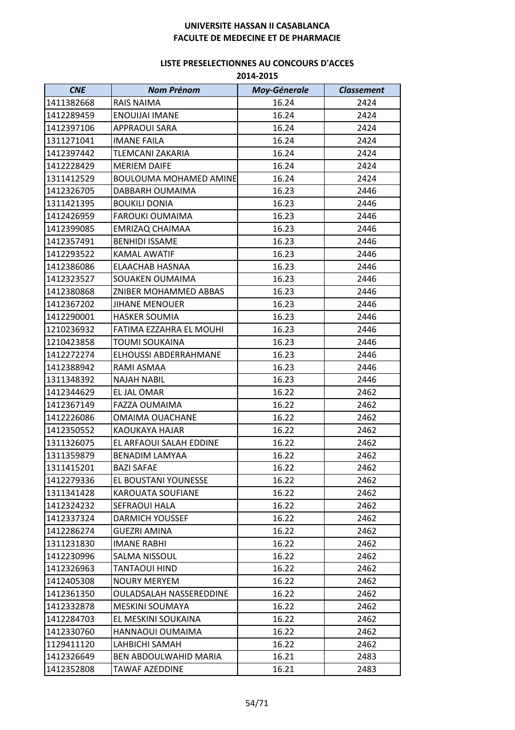**UNIVERSITE HASSAN II CASABLANCA**
**FACULTE DE MEDECINE ET DE PHARMACIE**

**LISTE PRESELECTIONNES AU CONCOURS D'ACCES**
**2014-2015**

| *CNE* | *Nom Prénom* | *Moy-Génerale* | *Classement* |
|---|---|---|---|
| 1411382668 | RAIS NAIMA | 16.24 | 2424 |
| 1412289459 | ENOUIJAI IMANE | 16.24 | 2424 |
| 1412397106 | APPRAOUI SARA | 16.24 | 2424 |
| 1311271041 | IMANE FAILA | 16.24 | 2424 |
| 1412397442 | TLEMCANI ZAKARIA | 16.24 | 2424 |
| 1412228429 | MERIEM DAIFE | 16.24 | 2424 |
| 1311412529 | BOULOUMA MOHAMED AMINE | 16.24 | 2424 |
| 1412326705 | DABBARH OUMAIMA | 16.23 | 2446 |
| 1311421395 | BOUKILI DONIA | 16.23 | 2446 |
| 1412426959 | FAROUKI OUMAIMA | 16.23 | 2446 |
| 1412399085 | EMRIZAQ CHAIMAA | 16.23 | 2446 |
| 1412357491 | BENHIDI ISSAME | 16.23 | 2446 |
| 1412293522 | KAMAL AWATIF | 16.23 | 2446 |
| 1412386086 | ELAACHAB HASNAA | 16.23 | 2446 |
| 1412323527 | SOUAKEN OUMAIMA | 16.23 | 2446 |
| 1412380868 | ZNIBER MOHAMMED ABBAS | 16.23 | 2446 |
| 1412367202 | JIHANE MENOUER | 16.23 | 2446 |
| 1412290001 | HASKER SOUMIA | 16.23 | 2446 |
| 1210236932 | FATIMA EZZAHRA EL MOUHI | 16.23 | 2446 |
| 1210423858 | TOUMI SOUKAINA | 16.23 | 2446 |
| 1412272274 | ELHOUSSI ABDERRAHMANE | 16.23 | 2446 |
| 1412388942 | RAMI ASMAA | 16.23 | 2446 |
| 1311348392 | NAJAH NABIL | 16.23 | 2446 |
| 1412344629 | EL JAL OMAR | 16.22 | 2462 |
| 1412367149 | FAZZA OUMAIMA | 16.22 | 2462 |
| 1412226086 | OMAIMA OUACHANE | 16.22 | 2462 |
| 1412350552 | KAOUKAYA HAJAR | 16.22 | 2462 |
| 1311326075 | EL ARFAOUI SALAH EDDINE | 16.22 | 2462 |
| 1311359879 | BENADIM LAMYAA | 16.22 | 2462 |
| 1311415201 | BAZI SAFAE | 16.22 | 2462 |
| 1412279336 | EL BOUSTANI YOUNESSE | 16.22 | 2462 |
| 1311341428 | KAROUATA SOUFIANE | 16.22 | 2462 |
| 1412324232 | SEFRAOUI HALA | 16.22 | 2462 |
| 1412337324 | DARMICH YOUSSEF | 16.22 | 2462 |
| 1412286274 | GUEZRI AMINA | 16.22 | 2462 |
| 1311231830 | IMANE RABHI | 16.22 | 2462 |
| 1412230996 | SALMA NISSOUL | 16.22 | 2462 |
| 1412326963 | TANTAOUI HIND | 16.22 | 2462 |
| 1412405308 | NOURY MERYEM | 16.22 | 2462 |
| 1412361350 | OULADSALAH NASSEREDDINE | 16.22 | 2462 |
| 1412332878 | MESKINI SOUMAYA | 16.22 | 2462 |
| 1412284703 | EL MESKINI SOUKAINA | 16.22 | 2462 |
| 1412330760 | HANNAOUI OUMAIMA | 16.22 | 2462 |
| 1129411120 | LAHBICHI SAMAH | 16.22 | 2462 |
| 1412326649 | BEN ABDOULWAHID MARIA | 16.21 | 2483 |
| 1412352808 | TAWAF AZEDDINE | 16.21 | 2483 |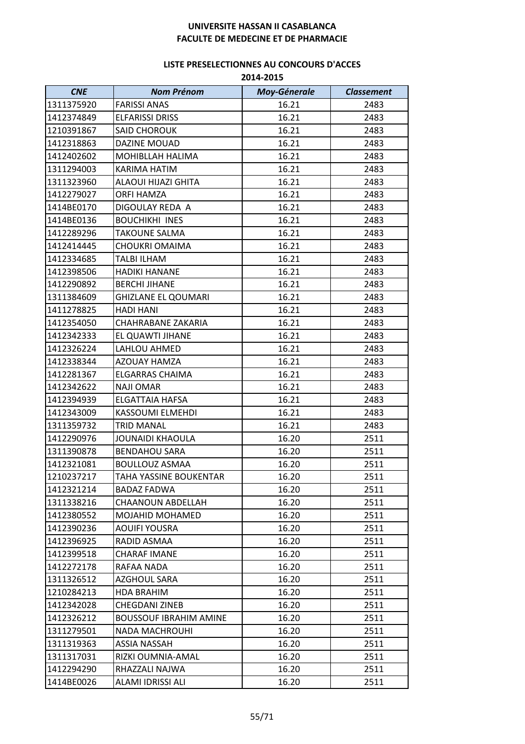UNIVERSITE HASSAN II CASABLANCA
FACULTE DE MEDECINE ET DE PHARMACIE

LISTE PRESELECTIONNES AU CONCOURS D'ACCES
2014-2015

| CNE | Nom Prénom | Moy-Génerale | Classement |
|---|---|---|---|
| 1311375920 | FARISSI ANAS | 16.21 | 2483 |
| 1412374849 | ELFARISSI DRISS | 16.21 | 2483 |
| 1210391867 | SAID CHOROUK | 16.21 | 2483 |
| 1412318863 | DAZINE MOUAD | 16.21 | 2483 |
| 1412402602 | MOHIBLLAH HALIMA | 16.21 | 2483 |
| 1311294003 | KARIMA HATIM | 16.21 | 2483 |
| 1311323960 | ALAOUI HIJAZI GHITA | 16.21 | 2483 |
| 1412279027 | ORFI HAMZA | 16.21 | 2483 |
| 1414BE0170 | DIGOULAY REDA A | 16.21 | 2483 |
| 1414BE0136 | BOUCHIKHI INES | 16.21 | 2483 |
| 1412289296 | TAKOUNE SALMA | 16.21 | 2483 |
| 1412414445 | CHOUKRI OMAIMA | 16.21 | 2483 |
| 1412334685 | TALBI ILHAM | 16.21 | 2483 |
| 1412398506 | HADIKI HANANE | 16.21 | 2483 |
| 1412290892 | BERCHI JIHANE | 16.21 | 2483 |
| 1311384609 | GHIZLANE EL QOUMARI | 16.21 | 2483 |
| 1411278825 | HADI HANI | 16.21 | 2483 |
| 1412354050 | CHAHRABANE ZAKARIA | 16.21 | 2483 |
| 1412342333 | EL QUAWTI JIHANE | 16.21 | 2483 |
| 1412326224 | LAHLOU AHMED | 16.21 | 2483 |
| 1412338344 | AZOUAY HAMZA | 16.21 | 2483 |
| 1412281367 | ELGARRAS CHAIMA | 16.21 | 2483 |
| 1412342622 | NAJI OMAR | 16.21 | 2483 |
| 1412394939 | ELGATTAIA HAFSA | 16.21 | 2483 |
| 1412343009 | KASSOUMI ELMEHDI | 16.21 | 2483 |
| 1311359732 | TRID MANAL | 16.21 | 2483 |
| 1412290976 | JOUNAIDI KHAOULA | 16.20 | 2511 |
| 1311390878 | BENDAHOU SARA | 16.20 | 2511 |
| 1412321081 | BOULLOUZ ASMAA | 16.20 | 2511 |
| 1210237217 | TAHA YASSINE BOUKENTAR | 16.20 | 2511 |
| 1412321214 | BADAZ FADWA | 16.20 | 2511 |
| 1311338216 | CHAANOUN ABDELLAH | 16.20 | 2511 |
| 1412380552 | MOJAHID MOHAMED | 16.20 | 2511 |
| 1412390236 | AOUIFI YOUSRA | 16.20 | 2511 |
| 1412396925 | RADID ASMAA | 16.20 | 2511 |
| 1412399518 | CHARAF IMANE | 16.20 | 2511 |
| 1412272178 | RAFAA NADA | 16.20 | 2511 |
| 1311326512 | AZGHOUL SARA | 16.20 | 2511 |
| 1210284213 | HDA BRAHIM | 16.20 | 2511 |
| 1412342028 | CHEGDANI ZINEB | 16.20 | 2511 |
| 1412326212 | BOUSSOUF IBRAHIM AMINE | 16.20 | 2511 |
| 1311279501 | NADA MACHROUHI | 16.20 | 2511 |
| 1311319363 | ASSIA NASSAH | 16.20 | 2511 |
| 1311317031 | RIZKI OUMNIA-AMAL | 16.20 | 2511 |
| 1412294290 | RHAZZALI NAJWA | 16.20 | 2511 |
| 1414BE0026 | ALAMI IDRISSI ALI | 16.20 | 2511 |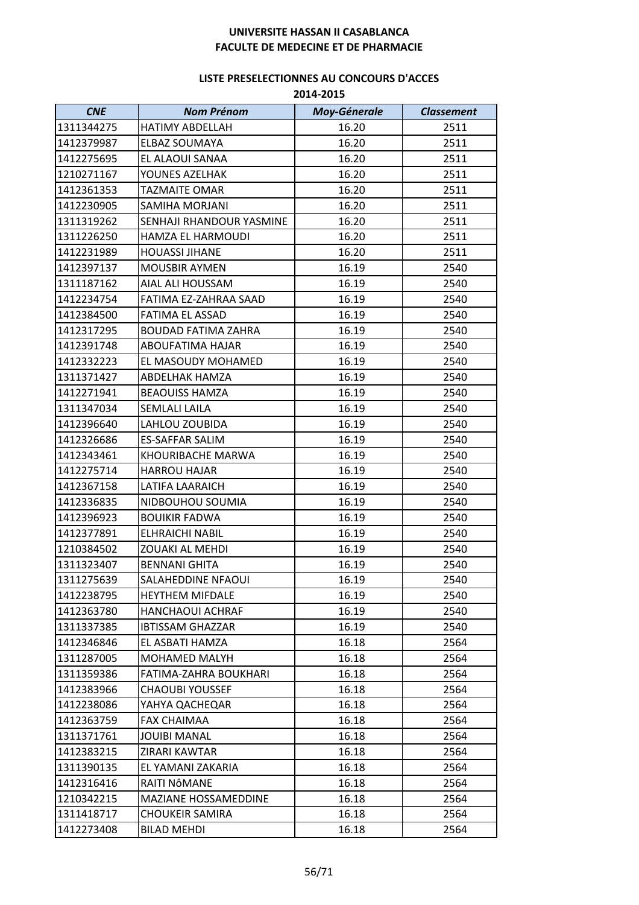**UNIVERSITE HASSAN II CASABLANCA**
**FACULTE DE MEDECINE ET DE PHARMACIE**

**LISTE PRESELECTIONNES AU CONCOURS D'ACCES**
**2014-2015**

| *CNE* | *Nom Prénom* | *Moy-Génerale* | *Classement* |
|---|---|---|---|
| 1311344275 | HATIMY ABDELLAH | 16.20 | 2511 |
| 1412379987 | ELBAZ SOUMAYA | 16.20 | 2511 |
| 1412275695 | EL ALAOUI SANAA | 16.20 | 2511 |
| 1210271167 | YOUNES AZELHAK | 16.20 | 2511 |
| 1412361353 | TAZMAITE OMAR | 16.20 | 2511 |
| 1412230905 | SAMIHA MORJANI | 16.20 | 2511 |
| 1311319262 | SENHAJI RHANDOUR YASMINE | 16.20 | 2511 |
| 1311226250 | HAMZA EL HARMOUDI | 16.20 | 2511 |
| 1412231989 | HOUASSI JIHANE | 16.20 | 2511 |
| 1412397137 | MOUSBIR AYMEN | 16.19 | 2540 |
| 1311187162 | AIAL ALI HOUSSAM | 16.19 | 2540 |
| 1412234754 | FATIMA EZ-ZAHRAA SAAD | 16.19 | 2540 |
| 1412384500 | FATIMA EL ASSAD | 16.19 | 2540 |
| 1412317295 | BOUDAD FATIMA ZAHRA | 16.19 | 2540 |
| 1412391748 | ABOUFATIMA HAJAR | 16.19 | 2540 |
| 1412332223 | EL MASOUDY MOHAMED | 16.19 | 2540 |
| 1311371427 | ABDELHAK HAMZA | 16.19 | 2540 |
| 1412271941 | BEAOUISS HAMZA | 16.19 | 2540 |
| 1311347034 | SEMLALI LAILA | 16.19 | 2540 |
| 1412396640 | LAHLOU ZOUBIDA | 16.19 | 2540 |
| 1412326686 | ES-SAFFAR SALIM | 16.19 | 2540 |
| 1412343461 | KHOURIBACHE MARWA | 16.19 | 2540 |
| 1412275714 | HARROU HAJAR | 16.19 | 2540 |
| 1412367158 | LATIFA LAARAICH | 16.19 | 2540 |
| 1412336835 | NIDBOUHOU SOUMIA | 16.19 | 2540 |
| 1412396923 | BOUIKIR FADWA | 16.19 | 2540 |
| 1412377891 | ELHRAICHI NABIL | 16.19 | 2540 |
| 1210384502 | ZOUAKI AL MEHDI | 16.19 | 2540 |
| 1311323407 | BENNANI GHITA | 16.19 | 2540 |
| 1311275639 | SALAHEDDINE NFAOUI | 16.19 | 2540 |
| 1412238795 | HEYTHEM MIFDALE | 16.19 | 2540 |
| 1412363780 | HANCHAOUI ACHRAF | 16.19 | 2540 |
| 1311337385 | IBTISSAM GHAZZAR | 16.19 | 2540 |
| 1412346846 | EL ASBATI HAMZA | 16.18 | 2564 |
| 1311287005 | MOHAMED MALYH | 16.18 | 2564 |
| 1311359386 | FATIMA-ZAHRA BOUKHARI | 16.18 | 2564 |
| 1412383966 | CHAOUBI YOUSSEF | 16.18 | 2564 |
| 1412238086 | YAHYA QACHEQAR | 16.18 | 2564 |
| 1412363759 | FAX CHAIMAA | 16.18 | 2564 |
| 1311371761 | JOUIBI MANAL | 16.18 | 2564 |
| 1412383215 | ZIRARI KAWTAR | 16.18 | 2564 |
| 1311390135 | EL YAMANI ZAKARIA | 16.18 | 2564 |
| 1412316416 | RAITI NôMANE | 16.18 | 2564 |
| 1210342215 | MAZIANE HOSSAMEDDINE | 16.18 | 2564 |
| 1311418717 | CHOUKEIR SAMIRA | 16.18 | 2564 |
| 1412273408 | BILAD MEHDI | 16.18 | 2564 |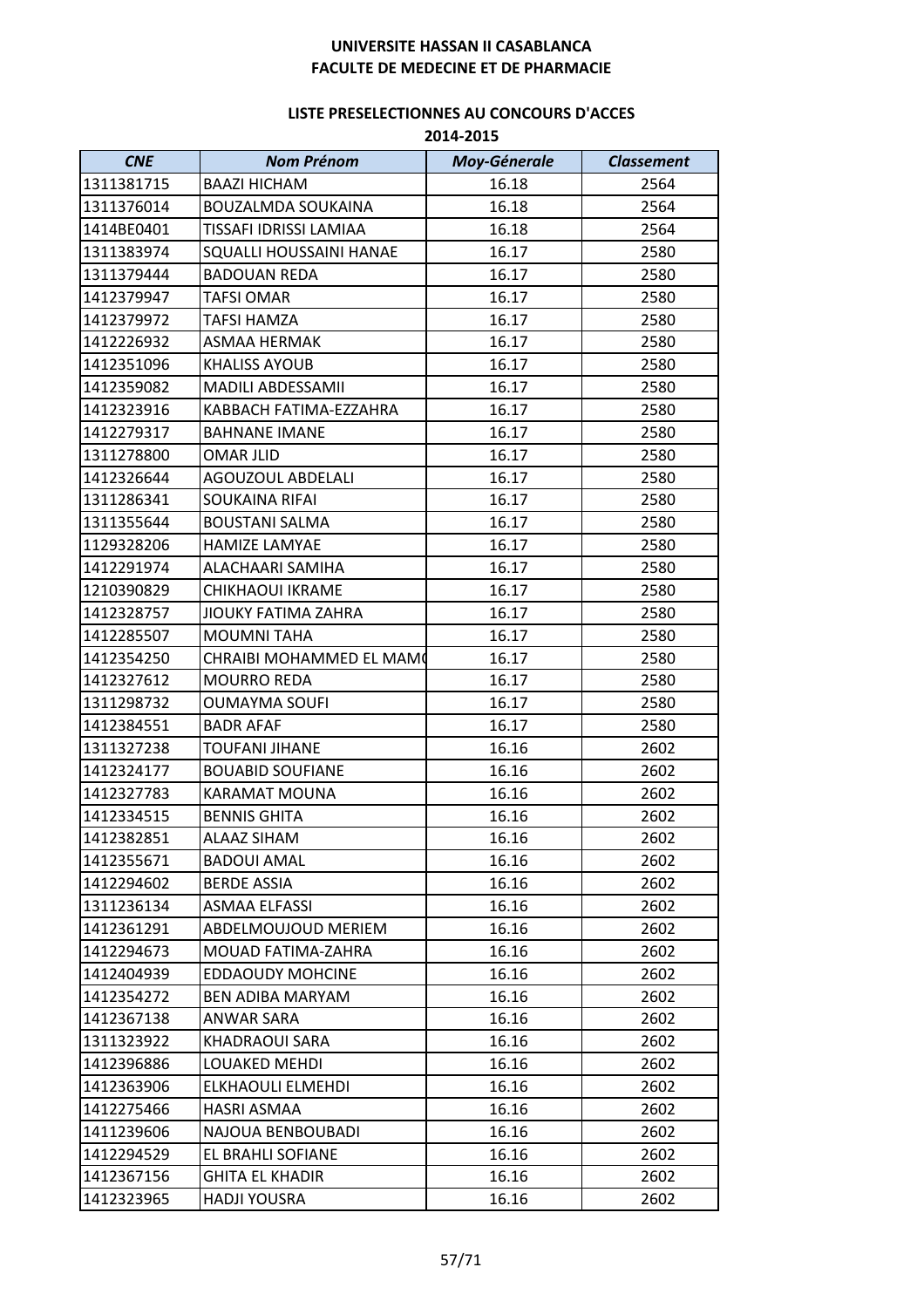**UNIVERSITE HASSAN II CASABLANCA**
**FACULTE DE MEDECINE ET DE PHARMACIE**

**LISTE PRESELECTIONNES AU CONCOURS D'ACCES**
**2014-2015**

| *CNE* | *Nom Prénom* | *Moy-Génerale* | *Classement* |
|---|---|---|---|
| 1311381715 | BAAZI HICHAM | 16.18 | 2564 |
| 1311376014 | BOUZALMDA SOUKAINA | 16.18 | 2564 |
| 1414BE0401 | TISSAFI IDRISSI LAMIAA | 16.18 | 2564 |
| 1311383974 | SQUALLI HOUSSAINI HANAE | 16.17 | 2580 |
| 1311379444 | BADOUAN REDA | 16.17 | 2580 |
| 1412379947 | TAFSI OMAR | 16.17 | 2580 |
| 1412379972 | TAFSI HAMZA | 16.17 | 2580 |
| 1412226932 | ASMAA HERMAK | 16.17 | 2580 |
| 1412351096 | KHALISS AYOUB | 16.17 | 2580 |
| 1412359082 | MADILI ABDESSAMII | 16.17 | 2580 |
| 1412323916 | KABBACH FATIMA-EZZAHRA | 16.17 | 2580 |
| 1412279317 | BAHNANE IMANE | 16.17 | 2580 |
| 1311278800 | OMAR JLID | 16.17 | 2580 |
| 1412326644 | AGOUZOUL ABDELALI | 16.17 | 2580 |
| 1311286341 | SOUKAINA RIFAI | 16.17 | 2580 |
| 1311355644 | BOUSTANI SALMA | 16.17 | 2580 |
| 1129328206 | HAMIZE LAMYAE | 16.17 | 2580 |
| 1412291974 | ALACHAARI SAMIHA | 16.17 | 2580 |
| 1210390829 | CHIKHAOUI IKRAME | 16.17 | 2580 |
| 1412328757 | JIOUKY FATIMA ZAHRA | 16.17 | 2580 |
| 1412285507 | MOUMNI TAHA | 16.17 | 2580 |
| 1412354250 | CHRAIBI MOHAMMED EL MAMO | 16.17 | 2580 |
| 1412327612 | MOURRO REDA | 16.17 | 2580 |
| 1311298732 | OUMAYMA SOUFI | 16.17 | 2580 |
| 1412384551 | BADR AFAF | 16.17 | 2580 |
| 1311327238 | TOUFANI JIHANE | 16.16 | 2602 |
| 1412324177 | BOUABID SOUFIANE | 16.16 | 2602 |
| 1412327783 | KARAMAT MOUNA | 16.16 | 2602 |
| 1412334515 | BENNIS GHITA | 16.16 | 2602 |
| 1412382851 | ALAAZ SIHAM | 16.16 | 2602 |
| 1412355671 | BADOUI AMAL | 16.16 | 2602 |
| 1412294602 | BERDE ASSIA | 16.16 | 2602 |
| 1311236134 | ASMAA ELFASSI | 16.16 | 2602 |
| 1412361291 | ABDELMOUJOUD MERIEM | 16.16 | 2602 |
| 1412294673 | MOUAD FATIMA-ZAHRA | 16.16 | 2602 |
| 1412404939 | EDDAOUDY MOHCINE | 16.16 | 2602 |
| 1412354272 | BEN ADIBA MARYAM | 16.16 | 2602 |
| 1412367138 | ANWAR SARA | 16.16 | 2602 |
| 1311323922 | KHADRAOUI SARA | 16.16 | 2602 |
| 1412396886 | LOUAKED MEHDI | 16.16 | 2602 |
| 1412363906 | ELKHAOULI ELMEHDI | 16.16 | 2602 |
| 1412275466 | HASRI ASMAA | 16.16 | 2602 |
| 1411239606 | NAJOUA BENBOUBADI | 16.16 | 2602 |
| 1412294529 | EL BRAHLI SOFIANE | 16.16 | 2602 |
| 1412367156 | GHITA EL KHADIR | 16.16 | 2602 |
| 1412323965 | HADJI YOUSRA | 16.16 | 2602 |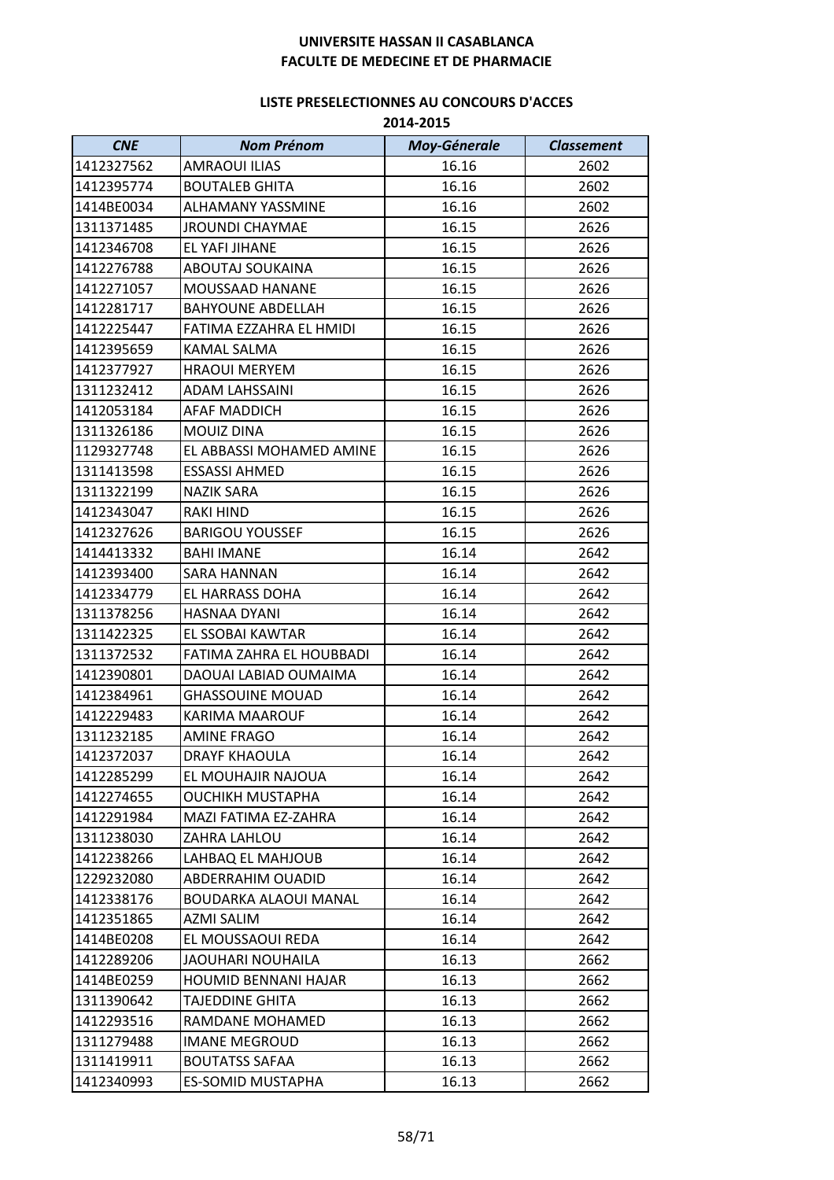**UNIVERSITE HASSAN II CASABLANCA**
**FACULTE DE MEDECINE ET DE PHARMACIE**

**LISTE PRESELECTIONNES AU CONCOURS D'ACCES**
**2014-2015**

| *CNE* | *Nom Prénom* | *Moy-Génerale* | *Classement* |
|---|---|---|---|
| 1412327562 | AMRAOUI ILIAS | 16.16 | 2602 |
| 1412395774 | BOUTALEB GHITA | 16.16 | 2602 |
| 1414BE0034 | ALHAMANY YASSMINE | 16.16 | 2602 |
| 1311371485 | JROUNDI CHAYMAE | 16.15 | 2626 |
| 1412346708 | EL YAFI JIHANE | 16.15 | 2626 |
| 1412276788 | ABOUTAJ SOUKAINA | 16.15 | 2626 |
| 1412271057 | MOUSSAAD HANANE | 16.15 | 2626 |
| 1412281717 | BAHYOUNE ABDELLAH | 16.15 | 2626 |
| 1412225447 | FATIMA EZZAHRA EL HMIDI | 16.15 | 2626 |
| 1412395659 | KAMAL SALMA | 16.15 | 2626 |
| 1412377927 | HRAOUI MERYEM | 16.15 | 2626 |
| 1311232412 | ADAM LAHSSAINI | 16.15 | 2626 |
| 1412053184 | AFAF MADDICH | 16.15 | 2626 |
| 1311326186 | MOUIZ DINA | 16.15 | 2626 |
| 1129327748 | EL ABBASSI MOHAMED AMINE | 16.15 | 2626 |
| 1311413598 | ESSASSI AHMED | 16.15 | 2626 |
| 1311322199 | NAZIK SARA | 16.15 | 2626 |
| 1412343047 | RAKI HIND | 16.15 | 2626 |
| 1412327626 | BARIGOU YOUSSEF | 16.15 | 2626 |
| 1414413332 | BAHI IMANE | 16.14 | 2642 |
| 1412393400 | SARA HANNAN | 16.14 | 2642 |
| 1412334779 | EL HARRASS DOHA | 16.14 | 2642 |
| 1311378256 | HASNAA DYANI | 16.14 | 2642 |
| 1311422325 | EL SSOBAI KAWTAR | 16.14 | 2642 |
| 1311372532 | FATIMA ZAHRA EL HOUBBADI | 16.14 | 2642 |
| 1412390801 | DAOUAI LABIAD OUMAIMA | 16.14 | 2642 |
| 1412384961 | GHASSOUINE MOUAD | 16.14 | 2642 |
| 1412229483 | KARIMA MAAROUF | 16.14 | 2642 |
| 1311232185 | AMINE FRAGO | 16.14 | 2642 |
| 1412372037 | DRAYF KHAOULA | 16.14 | 2642 |
| 1412285299 | EL MOUHAJIR NAJOUA | 16.14 | 2642 |
| 1412274655 | OUCHIKH MUSTAPHA | 16.14 | 2642 |
| 1412291984 | MAZI FATIMA EZ-ZAHRA | 16.14 | 2642 |
| 1311238030 | ZAHRA LAHLOU | 16.14 | 2642 |
| 1412238266 | LAHBAQ EL MAHJOUB | 16.14 | 2642 |
| 1229232080 | ABDERRAHIM OUADID | 16.14 | 2642 |
| 1412338176 | BOUDARKA ALAOUI MANAL | 16.14 | 2642 |
| 1412351865 | AZMI SALIM | 16.14 | 2642 |
| 1414BE0208 | EL MOUSSAOUI REDA | 16.14 | 2642 |
| 1412289206 | JAOUHARI NOUHAILA | 16.13 | 2662 |
| 1414BE0259 | HOUMID BENNANI HAJAR | 16.13 | 2662 |
| 1311390642 | TAJEDDINE GHITA | 16.13 | 2662 |
| 1412293516 | RAMDANE MOHAMED | 16.13 | 2662 |
| 1311279488 | IMANE MEGROUD | 16.13 | 2662 |
| 1311419911 | BOUTATSS SAFAA | 16.13 | 2662 |
| 1412340993 | ES-SOMID MUSTAPHA | 16.13 | 2662 |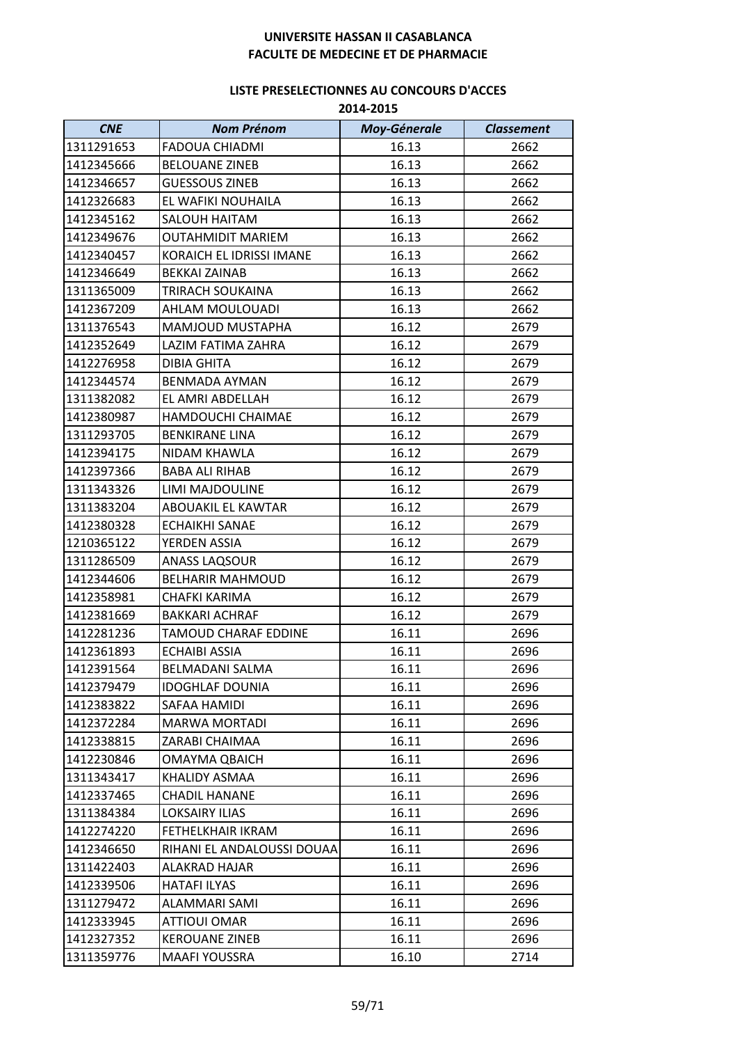**UNIVERSITE HASSAN II CASABLANCA**
**FACULTE DE MEDECINE ET DE PHARMACIE**

**LISTE PRESELECTIONNES AU CONCOURS D'ACCES**
**2014-2015**

| *CNE* | *Nom Prénom* | *Moy-Génerale* | *Classement* |
|---|---|---|---|
| 1311291653 | FADOUA CHIADMI | 16.13 | 2662 |
| 1412345666 | BELOUANE ZINEB | 16.13 | 2662 |
| 1412346657 | GUESSOUS ZINEB | 16.13 | 2662 |
| 1412326683 | EL WAFIKI NOUHAILA | 16.13 | 2662 |
| 1412345162 | SALOUH HAITAM | 16.13 | 2662 |
| 1412349676 | OUTAHMIDIT MARIEM | 16.13 | 2662 |
| 1412340457 | KORAICH EL IDRISSI IMANE | 16.13 | 2662 |
| 1412346649 | BEKKAI ZAINAB | 16.13 | 2662 |
| 1311365009 | TRIRACH SOUKAINA | 16.13 | 2662 |
| 1412367209 | AHLAM MOULOUADI | 16.13 | 2662 |
| 1311376543 | MAMJOUD MUSTAPHA | 16.12 | 2679 |
| 1412352649 | LAZIM FATIMA ZAHRA | 16.12 | 2679 |
| 1412276958 | DIBIA GHITA | 16.12 | 2679 |
| 1412344574 | BENMADA AYMAN | 16.12 | 2679 |
| 1311382082 | EL AMRI ABDELLAH | 16.12 | 2679 |
| 1412380987 | HAMDOUCHI CHAIMAE | 16.12 | 2679 |
| 1311293705 | BENKIRANE LINA | 16.12 | 2679 |
| 1412394175 | NIDAM KHAWLA | 16.12 | 2679 |
| 1412397366 | BABA ALI RIHAB | 16.12 | 2679 |
| 1311343326 | LIMI MAJDOULINE | 16.12 | 2679 |
| 1311383204 | ABOUAKIL EL KAWTAR | 16.12 | 2679 |
| 1412380328 | ECHAIKHI SANAE | 16.12 | 2679 |
| 1210365122 | YERDEN ASSIA | 16.12 | 2679 |
| 1311286509 | ANASS LAQSOUR | 16.12 | 2679 |
| 1412344606 | BELHARIR MAHMOUD | 16.12 | 2679 |
| 1412358981 | CHAFKI KARIMA | 16.12 | 2679 |
| 1412381669 | BAKKARI ACHRAF | 16.12 | 2679 |
| 1412281236 | TAMOUD CHARAF EDDINE | 16.11 | 2696 |
| 1412361893 | ECHAIBI ASSIA | 16.11 | 2696 |
| 1412391564 | BELMADANI SALMA | 16.11 | 2696 |
| 1412379479 | IDOGHLAF DOUNIA | 16.11 | 2696 |
| 1412383822 | SAFAA HAMIDI | 16.11 | 2696 |
| 1412372284 | MARWA MORTADI | 16.11 | 2696 |
| 1412338815 | ZARABI CHAIMAA | 16.11 | 2696 |
| 1412230846 | OMAYMA QBAICH | 16.11 | 2696 |
| 1311343417 | KHALIDY ASMAA | 16.11 | 2696 |
| 1412337465 | CHADIL HANANE | 16.11 | 2696 |
| 1311384384 | LOKSAIRY ILIAS | 16.11 | 2696 |
| 1412274220 | FETHELKHAIR IKRAM | 16.11 | 2696 |
| 1412346650 | RIHANI EL ANDALOUSSI DOUAA | 16.11 | 2696 |
| 1311422403 | ALAKRAD HAJAR | 16.11 | 2696 |
| 1412339506 | HATAFI ILYAS | 16.11 | 2696 |
| 1311279472 | ALAMMARI SAMI | 16.11 | 2696 |
| 1412333945 | ATTIOUI OMAR | 16.11 | 2696 |
| 1412327352 | KEROUANE ZINEB | 16.11 | 2696 |
| 1311359776 | MAAFI YOUSSRA | 16.10 | 2714 |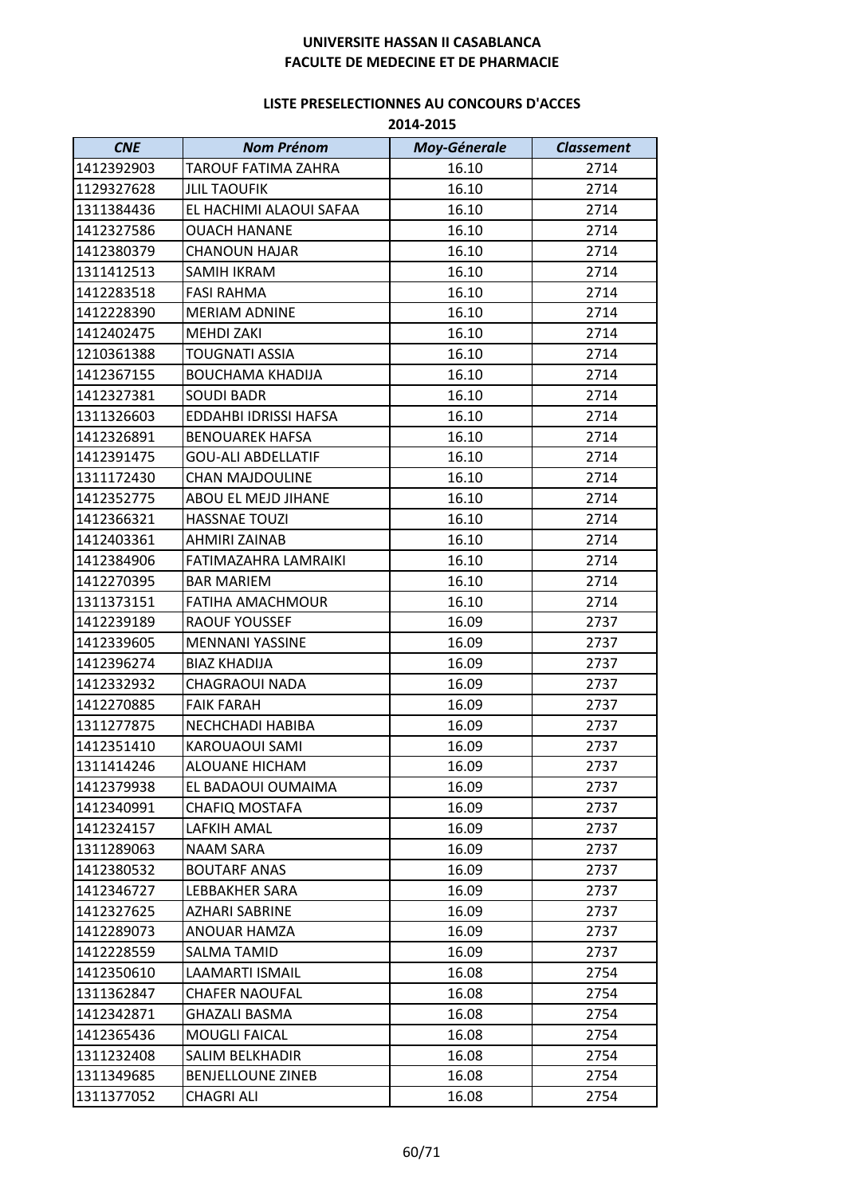**UNIVERSITE HASSAN II CASABLANCA**
**FACULTE DE MEDECINE ET DE PHARMACIE**

**LISTE PRESELECTIONNES AU CONCOURS D'ACCES**
**2014-2015**

| *CNE* | *Nom Prénom* | *Moy-Génerale* | *Classement* |
|---|---|---|---|
| 1412392903 | TAROUF FATIMA ZAHRA | 16.10 | 2714 |
| 1129327628 | JLIL TAOUFIK | 16.10 | 2714 |
| 1311384436 | EL HACHIMI ALAOUI SAFAA | 16.10 | 2714 |
| 1412327586 | OUACH HANANE | 16.10 | 2714 |
| 1412380379 | CHANOUN HAJAR | 16.10 | 2714 |
| 1311412513 | SAMIH IKRAM | 16.10 | 2714 |
| 1412283518 | FASI RAHMA | 16.10 | 2714 |
| 1412228390 | MERIAM ADNINE | 16.10 | 2714 |
| 1412402475 | MEHDI ZAKI | 16.10 | 2714 |
| 1210361388 | TOUGNATI ASSIA | 16.10 | 2714 |
| 1412367155 | BOUCHAMA KHADIJA | 16.10 | 2714 |
| 1412327381 | SOUDI BADR | 16.10 | 2714 |
| 1311326603 | EDDAHBI IDRISSI HAFSA | 16.10 | 2714 |
| 1412326891 | BENOUAREK HAFSA | 16.10 | 2714 |
| 1412391475 | GOU-ALI ABDELLATIF | 16.10 | 2714 |
| 1311172430 | CHAN MAJDOULINE | 16.10 | 2714 |
| 1412352775 | ABOU EL MEJD JIHANE | 16.10 | 2714 |
| 1412366321 | HASSNAE TOUZI | 16.10 | 2714 |
| 1412403361 | AHMIRI ZAINAB | 16.10 | 2714 |
| 1412384906 | FATIMAZAHRA LAMRAIKI | 16.10 | 2714 |
| 1412270395 | BAR MARIEM | 16.10 | 2714 |
| 1311373151 | FATIHA AMACHMOUR | 16.10 | 2714 |
| 1412239189 | RAOUF YOUSSEF | 16.09 | 2737 |
| 1412339605 | MENNANI YASSINE | 16.09 | 2737 |
| 1412396274 | BIAZ KHADIJA | 16.09 | 2737 |
| 1412332932 | CHAGRAOUI NADA | 16.09 | 2737 |
| 1412270885 | FAIK FARAH | 16.09 | 2737 |
| 1311277875 | NECHCHADI HABIBA | 16.09 | 2737 |
| 1412351410 | KAROUAOUI SAMI | 16.09 | 2737 |
| 1311414246 | ALOUANE HICHAM | 16.09 | 2737 |
| 1412379938 | EL BADAOUI OUMAIMA | 16.09 | 2737 |
| 1412340991 | CHAFIQ MOSTAFA | 16.09 | 2737 |
| 1412324157 | LAFKIH AMAL | 16.09 | 2737 |
| 1311289063 | NAAM SARA | 16.09 | 2737 |
| 1412380532 | BOUTARF ANAS | 16.09 | 2737 |
| 1412346727 | LEBBAKHER SARA | 16.09 | 2737 |
| 1412327625 | AZHARI SABRINE | 16.09 | 2737 |
| 1412289073 | ANOUAR HAMZA | 16.09 | 2737 |
| 1412228559 | SALMA TAMID | 16.09 | 2737 |
| 1412350610 | LAAMARTI ISMAIL | 16.08 | 2754 |
| 1311362847 | CHAFER NAOUFAL | 16.08 | 2754 |
| 1412342871 | GHAZALI BASMA | 16.08 | 2754 |
| 1412365436 | MOUGLI FAICAL | 16.08 | 2754 |
| 1311232408 | SALIM BELKHADIR | 16.08 | 2754 |
| 1311349685 | BENJELLOUNE ZINEB | 16.08 | 2754 |
| 1311377052 | CHAGRI ALI | 16.08 | 2754 |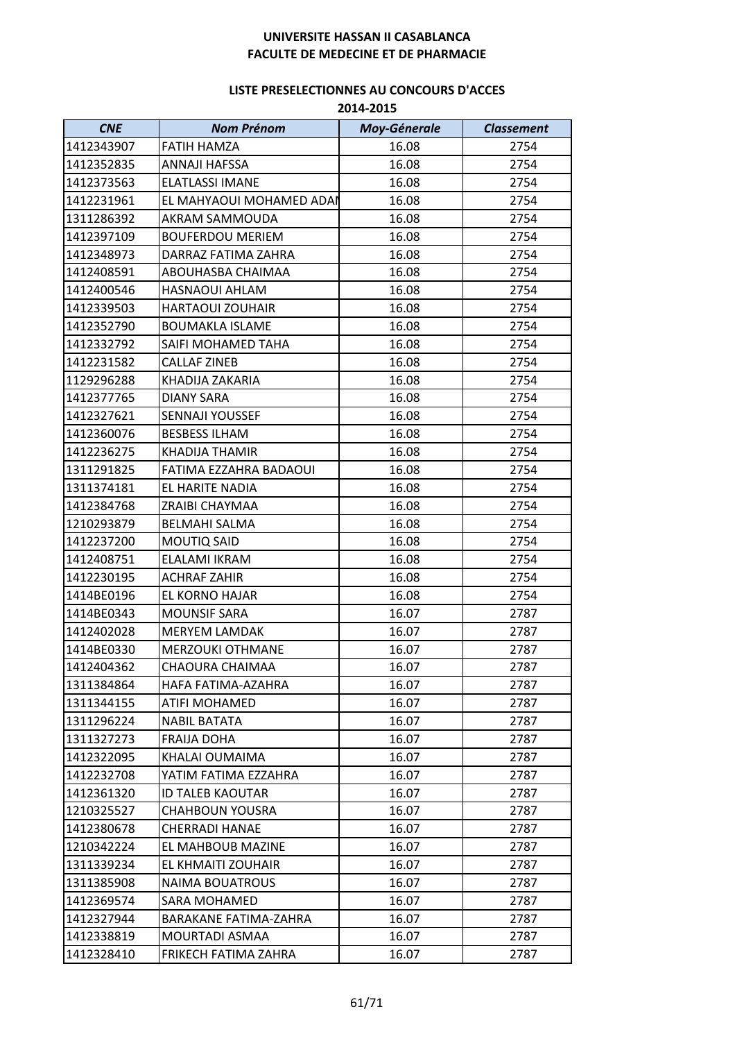**UNIVERSITE HASSAN II CASABLANCA**
**FACULTE DE MEDECINE ET DE PHARMACIE**

**LISTE PRESELECTIONNES AU CONCOURS D'ACCES**
**2014-2015**

| *CNE* | *Nom Prénom* | *Moy-Génerale* | *Classement* |
|---|---|---|---|
| 1412343907 | FATIH HAMZA | 16.08 | 2754 |
| 1412352835 | ANNAJI HAFSSA | 16.08 | 2754 |
| 1412373563 | ELATLASSI IMANE | 16.08 | 2754 |
| 1412231961 | EL MAHYAOUI MOHAMED ADAM | 16.08 | 2754 |
| 1311286392 | AKRAM SAMMOUDA | 16.08 | 2754 |
| 1412397109 | BOUFERDOU MERIEM | 16.08 | 2754 |
| 1412348973 | DARRAZ FATIMA ZAHRA | 16.08 | 2754 |
| 1412408591 | ABOUHASBA CHAIMAA | 16.08 | 2754 |
| 1412400546 | HASNAOUI AHLAM | 16.08 | 2754 |
| 1412339503 | HARTAOUI ZOUHAIR | 16.08 | 2754 |
| 1412352790 | BOUMAKLA ISLAME | 16.08 | 2754 |
| 1412332792 | SAIFI MOHAMED TAHA | 16.08 | 2754 |
| 1412231582 | CALLAF ZINEB | 16.08 | 2754 |
| 1129296288 | KHADIJA ZAKARIA | 16.08 | 2754 |
| 1412377765 | DIANY SARA | 16.08 | 2754 |
| 1412327621 | SENNAJI YOUSSEF | 16.08 | 2754 |
| 1412360076 | BESBESS ILHAM | 16.08 | 2754 |
| 1412236275 | KHADIJA THAMIR | 16.08 | 2754 |
| 1311291825 | FATIMA EZZAHRA BADAOUI | 16.08 | 2754 |
| 1311374181 | EL HARITE NADIA | 16.08 | 2754 |
| 1412384768 | ZRAIBI CHAYMAA | 16.08 | 2754 |
| 1210293879 | BELMAHI SALMA | 16.08 | 2754 |
| 1412237200 | MOUTIQ SAID | 16.08 | 2754 |
| 1412408751 | ELALAMI IKRAM | 16.08 | 2754 |
| 1412230195 | ACHRAF ZAHIR | 16.08 | 2754 |
| 1414BE0196 | EL KORNO HAJAR | 16.08 | 2754 |
| 1414BE0343 | MOUNSIF SARA | 16.07 | 2787 |
| 1412402028 | MERYEM LAMDAK | 16.07 | 2787 |
| 1414BE0330 | MERZOUKI OTHMANE | 16.07 | 2787 |
| 1412404362 | CHAOURA CHAIMAA | 16.07 | 2787 |
| 1311384864 | HAFA FATIMA-AZAHRA | 16.07 | 2787 |
| 1311344155 | ATIFI MOHAMED | 16.07 | 2787 |
| 1311296224 | NABIL BATATA | 16.07 | 2787 |
| 1311327273 | FRAIJA DOHA | 16.07 | 2787 |
| 1412322095 | KHALAI OUMAIMA | 16.07 | 2787 |
| 1412232708 | YATIM FATIMA EZZAHRA | 16.07 | 2787 |
| 1412361320 | ID TALEB KAOUTAR | 16.07 | 2787 |
| 1210325527 | CHAHBOUN YOUSRA | 16.07 | 2787 |
| 1412380678 | CHERRADI HANAE | 16.07 | 2787 |
| 1210342224 | EL MAHBOUB MAZINE | 16.07 | 2787 |
| 1311339234 | EL KHMAITI ZOUHAIR | 16.07 | 2787 |
| 1311385908 | NAIMA BOUATROUS | 16.07 | 2787 |
| 1412369574 | SARA MOHAMED | 16.07 | 2787 |
| 1412327944 | BARAKANE FATIMA-ZAHRA | 16.07 | 2787 |
| 1412338819 | MOURTADI ASMAA | 16.07 | 2787 |
| 1412328410 | FRIKECH FATIMA ZAHRA | 16.07 | 2787 |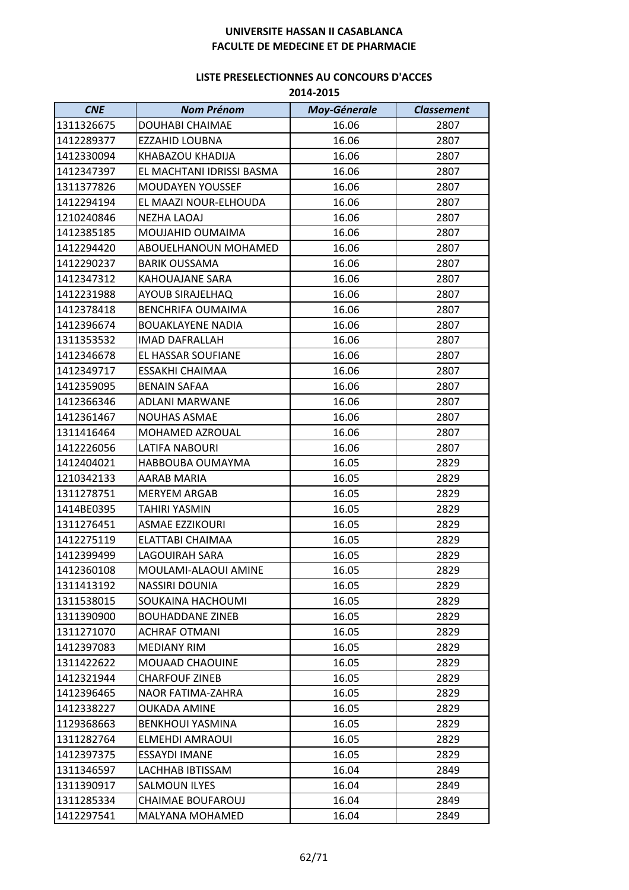**UNIVERSITE HASSAN II CASABLANCA**
**FACULTE DE MEDECINE ET DE PHARMACIE**

**LISTE PRESELECTIONNES AU CONCOURS D'ACCES**
**2014-2015**

| *CNE* | *Nom Prénom* | *Moy-Génerale* | *Classement* |
|---|---|---|---|
| 1311326675 | DOUHABI CHAIMAE | 16.06 | 2807 |
| 1412289377 | EZZAHID LOUBNA | 16.06 | 2807 |
| 1412330094 | KHABAZOU KHADIJA | 16.06 | 2807 |
| 1412347397 | EL MACHTANI IDRISSI BASMA | 16.06 | 2807 |
| 1311377826 | MOUDAYEN YOUSSEF | 16.06 | 2807 |
| 1412294194 | EL MAAZI NOUR-ELHOUDA | 16.06 | 2807 |
| 1210240846 | NEZHA LAOAJ | 16.06 | 2807 |
| 1412385185 | MOUJAHID OUMAIMA | 16.06 | 2807 |
| 1412294420 | ABOUELHANOUN MOHAMED | 16.06 | 2807 |
| 1412290237 | BARIK OUSSAMA | 16.06 | 2807 |
| 1412347312 | KAHOUAJANE SARA | 16.06 | 2807 |
| 1412231988 | AYOUB SIRAJELHAQ | 16.06 | 2807 |
| 1412378418 | BENCHRIFA OUMAIMA | 16.06 | 2807 |
| 1412396674 | BOUAKLAYENE NADIA | 16.06 | 2807 |
| 1311353532 | IMAD DAFRALLAH | 16.06 | 2807 |
| 1412346678 | EL HASSAR SOUFIANE | 16.06 | 2807 |
| 1412349717 | ESSAKHI CHAIMAA | 16.06 | 2807 |
| 1412359095 | BENAIN SAFAA | 16.06 | 2807 |
| 1412366346 | ADLANI MARWANE | 16.06 | 2807 |
| 1412361467 | NOUHAS ASMAE | 16.06 | 2807 |
| 1311416464 | MOHAMED AZROUAL | 16.06 | 2807 |
| 1412226056 | LATIFA NABOURI | 16.06 | 2807 |
| 1412404021 | HABBOUBA OUMAYMA | 16.05 | 2829 |
| 1210342133 | AARAB MARIA | 16.05 | 2829 |
| 1311278751 | MERYEM ARGAB | 16.05 | 2829 |
| 1414BE0395 | TAHIRI YASMIN | 16.05 | 2829 |
| 1311276451 | ASMAE EZZIKOURI | 16.05 | 2829 |
| 1412275119 | ELATTABI CHAIMAA | 16.05 | 2829 |
| 1412399499 | LAGOUIRAH SARA | 16.05 | 2829 |
| 1412360108 | MOULAMI-ALAOUI AMINE | 16.05 | 2829 |
| 1311413192 | NASSIRI DOUNIA | 16.05 | 2829 |
| 1311538015 | SOUKAINA HACHOUMI | 16.05 | 2829 |
| 1311390900 | BOUHADDANE ZINEB | 16.05 | 2829 |
| 1311271070 | ACHRAF OTMANI | 16.05 | 2829 |
| 1412397083 | MEDIANY RIM | 16.05 | 2829 |
| 1311422622 | MOUAAD CHAOUINE | 16.05 | 2829 |
| 1412321944 | CHARFOUF ZINEB | 16.05 | 2829 |
| 1412396465 | NAOR FATIMA-ZAHRA | 16.05 | 2829 |
| 1412338227 | OUKADA AMINE | 16.05 | 2829 |
| 1129368663 | BENKHOUI YASMINA | 16.05 | 2829 |
| 1311282764 | ELMEHDI AMRAOUI | 16.05 | 2829 |
| 1412397375 | ESSAYDI IMANE | 16.05 | 2829 |
| 1311346597 | LACHHAB IBTISSAM | 16.04 | 2849 |
| 1311390917 | SALMOUN ILYES | 16.04 | 2849 |
| 1311285334 | CHAIMAE BOUFAROUJ | 16.04 | 2849 |
| 1412297541 | MALYANA MOHAMED | 16.04 | 2849 |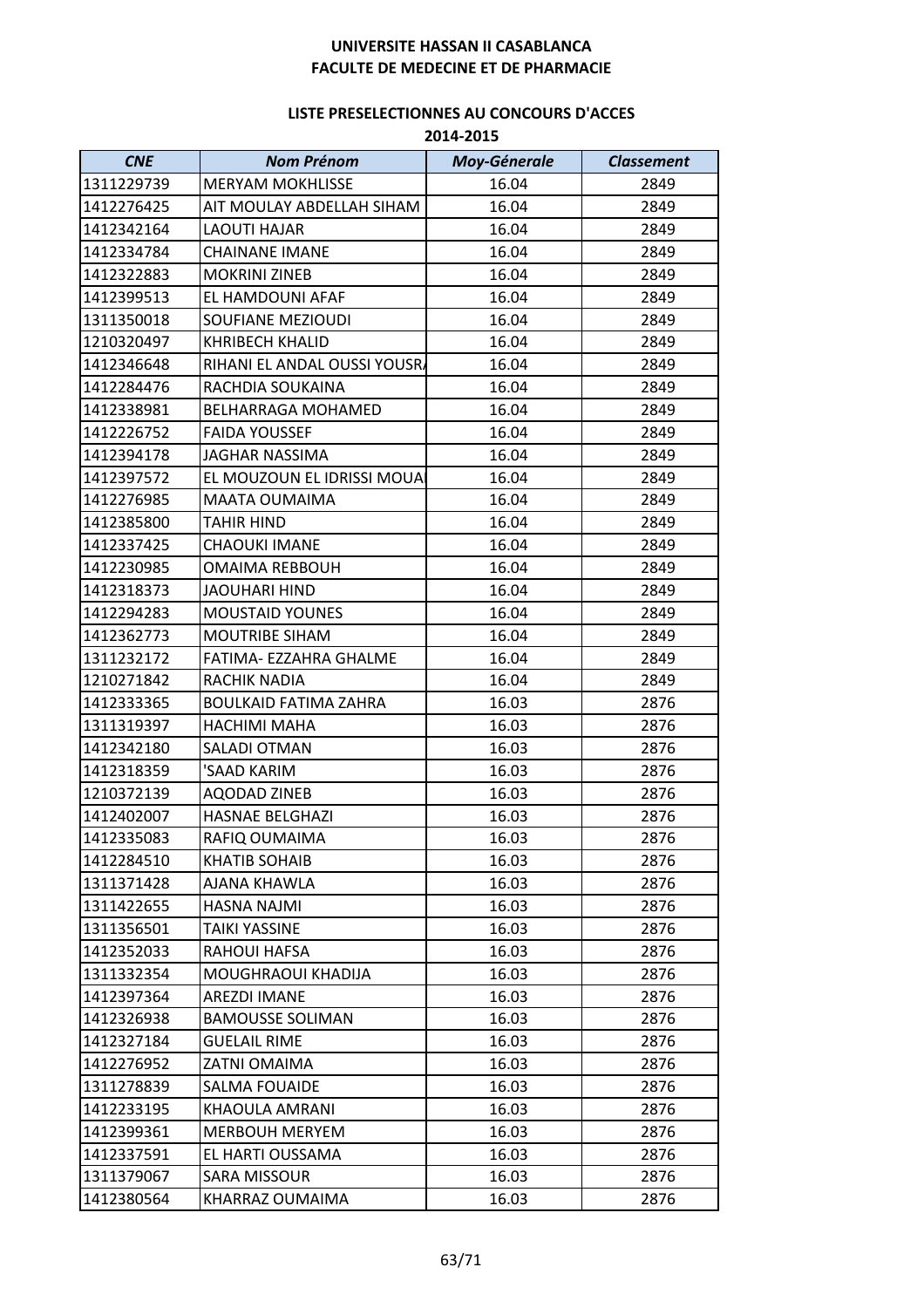**UNIVERSITE HASSAN II CASABLANCA**
**FACULTE DE MEDECINE ET DE PHARMACIE**

**LISTE PRESELECTIONNES AU CONCOURS D'ACCES**
**2014-2015**

| *CNE* | *Nom Prénom* | *Moy-Génerale* | *Classement* |
|---|---|---|---|
| 1311229739 | MERYAM MOKHLISSE | 16.04 | 2849 |
| 1412276425 | AIT MOULAY ABDELLAH SIHAM | 16.04 | 2849 |
| 1412342164 | LAOUTI HAJAR | 16.04 | 2849 |
| 1412334784 | CHAINANE IMANE | 16.04 | 2849 |
| 1412322883 | MOKRINI ZINEB | 16.04 | 2849 |
| 1412399513 | EL HAMDOUNI AFAF | 16.04 | 2849 |
| 1311350018 | SOUFIANE MEZIOUDI | 16.04 | 2849 |
| 1210320497 | KHRIBECH KHALID | 16.04 | 2849 |
| 1412346648 | RIHANI EL ANDAL OUSSI YOUSRA | 16.04 | 2849 |
| 1412284476 | RACHDIA SOUKAINA | 16.04 | 2849 |
| 1412338981 | BELHARRAGA MOHAMED | 16.04 | 2849 |
| 1412226752 | FAIDA YOUSSEF | 16.04 | 2849 |
| 1412394178 | JAGHAR NASSIMA | 16.04 | 2849 |
| 1412397572 | EL MOUZOUN EL IDRISSI MOUA | 16.04 | 2849 |
| 1412276985 | MAATA OUMAIMA | 16.04 | 2849 |
| 1412385800 | TAHIR HIND | 16.04 | 2849 |
| 1412337425 | CHAOUKI IMANE | 16.04 | 2849 |
| 1412230985 | OMAIMA REBBOUH | 16.04 | 2849 |
| 1412318373 | JAOUHARI HIND | 16.04 | 2849 |
| 1412294283 | MOUSTAID YOUNES | 16.04 | 2849 |
| 1412362773 | MOUTRIBE SIHAM | 16.04 | 2849 |
| 1311232172 | FATIMA- EZZAHRA GHALME | 16.04 | 2849 |
| 1210271842 | RACHIK NADIA | 16.04 | 2849 |
| 1412333365 | BOULKAID FATIMA ZAHRA | 16.03 | 2876 |
| 1311319397 | HACHIMI MAHA | 16.03 | 2876 |
| 1412342180 | SALADI OTMAN | 16.03 | 2876 |
| 1412318359 | 'SAAD KARIM | 16.03 | 2876 |
| 1210372139 | AQODAD ZINEB | 16.03 | 2876 |
| 1412402007 | HASNAE BELGHAZI | 16.03 | 2876 |
| 1412335083 | RAFIQ OUMAIMA | 16.03 | 2876 |
| 1412284510 | KHATIB SOHAIB | 16.03 | 2876 |
| 1311371428 | AJANA KHAWLA | 16.03 | 2876 |
| 1311422655 | HASNA NAJMI | 16.03 | 2876 |
| 1311356501 | TAIKI YASSINE | 16.03 | 2876 |
| 1412352033 | RAHOUI HAFSA | 16.03 | 2876 |
| 1311332354 | MOUGHRAOUI KHADIJA | 16.03 | 2876 |
| 1412397364 | AREZDI IMANE | 16.03 | 2876 |
| 1412326938 | BAMOUSSE SOLIMAN | 16.03 | 2876 |
| 1412327184 | GUELAIL RIME | 16.03 | 2876 |
| 1412276952 | ZATNI OMAIMA | 16.03 | 2876 |
| 1311278839 | SALMA FOUAIDE | 16.03 | 2876 |
| 1412233195 | KHAOULA AMRANI | 16.03 | 2876 |
| 1412399361 | MERBOUH MERYEM | 16.03 | 2876 |
| 1412337591 | EL HARTI OUSSAMA | 16.03 | 2876 |
| 1311379067 | SARA MISSOUR | 16.03 | 2876 |
| 1412380564 | KHARRAZ OUMAIMA | 16.03 | 2876 |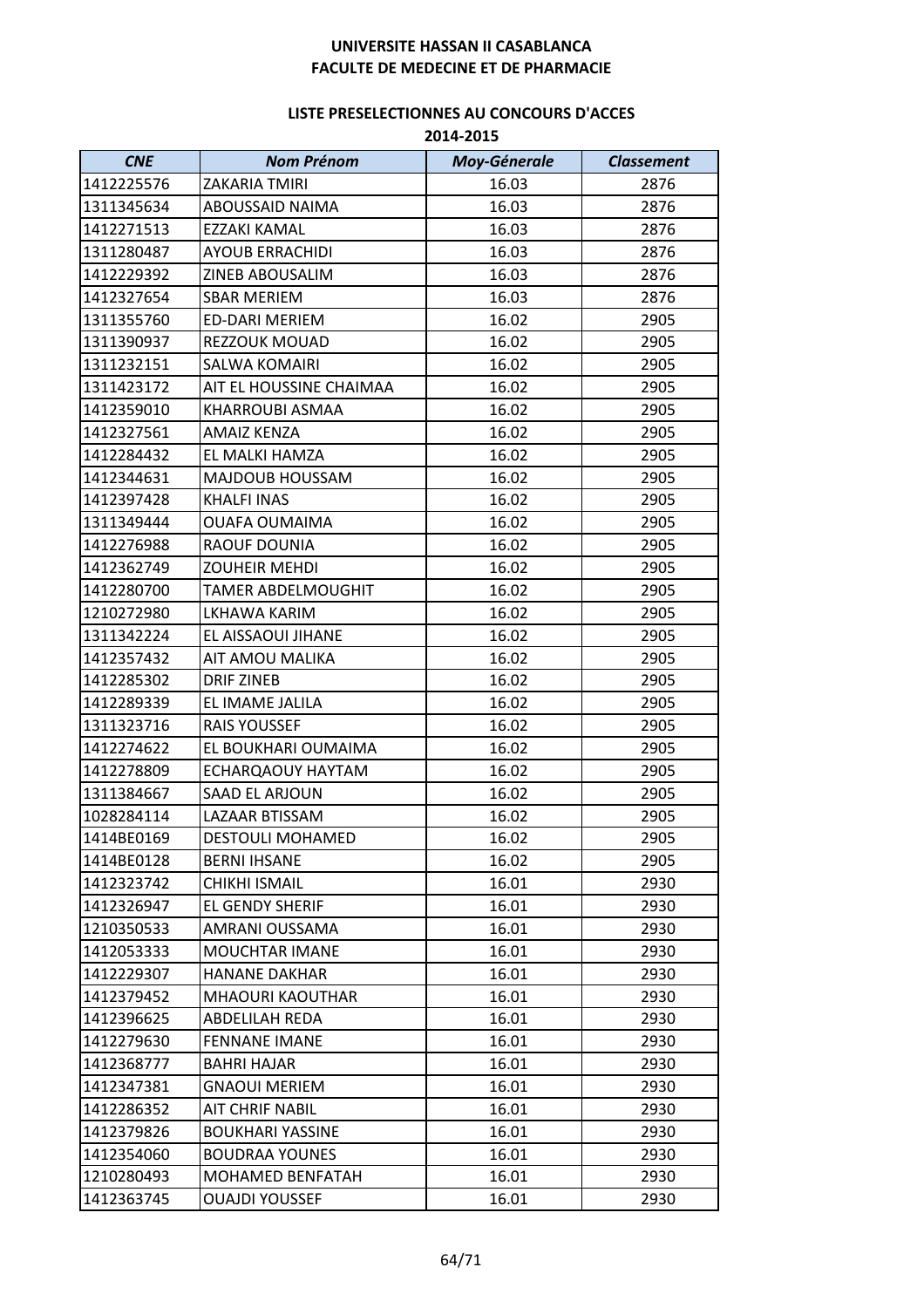**UNIVERSITE HASSAN II CASABLANCA**
**FACULTE DE MEDECINE ET DE PHARMACIE**

**LISTE PRESELECTIONNES AU CONCOURS D'ACCES**
**2014-2015**

| *CNE* | *Nom Prénom* | *Moy-Génerale* | *Classement* |
|---|---|---|---|
| 1412225576 | ZAKARIA TMIRI | 16.03 | 2876 |
| 1311345634 | ABOUSSAID NAIMA | 16.03 | 2876 |
| 1412271513 | EZZAKI KAMAL | 16.03 | 2876 |
| 1311280487 | AYOUB ERRACHIDI | 16.03 | 2876 |
| 1412229392 | ZINEB ABOUSALIM | 16.03 | 2876 |
| 1412327654 | SBAR MERIEM | 16.03 | 2876 |
| 1311355760 | ED-DARI MERIEM | 16.02 | 2905 |
| 1311390937 | REZZOUK MOUAD | 16.02 | 2905 |
| 1311232151 | SALWA KOMAIRI | 16.02 | 2905 |
| 1311423172 | AIT EL HOUSSINE CHAIMAA | 16.02 | 2905 |
| 1412359010 | KHARROUBI ASMAA | 16.02 | 2905 |
| 1412327561 | AMAIZ KENZA | 16.02 | 2905 |
| 1412284432 | EL MALKI HAMZA | 16.02 | 2905 |
| 1412344631 | MAJDOUB HOUSSAM | 16.02 | 2905 |
| 1412397428 | KHALFI INAS | 16.02 | 2905 |
| 1311349444 | OUAFA OUMAIMA | 16.02 | 2905 |
| 1412276988 | RAOUF DOUNIA | 16.02 | 2905 |
| 1412362749 | ZOUHEIR MEHDI | 16.02 | 2905 |
| 1412280700 | TAMER ABDELMOUGHIT | 16.02 | 2905 |
| 1210272980 | LKHAWA KARIM | 16.02 | 2905 |
| 1311342224 | EL AISSAOUI JIHANE | 16.02 | 2905 |
| 1412357432 | AIT AMOU MALIKA | 16.02 | 2905 |
| 1412285302 | DRIF ZINEB | 16.02 | 2905 |
| 1412289339 | EL IMAME JALILA | 16.02 | 2905 |
| 1311323716 | RAIS YOUSSEF | 16.02 | 2905 |
| 1412274622 | EL BOUKHARI OUMAIMA | 16.02 | 2905 |
| 1412278809 | ECHARQAOUY HAYTAM | 16.02 | 2905 |
| 1311384667 | SAAD EL ARJOUN | 16.02 | 2905 |
| 1028284114 | LAZAAR BTISSAM | 16.02 | 2905 |
| 1414BE0169 | DESTOULI MOHAMED | 16.02 | 2905 |
| 1414BE0128 | BERNI IHSANE | 16.02 | 2905 |
| 1412323742 | CHIKHI ISMAIL | 16.01 | 2930 |
| 1412326947 | EL GENDY SHERIF | 16.01 | 2930 |
| 1210350533 | AMRANI OUSSAMA | 16.01 | 2930 |
| 1412053333 | MOUCHTAR IMANE | 16.01 | 2930 |
| 1412229307 | HANANE DAKHAR | 16.01 | 2930 |
| 1412379452 | MHAOURI KAOUTHAR | 16.01 | 2930 |
| 1412396625 | ABDELILAH REDA | 16.01 | 2930 |
| 1412279630 | FENNANE IMANE | 16.01 | 2930 |
| 1412368777 | BAHRI HAJAR | 16.01 | 2930 |
| 1412347381 | GNAOUI MERIEM | 16.01 | 2930 |
| 1412286352 | AIT CHRIF NABIL | 16.01 | 2930 |
| 1412379826 | BOUKHARI YASSINE | 16.01 | 2930 |
| 1412354060 | BOUDRAA YOUNES | 16.01 | 2930 |
| 1210280493 | MOHAMED BENFATAH | 16.01 | 2930 |
| 1412363745 | OUAJDI YOUSSEF | 16.01 | 2930 |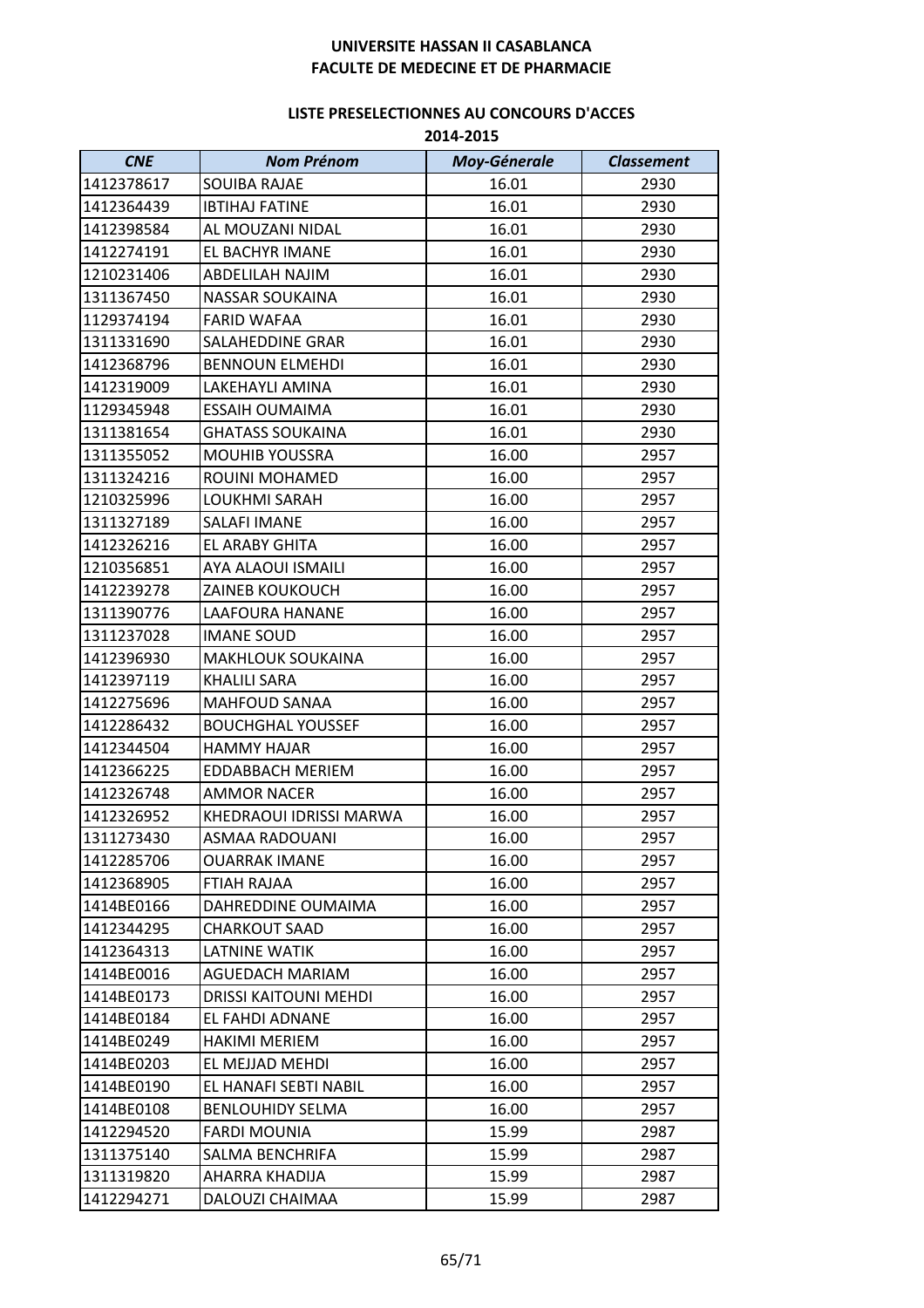**UNIVERSITE HASSAN II CASABLANCA**
**FACULTE DE MEDECINE ET DE PHARMACIE**

**LISTE PRESELECTIONNES AU CONCOURS D'ACCES**
**2014-2015**

| *CNE* | *Nom Prénom* | *Moy-Génerale* | *Classement* |
|---|---|---|---|
| 1412378617 | SOUIBA RAJAE | 16.01 | 2930 |
| 1412364439 | IBTIHAJ FATINE | 16.01 | 2930 |
| 1412398584 | AL MOUZANI NIDAL | 16.01 | 2930 |
| 1412274191 | EL BACHYR IMANE | 16.01 | 2930 |
| 1210231406 | ABDELILAH NAJIM | 16.01 | 2930 |
| 1311367450 | NASSAR SOUKAINA | 16.01 | 2930 |
| 1129374194 | FARID WAFAA | 16.01 | 2930 |
| 1311331690 | SALAHEDDINE GRAR | 16.01 | 2930 |
| 1412368796 | BENNOUN ELMEHDI | 16.01 | 2930 |
| 1412319009 | LAKEHAYLI AMINA | 16.01 | 2930 |
| 1129345948 | ESSAIH OUMAIMA | 16.01 | 2930 |
| 1311381654 | GHATASS SOUKAINA | 16.01 | 2930 |
| 1311355052 | MOUHIB YOUSSRA | 16.00 | 2957 |
| 1311324216 | ROUINI MOHAMED | 16.00 | 2957 |
| 1210325996 | LOUKHMI SARAH | 16.00 | 2957 |
| 1311327189 | SALAFI IMANE | 16.00 | 2957 |
| 1412326216 | EL ARABY GHITA | 16.00 | 2957 |
| 1210356851 | AYA ALAOUI ISMAILI | 16.00 | 2957 |
| 1412239278 | ZAINEB KOUKOUCH | 16.00 | 2957 |
| 1311390776 | LAAFOURA HANANE | 16.00 | 2957 |
| 1311237028 | IMANE SOUD | 16.00 | 2957 |
| 1412396930 | MAKHLOUK SOUKAINA | 16.00 | 2957 |
| 1412397119 | KHALILI SARA | 16.00 | 2957 |
| 1412275696 | MAHFOUD SANAA | 16.00 | 2957 |
| 1412286432 | BOUCHGHAL YOUSSEF | 16.00 | 2957 |
| 1412344504 | HAMMY HAJAR | 16.00 | 2957 |
| 1412366225 | EDDABBACH MERIEM | 16.00 | 2957 |
| 1412326748 | AMMOR NACER | 16.00 | 2957 |
| 1412326952 | KHEDRAOUI IDRISSI MARWA | 16.00 | 2957 |
| 1311273430 | ASMAA RADOUANI | 16.00 | 2957 |
| 1412285706 | OUARRAK IMANE | 16.00 | 2957 |
| 1412368905 | FTIAH RAJAA | 16.00 | 2957 |
| 1414BE0166 | DAHREDDINE OUMAIMA | 16.00 | 2957 |
| 1412344295 | CHARKOUT SAAD | 16.00 | 2957 |
| 1412364313 | LATNINE WATIK | 16.00 | 2957 |
| 1414BE0016 | AGUEDACH MARIAM | 16.00 | 2957 |
| 1414BE0173 | DRISSI KAITOUNI MEHDI | 16.00 | 2957 |
| 1414BE0184 | EL FAHDI ADNANE | 16.00 | 2957 |
| 1414BE0249 | HAKIMI MERIEM | 16.00 | 2957 |
| 1414BE0203 | EL MEJJAD MEHDI | 16.00 | 2957 |
| 1414BE0190 | EL HANAFI SEBTI NABIL | 16.00 | 2957 |
| 1414BE0108 | BENLOUHIDY SELMA | 16.00 | 2957 |
| 1412294520 | FARDI MOUNIA | 15.99 | 2987 |
| 1311375140 | SALMA BENCHRIFA | 15.99 | 2987 |
| 1311319820 | AHARRA KHADIJA | 15.99 | 2987 |
| 1412294271 | DALOUZI CHAIMAA | 15.99 | 2987 |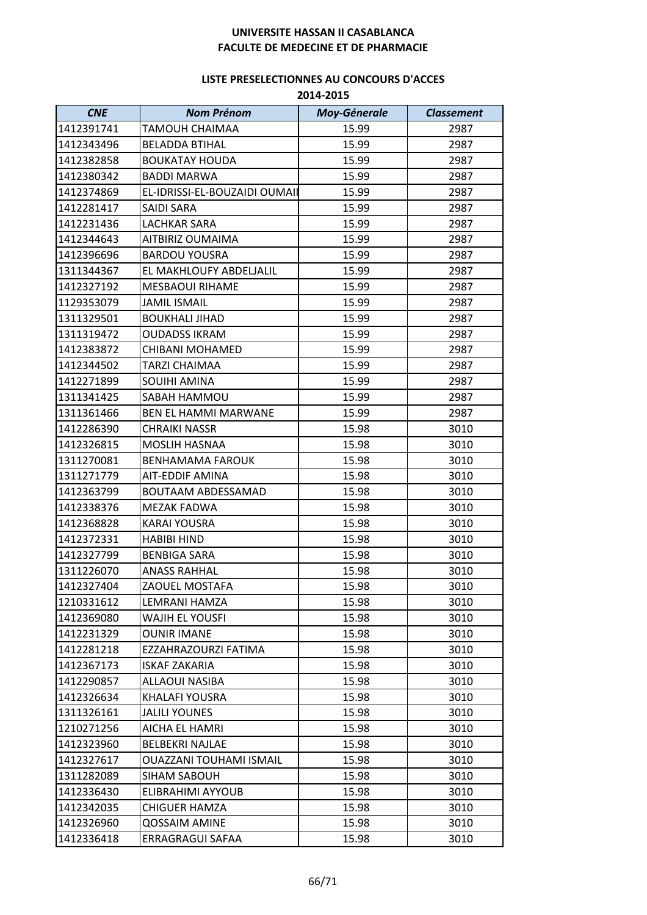**UNIVERSITE HASSAN II CASABLANCA**
**FACULTE DE MEDECINE ET DE PHARMACIE**

**LISTE PRESELECTIONNES AU CONCOURS D'ACCES**
**2014-2015**

| *CNE* | *Nom Prénom* | *Moy-Génerale* | *Classement* |
|---|---|---|---|
| 1412391741 | TAMOUH CHAIMAA | 15.99 | 2987 |
| 1412343496 | BELADDA BTIHAL | 15.99 | 2987 |
| 1412382858 | BOUKATAY HOUDA | 15.99 | 2987 |
| 1412380342 | BADDI MARWA | 15.99 | 2987 |
| 1412374869 | EL-IDRISSI-EL-BOUZAIDI OUMAI | 15.99 | 2987 |
| 1412281417 | SAIDI SARA | 15.99 | 2987 |
| 1412231436 | LACHKAR SARA | 15.99 | 2987 |
| 1412344643 | AITBIRIZ OUMAIMA | 15.99 | 2987 |
| 1412396696 | BARDOU YOUSRA | 15.99 | 2987 |
| 1311344367 | EL MAKHLOUFY ABDELJALIL | 15.99 | 2987 |
| 1412327192 | MESBAOUI RIHAME | 15.99 | 2987 |
| 1129353079 | JAMIL ISMAIL | 15.99 | 2987 |
| 1311329501 | BOUKHALI JIHAD | 15.99 | 2987 |
| 1311319472 | OUDADSS IKRAM | 15.99 | 2987 |
| 1412383872 | CHIBANI MOHAMED | 15.99 | 2987 |
| 1412344502 | TARZI CHAIMAA | 15.99 | 2987 |
| 1412271899 | SOUIHI AMINA | 15.99 | 2987 |
| 1311341425 | SABAH HAMMOU | 15.99 | 2987 |
| 1311361466 | BEN EL HAMMI MARWANE | 15.99 | 2987 |
| 1412286390 | CHRAIKI NASSR | 15.98 | 3010 |
| 1412326815 | MOSLIH HASNAA | 15.98 | 3010 |
| 1311270081 | BENHAMAMA FAROUK | 15.98 | 3010 |
| 1311271779 | AIT-EDDIF AMINA | 15.98 | 3010 |
| 1412363799 | BOUTAAM ABDESSAMAD | 15.98 | 3010 |
| 1412338376 | MEZAK FADWA | 15.98 | 3010 |
| 1412368828 | KARAI YOUSRA | 15.98 | 3010 |
| 1412372331 | HABIBI HIND | 15.98 | 3010 |
| 1412327799 | BENBIGA SARA | 15.98 | 3010 |
| 1311226070 | ANASS RAHHAL | 15.98 | 3010 |
| 1412327404 | ZAOUEL MOSTAFA | 15.98 | 3010 |
| 1210331612 | LEMRANI HAMZA | 15.98 | 3010 |
| 1412369080 | WAJIH EL YOUSFI | 15.98 | 3010 |
| 1412231329 | OUNIR IMANE | 15.98 | 3010 |
| 1412281218 | EZZAHRAZOURZI FATIMA | 15.98 | 3010 |
| 1412367173 | ISKAF ZAKARIA | 15.98 | 3010 |
| 1412290857 | ALLAOUI NASIBA | 15.98 | 3010 |
| 1412326634 | KHALAFI YOUSRA | 15.98 | 3010 |
| 1311326161 | JALILI YOUNES | 15.98 | 3010 |
| 1210271256 | AICHA EL HAMRI | 15.98 | 3010 |
| 1412323960 | BELBEKRI NAJLAE | 15.98 | 3010 |
| 1412327617 | OUAZZANI TOUHAMI ISMAIL | 15.98 | 3010 |
| 1311282089 | SIHAM SABOUH | 15.98 | 3010 |
| 1412336430 | ELIBRAHIMI AYYOUB | 15.98 | 3010 |
| 1412342035 | CHIGUER HAMZA | 15.98 | 3010 |
| 1412326960 | QOSSAIM AMINE | 15.98 | 3010 |
| 1412336418 | ERRAGRAGUI SAFAA | 15.98 | 3010 |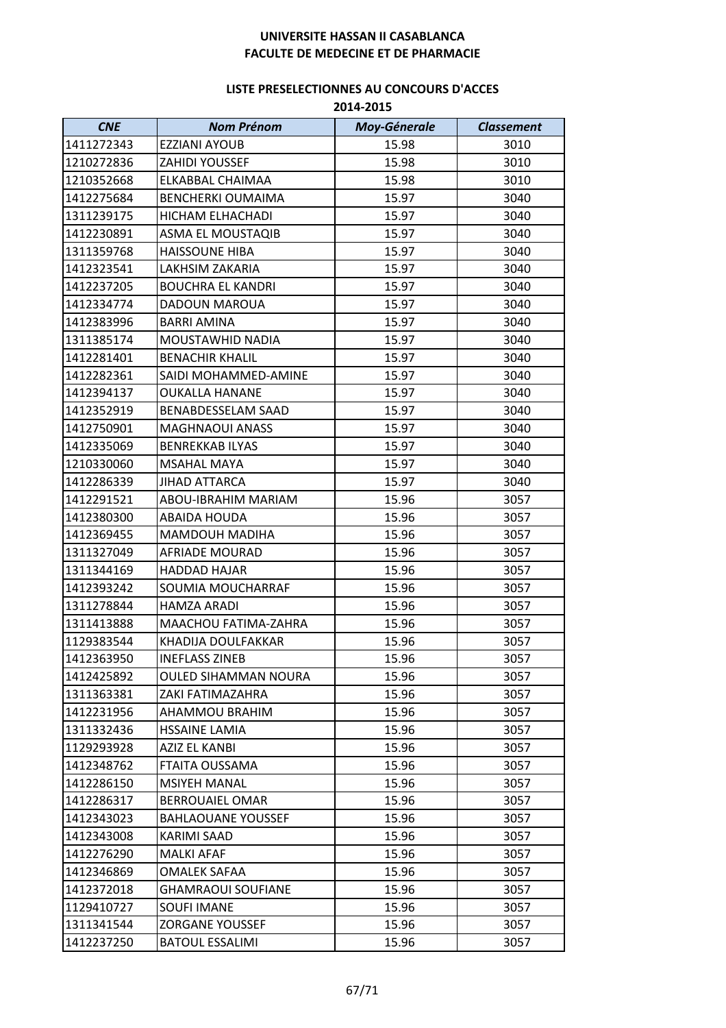# UNIVERSITE HASSAN II CASABLANCA
## FACULTE DE MEDECINE ET DE PHARMACIE

### LISTE PRESELECTIONNES AU CONCOURS D'ACCES
### 2014-2015

| *CNE* | *Nom Prénom* | *Moy-Génerale* | *Classement* |
|---|---|---|---|
| 1411272343 | EZZIANI AYOUB | 15.98 | 3010 |
| 1210272836 | ZAHIDI YOUSSEF | 15.98 | 3010 |
| 1210352668 | ELKABBAL CHAIMAA | 15.98 | 3010 |
| 1412275684 | BENCHERKI OUMAIMA | 15.97 | 3040 |
| 1311239175 | HICHAM ELHACHADI | 15.97 | 3040 |
| 1412230891 | ASMA EL MOUSTAQIB | 15.97 | 3040 |
| 1311359768 | HAISSOUNE HIBA | 15.97 | 3040 |
| 1412323541 | LAKHSIM ZAKARIA | 15.97 | 3040 |
| 1412237205 | BOUCHRA EL KANDRI | 15.97 | 3040 |
| 1412334774 | DADOUN MAROUA | 15.97 | 3040 |
| 1412383996 | BARRI AMINA | 15.97 | 3040 |
| 1311385174 | MOUSTAWHID NADIA | 15.97 | 3040 |
| 1412281401 | BENACHIR KHALIL | 15.97 | 3040 |
| 1412282361 | SAIDI MOHAMMED-AMINE | 15.97 | 3040 |
| 1412394137 | OUKALLA HANANE | 15.97 | 3040 |
| 1412352919 | BENABDESSELAM SAAD | 15.97 | 3040 |
| 1412750901 | MAGHNAOUI ANASS | 15.97 | 3040 |
| 1412335069 | BENREKKAB ILYAS | 15.97 | 3040 |
| 1210330060 | MSAHAL MAYA | 15.97 | 3040 |
| 1412286339 | JIHAD ATTARCA | 15.97 | 3040 |
| 1412291521 | ABOU-IBRAHIM MARIAM | 15.96 | 3057 |
| 1412380300 | ABAIDA HOUDA | 15.96 | 3057 |
| 1412369455 | MAMDOUH MADIHA | 15.96 | 3057 |
| 1311327049 | AFRIADE MOURAD | 15.96 | 3057 |
| 1311344169 | HADDAD HAJAR | 15.96 | 3057 |
| 1412393242 | SOUMIA MOUCHARRAF | 15.96 | 3057 |
| 1311278844 | HAMZA ARADI | 15.96 | 3057 |
| 1311413888 | MAACHOU FATIMA-ZAHRA | 15.96 | 3057 |
| 1129383544 | KHADIJA DOULFAKKAR | 15.96 | 3057 |
| 1412363950 | INEFLASS ZINEB | 15.96 | 3057 |
| 1412425892 | OULED SIHAMMAN NOURA | 15.96 | 3057 |
| 1311363381 | ZAKI FATIMAZAHRA | 15.96 | 3057 |
| 1412231956 | AHAMMOU BRAHIM | 15.96 | 3057 |
| 1311332436 | HSSAINE LAMIA | 15.96 | 3057 |
| 1129293928 | AZIZ EL KANBI | 15.96 | 3057 |
| 1412348762 | FTAITA OUSSAMA | 15.96 | 3057 |
| 1412286150 | MSIYEH MANAL | 15.96 | 3057 |
| 1412286317 | BERROUAIEL OMAR | 15.96 | 3057 |
| 1412343023 | BAHLAOUANE YOUSSEF | 15.96 | 3057 |
| 1412343008 | KARIMI SAAD | 15.96 | 3057 |
| 1412276290 | MALKI AFAF | 15.96 | 3057 |
| 1412346869 | OMALEK SAFAA | 15.96 | 3057 |
| 1412372018 | GHAMRAOUI SOUFIANE | 15.96 | 3057 |
| 1129410727 | SOUFI IMANE | 15.96 | 3057 |
| 1311341544 | ZORGANE YOUSSEF | 15.96 | 3057 |
| 1412237250 | BATOUL ESSALIMI | 15.96 | 3057 |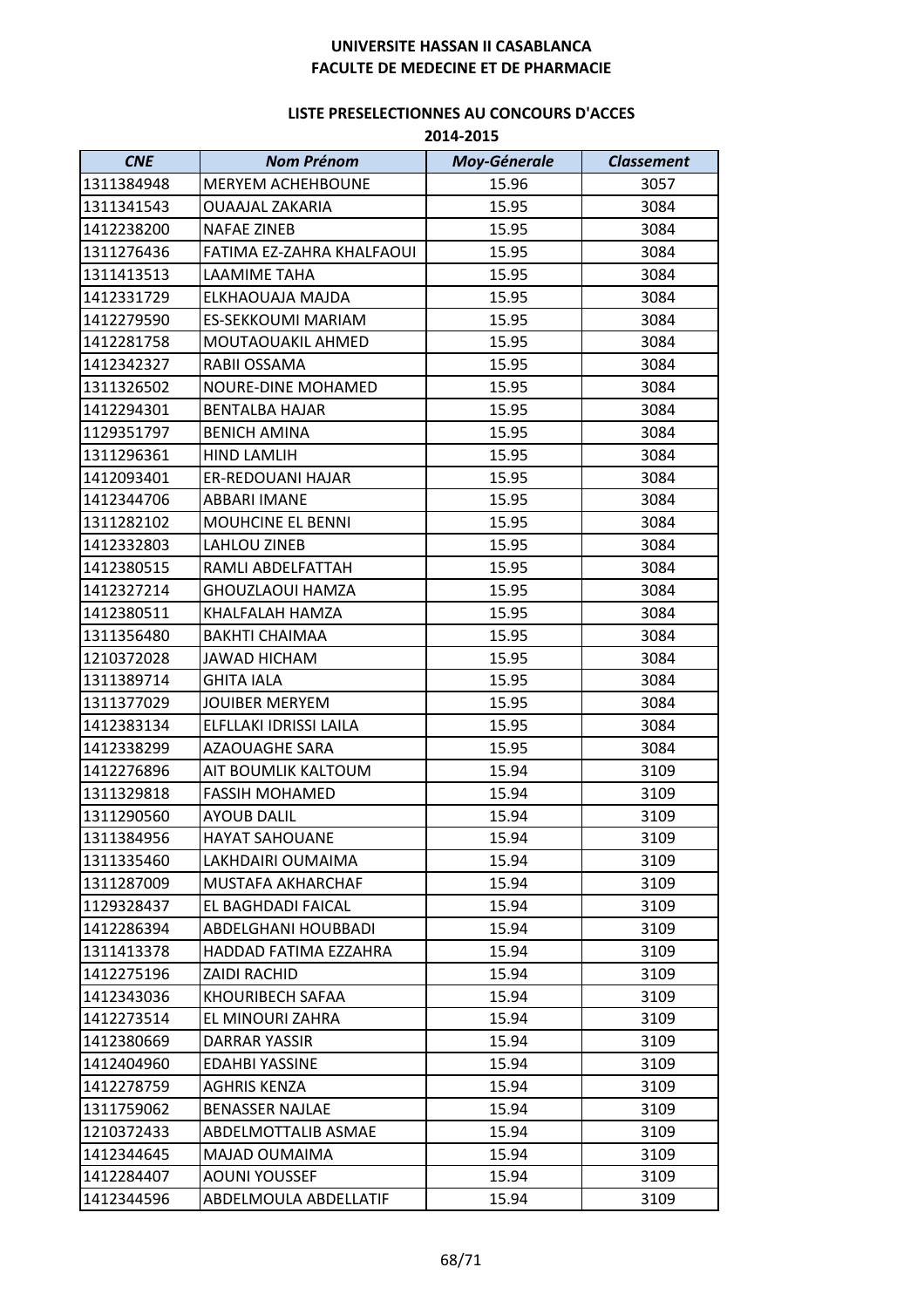**UNIVERSITE HASSAN II CASABLANCA**
**FACULTE DE MEDECINE ET DE PHARMACIE**

**LISTE PRESELECTIONNES AU CONCOURS D'ACCES**
**2014-2015**

| *CNE* | *Nom Prénom* | *Moy-Génerale* | *Classement* |
|---|---|---|---|
| 1311384948 | MERYEM ACHEHBOUNE | 15.96 | 3057 |
| 1311341543 | OUAAJAL ZAKARIA | 15.95 | 3084 |
| 1412238200 | NAFAE ZINEB | 15.95 | 3084 |
| 1311276436 | FATIMA EZ-ZAHRA KHALFAOUI | 15.95 | 3084 |
| 1311413513 | LAAMIME TAHA | 15.95 | 3084 |
| 1412331729 | ELKHAOUAJA MAJDA | 15.95 | 3084 |
| 1412279590 | ES-SEKKOUMI MARIAM | 15.95 | 3084 |
| 1412281758 | MOUTAOUAKIL AHMED | 15.95 | 3084 |
| 1412342327 | RABII OSSAMA | 15.95 | 3084 |
| 1311326502 | NOURE-DINE MOHAMED | 15.95 | 3084 |
| 1412294301 | BENTALBA HAJAR | 15.95 | 3084 |
| 1129351797 | BENICH AMINA | 15.95 | 3084 |
| 1311296361 | HIND LAMLIH | 15.95 | 3084 |
| 1412093401 | ER-REDOUANI HAJAR | 15.95 | 3084 |
| 1412344706 | ABBARI IMANE | 15.95 | 3084 |
| 1311282102 | MOUHCINE EL BENNI | 15.95 | 3084 |
| 1412332803 | LAHLOU ZINEB | 15.95 | 3084 |
| 1412380515 | RAMLI ABDELFATTAH | 15.95 | 3084 |
| 1412327214 | GHOUZLAOUI HAMZA | 15.95 | 3084 |
| 1412380511 | KHALFALAH HAMZA | 15.95 | 3084 |
| 1311356480 | BAKHTI CHAIMAA | 15.95 | 3084 |
| 1210372028 | JAWAD HICHAM | 15.95 | 3084 |
| 1311389714 | GHITA IALA | 15.95 | 3084 |
| 1311377029 | JOUIBER MERYEM | 15.95 | 3084 |
| 1412383134 | ELFLLAKI IDRISSI LAILA | 15.95 | 3084 |
| 1412338299 | AZAOUAGHE SARA | 15.95 | 3084 |
| 1412276896 | AIT BOUMLIK KALTOUM | 15.94 | 3109 |
| 1311329818 | FASSIH MOHAMED | 15.94 | 3109 |
| 1311290560 | AYOUB DALIL | 15.94 | 3109 |
| 1311384956 | HAYAT SAHOUANE | 15.94 | 3109 |
| 1311335460 | LAKHDAIRI OUMAIMA | 15.94 | 3109 |
| 1311287009 | MUSTAFA AKHARCHAF | 15.94 | 3109 |
| 1129328437 | EL BAGHDADI FAICAL | 15.94 | 3109 |
| 1412286394 | ABDELGHANI HOUBBADI | 15.94 | 3109 |
| 1311413378 | HADDAD FATIMA EZZAHRA | 15.94 | 3109 |
| 1412275196 | ZAIDI RACHID | 15.94 | 3109 |
| 1412343036 | KHOURIBECH SAFAA | 15.94 | 3109 |
| 1412273514 | EL MINOURI ZAHRA | 15.94 | 3109 |
| 1412380669 | DARRAR YASSIR | 15.94 | 3109 |
| 1412404960 | EDAHBI YASSINE | 15.94 | 3109 |
| 1412278759 | AGHRIS KENZA | 15.94 | 3109 |
| 1311759062 | BENASSER NAJLAE | 15.94 | 3109 |
| 1210372433 | ABDELMOTTALIB ASMAE | 15.94 | 3109 |
| 1412344645 | MAJAD OUMAIMA | 15.94 | 3109 |
| 1412284407 | AOUNI YOUSSEF | 15.94 | 3109 |
| 1412344596 | ABDELMOULA ABDELLATIF | 15.94 | 3109 |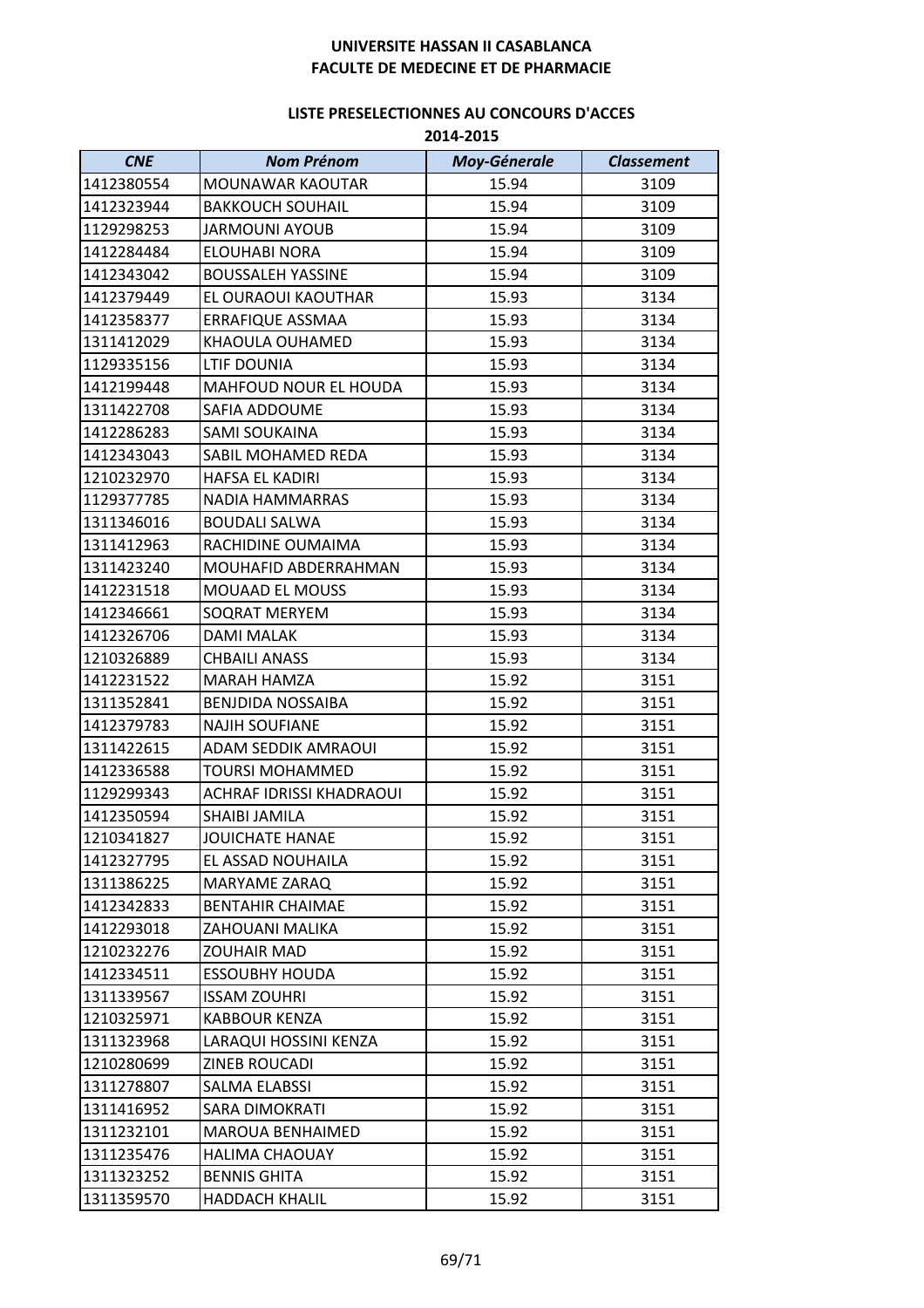**UNIVERSITE HASSAN II CASABLANCA**
**FACULTE DE MEDECINE ET DE PHARMACIE**

**LISTE PRESELECTIONNES AU CONCOURS D'ACCES**
**2014-2015**

| *CNE* | *Nom Prénom* | *Moy-Génerale* | *Classement* |
|---|---|---|---|
| 1412380554 | MOUNAWAR KAOUTAR | 15.94 | 3109 |
| 1412323944 | BAKKOUCH SOUHAIL | 15.94 | 3109 |
| 1129298253 | JARMOUNI AYOUB | 15.94 | 3109 |
| 1412284484 | ELOUHABI NORA | 15.94 | 3109 |
| 1412343042 | BOUSSALEH YASSINE | 15.94 | 3109 |
| 1412379449 | EL OURAOUI KAOUTHAR | 15.93 | 3134 |
| 1412358377 | ERRAFIQUE ASSMAA | 15.93 | 3134 |
| 1311412029 | KHAOULA OUHAMED | 15.93 | 3134 |
| 1129335156 | LTIF DOUNIA | 15.93 | 3134 |
| 1412199448 | MAHFOUD NOUR EL HOUDA | 15.93 | 3134 |
| 1311422708 | SAFIA ADDOUME | 15.93 | 3134 |
| 1412286283 | SAMI SOUKAINA | 15.93 | 3134 |
| 1412343043 | SABIL MOHAMED REDA | 15.93 | 3134 |
| 1210232970 | HAFSA EL KADIRI | 15.93 | 3134 |
| 1129377785 | NADIA HAMMARRAS | 15.93 | 3134 |
| 1311346016 | BOUDALI SALWA | 15.93 | 3134 |
| 1311412963 | RACHIDINE OUMAIMA | 15.93 | 3134 |
| 1311423240 | MOUHAFID ABDERRAHMAN | 15.93 | 3134 |
| 1412231518 | MOUAAD EL MOUSS | 15.93 | 3134 |
| 1412346661 | SOQRAT MERYEM | 15.93 | 3134 |
| 1412326706 | DAMI MALAK | 15.93 | 3134 |
| 1210326889 | CHBAILI ANASS | 15.93 | 3134 |
| 1412231522 | MARAH HAMZA | 15.92 | 3151 |
| 1311352841 | BENJDIDA NOSSAIBA | 15.92 | 3151 |
| 1412379783 | NAJIH SOUFIANE | 15.92 | 3151 |
| 1311422615 | ADAM SEDDIK AMRAOUI | 15.92 | 3151 |
| 1412336588 | TOURSI MOHAMMED | 15.92 | 3151 |
| 1129299343 | ACHRAF IDRISSI KHADRAOUI | 15.92 | 3151 |
| 1412350594 | SHAIBI JAMILA | 15.92 | 3151 |
| 1210341827 | JOUICHATE HANAE | 15.92 | 3151 |
| 1412327795 | EL ASSAD NOUHAILA | 15.92 | 3151 |
| 1311386225 | MARYAME ZARAQ | 15.92 | 3151 |
| 1412342833 | BENTAHIR CHAIMAE | 15.92 | 3151 |
| 1412293018 | ZAHOUANI MALIKA | 15.92 | 3151 |
| 1210232276 | ZOUHAIR MAD | 15.92 | 3151 |
| 1412334511 | ESSOUBHY HOUDA | 15.92 | 3151 |
| 1311339567 | ISSAM ZOUHRI | 15.92 | 3151 |
| 1210325971 | KABBOUR KENZA | 15.92 | 3151 |
| 1311323968 | LARAQUI HOSSINI KENZA | 15.92 | 3151 |
| 1210280699 | ZINEB ROUCADI | 15.92 | 3151 |
| 1311278807 | SALMA ELABSSI | 15.92 | 3151 |
| 1311416952 | SARA DIMOKRATI | 15.92 | 3151 |
| 1311232101 | MAROUA BENHAIMED | 15.92 | 3151 |
| 1311235476 | HALIMA CHAOUAY | 15.92 | 3151 |
| 1311323252 | BENNIS GHITA | 15.92 | 3151 |
| 1311359570 | HADDACH KHALIL | 15.92 | 3151 |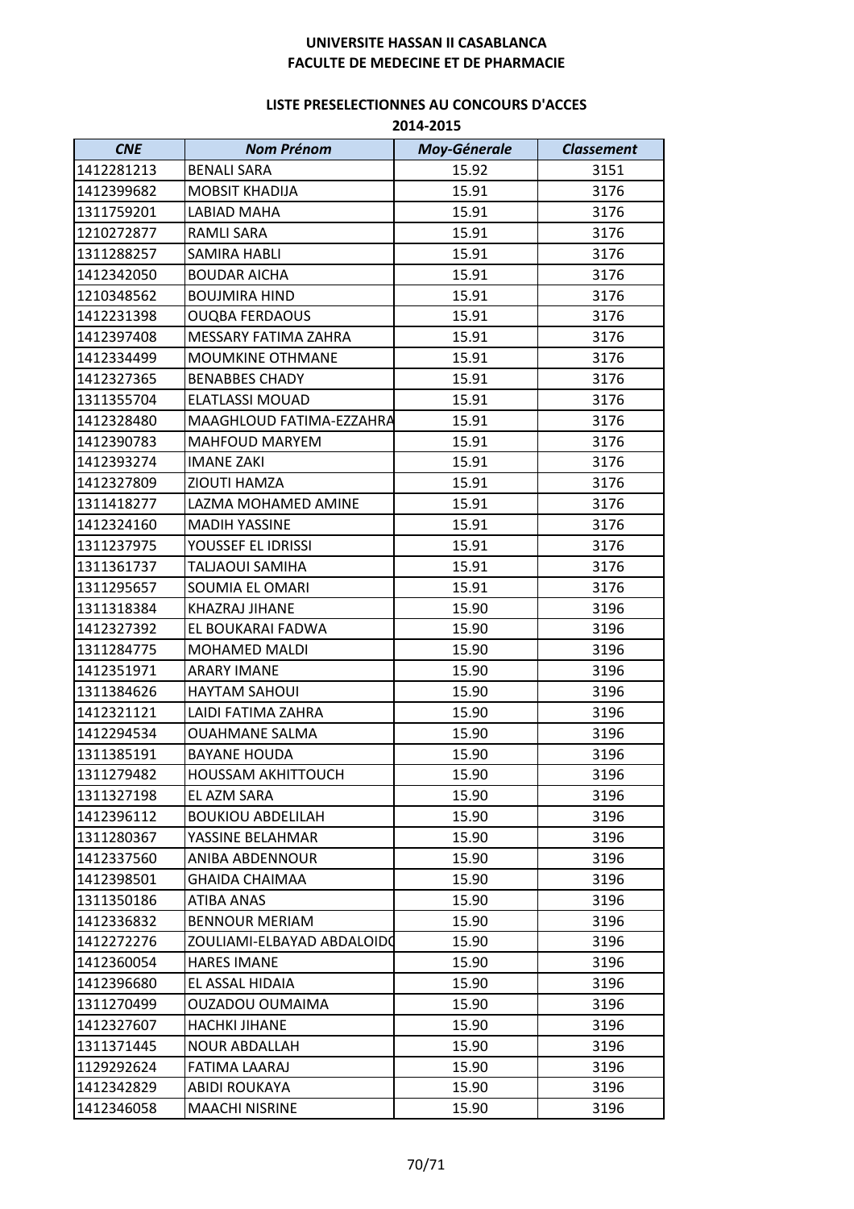UNIVERSITE HASSAN II CASABLANCA
FACULTE DE MEDECINE ET DE PHARMACIE

LISTE PRESELECTIONNES AU CONCOURS D'ACCES
2014-2015

| CNE | Nom Prénom | Moy-Génerale | Classement |
|---|---|---|---|
| 1412281213 | BENALI SARA | 15.92 | 3151 |
| 1412399682 | MOBSIT KHADIJA | 15.91 | 3176 |
| 1311759201 | LABIAD MAHA | 15.91 | 3176 |
| 1210272877 | RAMLI SARA | 15.91 | 3176 |
| 1311288257 | SAMIRA HABLI | 15.91 | 3176 |
| 1412342050 | BOUDAR AICHA | 15.91 | 3176 |
| 1210348562 | BOUJMIRA HIND | 15.91 | 3176 |
| 1412231398 | OUQBA FERDAOUS | 15.91 | 3176 |
| 1412397408 | MESSARY FATIMA ZAHRA | 15.91 | 3176 |
| 1412334499 | MOUMKINE OTHMANE | 15.91 | 3176 |
| 1412327365 | BENABBES CHADY | 15.91 | 3176 |
| 1311355704 | ELATLASSI MOUAD | 15.91 | 3176 |
| 1412328480 | MAAGHLOUD FATIMA-EZZAHRA | 15.91 | 3176 |
| 1412390783 | MAHFOUD MARYEM | 15.91 | 3176 |
| 1412393274 | IMANE ZAKI | 15.91 | 3176 |
| 1412327809 | ZIOUTI HAMZA | 15.91 | 3176 |
| 1311418277 | LAZMA MOHAMED AMINE | 15.91 | 3176 |
| 1412324160 | MADIH YASSINE | 15.91 | 3176 |
| 1311237975 | YOUSSEF EL IDRISSI | 15.91 | 3176 |
| 1311361737 | TALJAOUI SAMIHA | 15.91 | 3176 |
| 1311295657 | SOUMIA EL OMARI | 15.91 | 3176 |
| 1311318384 | KHAZRAJ JIHANE | 15.90 | 3196 |
| 1412327392 | EL BOUKARAI FADWA | 15.90 | 3196 |
| 1311284775 | MOHAMED MALDI | 15.90 | 3196 |
| 1412351971 | ARARY IMANE | 15.90 | 3196 |
| 1311384626 | HAYTAM SAHOUI | 15.90 | 3196 |
| 1412321121 | LAIDI FATIMA ZAHRA | 15.90 | 3196 |
| 1412294534 | OUAHMANE SALMA | 15.90 | 3196 |
| 1311385191 | BAYANE HOUDA | 15.90 | 3196 |
| 1311279482 | HOUSSAM AKHITTOUCH | 15.90 | 3196 |
| 1311327198 | EL AZM SARA | 15.90 | 3196 |
| 1412396112 | BOUKIOU ABDELILAH | 15.90 | 3196 |
| 1311280367 | YASSINE BELAHMAR | 15.90 | 3196 |
| 1412337560 | ANIBA ABDENNOUR | 15.90 | 3196 |
| 1412398501 | GHAIDA CHAIMAA | 15.90 | 3196 |
| 1311350186 | ATIBA ANAS | 15.90 | 3196 |
| 1412336832 | BENNOUR MERIAM | 15.90 | 3196 |
| 1412272276 | ZOULIAMI-ELBAYAD ABDALOIDO | 15.90 | 3196 |
| 1412360054 | HARES IMANE | 15.90 | 3196 |
| 1412396680 | EL ASSAL HIDAIA | 15.90 | 3196 |
| 1311270499 | OUZADOU OUMAIMA | 15.90 | 3196 |
| 1412327607 | HACHKI JIHANE | 15.90 | 3196 |
| 1311371445 | NOUR ABDALLAH | 15.90 | 3196 |
| 1129292624 | FATIMA LAARAJ | 15.90 | 3196 |
| 1412342829 | ABIDI ROUKAYA | 15.90 | 3196 |
| 1412346058 | MAACHI NISRINE | 15.90 | 3196 |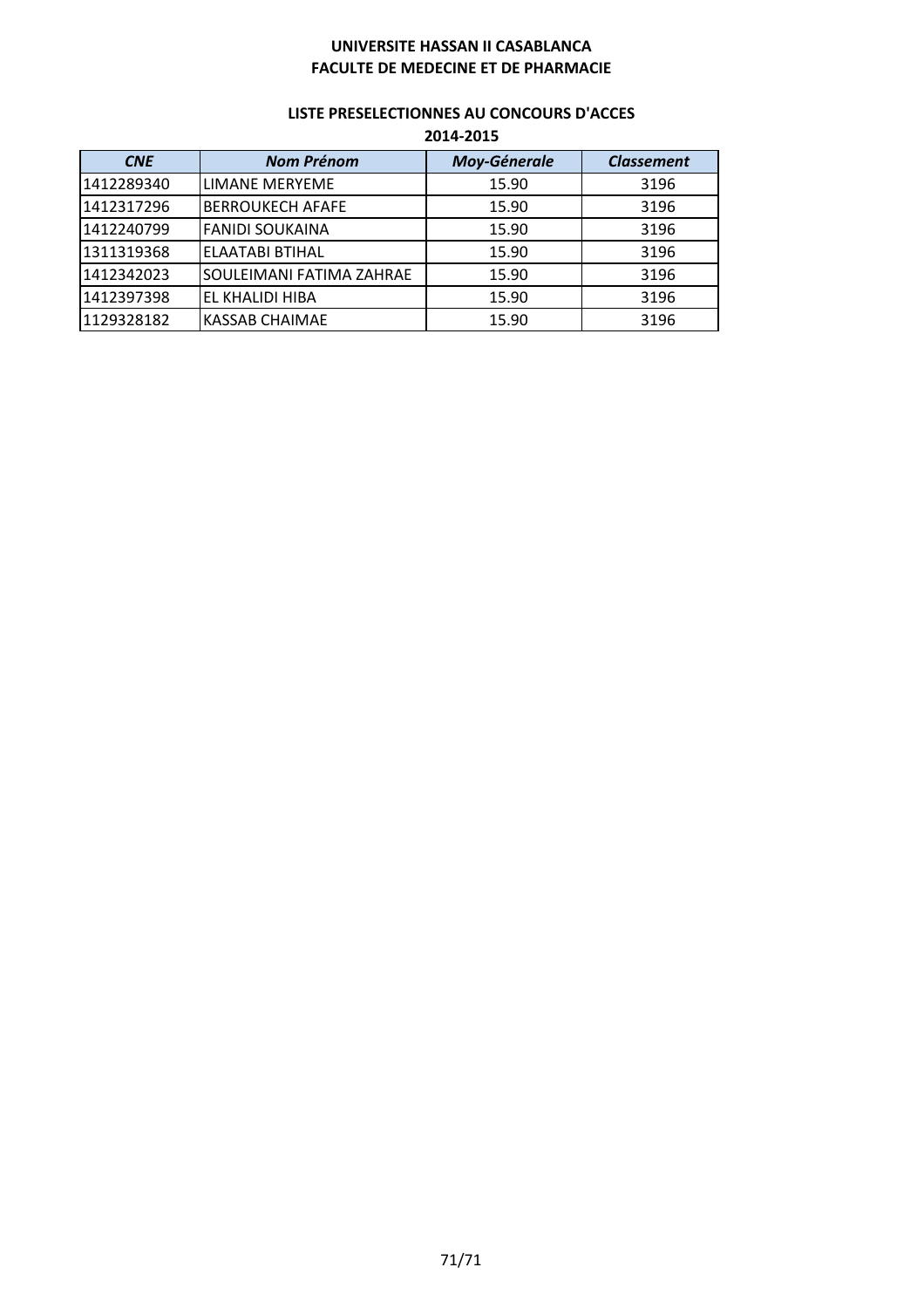**UNIVERSITE HASSAN II CASABLANCA**
**FACULTE DE MEDECINE ET DE PHARMACIE**

**LISTE PRESELECTIONNES AU CONCOURS D'ACCES**
**2014-2015**

| *CNE* | *Nom Prénom* | *Moy-Génerale* | *Classement* |
|---|---|---|---|
| 1412289340 | LIMANE MERYEME | 15.90 | 3196 |
| 1412317296 | BERROUKECH AFAFE | 15.90 | 3196 |
| 1412240799 | FANIDI SOUKAINA | 15.90 | 3196 |
| 1311319368 | ELAATABI BTIHAL | 15.90 | 3196 |
| 1412342023 | SOULEIMANI FATIMA ZAHRAE | 15.90 | 3196 |
| 1412397398 | EL KHALIDI HIBA | 15.90 | 3196 |
| 1129328182 | KASSAB CHAIMAE | 15.90 | 3196 |